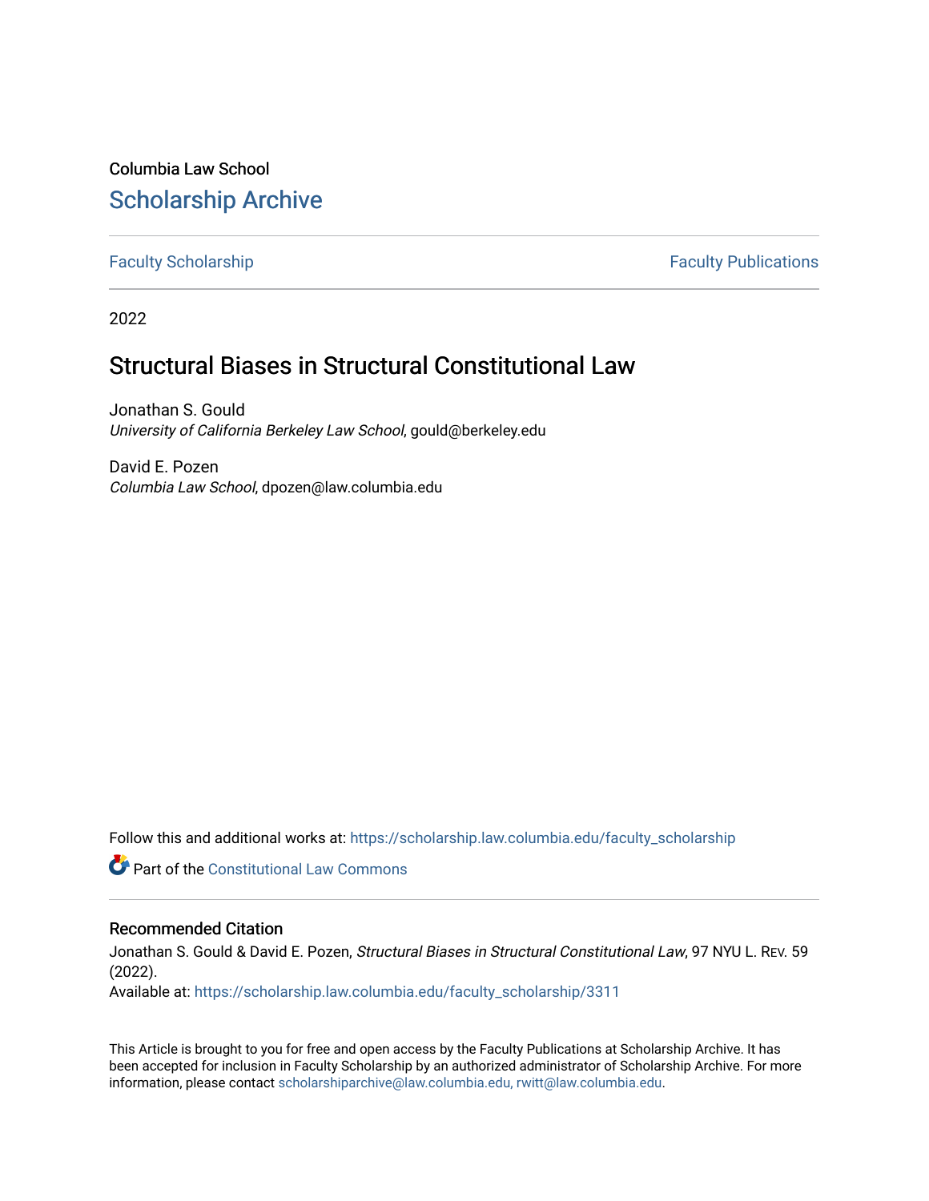Columbia Law School

# Scholarship Archive

Faculty Scholarship | Faculty Publications

2022

## Structural Biases in Structural Constitutional Law

Jonathan S. Gould
*University of California Berkeley Law School*, gould@berkeley.edu

David E. Pozen
*Columbia Law School*, dpozen@law.columbia.edu

Follow this and additional works at: https://scholarship.law.columbia.edu/faculty_scholarship

Part of the Constitutional Law Commons

### Recommended Citation

Jonathan S. Gould & David E. Pozen, *Structural Biases in Structural Constitutional Law*, 97 NYU L. REV. 59 (2022).
Available at: https://scholarship.law.columbia.edu/faculty_scholarship/3311

This Article is brought to you for free and open access by the Faculty Publications at Scholarship Archive. It has been accepted for inclusion in Faculty Scholarship by an authorized administrator of Scholarship Archive. For more information, please contact scholarshiparchive@law.columbia.edu, rwitt@law.columbia.edu.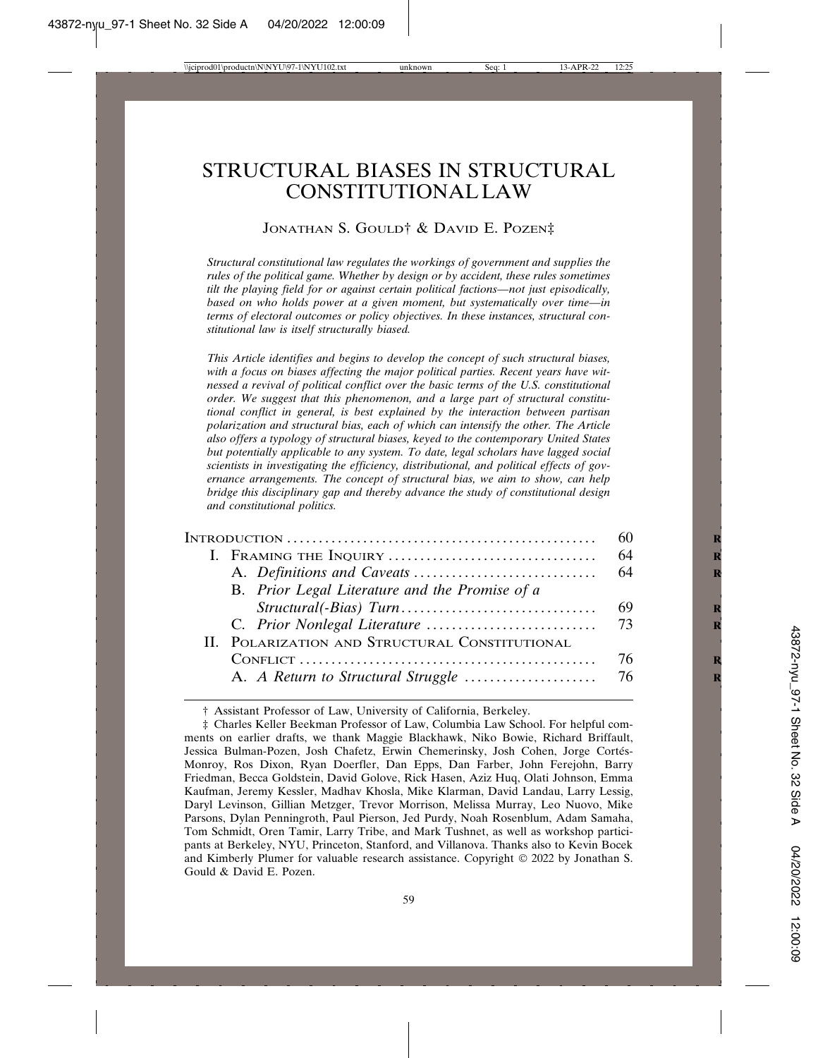# STRUCTURAL BIASES IN STRUCTURAL CONSTITUTIONAL LAW

JONATHAN S. GOULD† & DAVID E. POZEN‡

*Structural constitutional law regulates the workings of government and supplies the rules of the political game. Whether by design or by accident, these rules sometimes tilt the playing field for or against certain political factions—not just episodically, based on who holds power at a given moment, but systematically over time—in terms of electoral outcomes or policy objectives. In these instances, structural constitutional law is itself structurally biased.*

*This Article identifies and begins to develop the concept of such structural biases, with a focus on biases affecting the major political parties. Recent years have witnessed a revival of political conflict over the basic terms of the U.S. constitutional order. We suggest that this phenomenon, and a large part of structural constitutional conflict in general, is best explained by the interaction between partisan polarization and structural bias, each of which can intensify the other. The Article also offers a typology of structural biases, keyed to the contemporary United States but potentially applicable to any system. To date, legal scholars have lagged social scientists in investigating the efficiency, distributional, and political effects of governance arrangements. The concept of structural bias, we aim to show, can help bridge this disciplinary gap and thereby advance the study of constitutional design and constitutional politics.*

| | |
|---|---|
| INTRODUCTION | 60 |
| I. FRAMING THE INQUIRY | 64 |
| A. *Definitions and Caveats* | 64 |
| B. *Prior Legal Literature and the Promise of a Structural(-Bias) Turn* | 69 |
| C. *Prior Nonlegal Literature* | 73 |
| II. POLARIZATION AND STRUCTURAL CONSTITUTIONAL CONFLICT | 76 |
| A. *A Return to Structural Struggle* | 76 |

† Assistant Professor of Law, University of California, Berkeley.

‡ Charles Keller Beekman Professor of Law, Columbia Law School. For helpful comments on earlier drafts, we thank Maggie Blackhawk, Niko Bowie, Richard Briffault, Jessica Bulman-Pozen, Josh Chafetz, Erwin Chemerinsky, Josh Cohen, Jorge Cortés-Monroy, Ros Dixon, Ryan Doerfler, Dan Epps, Dan Farber, John Ferejohn, Barry Friedman, Becca Goldstein, David Golove, Rick Hasen, Aziz Huq, Olati Johnson, Emma Kaufman, Jeremy Kessler, Madhav Khosla, Mike Klarman, David Landau, Larry Lessig, Daryl Levinson, Gillian Metzger, Trevor Morrison, Melissa Murray, Leo Nuovo, Mike Parsons, Dylan Penningroth, Paul Pierson, Jed Purdy, Noah Rosenblum, Adam Samaha, Tom Schmidt, Oren Tamir, Larry Tribe, and Mark Tushnet, as well as workshop participants at Berkeley, NYU, Princeton, Stanford, and Villanova. Thanks also to Kevin Bocek and Kimberly Plumer for valuable research assistance. Copyright © 2022 by Jonathan S. Gould & David E. Pozen.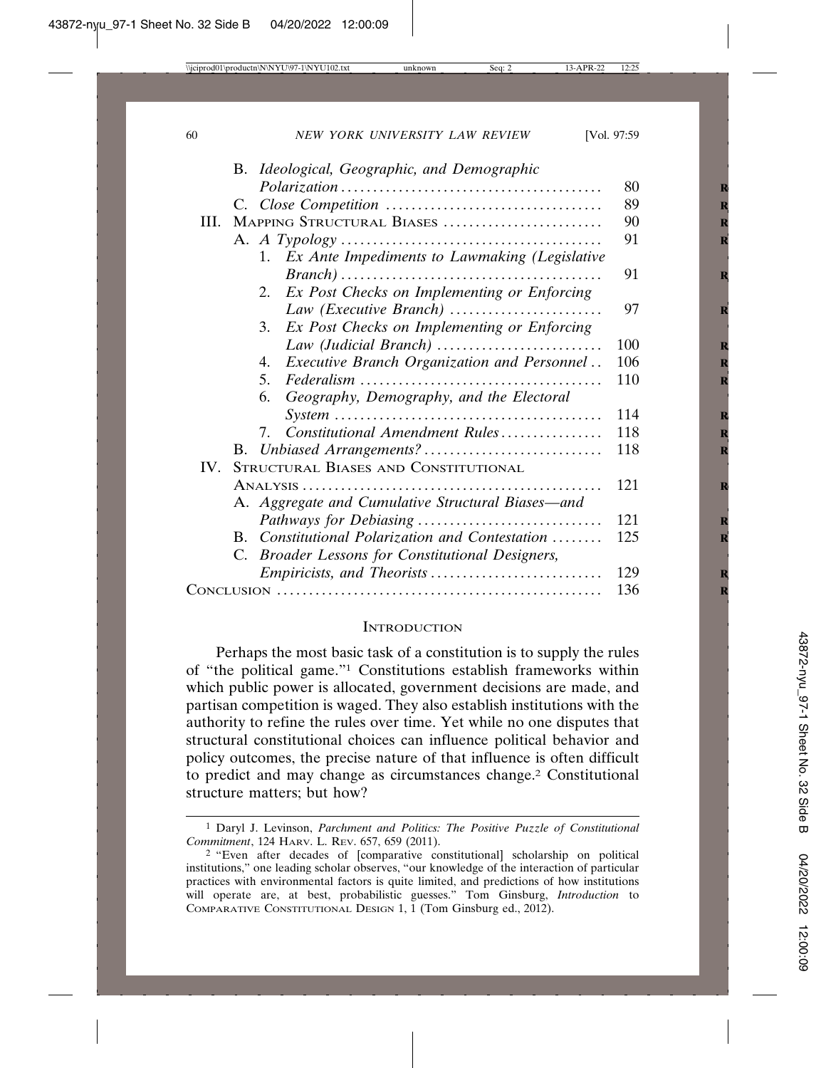B. *Ideological, Geographic, and Demographic Polarization* ........................................ 80
C. *Close Competition* .................................. 89

III. MAPPING STRUCTURAL BIASES ......................... 90
A. *A Typology* ........................................ 91
1. *Ex Ante Impediments to Lawmaking (Legislative Branch)* ........................................ 91
2. *Ex Post Checks on Implementing or Enforcing Law (Executive Branch)* ........................ 97
3. *Ex Post Checks on Implementing or Enforcing Law (Judicial Branch)* .......................... 100
4. *Executive Branch Organization and Personnel* .. 106
5. *Federalism* ..................................... 110
6. *Geography, Demography, and the Electoral System* ......................................... 114
7. *Constitutional Amendment Rules* ................ 118
B. *Unbiased Arrangements?* ........................... 118

IV. STRUCTURAL BIASES AND CONSTITUTIONAL ANALYSIS ........................................... 121
A. *Aggregate and Cumulative Structural Biases—and Pathways for Debiasing* ........................... 121
B. *Constitutional Polarization and Contestation* ........ 125
C. *Broader Lessons for Constitutional Designers, Empiricists, and Theorists* ........................... 129

CONCLUSION ................................................. 136

## INTRODUCTION

Perhaps the most basic task of a constitution is to supply the rules of "the political game."[1] Constitutions establish frameworks within which public power is allocated, government decisions are made, and partisan competition is waged. They also establish institutions with the authority to refine the rules over time. Yet while no one disputes that structural constitutional choices can influence political behavior and policy outcomes, the precise nature of that influence is often difficult to predict and may change as circumstances change.[2] Constitutional structure matters; but how?

---

[1] Daryl J. Levinson, *Parchment and Politics: The Positive Puzzle of Constitutional Commitment*, 124 HARV. L. REV. 657, 659 (2011).

[2] "Even after decades of [comparative constitutional] scholarship on political institutions," one leading scholar observes, "our knowledge of the interaction of particular practices with environmental factors is quite limited, and predictions of how institutions will operate are, at best, probabilistic guesses." Tom Ginsburg, *Introduction* to COMPARATIVE CONSTITUTIONAL DESIGN 1, 1 (Tom Ginsburg ed., 2012).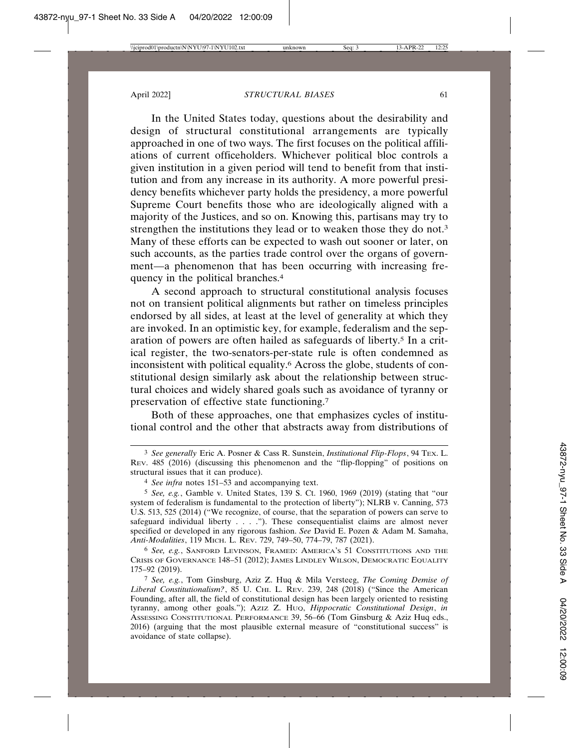In the United States today, questions about the desirability and design of structural constitutional arrangements are typically approached in one of two ways. The first focuses on the political affiliations of current officeholders. Whichever political bloc controls a given institution in a given period will tend to benefit from that institution and from any increase in its authority. A more powerful presidency benefits whichever party holds the presidency, a more powerful Supreme Court benefits those who are ideologically aligned with a majority of the Justices, and so on. Knowing this, partisans may try to strengthen the institutions they lead or to weaken those they do not.[3] Many of these efforts can be expected to wash out sooner or later, on such accounts, as the parties trade control over the organs of government—a phenomenon that has been occurring with increasing frequency in the political branches.[4]

A second approach to structural constitutional analysis focuses not on transient political alignments but rather on timeless principles endorsed by all sides, at least at the level of generality at which they are invoked. In an optimistic key, for example, federalism and the separation of powers are often hailed as safeguards of liberty.[5] In a critical register, the two-senators-per-state rule is often condemned as inconsistent with political equality.[6] Across the globe, students of constitutional design similarly ask about the relationship between structural choices and widely shared goals such as avoidance of tyranny or preservation of effective state functioning.[7]

Both of these approaches, one that emphasizes cycles of institutional control and the other that abstracts away from distributions of

---

[3] *See generally* Eric A. Posner & Cass R. Sunstein, *Institutional Flip-Flops*, 94 TEX. L. REV. 485 (2016) (discussing this phenomenon and the "flip-flopping" of positions on structural issues that it can produce).

[4] *See infra* notes 151–53 and accompanying text.

[5] *See, e.g.*, Gamble v. United States, 139 S. Ct. 1960, 1969 (2019) (stating that "our system of federalism is fundamental to the protection of liberty"); NLRB v. Canning, 573 U.S. 513, 525 (2014) ("We recognize, of course, that the separation of powers can serve to safeguard individual liberty . . . ."). These consequentialist claims are almost never specified or developed in any rigorous fashion. *See* David E. Pozen & Adam M. Samaha, *Anti-Modalities*, 119 MICH. L. REV. 729, 749–50, 774–79, 787 (2021).

[6] *See, e.g.*, SANFORD LEVINSON, FRAMED: AMERICA'S 51 CONSTITUTIONS AND THE CRISIS OF GOVERNANCE 148–51 (2012); JAMES LINDLEY WILSON, DEMOCRATIC EQUALITY 175–92 (2019).

[7] *See, e.g.*, Tom Ginsburg, Aziz Z. Huq & Mila Versteeg, *The Coming Demise of Liberal Constitutionalism?*, 85 U. CHI. L. REV. 239, 248 (2018) ("Since the American Founding, after all, the field of constitutional design has been largely oriented to resisting tyranny, among other goals."); AZIZ Z. HUQ, *Hippocratic Constitutional Design*, *in* ASSESSING CONSTITUTIONAL PERFORMANCE 39, 56–66 (Tom Ginsburg & Aziz Huq eds., 2016) (arguing that the most plausible external measure of "constitutional success" is avoidance of state collapse).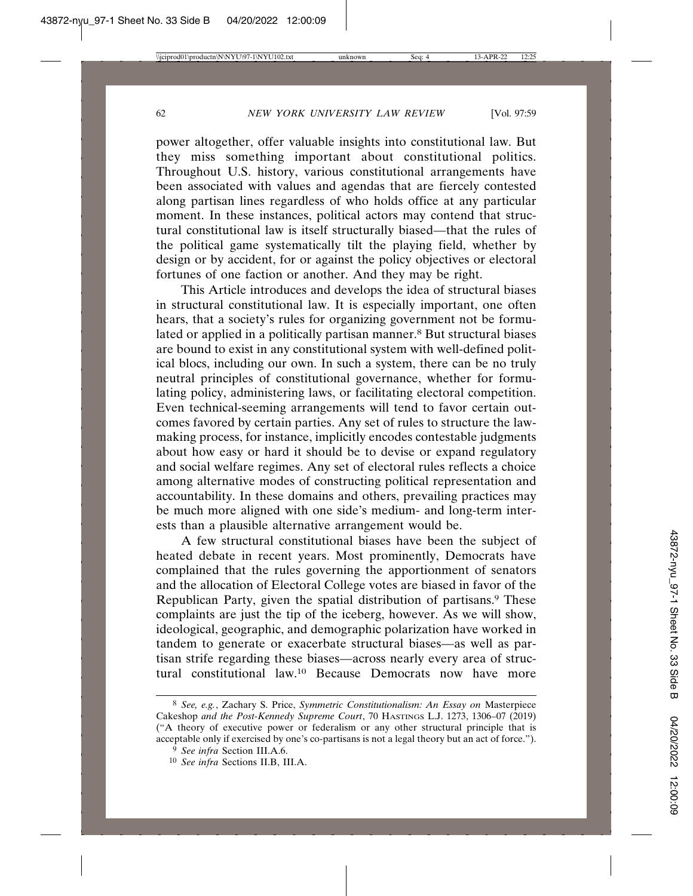power altogether, offer valuable insights into constitutional law. But they miss something important about constitutional politics. Throughout U.S. history, various constitutional arrangements have been associated with values and agendas that are fiercely contested along partisan lines regardless of who holds office at any particular moment. In these instances, political actors may contend that structural constitutional law is itself structurally biased—that the rules of the political game systematically tilt the playing field, whether by design or by accident, for or against the policy objectives or electoral fortunes of one faction or another. And they may be right.

This Article introduces and develops the idea of structural biases in structural constitutional law. It is especially important, one often hears, that a society's rules for organizing government not be formulated or applied in a politically partisan manner.[8] But structural biases are bound to exist in any constitutional system with well-defined political blocs, including our own. In such a system, there can be no truly neutral principles of constitutional governance, whether for formulating policy, administering laws, or facilitating electoral competition. Even technical-seeming arrangements will tend to favor certain outcomes favored by certain parties. Any set of rules to structure the lawmaking process, for instance, implicitly encodes contestable judgments about how easy or hard it should be to devise or expand regulatory and social welfare regimes. Any set of electoral rules reflects a choice among alternative modes of constructing political representation and accountability. In these domains and others, prevailing practices may be much more aligned with one side's medium- and long-term interests than a plausible alternative arrangement would be.

A few structural constitutional biases have been the subject of heated debate in recent years. Most prominently, Democrats have complained that the rules governing the apportionment of senators and the allocation of Electoral College votes are biased in favor of the Republican Party, given the spatial distribution of partisans.[9] These complaints are just the tip of the iceberg, however. As we will show, ideological, geographic, and demographic polarization have worked in tandem to generate or exacerbate structural biases—as well as partisan strife regarding these biases—across nearly every area of structural constitutional law.[10] Because Democrats now have more

---

[8] *See, e.g.*, Zachary S. Price, *Symmetric Constitutionalism: An Essay on* Masterpiece Cakeshop *and the Post-Kennedy Supreme Court*, 70 HASTINGS L.J. 1273, 1306–07 (2019) ("A theory of executive power or federalism or any other structural principle that is acceptable only if exercised by one's co-partisans is not a legal theory but an act of force.").

[9] *See infra* Section III.A.6.

[10] *See infra* Sections II.B, III.A.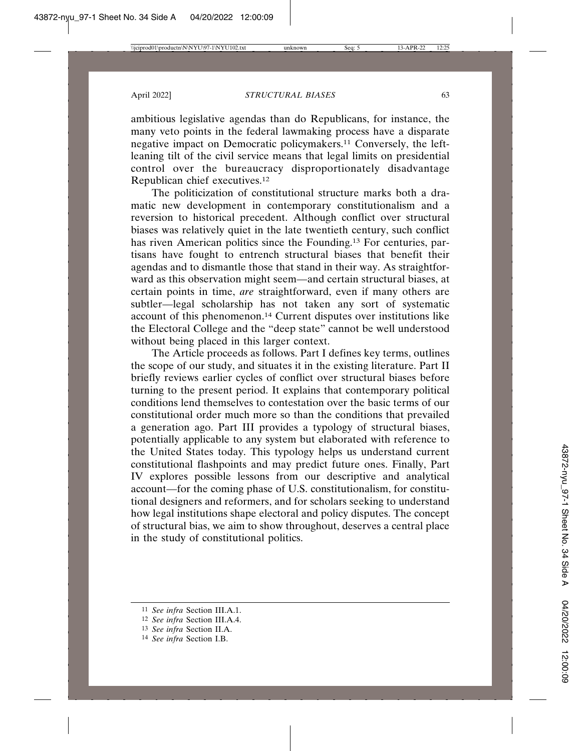ambitious legislative agendas than do Republicans, for instance, the many veto points in the federal lawmaking process have a disparate negative impact on Democratic policymakers.[11] Conversely, the left-leaning tilt of the civil service means that legal limits on presidential control over the bureaucracy disproportionately disadvantage Republican chief executives.[12]

The politicization of constitutional structure marks both a dramatic new development in contemporary constitutionalism and a reversion to historical precedent. Although conflict over structural biases was relatively quiet in the late twentieth century, such conflict has riven American politics since the Founding.[13] For centuries, partisans have fought to entrench structural biases that benefit their agendas and to dismantle those that stand in their way. As straightforward as this observation might seem—and certain structural biases, at certain points in time, *are* straightforward, even if many others are subtler—legal scholarship has not taken any sort of systematic account of this phenomenon.[14] Current disputes over institutions like the Electoral College and the "deep state" cannot be well understood without being placed in this larger context.

The Article proceeds as follows. Part I defines key terms, outlines the scope of our study, and situates it in the existing literature. Part II briefly reviews earlier cycles of conflict over structural biases before turning to the present period. It explains that contemporary political conditions lend themselves to contestation over the basic terms of our constitutional order much more so than the conditions that prevailed a generation ago. Part III provides a typology of structural biases, potentially applicable to any system but elaborated with reference to the United States today. This typology helps us understand current constitutional flashpoints and may predict future ones. Finally, Part IV explores possible lessons from our descriptive and analytical account—for the coming phase of U.S. constitutionalism, for constitutional designers and reformers, and for scholars seeking to understand how legal institutions shape electoral and policy disputes. The concept of structural bias, we aim to show throughout, deserves a central place in the study of constitutional politics.

---

[11] *See infra* Section III.A.1.

[12] *See infra* Section III.A.4.

[13] *See infra* Section II.A.

[14] *See infra* Section I.B.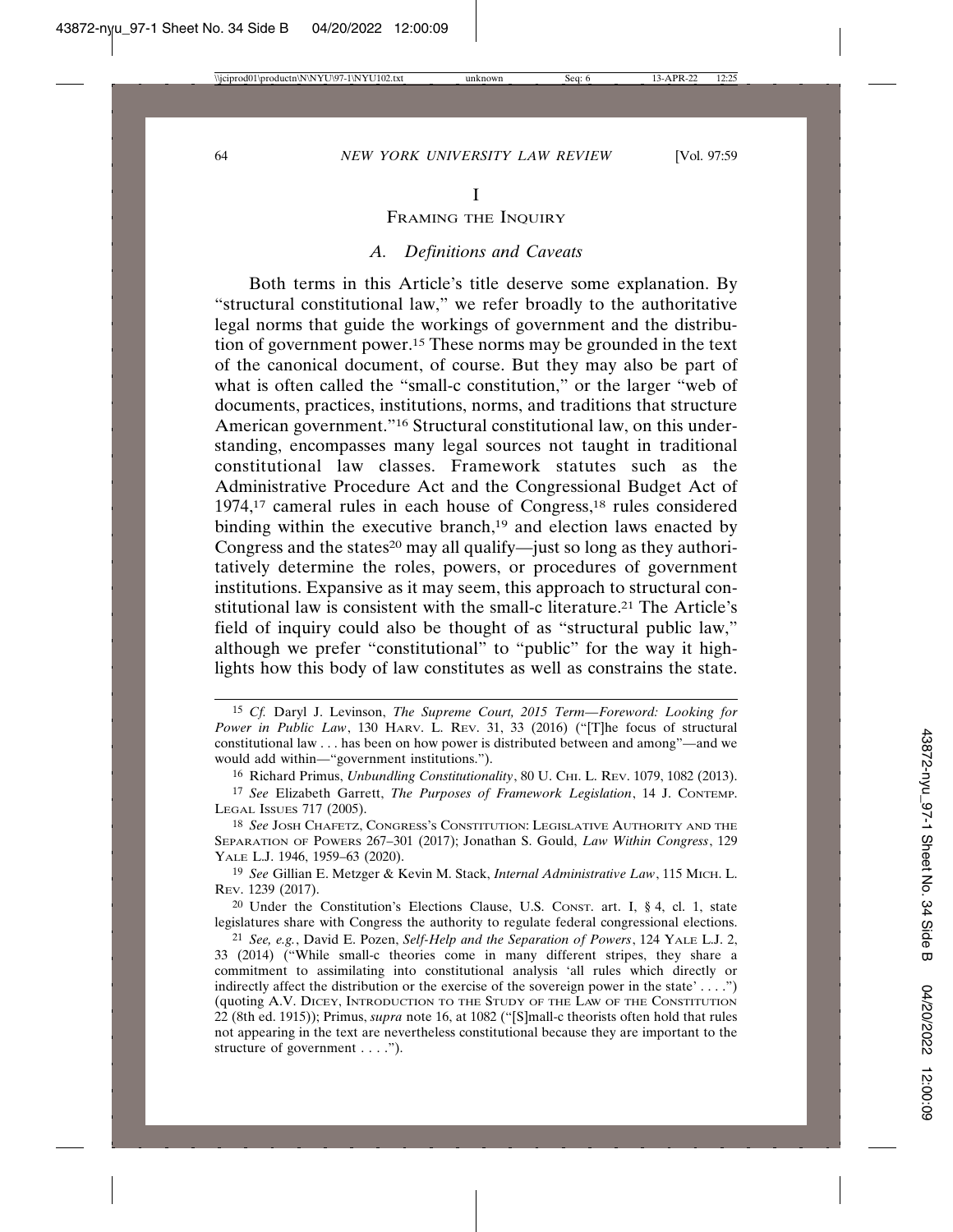# I

# Framing the Inquiry

## *A. Definitions and Caveats*

Both terms in this Article's title deserve some explanation. By "structural constitutional law," we refer broadly to the authoritative legal norms that guide the workings of government and the distribution of government power.[15] These norms may be grounded in the text of the canonical document, of course. But they may also be part of what is often called the "small-c constitution," or the larger "web of documents, practices, institutions, norms, and traditions that structure American government."[16] Structural constitutional law, on this understanding, encompasses many legal sources not taught in traditional constitutional law classes. Framework statutes such as the Administrative Procedure Act and the Congressional Budget Act of 1974,[17] cameral rules in each house of Congress,[18] rules considered binding within the executive branch,[19] and election laws enacted by Congress and the states[20] may all qualify—just so long as they authoritatively determine the roles, powers, or procedures of government institutions. Expansive as it may seem, this approach to structural constitutional law is consistent with the small-c literature.[21] The Article's field of inquiry could also be thought of as "structural public law," although we prefer "constitutional" to "public" for the way it highlights how this body of law constitutes as well as constrains the state.

---

[15] *Cf.* Daryl J. Levinson, *The Supreme Court, 2015 Term—Foreword: Looking for Power in Public Law*, 130 Harv. L. Rev. 31, 33 (2016) ("[T]he focus of structural constitutional law . . . has been on how power is distributed between and among"—and we would add within—"government institutions.").

[16] Richard Primus, *Unbundling Constitutionality*, 80 U. Chi. L. Rev. 1079, 1082 (2013).

[17] *See* Elizabeth Garrett, *The Purposes of Framework Legislation*, 14 J. Contemp. Legal Issues 717 (2005).

[18] *See* Josh Chafetz, Congress's Constitution: Legislative Authority and the Separation of Powers 267–301 (2017); Jonathan S. Gould, *Law Within Congress*, 129 Yale L.J. 1946, 1959–63 (2020).

[19] *See* Gillian E. Metzger & Kevin M. Stack, *Internal Administrative Law*, 115 Mich. L. Rev. 1239 (2017).

[20] Under the Constitution's Elections Clause, U.S. Const. art. I, § 4, cl. 1, state legislatures share with Congress the authority to regulate federal congressional elections.

[21] *See, e.g.*, David E. Pozen, *Self-Help and the Separation of Powers*, 124 Yale L.J. 2, 33 (2014) ("While small-c theories come in many different stripes, they share a commitment to assimilating into constitutional analysis 'all rules which directly or indirectly affect the distribution or the exercise of the sovereign power in the state' . . . .") (quoting A.V. Dicey, Introduction to the Study of the Law of the Constitution 22 (8th ed. 1915)); Primus, *supra* note 16, at 1082 ("[S]mall-c theorists often hold that rules not appearing in the text are nevertheless constitutional because they are important to the structure of government . . . .").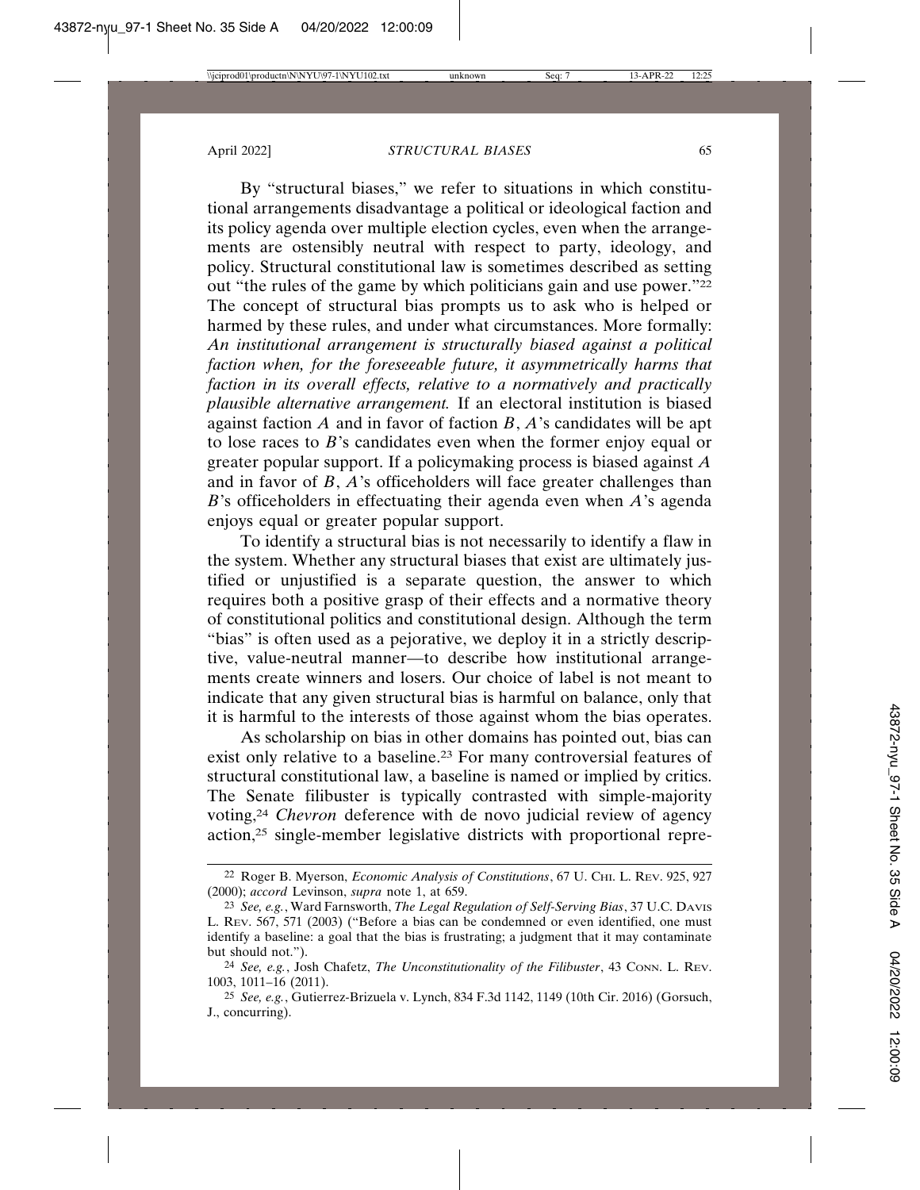By "structural biases," we refer to situations in which constitutional arrangements disadvantage a political or ideological faction and its policy agenda over multiple election cycles, even when the arrangements are ostensibly neutral with respect to party, ideology, and policy. Structural constitutional law is sometimes described as setting out "the rules of the game by which politicians gain and use power."[22] The concept of structural bias prompts us to ask who is helped or harmed by these rules, and under what circumstances. More formally: *An institutional arrangement is structurally biased against a political faction when, for the foreseeable future, it asymmetrically harms that faction in its overall effects, relative to a normatively and practically plausible alternative arrangement.* If an electoral institution is biased against faction *A* and in favor of faction *B*, *A*'s candidates will be apt to lose races to *B*'s candidates even when the former enjoy equal or greater popular support. If a policymaking process is biased against *A* and in favor of *B*, *A*'s officeholders will face greater challenges than *B*'s officeholders in effectuating their agenda even when *A*'s agenda enjoys equal or greater popular support.

To identify a structural bias is not necessarily to identify a flaw in the system. Whether any structural biases that exist are ultimately justified or unjustified is a separate question, the answer to which requires both a positive grasp of their effects and a normative theory of constitutional politics and constitutional design. Although the term "bias" is often used as a pejorative, we deploy it in a strictly descriptive, value-neutral manner—to describe how institutional arrangements create winners and losers. Our choice of label is not meant to indicate that any given structural bias is harmful on balance, only that it is harmful to the interests of those against whom the bias operates.

As scholarship on bias in other domains has pointed out, bias can exist only relative to a baseline.[23] For many controversial features of structural constitutional law, a baseline is named or implied by critics. The Senate filibuster is typically contrasted with simple-majority voting,[24] *Chevron* deference with de novo judicial review of agency action,[25] single-member legislative districts with proportional repre-

---

[22] Roger B. Myerson, *Economic Analysis of Constitutions*, 67 U. Chi. L. Rev. 925, 927 (2000); *accord* Levinson, *supra* note 1, at 659.

[23] *See, e.g.*, Ward Farnsworth, *The Legal Regulation of Self-Serving Bias*, 37 U.C. Davis L. Rev. 567, 571 (2003) ("Before a bias can be condemned or even identified, one must identify a baseline: a goal that the bias is frustrating; a judgment that it may contaminate but should not.").

[24] *See, e.g.*, Josh Chafetz, *The Unconstitutionality of the Filibuster*, 43 Conn. L. Rev. 1003, 1011–16 (2011).

[25] *See, e.g.*, Gutierrez-Brizuela v. Lynch, 834 F.3d 1142, 1149 (10th Cir. 2016) (Gorsuch, J., concurring).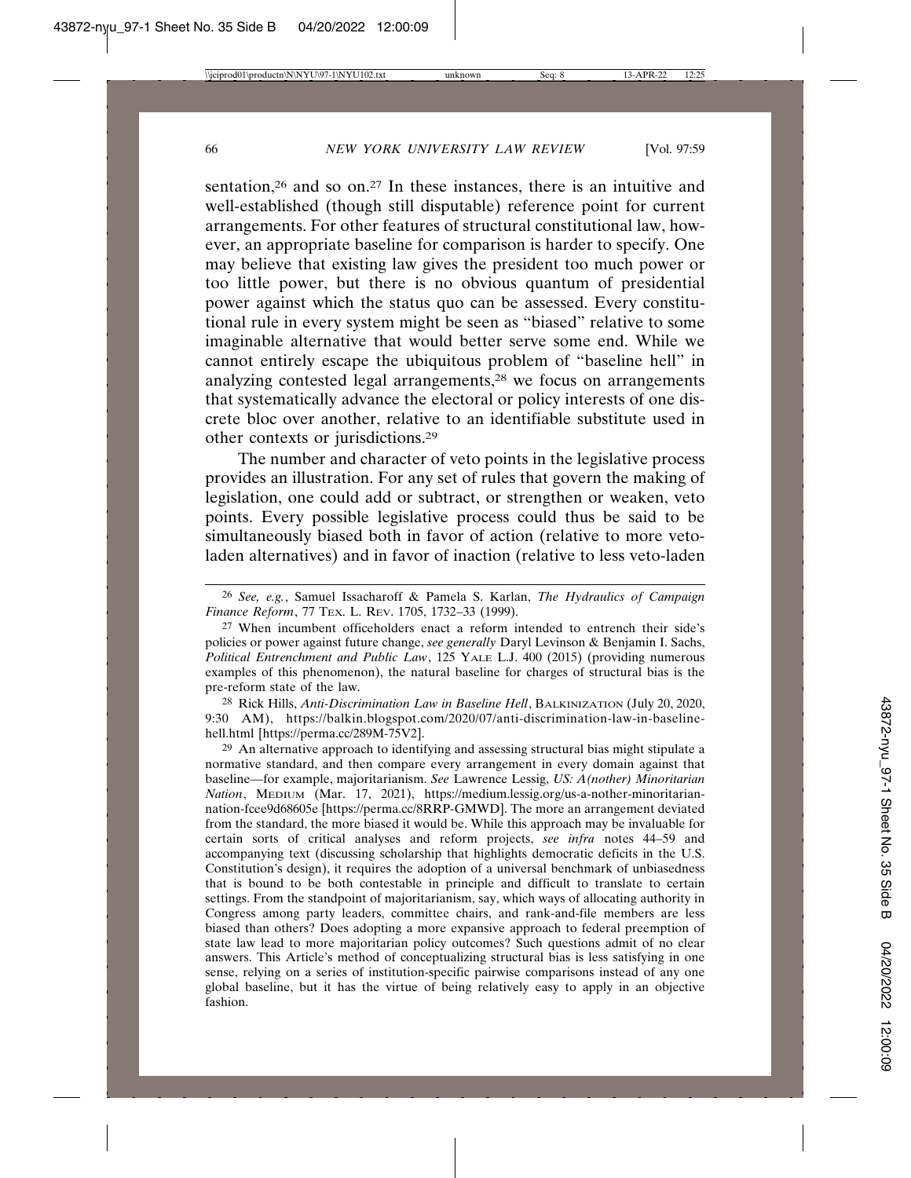sentation,[26] and so on.[27] In these instances, there is an intuitive and well-established (though still disputable) reference point for current arrangements. For other features of structural constitutional law, however, an appropriate baseline for comparison is harder to specify. One may believe that existing law gives the president too much power or too little power, but there is no obvious quantum of presidential power against which the status quo can be assessed. Every constitutional rule in every system might be seen as "biased" relative to some imaginable alternative that would better serve some end. While we cannot entirely escape the ubiquitous problem of "baseline hell" in analyzing contested legal arrangements,[28] we focus on arrangements that systematically advance the electoral or policy interests of one discrete bloc over another, relative to an identifiable substitute used in other contexts or jurisdictions.[29]

The number and character of veto points in the legislative process provides an illustration. For any set of rules that govern the making of legislation, one could add or subtract, or strengthen or weaken, veto points. Every possible legislative process could thus be said to be simultaneously biased both in favor of action (relative to more veto-laden alternatives) and in favor of inaction (relative to less veto-laden

---

[26] *See, e.g.*, Samuel Issacharoff & Pamela S. Karlan, *The Hydraulics of Campaign Finance Reform*, 77 TEX. L. REV. 1705, 1732–33 (1999).

[27] When incumbent officeholders enact a reform intended to entrench their side's policies or power against future change, *see generally* Daryl Levinson & Benjamin I. Sachs, *Political Entrenchment and Public Law*, 125 YALE L.J. 400 (2015) (providing numerous examples of this phenomenon), the natural baseline for charges of structural bias is the pre-reform state of the law.

[28] Rick Hills, *Anti-Discrimination Law in Baseline Hell*, BALKINIZATION (July 20, 2020, 9:30 AM), https://balkin.blogspot.com/2020/07/anti-discrimination-law-in-baseline-hell.html [https://perma.cc/289M-75V2].

[29] An alternative approach to identifying and assessing structural bias might stipulate a normative standard, and then compare every arrangement in every domain against that baseline—for example, majoritarianism. *See* Lawrence Lessig, *US: A(nother) Minoritarian Nation*, MEDIUM (Mar. 17, 2021), https://medium.lessig.org/us-a-nother-minoritarian-nation-fcee9d68605e [https://perma.cc/8RRP-GMWD]. The more an arrangement deviated from the standard, the more biased it would be. While this approach may be invaluable for certain sorts of critical analyses and reform projects, *see infra* notes 44–59 and accompanying text (discussing scholarship that highlights democratic deficits in the U.S. Constitution's design), it requires the adoption of a universal benchmark of unbiasedness that is bound to be both contestable in principle and difficult to translate to certain settings. From the standpoint of majoritarianism, say, which ways of allocating authority in Congress among party leaders, committee chairs, and rank-and-file members are less biased than others? Does adopting a more expansive approach to federal preemption of state law lead to more majoritarian policy outcomes? Such questions admit of no clear answers. This Article's method of conceptualizing structural bias is less satisfying in one sense, relying on a series of institution-specific pairwise comparisons instead of any one global baseline, but it has the virtue of being relatively easy to apply in an objective fashion.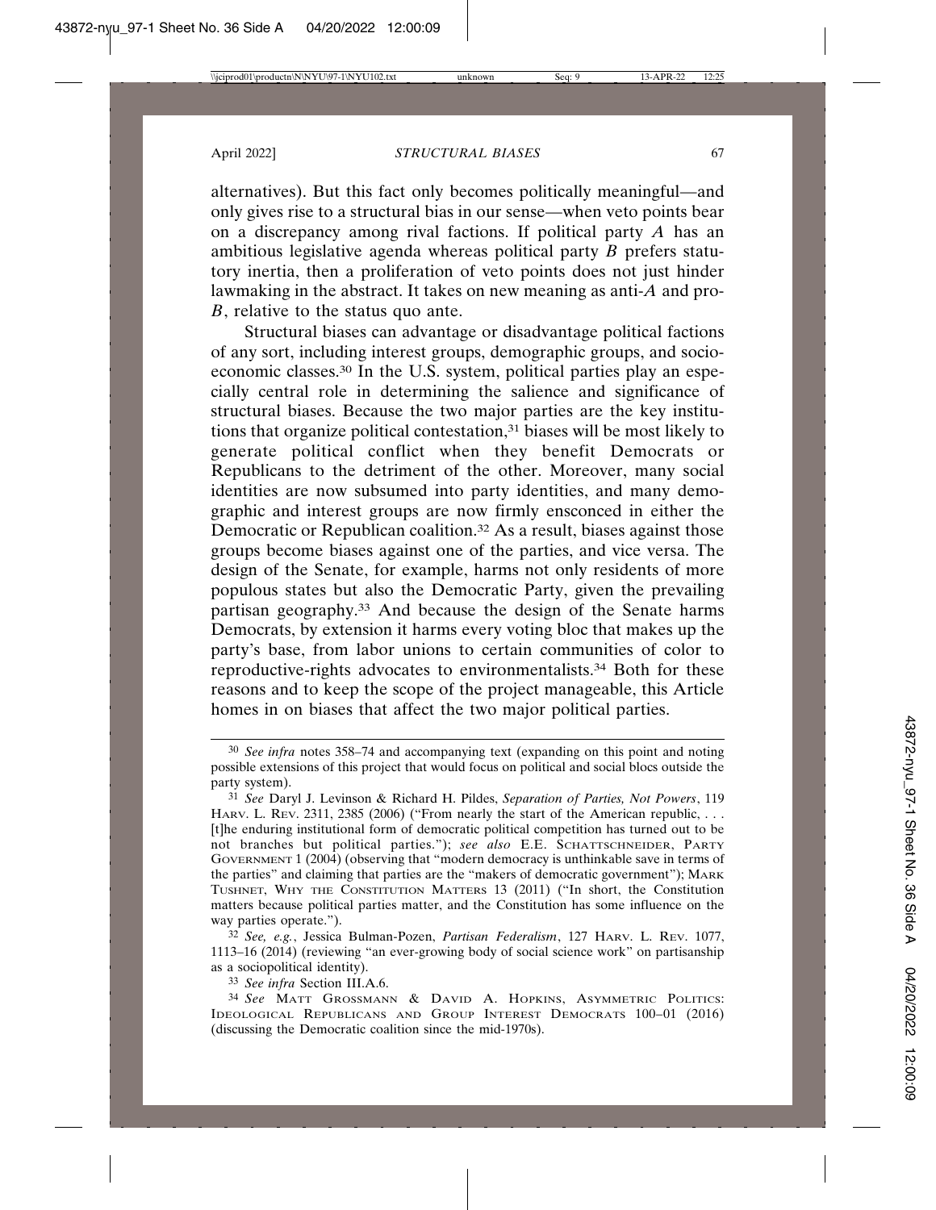alternatives). But this fact only becomes politically meaningful—and only gives rise to a structural bias in our sense—when veto points bear on a discrepancy among rival factions. If political party *A* has an ambitious legislative agenda whereas political party *B* prefers statutory inertia, then a proliferation of veto points does not just hinder lawmaking in the abstract. It takes on new meaning as anti-*A* and pro-*B*, relative to the status quo ante.

Structural biases can advantage or disadvantage political factions of any sort, including interest groups, demographic groups, and socioeconomic classes.[30] In the U.S. system, political parties play an especially central role in determining the salience and significance of structural biases. Because the two major parties are the key institutions that organize political contestation,[31] biases will be most likely to generate political conflict when they benefit Democrats or Republicans to the detriment of the other. Moreover, many social identities are now subsumed into party identities, and many demographic and interest groups are now firmly ensconced in either the Democratic or Republican coalition.[32] As a result, biases against those groups become biases against one of the parties, and vice versa. The design of the Senate, for example, harms not only residents of more populous states but also the Democratic Party, given the prevailing partisan geography.[33] And because the design of the Senate harms Democrats, by extension it harms every voting bloc that makes up the party's base, from labor unions to certain communities of color to reproductive-rights advocates to environmentalists.[34] Both for these reasons and to keep the scope of the project manageable, this Article homes in on biases that affect the two major political parties.

---

[30] *See infra* notes 358–74 and accompanying text (expanding on this point and noting possible extensions of this project that would focus on political and social blocs outside the party system).

[31] *See* Daryl J. Levinson & Richard H. Pildes, *Separation of Parties, Not Powers*, 119 HARV. L. REV. 2311, 2385 (2006) ("From nearly the start of the American republic, . . . [t]he enduring institutional form of democratic political competition has turned out to be not branches but political parties."); *see also* E.E. SCHATTSCHNEIDER, PARTY GOVERNMENT 1 (2004) (observing that "modern democracy is unthinkable save in terms of the parties" and claiming that parties are the "makers of democratic government"); MARK TUSHNET, WHY THE CONSTITUTION MATTERS 13 (2011) ("In short, the Constitution matters because political parties matter, and the Constitution has some influence on the way parties operate.").

[32] *See, e.g.*, Jessica Bulman-Pozen, *Partisan Federalism*, 127 HARV. L. REV. 1077, 1113–16 (2014) (reviewing "an ever-growing body of social science work" on partisanship as a sociopolitical identity).

[33] *See infra* Section III.A.6.

[34] *See* MATT GROSSMANN & DAVID A. HOPKINS, ASYMMETRIC POLITICS: IDEOLOGICAL REPUBLICANS AND GROUP INTEREST DEMOCRATS 100–01 (2016) (discussing the Democratic coalition since the mid-1970s).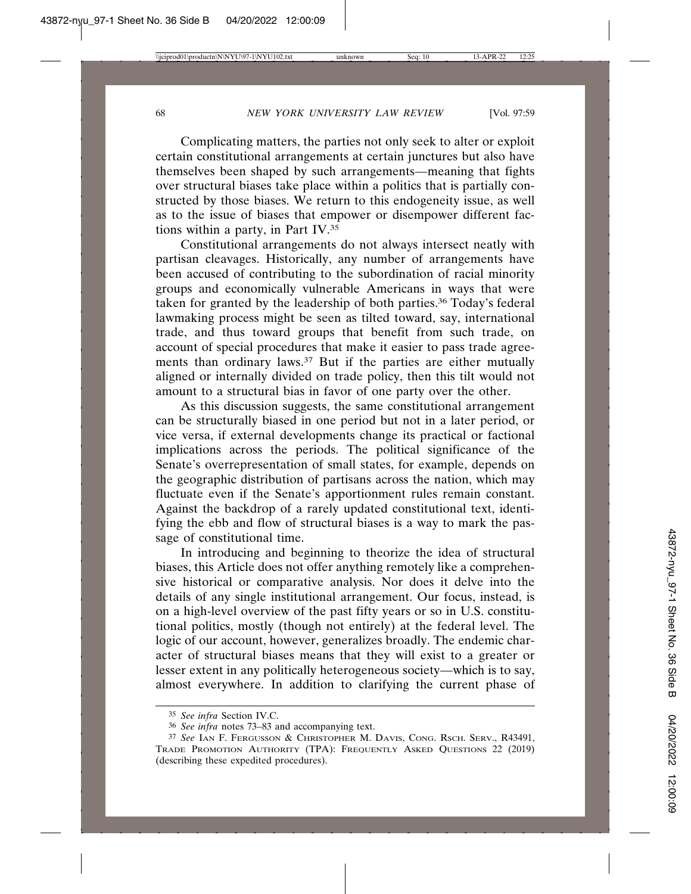Complicating matters, the parties not only seek to alter or exploit certain constitutional arrangements at certain junctures but also have themselves been shaped by such arrangements—meaning that fights over structural biases take place within a politics that is partially constructed by those biases. We return to this endogeneity issue, as well as to the issue of biases that empower or disempower different factions within a party, in Part IV.[35]

Constitutional arrangements do not always intersect neatly with partisan cleavages. Historically, any number of arrangements have been accused of contributing to the subordination of racial minority groups and economically vulnerable Americans in ways that were taken for granted by the leadership of both parties.[36] Today's federal lawmaking process might be seen as tilted toward, say, international trade, and thus toward groups that benefit from such trade, on account of special procedures that make it easier to pass trade agreements than ordinary laws.[37] But if the parties are either mutually aligned or internally divided on trade policy, then this tilt would not amount to a structural bias in favor of one party over the other.

As this discussion suggests, the same constitutional arrangement can be structurally biased in one period but not in a later period, or vice versa, if external developments change its practical or factional implications across the periods. The political significance of the Senate's overrepresentation of small states, for example, depends on the geographic distribution of partisans across the nation, which may fluctuate even if the Senate's apportionment rules remain constant. Against the backdrop of a rarely updated constitutional text, identifying the ebb and flow of structural biases is a way to mark the passage of constitutional time.

In introducing and beginning to theorize the idea of structural biases, this Article does not offer anything remotely like a comprehensive historical or comparative analysis. Nor does it delve into the details of any single institutional arrangement. Our focus, instead, is on a high-level overview of the past fifty years or so in U.S. constitutional politics, mostly (though not entirely) at the federal level. The logic of our account, however, generalizes broadly. The endemic character of structural biases means that they will exist to a greater or lesser extent in any politically heterogeneous society—which is to say, almost everywhere. In addition to clarifying the current phase of

---

[35] *See infra* Section IV.C.

[36] *See infra* notes 73–83 and accompanying text.

[37] *See* Ian F. Fergusson & Christopher M. Davis, Cong. Rsch. Serv., R43491, Trade Promotion Authority (TPA): Frequently Asked Questions 22 (2019) (describing these expedited procedures).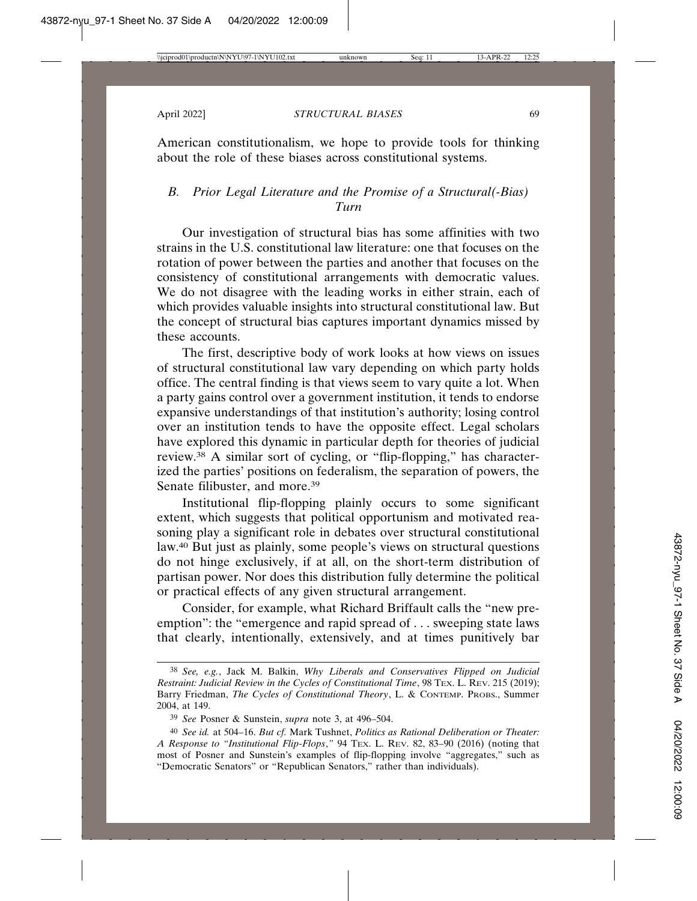American constitutionalism, we hope to provide tools for thinking about the role of these biases across constitutional systems.

### *B. Prior Legal Literature and the Promise of a Structural(-Bias) Turn*

Our investigation of structural bias has some affinities with two strains in the U.S. constitutional law literature: one that focuses on the rotation of power between the parties and another that focuses on the consistency of constitutional arrangements with democratic values. We do not disagree with the leading works in either strain, each of which provides valuable insights into structural constitutional law. But the concept of structural bias captures important dynamics missed by these accounts.

The first, descriptive body of work looks at how views on issues of structural constitutional law vary depending on which party holds office. The central finding is that views seem to vary quite a lot. When a party gains control over a government institution, it tends to endorse expansive understandings of that institution's authority; losing control over an institution tends to have the opposite effect. Legal scholars have explored this dynamic in particular depth for theories of judicial review.[38] A similar sort of cycling, or "flip-flopping," has characterized the parties' positions on federalism, the separation of powers, the Senate filibuster, and more.[39]

Institutional flip-flopping plainly occurs to some significant extent, which suggests that political opportunism and motivated reasoning play a significant role in debates over structural constitutional law.[40] But just as plainly, some people's views on structural questions do not hinge exclusively, if at all, on the short-term distribution of partisan power. Nor does this distribution fully determine the political or practical effects of any given structural arrangement.

Consider, for example, what Richard Briffault calls the "new preemption": the "emergence and rapid spread of . . . sweeping state laws that clearly, intentionally, extensively, and at times punitively bar

---

[38] *See, e.g.*, Jack M. Balkin, *Why Liberals and Conservatives Flipped on Judicial Restraint: Judicial Review in the Cycles of Constitutional Time*, 98 TEX. L. REV. 215 (2019); Barry Friedman, *The Cycles of Constitutional Theory*, L. & CONTEMP. PROBS., Summer 2004, at 149.

[39] *See* Posner & Sunstein, *supra* note 3, at 496–504.

[40] *See id.* at 504–16. *But cf.* Mark Tushnet, *Politics as Rational Deliberation or Theater: A Response to "Institutional Flip-Flops*,*"* 94 TEX. L. REV. 82, 83–90 (2016) (noting that most of Posner and Sunstein's examples of flip-flopping involve "aggregates," such as "Democratic Senators" or "Republican Senators," rather than individuals).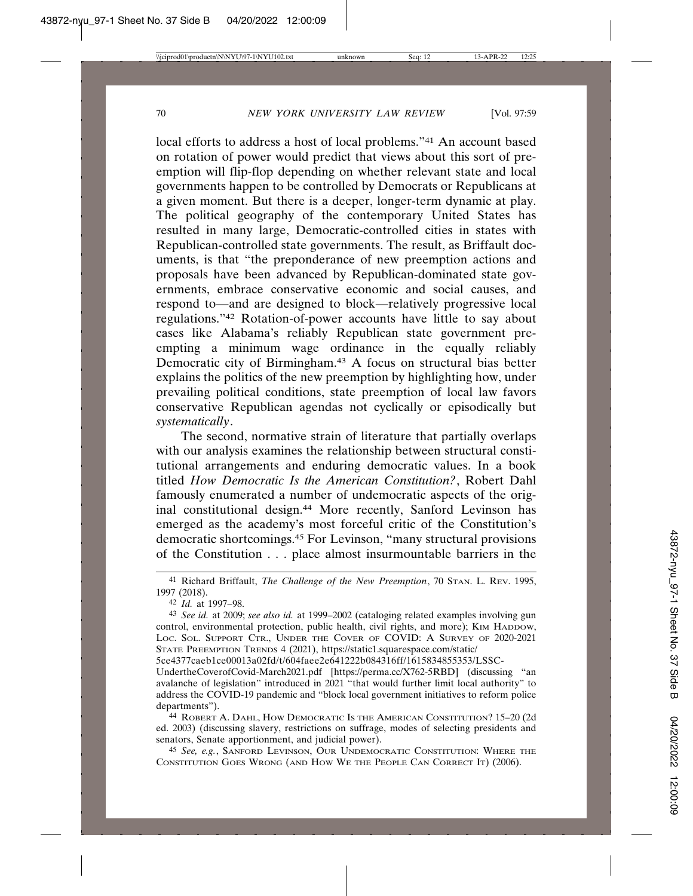local efforts to address a host of local problems."[41] An account based on rotation of power would predict that views about this sort of preemption will flip-flop depending on whether relevant state and local governments happen to be controlled by Democrats or Republicans at a given moment. But there is a deeper, longer-term dynamic at play. The political geography of the contemporary United States has resulted in many large, Democratic-controlled cities in states with Republican-controlled state governments. The result, as Briffault documents, is that "the preponderance of new preemption actions and proposals have been advanced by Republican-dominated state governments, embrace conservative economic and social causes, and respond to—and are designed to block—relatively progressive local regulations."[42] Rotation-of-power accounts have little to say about cases like Alabama's reliably Republican state government preempting a minimum wage ordinance in the equally reliably Democratic city of Birmingham.[43] A focus on structural bias better explains the politics of the new preemption by highlighting how, under prevailing political conditions, state preemption of local law favors conservative Republican agendas not cyclically or episodically but *systematically*.

The second, normative strain of literature that partially overlaps with our analysis examines the relationship between structural constitutional arrangements and enduring democratic values. In a book titled *How Democratic Is the American Constitution?*, Robert Dahl famously enumerated a number of undemocratic aspects of the original constitutional design.[44] More recently, Sanford Levinson has emerged as the academy's most forceful critic of the Constitution's democratic shortcomings.[45] For Levinson, "many structural provisions of the Constitution . . . place almost insurmountable barriers in the

---

[41] Richard Briffault, *The Challenge of the New Preemption*, 70 STAN. L. REV. 1995, 1997 (2018).

[42] *Id.* at 1997–98.

[43] *See id.* at 2009; *see also id.* at 1999–2002 (cataloging related examples involving gun control, environmental protection, public health, civil rights, and more); KIM HADDOW, LOC. SOL. SUPPORT CTR., UNDER THE COVER OF COVID: A SURVEY OF 2020-2021 STATE PREEMPTION TRENDS 4 (2021), https://static1.squarespace.com/static/5ce4377caeb1ce00013a02fd/t/604faee2e641222b084316ff/1615834855353/LSSC-UndertheCoverofCovid-March2021.pdf [https://perma.cc/X762-5RBD] (discussing "an avalanche of legislation" introduced in 2021 "that would further limit local authority" to address the COVID-19 pandemic and "block local government initiatives to reform police departments").

[44] ROBERT A. DAHL, HOW DEMOCRATIC IS THE AMERICAN CONSTITUTION? 15–20 (2d ed. 2003) (discussing slavery, restrictions on suffrage, modes of selecting presidents and senators, Senate apportionment, and judicial power).

[45] *See, e.g.*, SANFORD LEVINSON, OUR UNDEMOCRATIC CONSTITUTION: WHERE THE CONSTITUTION GOES WRONG (AND HOW WE THE PEOPLE CAN CORRECT IT) (2006).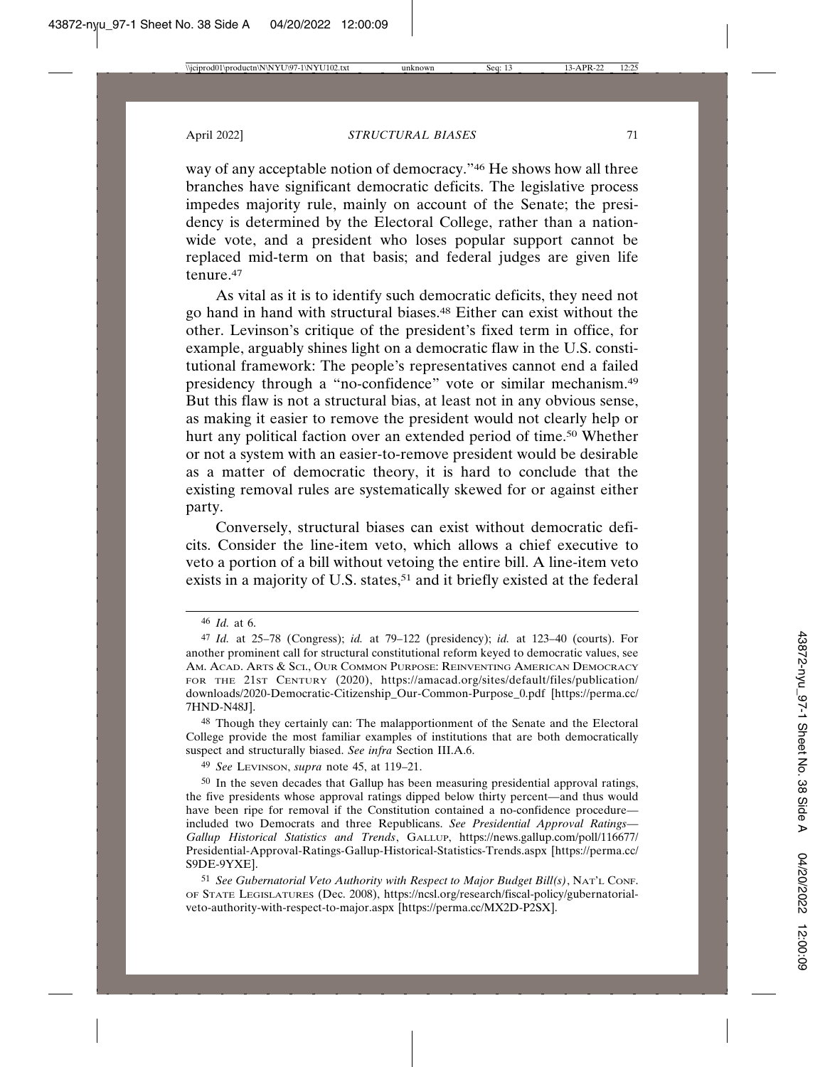way of any acceptable notion of democracy."[46] He shows how all three branches have significant democratic deficits. The legislative process impedes majority rule, mainly on account of the Senate; the presidency is determined by the Electoral College, rather than a nationwide vote, and a president who loses popular support cannot be replaced mid-term on that basis; and federal judges are given life tenure.[47]

As vital as it is to identify such democratic deficits, they need not go hand in hand with structural biases.[48] Either can exist without the other. Levinson's critique of the president's fixed term in office, for example, arguably shines light on a democratic flaw in the U.S. constitutional framework: The people's representatives cannot end a failed presidency through a "no-confidence" vote or similar mechanism.[49] But this flaw is not a structural bias, at least not in any obvious sense, as making it easier to remove the president would not clearly help or hurt any political faction over an extended period of time.[50] Whether or not a system with an easier-to-remove president would be desirable as a matter of democratic theory, it is hard to conclude that the existing removal rules are systematically skewed for or against either party.

Conversely, structural biases can exist without democratic deficits. Consider the line-item veto, which allows a chief executive to veto a portion of a bill without vetoing the entire bill. A line-item veto exists in a majority of U.S. states,[51] and it briefly existed at the federal

---

[46] *Id.* at 6.

[47] *Id.* at 25–78 (Congress); *id.* at 79–122 (presidency); *id.* at 123–40 (courts). For another prominent call for structural constitutional reform keyed to democratic values, see AM. ACAD. ARTS & SCI., OUR COMMON PURPOSE: REINVENTING AMERICAN DEMOCRACY FOR THE 21ST CENTURY (2020), https://amacad.org/sites/default/files/publication/downloads/2020-Democratic-Citizenship_Our-Common-Purpose_0.pdf [https://perma.cc/7HND-N48J].

[48] Though they certainly can: The malapportionment of the Senate and the Electoral College provide the most familiar examples of institutions that are both democratically suspect and structurally biased. *See infra* Section III.A.6.

[49] *See* LEVINSON, *supra* note 45, at 119–21.

[50] In the seven decades that Gallup has been measuring presidential approval ratings, the five presidents whose approval ratings dipped below thirty percent—and thus would have been ripe for removal if the Constitution contained a no-confidence procedure—included two Democrats and three Republicans. *See Presidential Approval Ratings—Gallup Historical Statistics and Trends*, GALLUP, https://news.gallup.com/poll/116677/Presidential-Approval-Ratings-Gallup-Historical-Statistics-Trends.aspx [https://perma.cc/S9DE-9YXE].

[51] *See Gubernatorial Veto Authority with Respect to Major Budget Bill(s)*, NAT'L CONF. OF STATE LEGISLATURES (Dec. 2008), https://ncsl.org/research/fiscal-policy/gubernatorial-veto-authority-with-respect-to-major.aspx [https://perma.cc/MX2D-P2SX].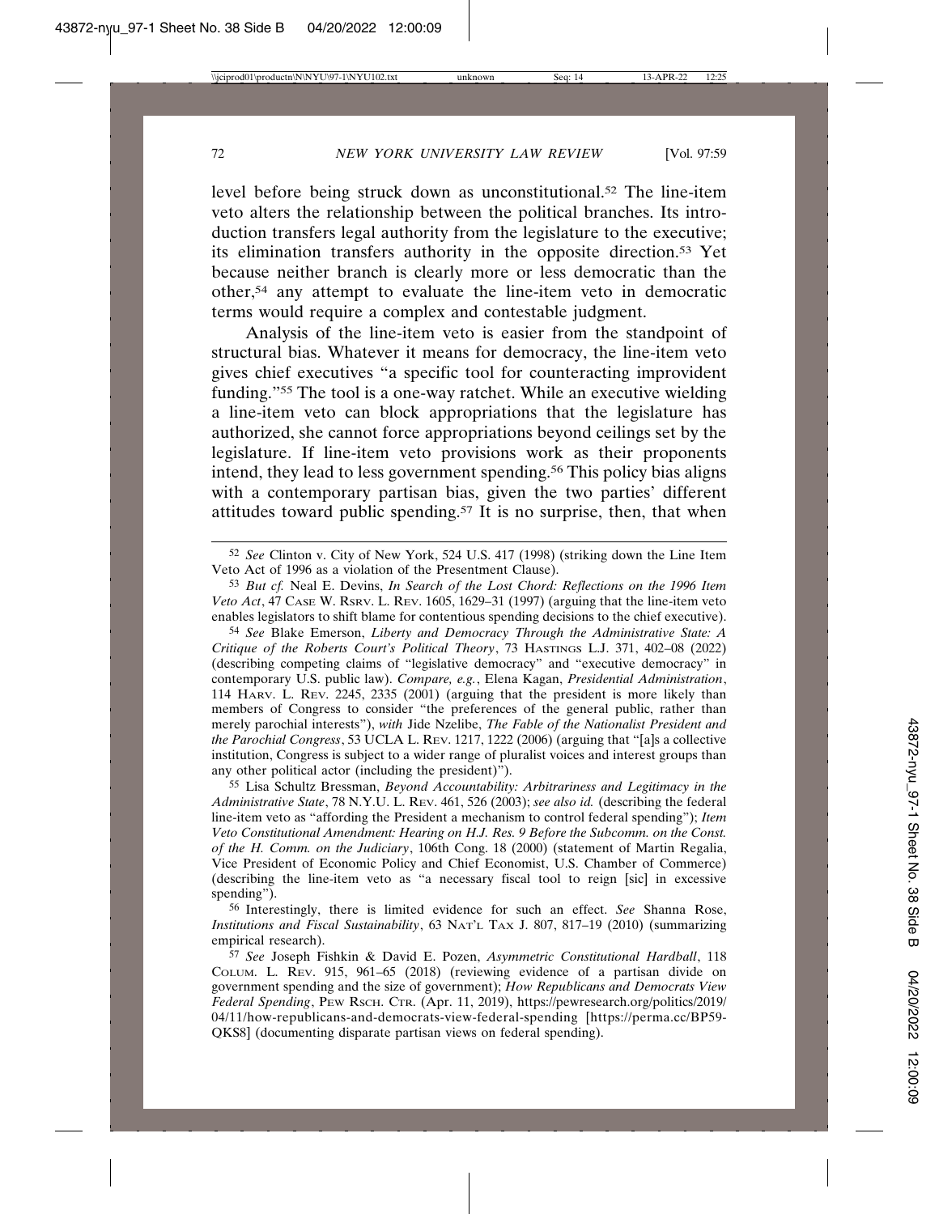level before being struck down as unconstitutional.[52] The line-item veto alters the relationship between the political branches. Its introduction transfers legal authority from the legislature to the executive; its elimination transfers authority in the opposite direction.[53] Yet because neither branch is clearly more or less democratic than the other,[54] any attempt to evaluate the line-item veto in democratic terms would require a complex and contestable judgment.

Analysis of the line-item veto is easier from the standpoint of structural bias. Whatever it means for democracy, the line-item veto gives chief executives "a specific tool for counteracting improvident funding."[55] The tool is a one-way ratchet. While an executive wielding a line-item veto can block appropriations that the legislature has authorized, she cannot force appropriations beyond ceilings set by the legislature. If line-item veto provisions work as their proponents intend, they lead to less government spending.[56] This policy bias aligns with a contemporary partisan bias, given the two parties' different attitudes toward public spending.[57] It is no surprise, then, that when

---

[52] *See* Clinton v. City of New York, 524 U.S. 417 (1998) (striking down the Line Item Veto Act of 1996 as a violation of the Presentment Clause).

[53] *But cf.* Neal E. Devins, *In Search of the Lost Chord: Reflections on the 1996 Item Veto Act*, 47 CASE W. RSRV. L. REV. 1605, 1629–31 (1997) (arguing that the line-item veto enables legislators to shift blame for contentious spending decisions to the chief executive).

[54] *See* Blake Emerson, *Liberty and Democracy Through the Administrative State: A Critique of the Roberts Court's Political Theory*, 73 HASTINGS L.J. 371, 402–08 (2022) (describing competing claims of "legislative democracy" and "executive democracy" in contemporary U.S. public law). *Compare, e.g.*, Elena Kagan, *Presidential Administration*, 114 HARV. L. REV. 2245, 2335 (2001) (arguing that the president is more likely than members of Congress to consider "the preferences of the general public, rather than merely parochial interests"), *with* Jide Nzelibe, *The Fable of the Nationalist President and the Parochial Congress*, 53 UCLA L. REV. 1217, 1222 (2006) (arguing that "[a]s a collective institution, Congress is subject to a wider range of pluralist voices and interest groups than any other political actor (including the president)").

[55] Lisa Schultz Bressman, *Beyond Accountability: Arbitrariness and Legitimacy in the Administrative State*, 78 N.Y.U. L. REV. 461, 526 (2003); *see also id.* (describing the federal line-item veto as "affording the President a mechanism to control federal spending"); *Item Veto Constitutional Amendment: Hearing on H.J. Res. 9 Before the Subcomm. on the Const. of the H. Comm. on the Judiciary*, 106th Cong. 18 (2000) (statement of Martin Regalia, Vice President of Economic Policy and Chief Economist, U.S. Chamber of Commerce) (describing the line-item veto as "a necessary fiscal tool to reign [sic] in excessive spending").

[56] Interestingly, there is limited evidence for such an effect. *See* Shanna Rose, *Institutions and Fiscal Sustainability*, 63 NAT'L TAX J. 807, 817–19 (2010) (summarizing empirical research).

[57] *See* Joseph Fishkin & David E. Pozen, *Asymmetric Constitutional Hardball*, 118 COLUM. L. REV. 915, 961–65 (2018) (reviewing evidence of a partisan divide on government spending and the size of government); *How Republicans and Democrats View Federal Spending*, PEW RSCH. CTR. (Apr. 11, 2019), https://pewresearch.org/politics/2019/04/11/how-republicans-and-democrats-view-federal-spending [https://perma.cc/BP59-QKS8] (documenting disparate partisan views on federal spending).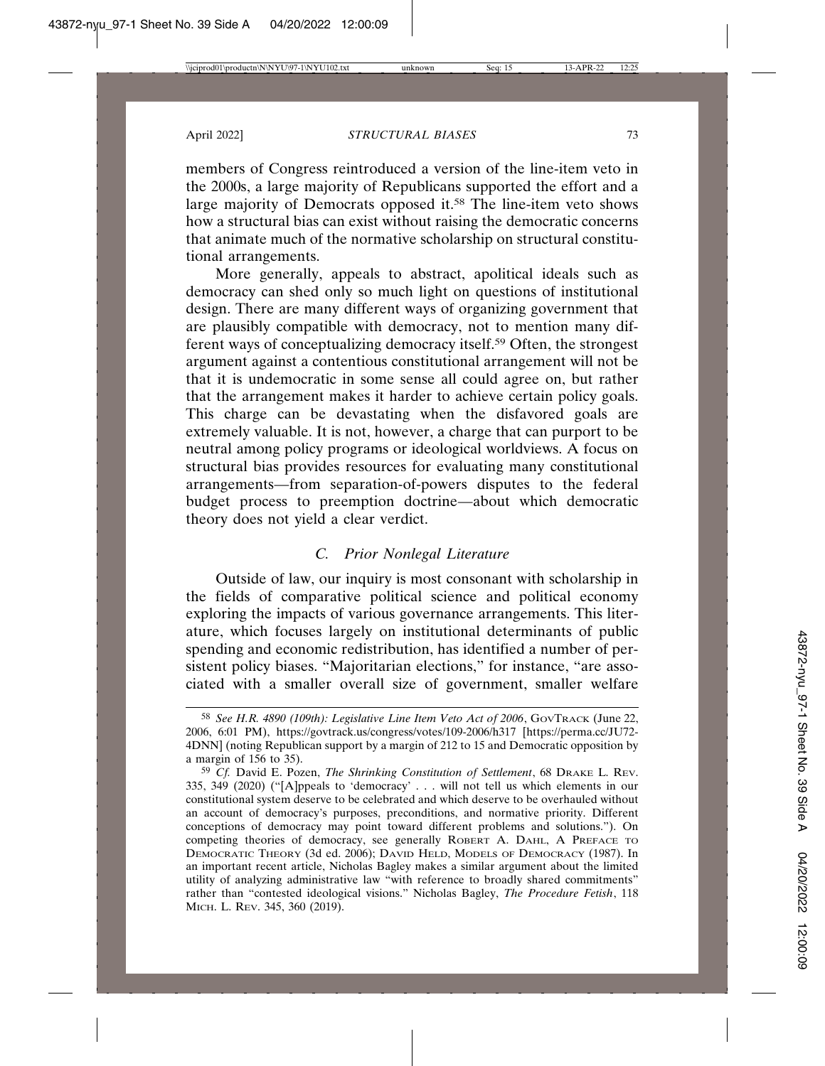members of Congress reintroduced a version of the line-item veto in the 2000s, a large majority of Republicans supported the effort and a large majority of Democrats opposed it.[58] The line-item veto shows how a structural bias can exist without raising the democratic concerns that animate much of the normative scholarship on structural constitutional arrangements.

More generally, appeals to abstract, apolitical ideals such as democracy can shed only so much light on questions of institutional design. There are many different ways of organizing government that are plausibly compatible with democracy, not to mention many different ways of conceptualizing democracy itself.[59] Often, the strongest argument against a contentious constitutional arrangement will not be that it is undemocratic in some sense all could agree on, but rather that the arrangement makes it harder to achieve certain policy goals. This charge can be devastating when the disfavored goals are extremely valuable. It is not, however, a charge that can purport to be neutral among policy programs or ideological worldviews. A focus on structural bias provides resources for evaluating many constitutional arrangements—from separation-of-powers disputes to the federal budget process to preemption doctrine—about which democratic theory does not yield a clear verdict.

### *C. Prior Nonlegal Literature*

Outside of law, our inquiry is most consonant with scholarship in the fields of comparative political science and political economy exploring the impacts of various governance arrangements. This literature, which focuses largely on institutional determinants of public spending and economic redistribution, has identified a number of persistent policy biases. "Majoritarian elections," for instance, "are associated with a smaller overall size of government, smaller welfare

---

[58] *See H.R. 4890 (109th): Legislative Line Item Veto Act of 2006*, GOVTRACK (June 22, 2006, 6:01 PM), https://govtrack.us/congress/votes/109-2006/h317 [https://perma.cc/JU72-4DNN] (noting Republican support by a margin of 212 to 15 and Democratic opposition by a margin of 156 to 35).

[59] *Cf.* David E. Pozen, *The Shrinking Constitution of Settlement*, 68 DRAKE L. REV. 335, 349 (2020) ("[A]ppeals to 'democracy' . . . will not tell us which elements in our constitutional system deserve to be celebrated and which deserve to be overhauled without an account of democracy's purposes, preconditions, and normative priority. Different conceptions of democracy may point toward different problems and solutions."). On competing theories of democracy, see generally ROBERT A. DAHL, A PREFACE TO DEMOCRATIC THEORY (3d ed. 2006); DAVID HELD, MODELS OF DEMOCRACY (1987). In an important recent article, Nicholas Bagley makes a similar argument about the limited utility of analyzing administrative law "with reference to broadly shared commitments" rather than "contested ideological visions." Nicholas Bagley, *The Procedure Fetish*, 118 MICH. L. REV. 345, 360 (2019).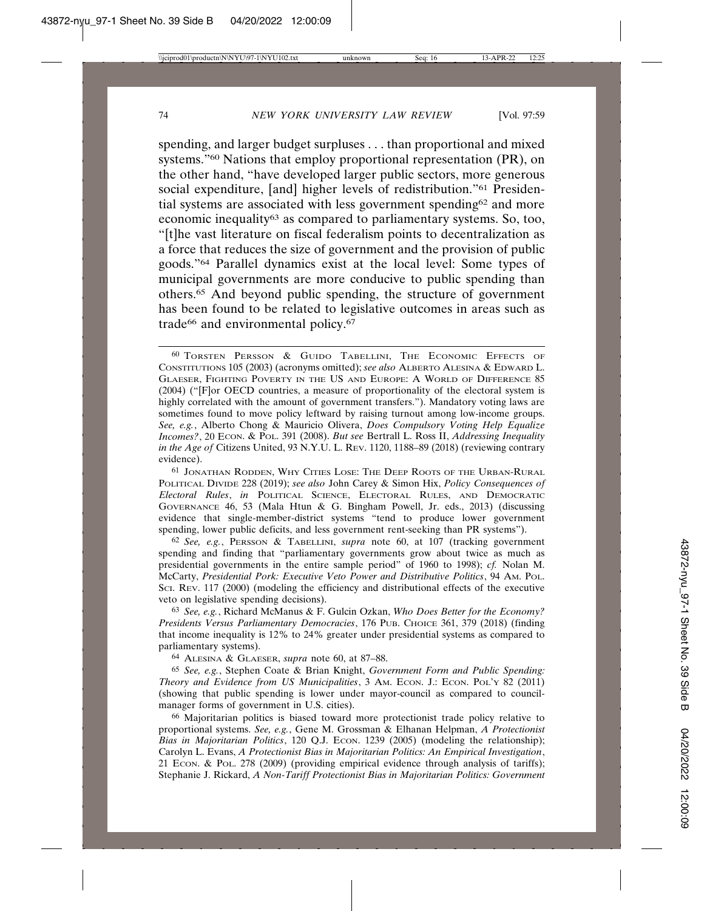spending, and larger budget surpluses . . . than proportional and mixed systems."[60] Nations that employ proportional representation (PR), on the other hand, "have developed larger public sectors, more generous social expenditure, [and] higher levels of redistribution."[61] Presidential systems are associated with less government spending[62] and more economic inequality[63] as compared to parliamentary systems. So, too, "[t]he vast literature on fiscal federalism points to decentralization as a force that reduces the size of government and the provision of public goods."[64] Parallel dynamics exist at the local level: Some types of municipal governments are more conducive to public spending than others.[65] And beyond public spending, the structure of government has been found to be related to legislative outcomes in areas such as trade[66] and environmental policy.[67]

---

[60] TORSTEN PERSSON & GUIDO TABELLINI, THE ECONOMIC EFFECTS OF CONSTITUTIONS 105 (2003) (acronyms omitted); *see also* ALBERTO ALESINA & EDWARD L. GLAESER, FIGHTING POVERTY IN THE US AND EUROPE: A WORLD OF DIFFERENCE 85 (2004) ("[F]or OECD countries, a measure of proportionality of the electoral system is highly correlated with the amount of government transfers."). Mandatory voting laws are sometimes found to move policy leftward by raising turnout among low-income groups. *See, e.g.*, Alberto Chong & Mauricio Olivera, *Does Compulsory Voting Help Equalize Incomes?*, 20 ECON. & POL. 391 (2008). *But see* Bertrall L. Ross II, *Addressing Inequality in the Age of* Citizens United, 93 N.Y.U. L. REV. 1120, 1188–89 (2018) (reviewing contrary evidence).

[61] JONATHAN RODDEN, WHY CITIES LOSE: THE DEEP ROOTS OF THE URBAN-RURAL POLITICAL DIVIDE 228 (2019); *see also* John Carey & Simon Hix, *Policy Consequences of Electoral Rules*, *in* POLITICAL SCIENCE, ELECTORAL RULES, AND DEMOCRATIC GOVERNANCE 46, 53 (Mala Htun & G. Bingham Powell, Jr. eds., 2013) (discussing evidence that single-member-district systems "tend to produce lower government spending, lower public deficits, and less government rent-seeking than PR systems").

[62] *See, e.g.*, PERSSON & TABELLINI, *supra* note 60, at 107 (tracking government spending and finding that "parliamentary governments grow about twice as much as presidential governments in the entire sample period" of 1960 to 1998); *cf.* Nolan M. McCarty, *Presidential Pork: Executive Veto Power and Distributive Politics*, 94 AM. POL. SCI. REV. 117 (2000) (modeling the efficiency and distributional effects of the executive veto on legislative spending decisions).

[63] *See, e.g.*, Richard McManus & F. Gulcin Ozkan, *Who Does Better for the Economy? Presidents Versus Parliamentary Democracies*, 176 PUB. CHOICE 361, 379 (2018) (finding that income inequality is 12% to 24% greater under presidential systems as compared to parliamentary systems).

[64] ALESINA & GLAESER, *supra* note 60, at 87–88.

[65] *See, e.g.*, Stephen Coate & Brian Knight, *Government Form and Public Spending: Theory and Evidence from US Municipalities*, 3 AM. ECON. J.: ECON. POL'Y 82 (2011) (showing that public spending is lower under mayor-council as compared to council-manager forms of government in U.S. cities).

[66] Majoritarian politics is biased toward more protectionist trade policy relative to proportional systems. *See, e.g.*, Gene M. Grossman & Elhanan Helpman, *A Protectionist Bias in Majoritarian Politics*, 120 Q.J. ECON. 1239 (2005) (modeling the relationship); Carolyn L. Evans, *A Protectionist Bias in Majoritarian Politics: An Empirical Investigation*, 21 ECON. & POL. 278 (2009) (providing empirical evidence through analysis of tariffs); Stephanie J. Rickard, *A Non-Tariff Protectionist Bias in Majoritarian Politics: Government*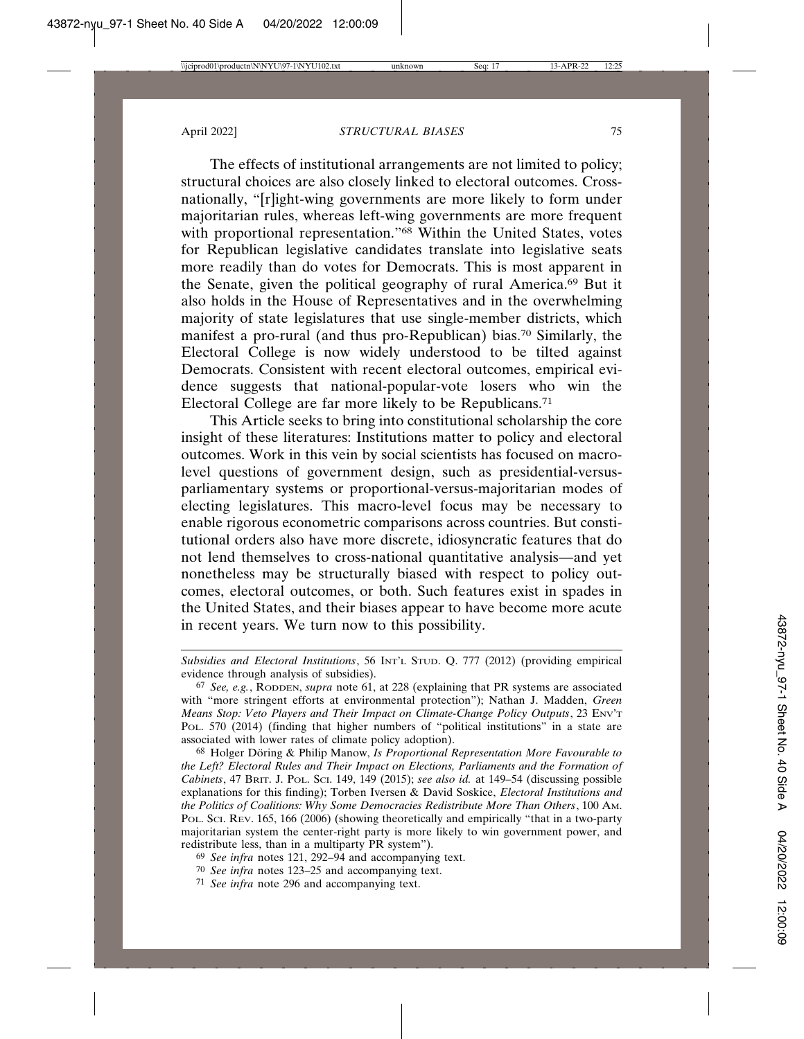The effects of institutional arrangements are not limited to policy; structural choices are also closely linked to electoral outcomes. Cross-nationally, "[r]ight-wing governments are more likely to form under majoritarian rules, whereas left-wing governments are more frequent with proportional representation."[68] Within the United States, votes for Republican legislative candidates translate into legislative seats more readily than do votes for Democrats. This is most apparent in the Senate, given the political geography of rural America.[69] But it also holds in the House of Representatives and in the overwhelming majority of state legislatures that use single-member districts, which manifest a pro-rural (and thus pro-Republican) bias.[70] Similarly, the Electoral College is now widely understood to be tilted against Democrats. Consistent with recent electoral outcomes, empirical evidence suggests that national-popular-vote losers who win the Electoral College are far more likely to be Republicans.[71]

This Article seeks to bring into constitutional scholarship the core insight of these literatures: Institutions matter to policy and electoral outcomes. Work in this vein by social scientists has focused on macro-level questions of government design, such as presidential-versus-parliamentary systems or proportional-versus-majoritarian modes of electing legislatures. This macro-level focus may be necessary to enable rigorous econometric comparisons across countries. But constitutional orders also have more discrete, idiosyncratic features that do not lend themselves to cross-national quantitative analysis—and yet nonetheless may be structurally biased with respect to policy outcomes, electoral outcomes, or both. Such features exist in spades in the United States, and their biases appear to have become more acute in recent years. We turn now to this possibility.

---

*Subsidies and Electoral Institutions*, 56 INT'L STUD. Q. 777 (2012) (providing empirical evidence through analysis of subsidies).

67 *See, e.g.*, RODDEN, *supra* note 61, at 228 (explaining that PR systems are associated with "more stringent efforts at environmental protection"); Nathan J. Madden, *Green Means Stop: Veto Players and Their Impact on Climate-Change Policy Outputs*, 23 ENV'T POL. 570 (2014) (finding that higher numbers of "political institutions" in a state are associated with lower rates of climate policy adoption).

68 Holger Döring & Philip Manow, *Is Proportional Representation More Favourable to the Left? Electoral Rules and Their Impact on Elections, Parliaments and the Formation of Cabinets*, 47 BRIT. J. POL. SCI. 149, 149 (2015); *see also id.* at 149–54 (discussing possible explanations for this finding); Torben Iversen & David Soskice, *Electoral Institutions and the Politics of Coalitions: Why Some Democracies Redistribute More Than Others*, 100 AM. POL. SCI. REV. 165, 166 (2006) (showing theoretically and empirically "that in a two-party majoritarian system the center-right party is more likely to win government power, and redistribute less, than in a multiparty PR system").

69 *See infra* notes 121, 292–94 and accompanying text.

70 *See infra* notes 123–25 and accompanying text.

71 *See infra* note 296 and accompanying text.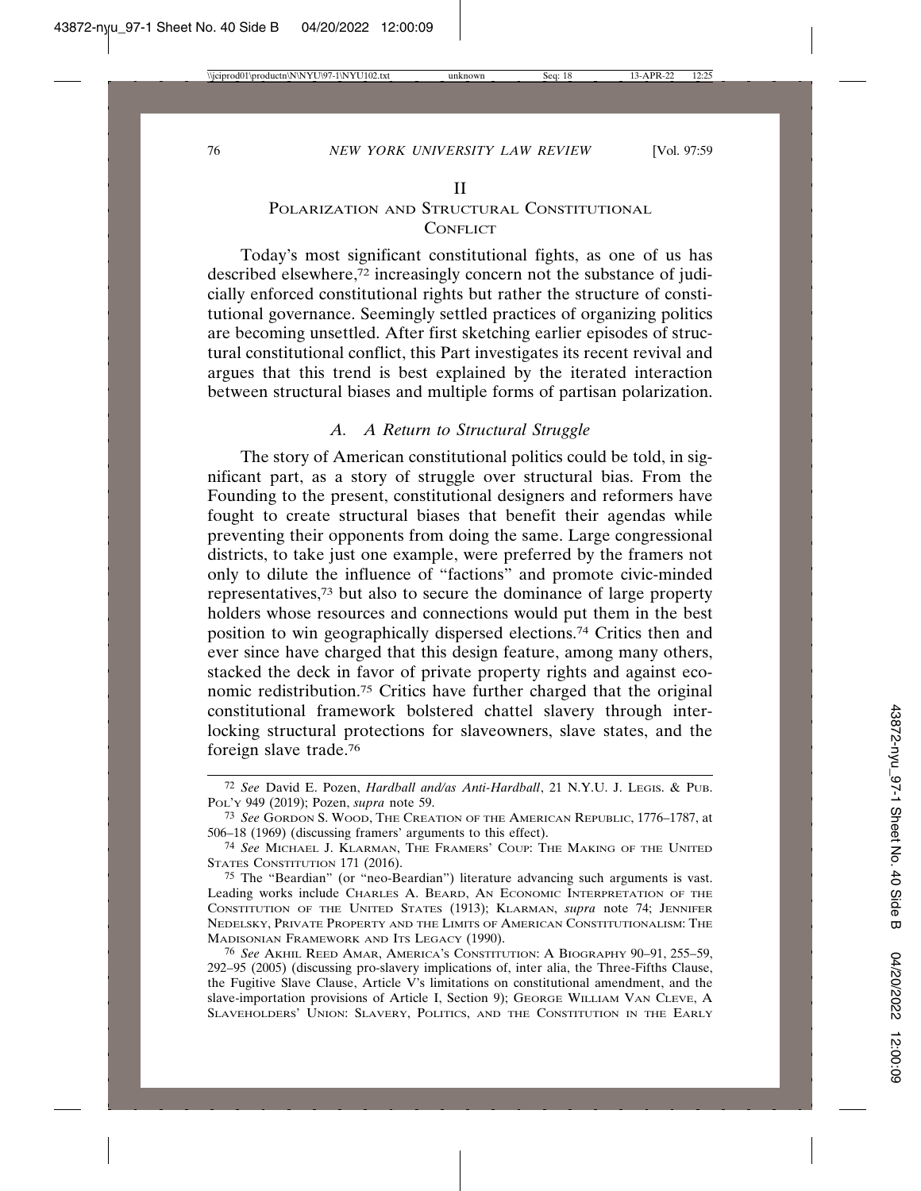## II
## Polarization and Structural Constitutional Conflict

Today's most significant constitutional fights, as one of us has described elsewhere,[72] increasingly concern not the substance of judicially enforced constitutional rights but rather the structure of constitutional governance. Seemingly settled practices of organizing politics are becoming unsettled. After first sketching earlier episodes of structural constitutional conflict, this Part investigates its recent revival and argues that this trend is best explained by the iterated interaction between structural biases and multiple forms of partisan polarization.

### *A. A Return to Structural Struggle*

The story of American constitutional politics could be told, in significant part, as a story of struggle over structural bias. From the Founding to the present, constitutional designers and reformers have fought to create structural biases that benefit their agendas while preventing their opponents from doing the same. Large congressional districts, to take just one example, were preferred by the framers not only to dilute the influence of "factions" and promote civic-minded representatives,[73] but also to secure the dominance of large property holders whose resources and connections would put them in the best position to win geographically dispersed elections.[74] Critics then and ever since have charged that this design feature, among many others, stacked the deck in favor of private property rights and against economic redistribution.[75] Critics have further charged that the original constitutional framework bolstered chattel slavery through interlocking structural protections for slaveowners, slave states, and the foreign slave trade.[76]

---

[72] *See* David E. Pozen, *Hardball and/as Anti-Hardball*, 21 N.Y.U. J. Legis. & Pub. Pol'y 949 (2019); Pozen, *supra* note 59.

[73] *See* Gordon S. Wood, The Creation of the American Republic, 1776–1787, at 506–18 (1969) (discussing framers' arguments to this effect).

[74] *See* Michael J. Klarman, The Framers' Coup: The Making of the United States Constitution 171 (2016).

[75] The "Beardian" (or "neo-Beardian") literature advancing such arguments is vast. Leading works include Charles A. Beard, An Economic Interpretation of the Constitution of the United States (1913); Klarman, *supra* note 74; Jennifer Nedelsky, Private Property and the Limits of American Constitutionalism: The Madisonian Framework and Its Legacy (1990).

[76] *See* Akhil Reed Amar, America's Constitution: A Biography 90–91, 255–59, 292–95 (2005) (discussing pro-slavery implications of, inter alia, the Three-Fifths Clause, the Fugitive Slave Clause, Article V's limitations on constitutional amendment, and the slave-importation provisions of Article I, Section 9); George William Van Cleve, A Slaveholders' Union: Slavery, Politics, and the Constitution in the Early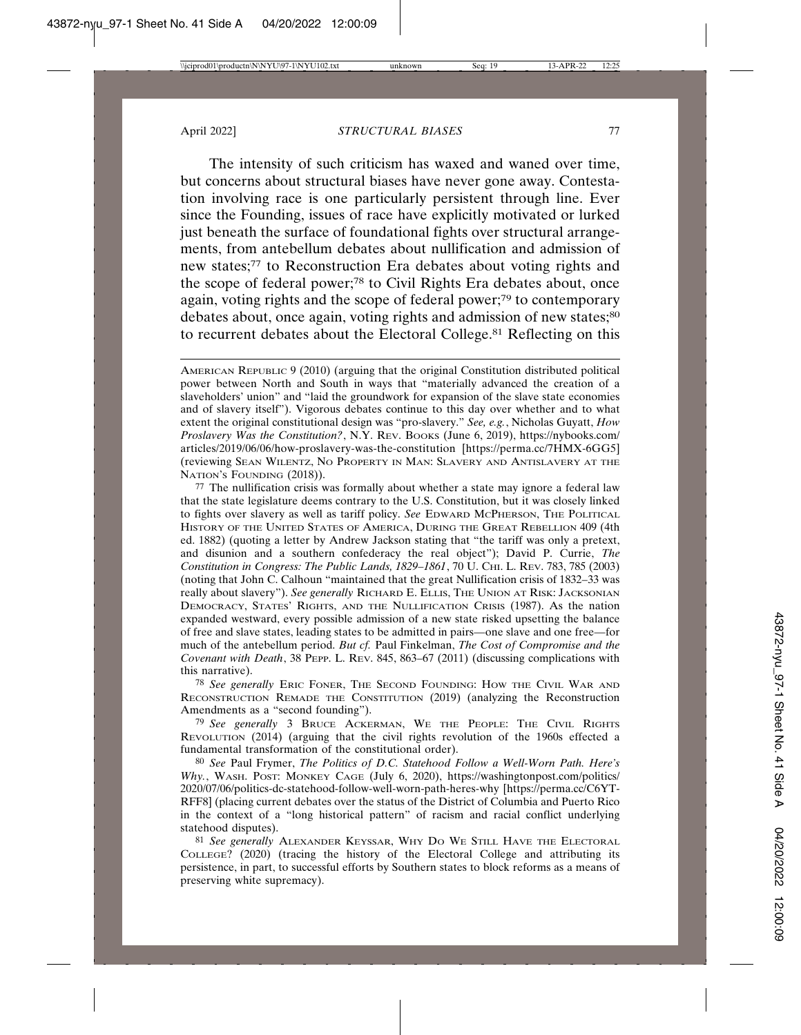The intensity of such criticism has waxed and waned over time, but concerns about structural biases have never gone away. Contestation involving race is one particularly persistent through line. Ever since the Founding, issues of race have explicitly motivated or lurked just beneath the surface of foundational fights over structural arrangements, from antebellum debates about nullification and admission of new states;[77] to Reconstruction Era debates about voting rights and the scope of federal power;[78] to Civil Rights Era debates about, once again, voting rights and the scope of federal power;[79] to contemporary debates about, once again, voting rights and admission of new states;[80] to recurrent debates about the Electoral College.[81] Reflecting on this

---

AMERICAN REPUBLIC 9 (2010) (arguing that the original Constitution distributed political power between North and South in ways that "materially advanced the creation of a slaveholders' union" and "laid the groundwork for expansion of the slave state economies and of slavery itself"). Vigorous debates continue to this day over whether and to what extent the original constitutional design was "pro-slavery." *See, e.g.*, Nicholas Guyatt, *How Proslavery Was the Constitution?*, N.Y. REV. BOOKS (June 6, 2019), https://nybooks.com/articles/2019/06/06/how-proslavery-was-the-constitution [https://perma.cc/7HMX-6GG5] (reviewing SEAN WILENTZ, NO PROPERTY IN MAN: SLAVERY AND ANTISLAVERY AT THE NATION'S FOUNDING (2018)).

[77] The nullification crisis was formally about whether a state may ignore a federal law that the state legislature deems contrary to the U.S. Constitution, but it was closely linked to fights over slavery as well as tariff policy. *See* EDWARD MCPHERSON, THE POLITICAL HISTORY OF THE UNITED STATES OF AMERICA, DURING THE GREAT REBELLION 409 (4th ed. 1882) (quoting a letter by Andrew Jackson stating that "the tariff was only a pretext, and disunion and a southern confederacy the real object"); David P. Currie, *The Constitution in Congress: The Public Lands, 1829–1861*, 70 U. CHI. L. REV. 783, 785 (2003) (noting that John C. Calhoun "maintained that the great Nullification crisis of 1832–33 was really about slavery"). *See generally* RICHARD E. ELLIS, THE UNION AT RISK: JACKSONIAN DEMOCRACY, STATES' RIGHTS, AND THE NULLIFICATION CRISIS (1987). As the nation expanded westward, every possible admission of a new state risked upsetting the balance of free and slave states, leading states to be admitted in pairs—one slave and one free—for much of the antebellum period. *But cf.* Paul Finkelman, *The Cost of Compromise and the Covenant with Death*, 38 PEPP. L. REV. 845, 863–67 (2011) (discussing complications with this narrative).

[78] *See generally* ERIC FONER, THE SECOND FOUNDING: HOW THE CIVIL WAR AND RECONSTRUCTION REMADE THE CONSTITUTION (2019) (analyzing the Reconstruction Amendments as a "second founding").

[79] *See generally* 3 BRUCE ACKERMAN, WE THE PEOPLE: THE CIVIL RIGHTS REVOLUTION (2014) (arguing that the civil rights revolution of the 1960s effected a fundamental transformation of the constitutional order).

[80] *See* Paul Frymer, *The Politics of D.C. Statehood Follow a Well-Worn Path. Here's Why.*, WASH. POST: MONKEY CAGE (July 6, 2020), https://washingtonpost.com/politics/2020/07/06/politics-dc-statehood-follow-well-worn-path-heres-why [https://perma.cc/C6YT-RFF8] (placing current debates over the status of the District of Columbia and Puerto Rico in the context of a "long historical pattern" of racism and racial conflict underlying statehood disputes).

[81] *See generally* ALEXANDER KEYSSAR, WHY DO WE STILL HAVE THE ELECTORAL COLLEGE? (2020) (tracing the history of the Electoral College and attributing its persistence, in part, to successful efforts by Southern states to block reforms as a means of preserving white supremacy).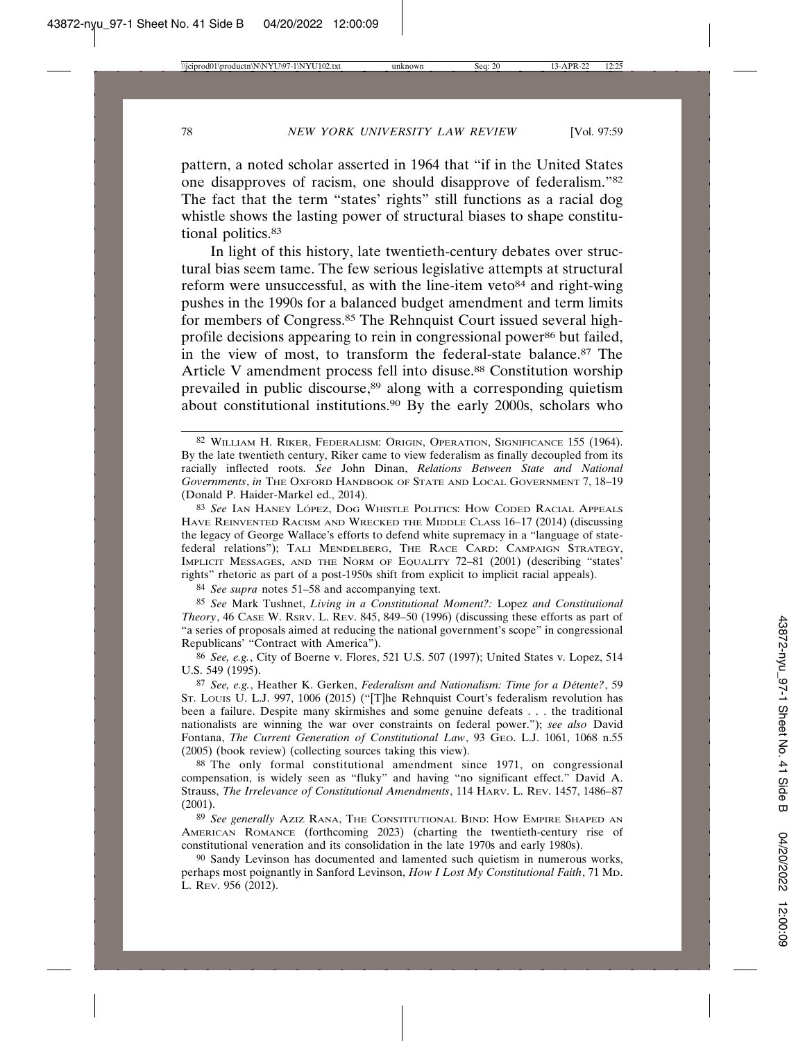pattern, a noted scholar asserted in 1964 that "if in the United States one disapproves of racism, one should disapprove of federalism."[82] The fact that the term "states' rights" still functions as a racial dog whistle shows the lasting power of structural biases to shape constitutional politics.[83]

In light of this history, late twentieth-century debates over structural bias seem tame. The few serious legislative attempts at structural reform were unsuccessful, as with the line-item veto[84] and right-wing pushes in the 1990s for a balanced budget amendment and term limits for members of Congress.[85] The Rehnquist Court issued several high-profile decisions appearing to rein in congressional power[86] but failed, in the view of most, to transform the federal-state balance.[87] The Article V amendment process fell into disuse.[88] Constitution worship prevailed in public discourse,[89] along with a corresponding quietism about constitutional institutions.[90] By the early 2000s, scholars who

---

[82] William H. Riker, Federalism: Origin, Operation, Significance 155 (1964). By the late twentieth century, Riker came to view federalism as finally decoupled from its racially inflected roots. *See* John Dinan, *Relations Between State and National Governments*, *in* The Oxford Handbook of State and Local Government 7, 18–19 (Donald P. Haider-Markel ed., 2014).

[83] *See* Ian Haney López, Dog Whistle Politics: How Coded Racial Appeals Have Reinvented Racism and Wrecked the Middle Class 16–17 (2014) (discussing the legacy of George Wallace's efforts to defend white supremacy in a "language of state-federal relations"); Tali Mendelberg, The Race Card: Campaign Strategy, Implicit Messages, and the Norm of Equality 72–81 (2001) (describing "states' rights" rhetoric as part of a post-1950s shift from explicit to implicit racial appeals).

[84] *See supra* notes 51–58 and accompanying text.

[85] *See* Mark Tushnet, *Living in a Constitutional Moment?:* Lopez *and Constitutional Theory*, 46 Case W. Rsrv. L. Rev. 845, 849–50 (1996) (discussing these efforts as part of "a series of proposals aimed at reducing the national government's scope" in congressional Republicans' "Contract with America").

[86] *See, e.g.*, City of Boerne v. Flores, 521 U.S. 507 (1997); United States v. Lopez, 514 U.S. 549 (1995).

[87] *See, e.g.*, Heather K. Gerken, *Federalism and Nationalism: Time for a Détente?*, 59 St. Louis U. L.J. 997, 1006 (2015) ("[T]he Rehnquist Court's federalism revolution has been a failure. Despite many skirmishes and some genuine defeats . . . the traditional nationalists are winning the war over constraints on federal power."); *see also* David Fontana, *The Current Generation of Constitutional Law*, 93 Geo. L.J. 1061, 1068 n.55 (2005) (book review) (collecting sources taking this view).

[88] The only formal constitutional amendment since 1971, on congressional compensation, is widely seen as "fluky" and having "no significant effect." David A. Strauss, *The Irrelevance of Constitutional Amendments*, 114 Harv. L. Rev. 1457, 1486–87 (2001).

[89] *See generally* Aziz Rana, The Constitutional Bind: How Empire Shaped an American Romance (forthcoming 2023) (charting the twentieth-century rise of constitutional veneration and its consolidation in the late 1970s and early 1980s).

[90] Sandy Levinson has documented and lamented such quietism in numerous works, perhaps most poignantly in Sanford Levinson, *How I Lost My Constitutional Faith*, 71 Md. L. Rev. 956 (2012).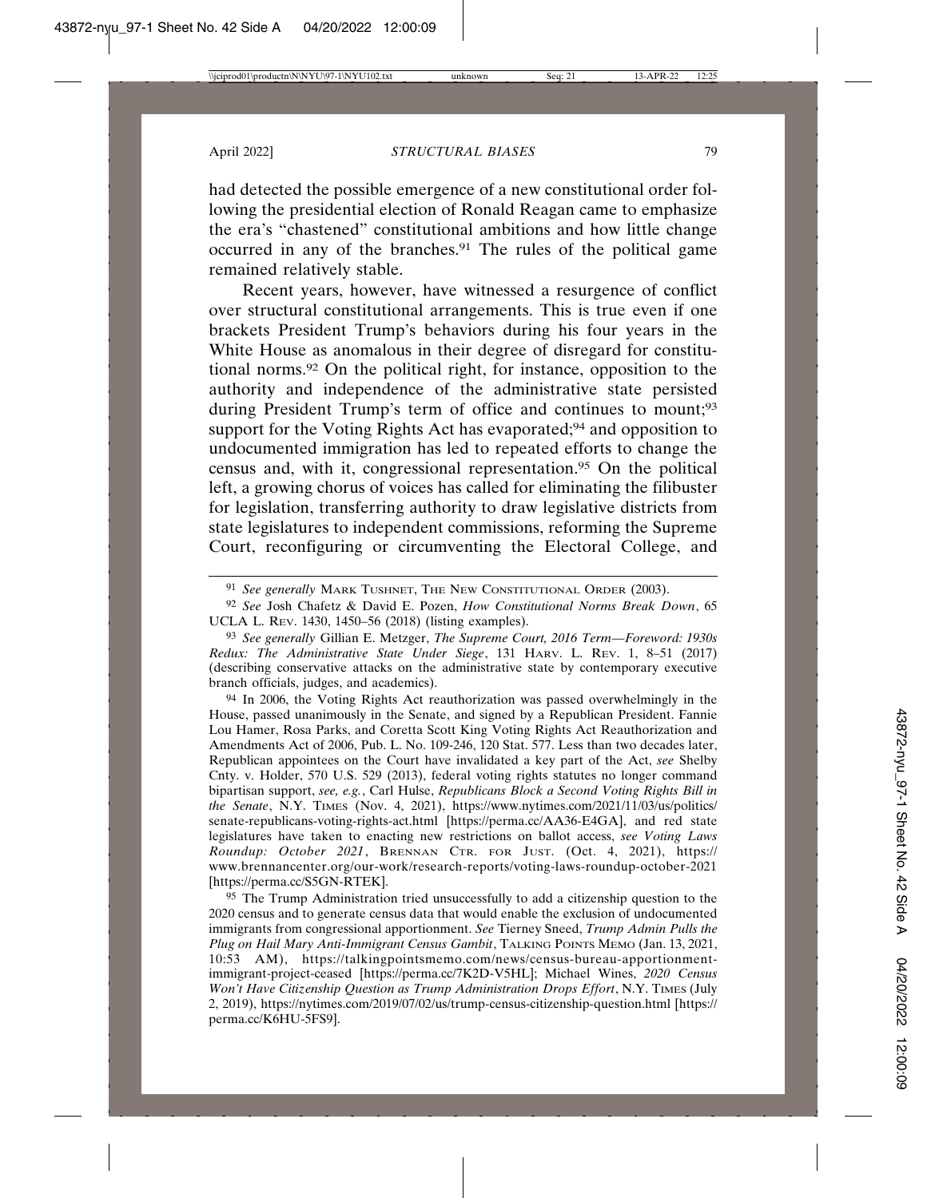had detected the possible emergence of a new constitutional order following the presidential election of Ronald Reagan came to emphasize the era's "chastened" constitutional ambitions and how little change occurred in any of the branches.[91] The rules of the political game remained relatively stable.

Recent years, however, have witnessed a resurgence of conflict over structural constitutional arrangements. This is true even if one brackets President Trump's behaviors during his four years in the White House as anomalous in their degree of disregard for constitutional norms.[92] On the political right, for instance, opposition to the authority and independence of the administrative state persisted during President Trump's term of office and continues to mount;[93] support for the Voting Rights Act has evaporated;[94] and opposition to undocumented immigration has led to repeated efforts to change the census and, with it, congressional representation.[95] On the political left, a growing chorus of voices has called for eliminating the filibuster for legislation, transferring authority to draw legislative districts from state legislatures to independent commissions, reforming the Supreme Court, reconfiguring or circumventing the Electoral College, and

---

[91] *See generally* MARK TUSHNET, THE NEW CONSTITUTIONAL ORDER (2003).

[92] *See* Josh Chafetz & David E. Pozen, *How Constitutional Norms Break Down*, 65 UCLA L. REV. 1430, 1450–56 (2018) (listing examples).

[93] *See generally* Gillian E. Metzger, *The Supreme Court, 2016 Term—Foreword: 1930s Redux: The Administrative State Under Siege*, 131 HARV. L. REV. 1, 8–51 (2017) (describing conservative attacks on the administrative state by contemporary executive branch officials, judges, and academics).

[94] In 2006, the Voting Rights Act reauthorization was passed overwhelmingly in the House, passed unanimously in the Senate, and signed by a Republican President. Fannie Lou Hamer, Rosa Parks, and Coretta Scott King Voting Rights Act Reauthorization and Amendments Act of 2006, Pub. L. No. 109-246, 120 Stat. 577. Less than two decades later, Republican appointees on the Court have invalidated a key part of the Act, *see* Shelby Cnty. v. Holder, 570 U.S. 529 (2013), federal voting rights statutes no longer command bipartisan support, *see, e.g.*, Carl Hulse, *Republicans Block a Second Voting Rights Bill in the Senate*, N.Y. TIMES (Nov. 4, 2021), https://www.nytimes.com/2021/11/03/us/politics/senate-republicans-voting-rights-act.html [https://perma.cc/AA36-E4GA], and red state legislatures have taken to enacting new restrictions on ballot access, *see Voting Laws Roundup: October 2021*, BRENNAN CTR. FOR JUST. (Oct. 4, 2021), https://www.brennancenter.org/our-work/research-reports/voting-laws-roundup-october-2021 [https://perma.cc/S5GN-RTEK].

[95] The Trump Administration tried unsuccessfully to add a citizenship question to the 2020 census and to generate census data that would enable the exclusion of undocumented immigrants from congressional apportionment. *See* Tierney Sneed, *Trump Admin Pulls the Plug on Hail Mary Anti-Immigrant Census Gambit*, TALKING POINTS MEMO (Jan. 13, 2021, 10:53 AM), https://talkingpointsmemo.com/news/census-bureau-apportionment-immigrant-project-ceased [https://perma.cc/7K2D-V5HL]; Michael Wines, *2020 Census Won't Have Citizenship Question as Trump Administration Drops Effort*, N.Y. TIMES (July 2, 2019), https://nytimes.com/2019/07/02/us/trump-census-citizenship-question.html [https://perma.cc/K6HU-5FS9].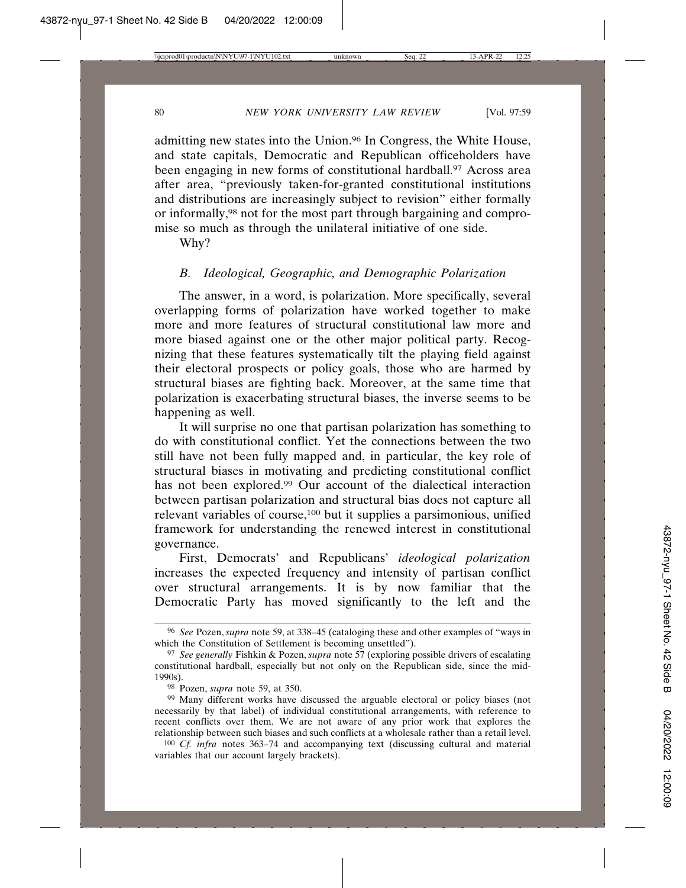admitting new states into the Union.[96] In Congress, the White House, and state capitals, Democratic and Republican officeholders have been engaging in new forms of constitutional hardball.[97] Across area after area, "previously taken-for-granted constitutional institutions and distributions are increasingly subject to revision" either formally or informally,[98] not for the most part through bargaining and compromise so much as through the unilateral initiative of one side.

Why?

### *B. Ideological, Geographic, and Demographic Polarization*

The answer, in a word, is polarization. More specifically, several overlapping forms of polarization have worked together to make more and more features of structural constitutional law more and more biased against one or the other major political party. Recognizing that these features systematically tilt the playing field against their electoral prospects or policy goals, those who are harmed by structural biases are fighting back. Moreover, at the same time that polarization is exacerbating structural biases, the inverse seems to be happening as well.

It will surprise no one that partisan polarization has something to do with constitutional conflict. Yet the connections between the two still have not been fully mapped and, in particular, the key role of structural biases in motivating and predicting constitutional conflict has not been explored.[99] Our account of the dialectical interaction between partisan polarization and structural bias does not capture all relevant variables of course,[100] but it supplies a parsimonious, unified framework for understanding the renewed interest in constitutional governance.

First, Democrats' and Republicans' *ideological polarization* increases the expected frequency and intensity of partisan conflict over structural arrangements. It is by now familiar that the Democratic Party has moved significantly to the left and the

---

[96] *See* Pozen, *supra* note 59, at 338–45 (cataloging these and other examples of "ways in which the Constitution of Settlement is becoming unsettled").

[97] *See generally* Fishkin & Pozen, *supra* note 57 (exploring possible drivers of escalating constitutional hardball, especially but not only on the Republican side, since the mid-1990s).

[98] Pozen, *supra* note 59, at 350.

[99] Many different works have discussed the arguable electoral or policy biases (not necessarily by that label) of individual constitutional arrangements, with reference to recent conflicts over them. We are not aware of any prior work that explores the relationship between such biases and such conflicts at a wholesale rather than a retail level.

[100] *Cf. infra* notes 363–74 and accompanying text (discussing cultural and material variables that our account largely brackets).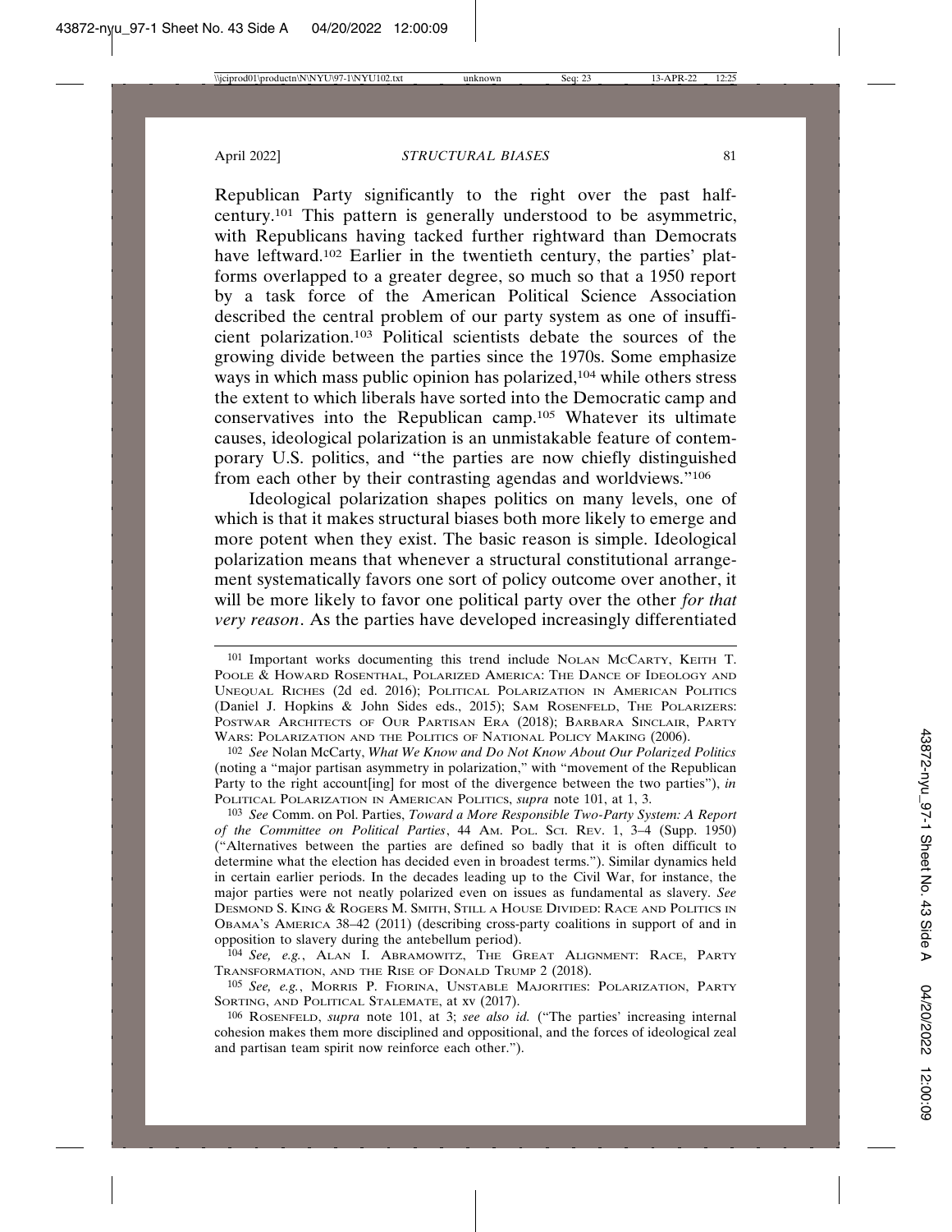Republican Party significantly to the right over the past half-century.[101] This pattern is generally understood to be asymmetric, with Republicans having tacked further rightward than Democrats have leftward.[102] Earlier in the twentieth century, the parties' platforms overlapped to a greater degree, so much so that a 1950 report by a task force of the American Political Science Association described the central problem of our party system as one of insufficient polarization.[103] Political scientists debate the sources of the growing divide between the parties since the 1970s. Some emphasize ways in which mass public opinion has polarized,[104] while others stress the extent to which liberals have sorted into the Democratic camp and conservatives into the Republican camp.[105] Whatever its ultimate causes, ideological polarization is an unmistakable feature of contemporary U.S. politics, and "the parties are now chiefly distinguished from each other by their contrasting agendas and worldviews."[106]

Ideological polarization shapes politics on many levels, one of which is that it makes structural biases both more likely to emerge and more potent when they exist. The basic reason is simple. Ideological polarization means that whenever a structural constitutional arrangement systematically favors one sort of policy outcome over another, it will be more likely to favor one political party over the other *for that very reason*. As the parties have developed increasingly differentiated

---

[101] Important works documenting this trend include NOLAN MCCARTY, KEITH T. POOLE & HOWARD ROSENTHAL, POLARIZED AMERICA: THE DANCE OF IDEOLOGY AND UNEQUAL RICHES (2d ed. 2016); POLITICAL POLARIZATION IN AMERICAN POLITICS (Daniel J. Hopkins & John Sides eds., 2015); SAM ROSENFELD, THE POLARIZERS: POSTWAR ARCHITECTS OF OUR PARTISAN ERA (2018); BARBARA SINCLAIR, PARTY WARS: POLARIZATION AND THE POLITICS OF NATIONAL POLICY MAKING (2006).

[102] *See* Nolan McCarty, *What We Know and Do Not Know About Our Polarized Politics* (noting a "major partisan asymmetry in polarization," with "movement of the Republican Party to the right account[ing] for most of the divergence between the two parties"), *in* POLITICAL POLARIZATION IN AMERICAN POLITICS, *supra* note 101, at 1, 3.

[103] *See* Comm. on Pol. Parties, *Toward a More Responsible Two-Party System: A Report of the Committee on Political Parties*, 44 AM. POL. SCI. REV. 1, 3–4 (Supp. 1950) ("Alternatives between the parties are defined so badly that it is often difficult to determine what the election has decided even in broadest terms."). Similar dynamics held in certain earlier periods. In the decades leading up to the Civil War, for instance, the major parties were not neatly polarized even on issues as fundamental as slavery. *See* DESMOND S. KING & ROGERS M. SMITH, STILL A HOUSE DIVIDED: RACE AND POLITICS IN OBAMA'S AMERICA 38–42 (2011) (describing cross-party coalitions in support of and in opposition to slavery during the antebellum period).

[104] *See, e.g.*, ALAN I. ABRAMOWITZ, THE GREAT ALIGNMENT: RACE, PARTY TRANSFORMATION, AND THE RISE OF DONALD TRUMP 2 (2018).

[105] *See, e.g.*, MORRIS P. FIORINA, UNSTABLE MAJORITIES: POLARIZATION, PARTY SORTING, AND POLITICAL STALEMATE, at xv (2017).

[106] ROSENFELD, *supra* note 101, at 3; *see also id.* ("The parties' increasing internal cohesion makes them more disciplined and oppositional, and the forces of ideological zeal and partisan team spirit now reinforce each other.").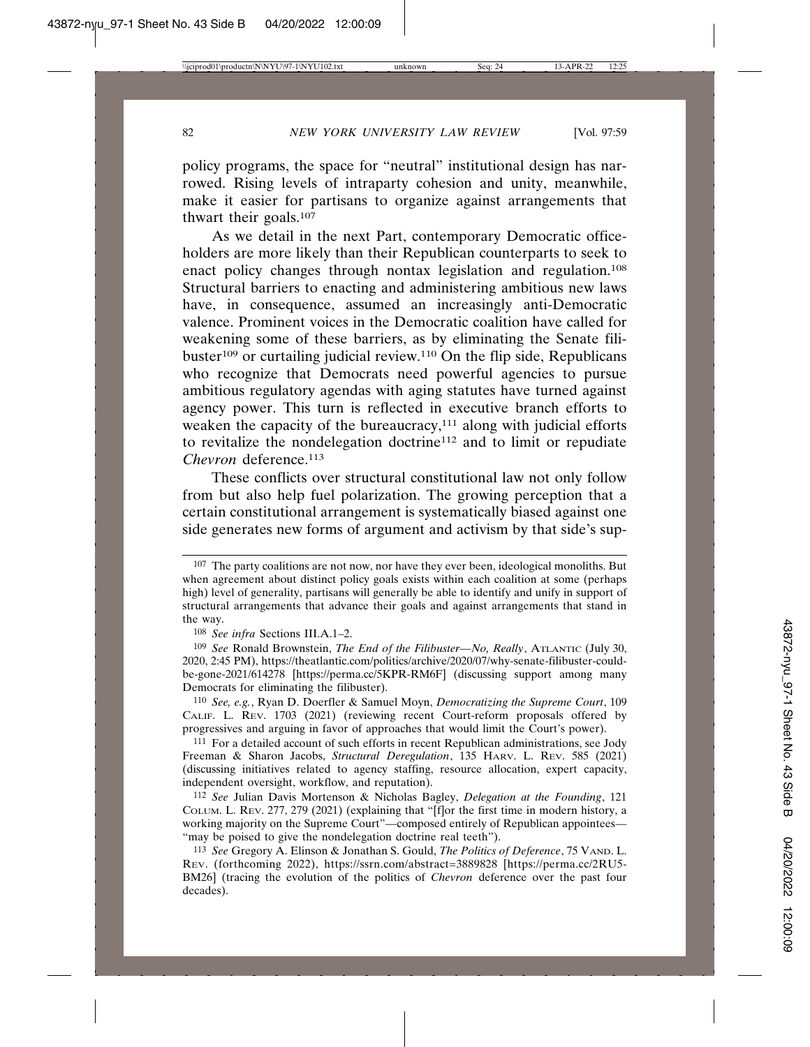policy programs, the space for "neutral" institutional design has narrowed. Rising levels of intraparty cohesion and unity, meanwhile, make it easier for partisans to organize against arrangements that thwart their goals.[107]

As we detail in the next Part, contemporary Democratic officeholders are more likely than their Republican counterparts to seek to enact policy changes through nontax legislation and regulation.[108] Structural barriers to enacting and administering ambitious new laws have, in consequence, assumed an increasingly anti-Democratic valence. Prominent voices in the Democratic coalition have called for weakening some of these barriers, as by eliminating the Senate filibuster[109] or curtailing judicial review.[110] On the flip side, Republicans who recognize that Democrats need powerful agencies to pursue ambitious regulatory agendas with aging statutes have turned against agency power. This turn is reflected in executive branch efforts to weaken the capacity of the bureaucracy,[111] along with judicial efforts to revitalize the nondelegation doctrine[112] and to limit or repudiate *Chevron* deference.[113]

These conflicts over structural constitutional law not only follow from but also help fuel polarization. The growing perception that a certain constitutional arrangement is systematically biased against one side generates new forms of argument and activism by that side's sup-

---

[107] The party coalitions are not now, nor have they ever been, ideological monoliths. But when agreement about distinct policy goals exists within each coalition at some (perhaps high) level of generality, partisans will generally be able to identify and unify in support of structural arrangements that advance their goals and against arrangements that stand in the way.

[108] *See infra* Sections III.A.1–2.

[109] *See* Ronald Brownstein, *The End of the Filibuster—No, Really*, ATLANTIC (July 30, 2020, 2:45 PM), https://theatlantic.com/politics/archive/2020/07/why-senate-filibuster-could-be-gone-2021/614278 [https://perma.cc/5KPR-RM6F] (discussing support among many Democrats for eliminating the filibuster).

[110] *See, e.g.*, Ryan D. Doerfler & Samuel Moyn, *Democratizing the Supreme Court*, 109 CALIF. L. REV. 1703 (2021) (reviewing recent Court-reform proposals offered by progressives and arguing in favor of approaches that would limit the Court's power).

[111] For a detailed account of such efforts in recent Republican administrations, see Jody Freeman & Sharon Jacobs, *Structural Deregulation*, 135 HARV. L. REV. 585 (2021) (discussing initiatives related to agency staffing, resource allocation, expert capacity, independent oversight, workflow, and reputation).

[112] *See* Julian Davis Mortenson & Nicholas Bagley, *Delegation at the Founding*, 121 COLUM. L. REV. 277, 279 (2021) (explaining that "[f]or the first time in modern history, a working majority on the Supreme Court"—composed entirely of Republican appointees—"may be poised to give the nondelegation doctrine real teeth").

[113] *See* Gregory A. Elinson & Jonathan S. Gould, *The Politics of Deference*, 75 VAND. L. REV. (forthcoming 2022), https://ssrn.com/abstract=3889828 [https://perma.cc/2RU5-BM26] (tracing the evolution of the politics of *Chevron* deference over the past four decades).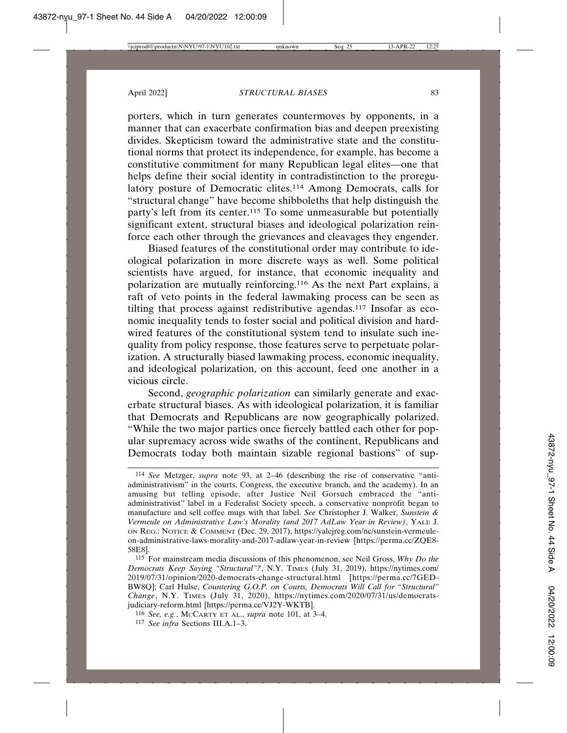porters, which in turn generates countermoves by opponents, in a manner that can exacerbate confirmation bias and deepen preexisting divides. Skepticism toward the administrative state and the constitutional norms that protect its independence, for example, has become a constitutive commitment for many Republican legal elites—one that helps define their social identity in contradistinction to the proregulatory posture of Democratic elites.[114] Among Democrats, calls for "structural change" have become shibboleths that help distinguish the party's left from its center.[115] To some unmeasurable but potentially significant extent, structural biases and ideological polarization reinforce each other through the grievances and cleavages they engender.

Biased features of the constitutional order may contribute to ideological polarization in more discrete ways as well. Some political scientists have argued, for instance, that economic inequality and polarization are mutually reinforcing.[116] As the next Part explains, a raft of veto points in the federal lawmaking process can be seen as tilting that process against redistributive agendas.[117] Insofar as economic inequality tends to foster social and political division and hardwired features of the constitutional system tend to insulate such inequality from policy response, those features serve to perpetuate polarization. A structurally biased lawmaking process, economic inequality, and ideological polarization, on this account, feed one another in a vicious circle.

Second, *geographic polarization* can similarly generate and exacerbate structural biases. As with ideological polarization, it is familiar that Democrats and Republicans are now geographically polarized. "While the two major parties once fiercely battled each other for popular supremacy across wide swaths of the continent, Republicans and Democrats today both maintain sizable regional bastions" of sup-

---

[114] *See* Metzger, *supra* note 93, at 2–46 (describing the rise of conservative "anti-administrativism" in the courts, Congress, the executive branch, and the academy). In an amusing but telling episode, after Justice Neil Gorsuch embraced the "anti-administrativist" label in a Federalist Society speech, a conservative nonprofit began to manufacture and sell coffee mugs with that label. *See* Christopher J. Walker, *Sunstein & Vermeule on Administrative Law's Morality (and 2017 AdLaw Year in Review)*, YALE J. ON REG.: NOTICE & COMMENT (Dec. 29, 2017), https://yalejreg.com/nc/sunstein-vermeule-on-administrative-laws-morality-and-2017-adlaw-year-in-review [https://perma.cc/ZQE8-58E8].

[115] For mainstream media discussions of this phenomenon, see Neil Gross, *Why Do the Democrats Keep Saying "Structural"?*, N.Y. TIMES (July 31, 2019), https://nytimes.com/2019/07/31/opinion/2020-democrats-change-structural.html [https://perma.cc/7GED-BW8Q]; Carl Hulse, *Countering G.O.P. on Courts, Democrats Will Call for "Structural" Change*, N.Y. TIMES (July 31, 2020), https://nytimes.com/2020/07/31/us/democrats-judiciary-reform.html [https://perma.cc/VJ2Y-WKTB].

[116] *See, e.g.*, MCCARTY ET AL., *supra* note 101, at 3–4.

[117] *See infra* Sections III.A.1–3.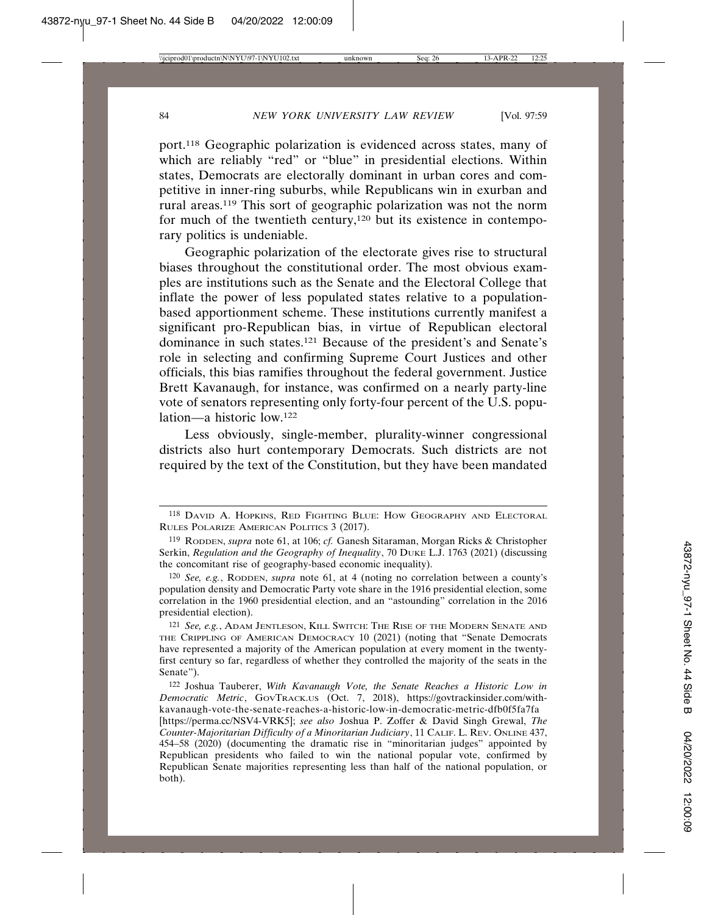port.[118] Geographic polarization is evidenced across states, many of which are reliably "red" or "blue" in presidential elections. Within states, Democrats are electorally dominant in urban cores and competitive in inner-ring suburbs, while Republicans win in exurban and rural areas.[119] This sort of geographic polarization was not the norm for much of the twentieth century,[120] but its existence in contemporary politics is undeniable.

Geographic polarization of the electorate gives rise to structural biases throughout the constitutional order. The most obvious examples are institutions such as the Senate and the Electoral College that inflate the power of less populated states relative to a population-based apportionment scheme. These institutions currently manifest a significant pro-Republican bias, in virtue of Republican electoral dominance in such states.[121] Because of the president's and Senate's role in selecting and confirming Supreme Court Justices and other officials, this bias ramifies throughout the federal government. Justice Brett Kavanaugh, for instance, was confirmed on a nearly party-line vote of senators representing only forty-four percent of the U.S. population—a historic low.[122]

Less obviously, single-member, plurality-winner congressional districts also hurt contemporary Democrats. Such districts are not required by the text of the Constitution, but they have been mandated

---

[118] David A. Hopkins, Red Fighting Blue: How Geography and Electoral Rules Polarize American Politics 3 (2017).

[119] Rodden, *supra* note 61, at 106; *cf.* Ganesh Sitaraman, Morgan Ricks & Christopher Serkin, *Regulation and the Geography of Inequality*, 70 Duke L.J. 1763 (2021) (discussing the concomitant rise of geography-based economic inequality).

[120] *See, e.g.*, Rodden, *supra* note 61, at 4 (noting no correlation between a county's population density and Democratic Party vote share in the 1916 presidential election, some correlation in the 1960 presidential election, and an "astounding" correlation in the 2016 presidential election).

[121] *See, e.g.*, Adam Jentleson, Kill Switch: The Rise of the Modern Senate and the Crippling of American Democracy 10 (2021) (noting that "Senate Democrats have represented a majority of the American population at every moment in the twenty-first century so far, regardless of whether they controlled the majority of the seats in the Senate").

[122] Joshua Tauberer, *With Kavanaugh Vote, the Senate Reaches a Historic Low in Democratic Metric*, GovTrack.us (Oct. 7, 2018), https://govtrackinsider.com/with-kavanaugh-vote-the-senate-reaches-a-historic-low-in-democratic-metric-dfb0f5fa7fa [https://perma.cc/NSV4-VRK5]; *see also* Joshua P. Zoffer & David Singh Grewal, *The Counter-Majoritarian Difficulty of a Minoritarian Judiciary*, 11 Calif. L. Rev. Online 437, 454–58 (2020) (documenting the dramatic rise in "minoritarian judges" appointed by Republican presidents who failed to win the national popular vote, confirmed by Republican Senate majorities representing less than half of the national population, or both).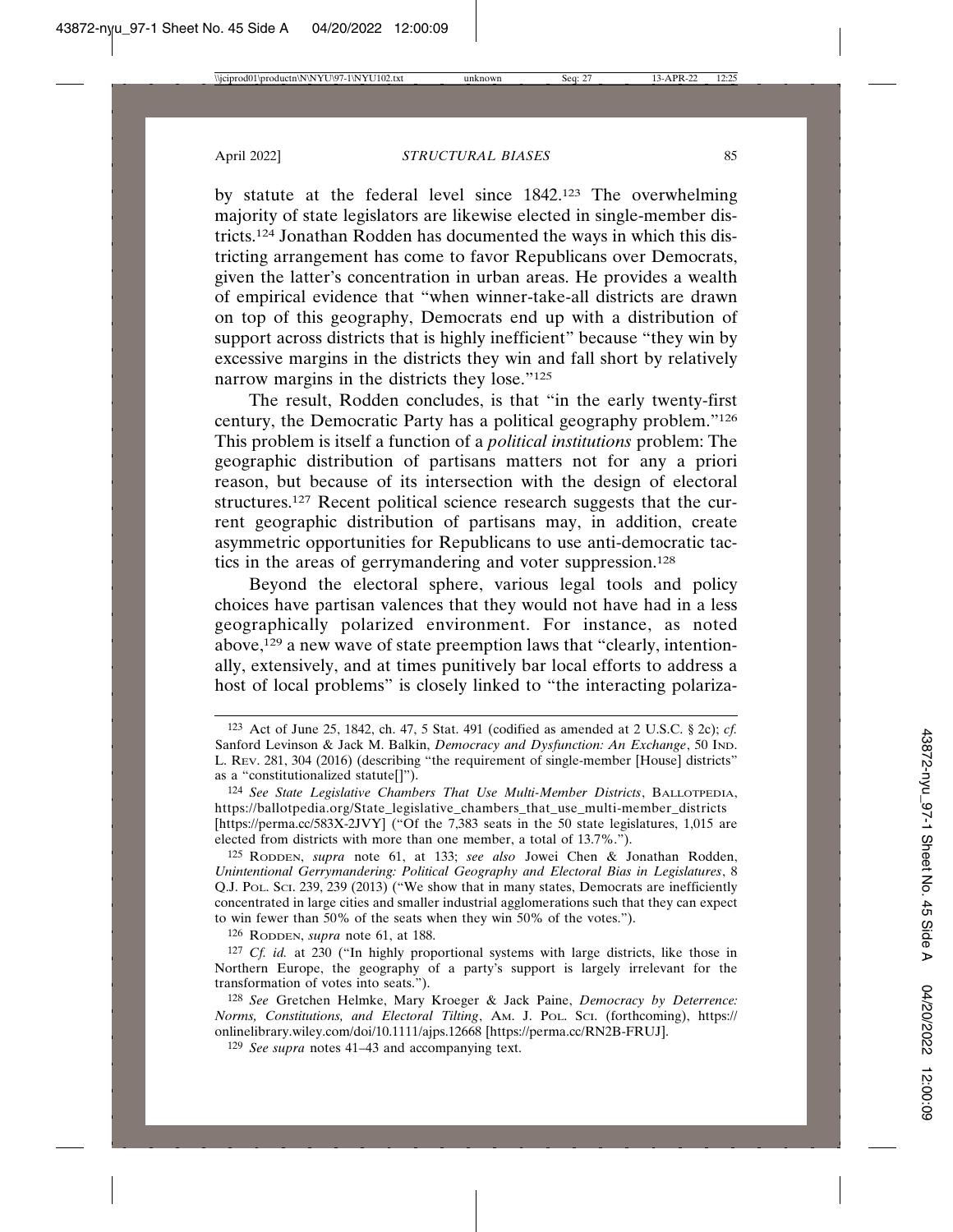by statute at the federal level since 1842.[123] The overwhelming majority of state legislators are likewise elected in single-member districts.[124] Jonathan Rodden has documented the ways in which this districting arrangement has come to favor Republicans over Democrats, given the latter's concentration in urban areas. He provides a wealth of empirical evidence that "when winner-take-all districts are drawn on top of this geography, Democrats end up with a distribution of support across districts that is highly inefficient" because "they win by excessive margins in the districts they win and fall short by relatively narrow margins in the districts they lose."[125]

The result, Rodden concludes, is that "in the early twenty-first century, the Democratic Party has a political geography problem."[126] This problem is itself a function of a *political institutions* problem: The geographic distribution of partisans matters not for any a priori reason, but because of its intersection with the design of electoral structures.[127] Recent political science research suggests that the current geographic distribution of partisans may, in addition, create asymmetric opportunities for Republicans to use anti-democratic tactics in the areas of gerrymandering and voter suppression.[128]

Beyond the electoral sphere, various legal tools and policy choices have partisan valences that they would not have had in a less geographically polarized environment. For instance, as noted above,[129] a new wave of state preemption laws that "clearly, intentionally, extensively, and at times punitively bar local efforts to address a host of local problems" is closely linked to "the interacting polariza-

---

[123] Act of June 25, 1842, ch. 47, 5 Stat. 491 (codified as amended at 2 U.S.C. § 2c); *cf.* Sanford Levinson & Jack M. Balkin, *Democracy and Dysfunction: An Exchange*, 50 IND. L. REV. 281, 304 (2016) (describing "the requirement of single-member [House] districts" as a "constitutionalized statute[]").

[124] *See State Legislative Chambers That Use Multi-Member Districts*, BALLOTPEDIA, https://ballotpedia.org/State_legislative_chambers_that_use_multi-member_districts [https://perma.cc/583X-2JVY] ("Of the 7,383 seats in the 50 state legislatures, 1,015 are elected from districts with more than one member, a total of 13.7%.").

[125] RODDEN, *supra* note 61, at 133; *see also* Jowei Chen & Jonathan Rodden, *Unintentional Gerrymandering: Political Geography and Electoral Bias in Legislatures*, 8 Q.J. POL. SCI. 239, 239 (2013) ("We show that in many states, Democrats are inefficiently concentrated in large cities and smaller industrial agglomerations such that they can expect to win fewer than 50% of the seats when they win 50% of the votes.").

[126] RODDEN, *supra* note 61, at 188.

[127] *Cf. id.* at 230 ("In highly proportional systems with large districts, like those in Northern Europe, the geography of a party's support is largely irrelevant for the transformation of votes into seats.").

[128] *See* Gretchen Helmke, Mary Kroeger & Jack Paine, *Democracy by Deterrence: Norms, Constitutions, and Electoral Tilting*, AM. J. POL. SCI. (forthcoming), https://onlinelibrary.wiley.com/doi/10.1111/ajps.12668 [https://perma.cc/RN2B-FRUJ].

[129] *See supra* notes 41–43 and accompanying text.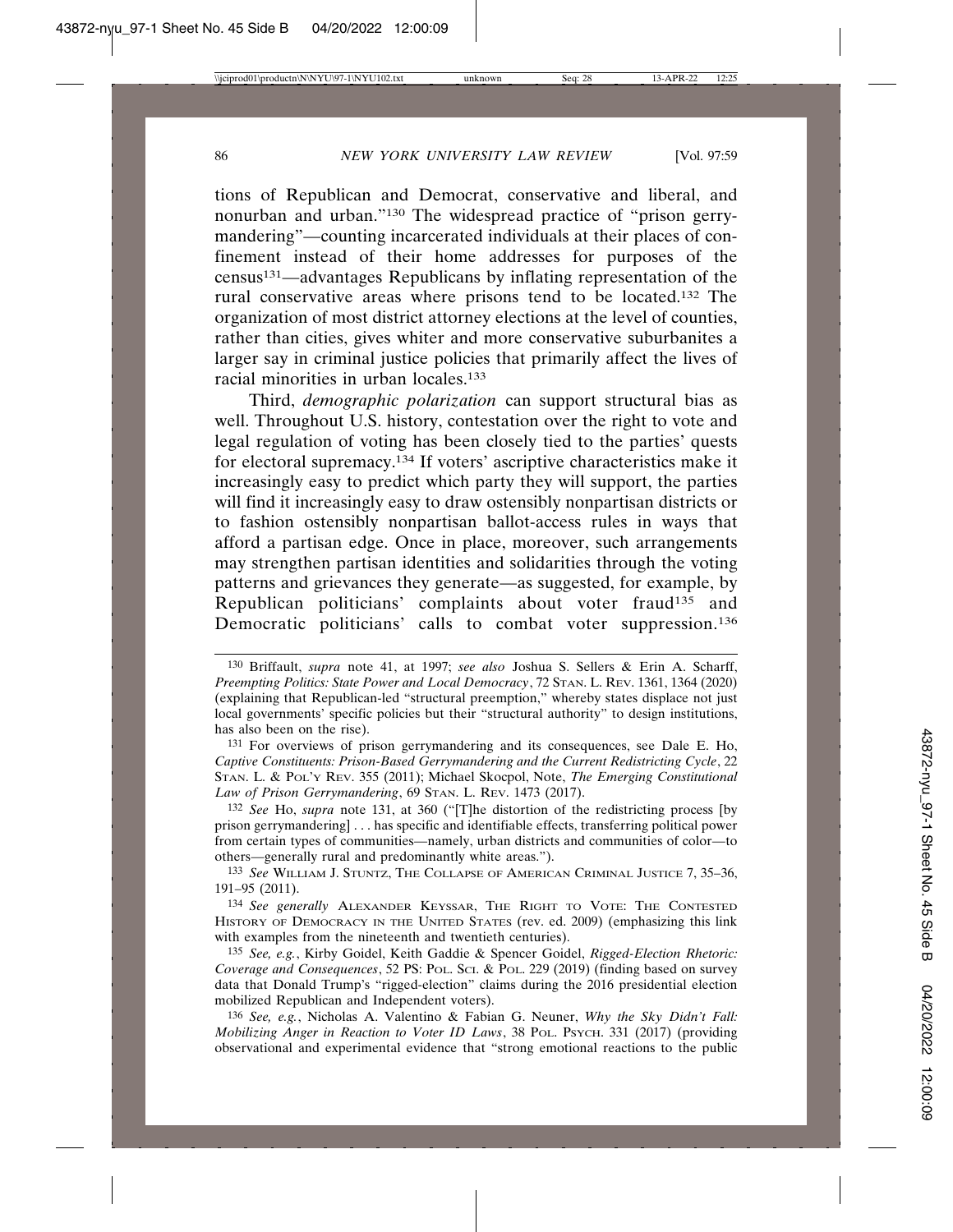tions of Republican and Democrat, conservative and liberal, and nonurban and urban."[130] The widespread practice of "prison gerrymandering"—counting incarcerated individuals at their places of confinement instead of their home addresses for purposes of the census[131]—advantages Republicans by inflating representation of the rural conservative areas where prisons tend to be located.[132] The organization of most district attorney elections at the level of counties, rather than cities, gives whiter and more conservative suburbanites a larger say in criminal justice policies that primarily affect the lives of racial minorities in urban locales.[133]

Third, *demographic polarization* can support structural bias as well. Throughout U.S. history, contestation over the right to vote and legal regulation of voting has been closely tied to the parties' quests for electoral supremacy.[134] If voters' ascriptive characteristics make it increasingly easy to predict which party they will support, the parties will find it increasingly easy to draw ostensibly nonpartisan districts or to fashion ostensibly nonpartisan ballot-access rules in ways that afford a partisan edge. Once in place, moreover, such arrangements may strengthen partisan identities and solidarities through the voting patterns and grievances they generate—as suggested, for example, by Republican politicians' complaints about voter fraud[135] and Democratic politicians' calls to combat voter suppression.[136]

---

130 Briffault, *supra* note 41, at 1997; *see also* Joshua S. Sellers & Erin A. Scharff, *Preempting Politics: State Power and Local Democracy*, 72 STAN. L. REV. 1361, 1364 (2020) (explaining that Republican-led "structural preemption," whereby states displace not just local governments' specific policies but their "structural authority" to design institutions, has also been on the rise).

131 For overviews of prison gerrymandering and its consequences, see Dale E. Ho, *Captive Constituents: Prison-Based Gerrymandering and the Current Redistricting Cycle*, 22 STAN. L. & POL'Y REV. 355 (2011); Michael Skocpol, Note, *The Emerging Constitutional Law of Prison Gerrymandering*, 69 STAN. L. REV. 1473 (2017).

132 *See* Ho, *supra* note 131, at 360 ("[T]he distortion of the redistricting process [by prison gerrymandering] . . . has specific and identifiable effects, transferring political power from certain types of communities—namely, urban districts and communities of color—to others—generally rural and predominantly white areas.").

133 *See* WILLIAM J. STUNTZ, THE COLLAPSE OF AMERICAN CRIMINAL JUSTICE 7, 35–36, 191–95 (2011).

134 *See generally* ALEXANDER KEYSSAR, THE RIGHT TO VOTE: THE CONTESTED HISTORY OF DEMOCRACY IN THE UNITED STATES (rev. ed. 2009) (emphasizing this link with examples from the nineteenth and twentieth centuries).

135 *See, e.g.*, Kirby Goidel, Keith Gaddie & Spencer Goidel, *Rigged-Election Rhetoric: Coverage and Consequences*, 52 PS: POL. SCI. & POL. 229 (2019) (finding based on survey data that Donald Trump's "rigged-election" claims during the 2016 presidential election mobilized Republican and Independent voters).

136 *See, e.g.*, Nicholas A. Valentino & Fabian G. Neuner, *Why the Sky Didn't Fall: Mobilizing Anger in Reaction to Voter ID Laws*, 38 POL. PSYCH. 331 (2017) (providing observational and experimental evidence that "strong emotional reactions to the public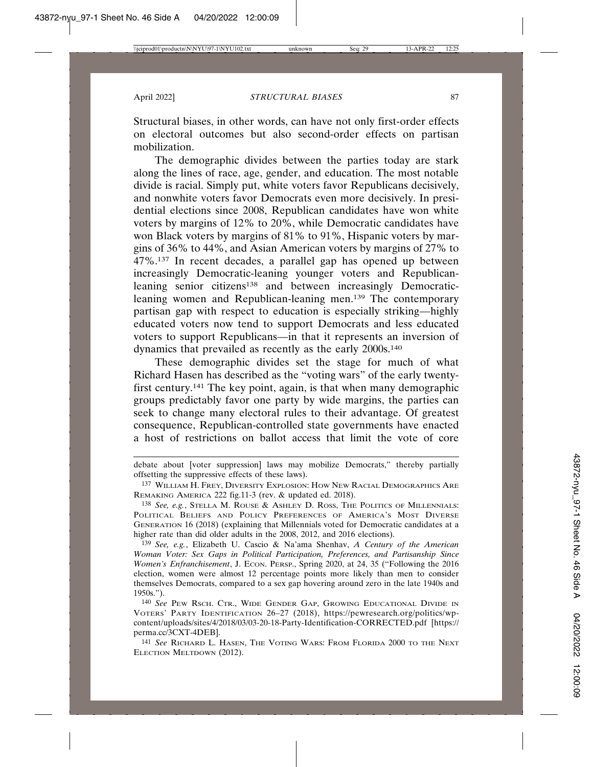Structural biases, in other words, can have not only first-order effects on electoral outcomes but also second-order effects on partisan mobilization.

The demographic divides between the parties today are stark along the lines of race, age, gender, and education. The most notable divide is racial. Simply put, white voters favor Republicans decisively, and nonwhite voters favor Democrats even more decisively. In presidential elections since 2008, Republican candidates have won white voters by margins of 12% to 20%, while Democratic candidates have won Black voters by margins of 81% to 91%, Hispanic voters by margins of 36% to 44%, and Asian American voters by margins of 27% to 47%.[137] In recent decades, a parallel gap has opened up between increasingly Democratic-leaning younger voters and Republican-leaning senior citizens[138] and between increasingly Democratic-leaning women and Republican-leaning men.[139] The contemporary partisan gap with respect to education is especially striking—highly educated voters now tend to support Democrats and less educated voters to support Republicans—in that it represents an inversion of dynamics that prevailed as recently as the early 2000s.[140]

These demographic divides set the stage for much of what Richard Hasen has described as the "voting wars" of the early twenty-first century.[141] The key point, again, is that when many demographic groups predictably favor one party by wide margins, the parties can seek to change many electoral rules to their advantage. Of greatest consequence, Republican-controlled state governments have enacted a host of restrictions on ballot access that limit the vote of core

---

debate about [voter suppression] laws may mobilize Democrats," thereby partially offsetting the suppressive effects of these laws).

[137] William H. Frey, Diversity Explosion: How New Racial Demographics Are Remaking America 222 fig.11-3 (rev. & updated ed. 2018).

[138] *See, e.g.*, Stella M. Rouse & Ashley D. Ross, The Politics of Millennials: Political Beliefs and Policy Preferences of America's Most Diverse Generation 16 (2018) (explaining that Millennials voted for Democratic candidates at a higher rate than did older adults in the 2008, 2012, and 2016 elections).

[139] *See, e.g.*, Elizabeth U. Cascio & Na'ama Shenhav, *A Century of the American Woman Voter: Sex Gaps in Political Participation, Preferences, and Partisanship Since Women's Enfranchisement*, J. Econ. Persp., Spring 2020, at 24, 35 ("Following the 2016 election, women were almost 12 percentage points more likely than men to consider themselves Democrats, compared to a sex gap hovering around zero in the late 1940s and 1950s.").

[140] *See* Pew Rsch. Ctr., Wide Gender Gap, Growing Educational Divide in Voters' Party Identification 26–27 (2018), https://pewresearch.org/politics/wp-content/uploads/sites/4/2018/03/03-20-18-Party-Identification-CORRECTED.pdf [https://perma.cc/3CXT-4DEB].

[141] *See* Richard L. Hasen, The Voting Wars: From Florida 2000 to the Next Election Meltdown (2012).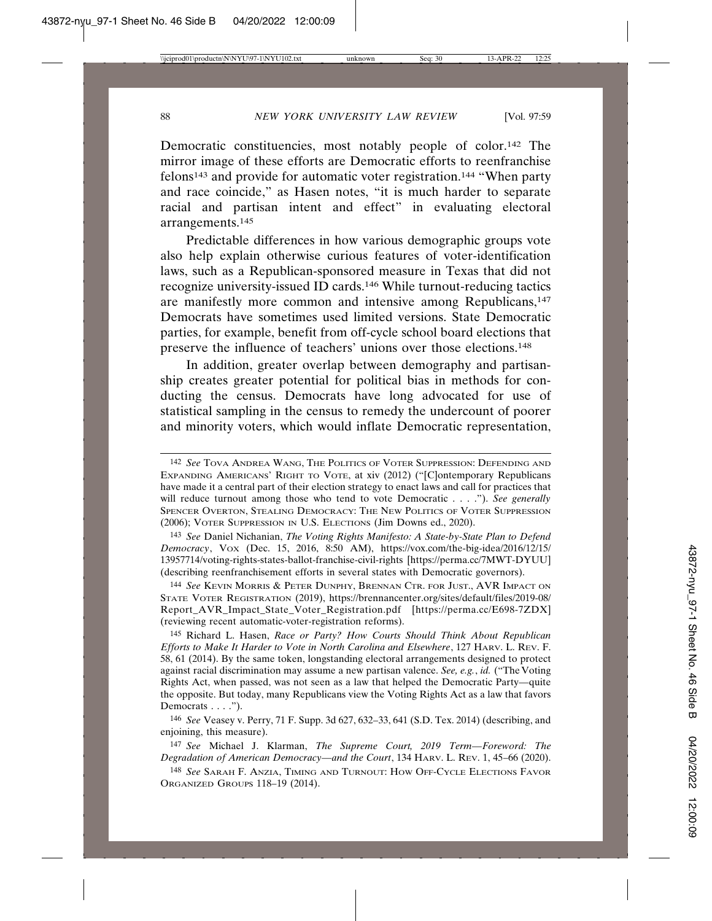Democratic constituencies, most notably people of color.[142] The mirror image of these efforts are Democratic efforts to reenfranchise felons[143] and provide for automatic voter registration.[144] "When party and race coincide," as Hasen notes, "it is much harder to separate racial and partisan intent and effect" in evaluating electoral arrangements.[145]

Predictable differences in how various demographic groups vote also help explain otherwise curious features of voter-identification laws, such as a Republican-sponsored measure in Texas that did not recognize university-issued ID cards.[146] While turnout-reducing tactics are manifestly more common and intensive among Republicans,[147] Democrats have sometimes used limited versions. State Democratic parties, for example, benefit from off-cycle school board elections that preserve the influence of teachers' unions over those elections.[148]

In addition, greater overlap between demography and partisanship creates greater potential for political bias in methods for conducting the census. Democrats have long advocated for use of statistical sampling in the census to remedy the undercount of poorer and minority voters, which would inflate Democratic representation,

---

[142] *See* TOVA ANDREA WANG, THE POLITICS OF VOTER SUPPRESSION: DEFENDING AND EXPANDING AMERICANS' RIGHT TO VOTE, at xiv (2012) ("[C]ontemporary Republicans have made it a central part of their election strategy to enact laws and call for practices that will reduce turnout among those who tend to vote Democratic . . . ."). *See generally* SPENCER OVERTON, STEALING DEMOCRACY: THE NEW POLITICS OF VOTER SUPPRESSION (2006); VOTER SUPPRESSION IN U.S. ELECTIONS (Jim Downs ed., 2020).

[143] *See* Daniel Nichanian, *The Voting Rights Manifesto: A State-by-State Plan to Defend Democracy*, VOX (Dec. 15, 2016, 8:50 AM), https://vox.com/the-big-idea/2016/12/15/13957714/voting-rights-states-ballot-franchise-civil-rights [https://perma.cc/7MWT-DYUU] (describing reenfranchisement efforts in several states with Democratic governors).

[144] *See* KEVIN MORRIS & PETER DUNPHY, BRENNAN CTR. FOR JUST., AVR IMPACT ON STATE VOTER REGISTRATION (2019), https://brennancenter.org/sites/default/files/2019-08/Report_AVR_Impact_State_Voter_Registration.pdf [https://perma.cc/E698-7ZDX] (reviewing recent automatic-voter-registration reforms).

[145] Richard L. Hasen, *Race or Party? How Courts Should Think About Republican Efforts to Make It Harder to Vote in North Carolina and Elsewhere*, 127 HARV. L. REV. F. 58, 61 (2014). By the same token, longstanding electoral arrangements designed to protect against racial discrimination may assume a new partisan valence. *See, e.g.*, *id.* ("The Voting Rights Act, when passed, was not seen as a law that helped the Democratic Party—quite the opposite. But today, many Republicans view the Voting Rights Act as a law that favors Democrats . . . .").

[146] *See* Veasey v. Perry, 71 F. Supp. 3d 627, 632–33, 641 (S.D. Tex. 2014) (describing, and enjoining, this measure).

[147] *See* Michael J. Klarman, *The Supreme Court, 2019 Term—Foreword: The Degradation of American Democracy—and the Court*, 134 HARV. L. REV. 1, 45–66 (2020).

[148] *See* SARAH F. ANZIA, TIMING AND TURNOUT: HOW OFF-CYCLE ELECTIONS FAVOR ORGANIZED GROUPS 118–19 (2014).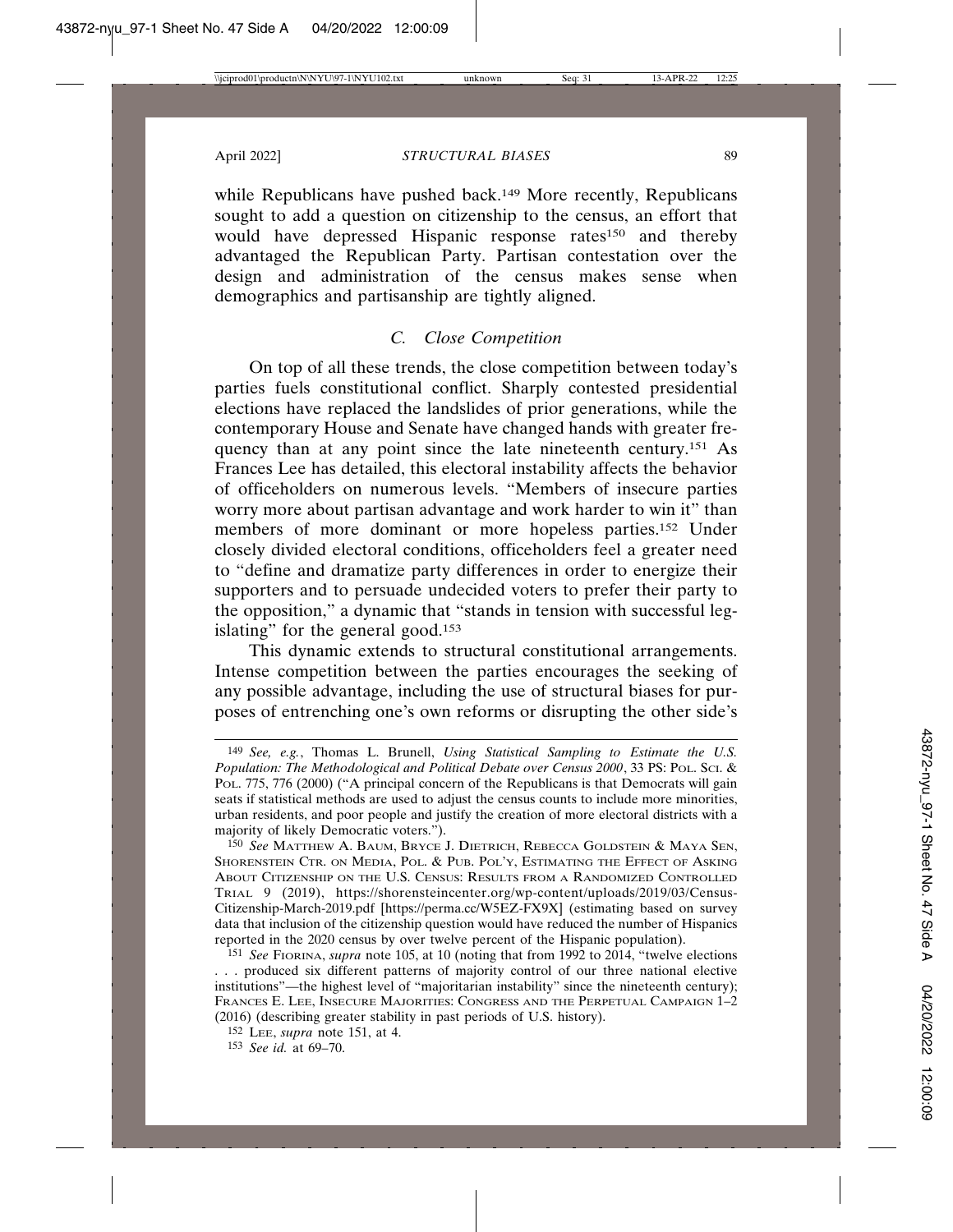while Republicans have pushed back.[149] More recently, Republicans sought to add a question on citizenship to the census, an effort that would have depressed Hispanic response rates[150] and thereby advantaged the Republican Party. Partisan contestation over the design and administration of the census makes sense when demographics and partisanship are tightly aligned.

### *C. Close Competition*

On top of all these trends, the close competition between today's parties fuels constitutional conflict. Sharply contested presidential elections have replaced the landslides of prior generations, while the contemporary House and Senate have changed hands with greater frequency than at any point since the late nineteenth century.[151] As Frances Lee has detailed, this electoral instability affects the behavior of officeholders on numerous levels. "Members of insecure parties worry more about partisan advantage and work harder to win it" than members of more dominant or more hopeless parties.[152] Under closely divided electoral conditions, officeholders feel a greater need to "define and dramatize party differences in order to energize their supporters and to persuade undecided voters to prefer their party to the opposition," a dynamic that "stands in tension with successful legislating" for the general good.[153]

This dynamic extends to structural constitutional arrangements. Intense competition between the parties encourages the seeking of any possible advantage, including the use of structural biases for purposes of entrenching one's own reforms or disrupting the other side's

---

149 *See, e.g.*, Thomas L. Brunell, *Using Statistical Sampling to Estimate the U.S. Population: The Methodological and Political Debate over Census 2000*, 33 PS: POL. SCI. & POL. 775, 776 (2000) ("A principal concern of the Republicans is that Democrats will gain seats if statistical methods are used to adjust the census counts to include more minorities, urban residents, and poor people and justify the creation of more electoral districts with a majority of likely Democratic voters.").

150 *See* MATTHEW A. BAUM, BRYCE J. DIETRICH, REBECCA GOLDSTEIN & MAYA SEN, SHORENSTEIN CTR. ON MEDIA, POL. & PUB. POL'Y, ESTIMATING THE EFFECT OF ASKING ABOUT CITIZENSHIP ON THE U.S. CENSUS: RESULTS FROM A RANDOMIZED CONTROLLED TRIAL 9 (2019), https://shorensteincenter.org/wp-content/uploads/2019/03/Census-Citizenship-March-2019.pdf [https://perma.cc/W5EZ-FX9X] (estimating based on survey data that inclusion of the citizenship question would have reduced the number of Hispanics reported in the 2020 census by over twelve percent of the Hispanic population).

151 *See* FIORINA, *supra* note 105, at 10 (noting that from 1992 to 2014, "twelve elections . . . produced six different patterns of majority control of our three national elective institutions"—the highest level of "majoritarian instability" since the nineteenth century); FRANCES E. LEE, INSECURE MAJORITIES: CONGRESS AND THE PERPETUAL CAMPAIGN 1–2 (2016) (describing greater stability in past periods of U.S. history).

152 LEE, *supra* note 151, at 4.

153 *See id.* at 69–70.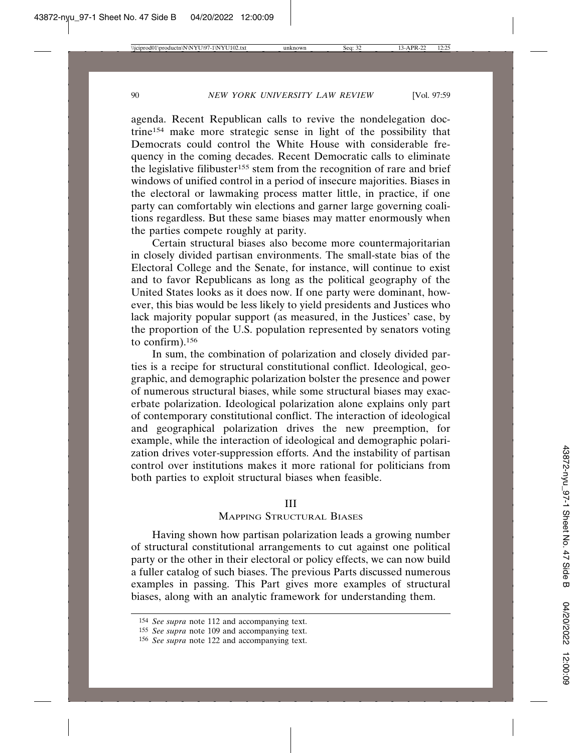agenda. Recent Republican calls to revive the nondelegation doctrine[154] make more strategic sense in light of the possibility that Democrats could control the White House with considerable frequency in the coming decades. Recent Democratic calls to eliminate the legislative filibuster[155] stem from the recognition of rare and brief windows of unified control in a period of insecure majorities. Biases in the electoral or lawmaking process matter little, in practice, if one party can comfortably win elections and garner large governing coalitions regardless. But these same biases may matter enormously when the parties compete roughly at parity.

Certain structural biases also become more countermajoritarian in closely divided partisan environments. The small-state bias of the Electoral College and the Senate, for instance, will continue to exist and to favor Republicans as long as the political geography of the United States looks as it does now. If one party were dominant, however, this bias would be less likely to yield presidents and Justices who lack majority popular support (as measured, in the Justices' case, by the proportion of the U.S. population represented by senators voting to confirm).[156]

In sum, the combination of polarization and closely divided parties is a recipe for structural constitutional conflict. Ideological, geographic, and demographic polarization bolster the presence and power of numerous structural biases, while some structural biases may exacerbate polarization. Ideological polarization alone explains only part of contemporary constitutional conflict. The interaction of ideological and geographical polarization drives the new preemption, for example, while the interaction of ideological and demographic polarization drives voter-suppression efforts. And the instability of partisan control over institutions makes it more rational for politicians from both parties to exploit structural biases when feasible.

## III
## Mapping Structural Biases

Having shown how partisan polarization leads a growing number of structural constitutional arrangements to cut against one political party or the other in their electoral or policy effects, we can now build a fuller catalog of such biases. The previous Parts discussed numerous examples in passing. This Part gives more examples of structural biases, along with an analytic framework for understanding them.

---

154 *See supra* note 112 and accompanying text.

155 *See supra* note 109 and accompanying text.

156 *See supra* note 122 and accompanying text.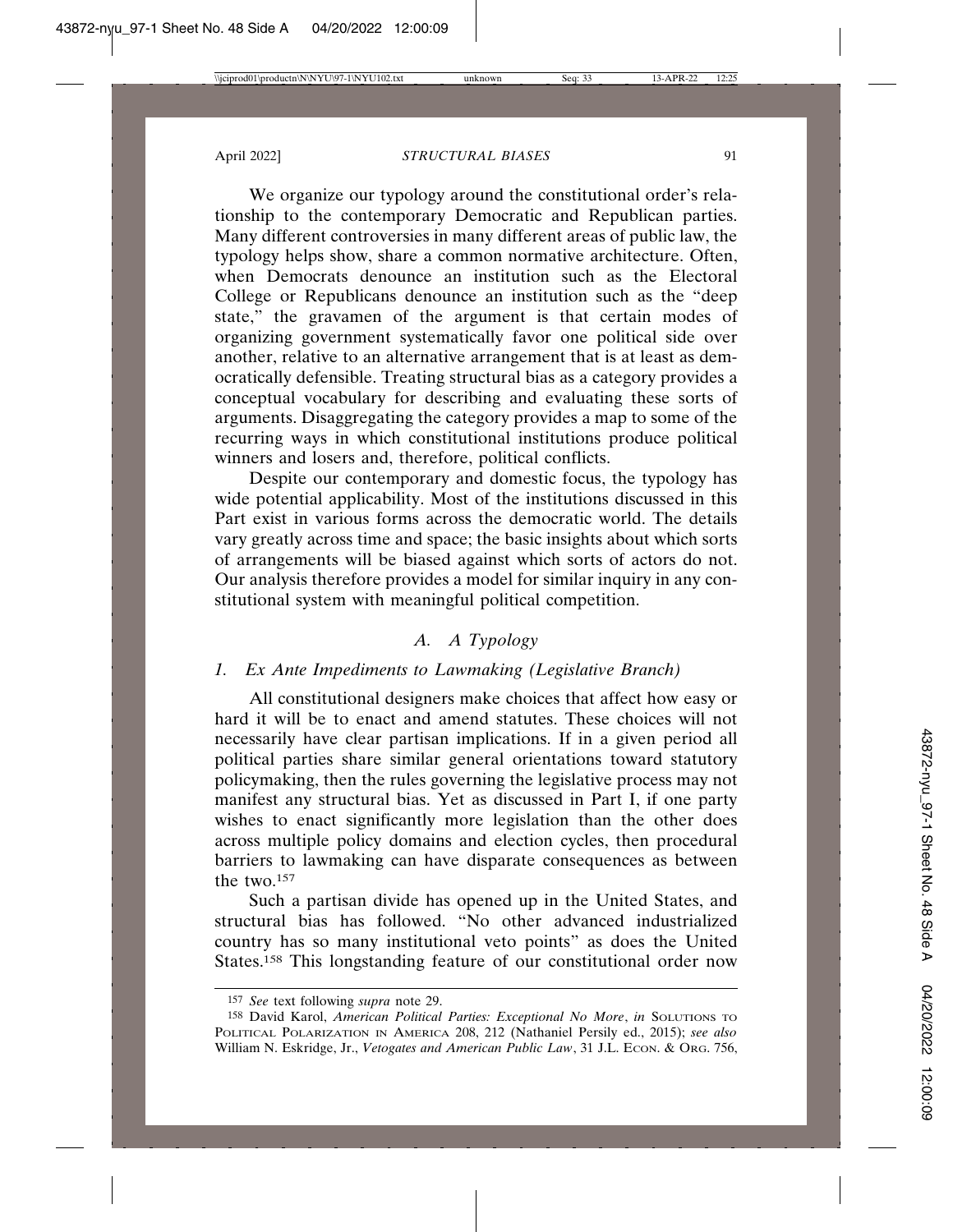We organize our typology around the constitutional order's relationship to the contemporary Democratic and Republican parties. Many different controversies in many different areas of public law, the typology helps show, share a common normative architecture. Often, when Democrats denounce an institution such as the Electoral College or Republicans denounce an institution such as the "deep state," the gravamen of the argument is that certain modes of organizing government systematically favor one political side over another, relative to an alternative arrangement that is at least as democratically defensible. Treating structural bias as a category provides a conceptual vocabulary for describing and evaluating these sorts of arguments. Disaggregating the category provides a map to some of the recurring ways in which constitutional institutions produce political winners and losers and, therefore, political conflicts.

Despite our contemporary and domestic focus, the typology has wide potential applicability. Most of the institutions discussed in this Part exist in various forms across the democratic world. The details vary greatly across time and space; the basic insights about which sorts of arrangements will be biased against which sorts of actors do not. Our analysis therefore provides a model for similar inquiry in any constitutional system with meaningful political competition.

### *A. A Typology*

#### *1. Ex Ante Impediments to Lawmaking (Legislative Branch)*

All constitutional designers make choices that affect how easy or hard it will be to enact and amend statutes. These choices will not necessarily have clear partisan implications. If in a given period all political parties share similar general orientations toward statutory policymaking, then the rules governing the legislative process may not manifest any structural bias. Yet as discussed in Part I, if one party wishes to enact significantly more legislation than the other does across multiple policy domains and election cycles, then procedural barriers to lawmaking can have disparate consequences as between the two.[157]

Such a partisan divide has opened up in the United States, and structural bias has followed. "No other advanced industrialized country has so many institutional veto points" as does the United States.[158] This longstanding feature of our constitutional order now

---

[157] *See* text following *supra* note 29.

[158] David Karol, *American Political Parties: Exceptional No More*, *in* SOLUTIONS TO POLITICAL POLARIZATION IN AMERICA 208, 212 (Nathaniel Persily ed., 2015); *see also* William N. Eskridge, Jr., *Vetogates and American Public Law*, 31 J.L. ECON. & ORG. 756,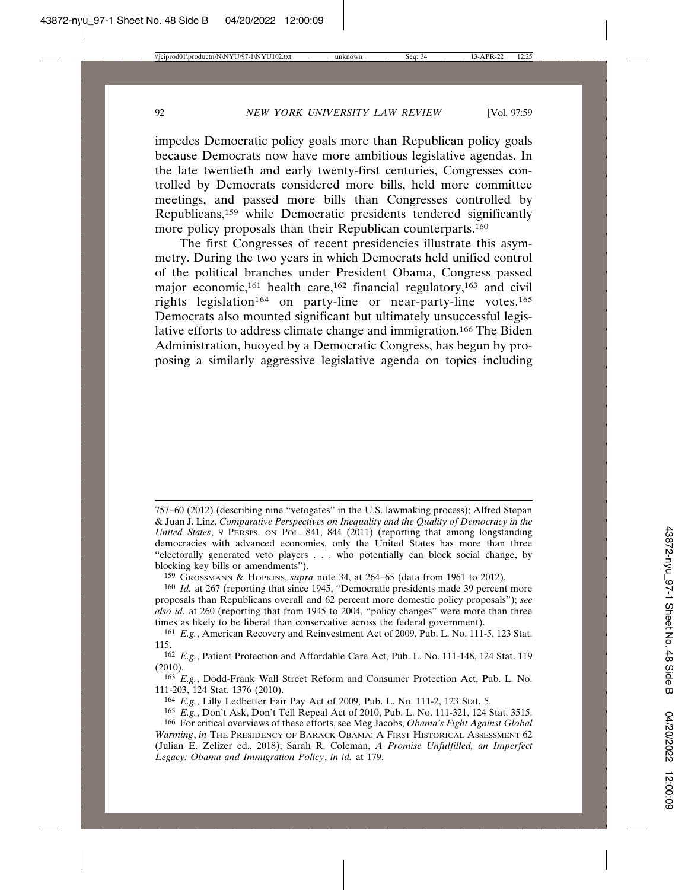impedes Democratic policy goals more than Republican policy goals because Democrats now have more ambitious legislative agendas. In the late twentieth and early twenty-first centuries, Congresses controlled by Democrats considered more bills, held more committee meetings, and passed more bills than Congresses controlled by Republicans,[159] while Democratic presidents tendered significantly more policy proposals than their Republican counterparts.[160]

The first Congresses of recent presidencies illustrate this asymmetry. During the two years in which Democrats held unified control of the political branches under President Obama, Congress passed major economic,[161] health care,[162] financial regulatory,[163] and civil rights legislation[164] on party-line or near-party-line votes.[165] Democrats also mounted significant but ultimately unsuccessful legislative efforts to address climate change and immigration.[166] The Biden Administration, buoyed by a Democratic Congress, has begun by proposing a similarly aggressive legislative agenda on topics including

---

757–60 (2012) (describing nine "vetogates" in the U.S. lawmaking process); Alfred Stepan & Juan J. Linz, *Comparative Perspectives on Inequality and the Quality of Democracy in the United States*, 9 PERSPS. ON POL. 841, 844 (2011) (reporting that among longstanding democracies with advanced economies, only the United States has more than three "electorally generated veto players . . . who potentially can block social change, by blocking key bills or amendments").

[159] GROSSMANN & HOPKINS, *supra* note 34, at 264–65 (data from 1961 to 2012).

[160] *Id.* at 267 (reporting that since 1945, "Democratic presidents made 39 percent more proposals than Republicans overall and 62 percent more domestic policy proposals"); *see also id.* at 260 (reporting that from 1945 to 2004, "policy changes" were more than three times as likely to be liberal than conservative across the federal government).

[161] *E.g.*, American Recovery and Reinvestment Act of 2009, Pub. L. No. 111-5, 123 Stat. 115.

[162] *E.g.*, Patient Protection and Affordable Care Act, Pub. L. No. 111-148, 124 Stat. 119 (2010).

[163] *E.g.*, Dodd-Frank Wall Street Reform and Consumer Protection Act, Pub. L. No. 111-203, 124 Stat. 1376 (2010).

[164] *E.g.*, Lilly Ledbetter Fair Pay Act of 2009, Pub. L. No. 111-2, 123 Stat. 5.

[165] *E.g.*, Don't Ask, Don't Tell Repeal Act of 2010, Pub. L. No. 111-321, 124 Stat. 3515.

[166] For critical overviews of these efforts, see Meg Jacobs, *Obama's Fight Against Global Warming*, *in* THE PRESIDENCY OF BARACK OBAMA: A FIRST HISTORICAL ASSESSMENT 62 (Julian E. Zelizer ed., 2018); Sarah R. Coleman, *A Promise Unfulfilled, an Imperfect Legacy: Obama and Immigration Policy*, *in id.* at 179.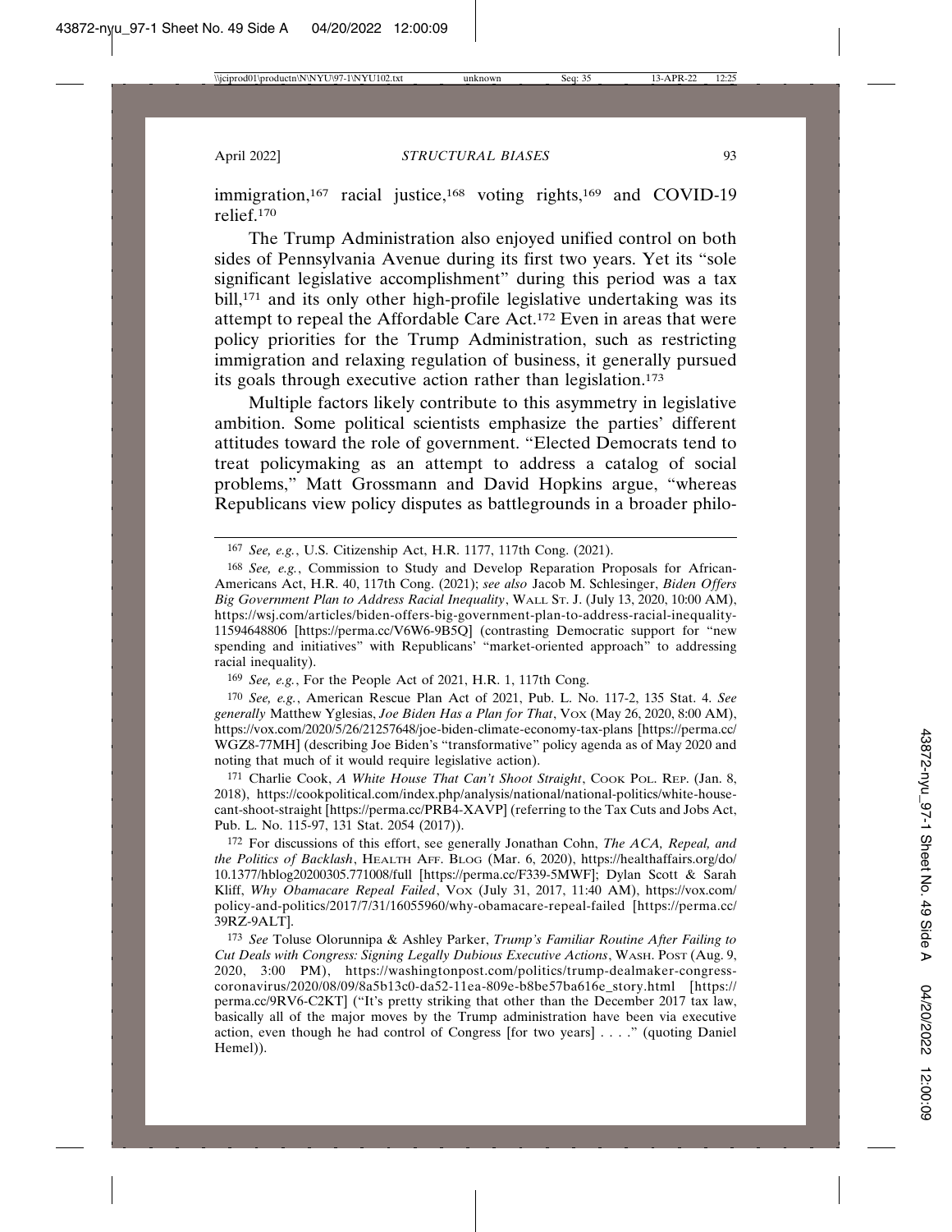immigration,[167] racial justice,[168] voting rights,[169] and COVID-19 relief.[170]

The Trump Administration also enjoyed unified control on both sides of Pennsylvania Avenue during its first two years. Yet its "sole significant legislative accomplishment" during this period was a tax bill,[171] and its only other high-profile legislative undertaking was its attempt to repeal the Affordable Care Act.[172] Even in areas that were policy priorities for the Trump Administration, such as restricting immigration and relaxing regulation of business, it generally pursued its goals through executive action rather than legislation.[173]

Multiple factors likely contribute to this asymmetry in legislative ambition. Some political scientists emphasize the parties' different attitudes toward the role of government. "Elected Democrats tend to treat policymaking as an attempt to address a catalog of social problems," Matt Grossmann and David Hopkins argue, "whereas Republicans view policy disputes as battlegrounds in a broader philo-

---

[167] *See, e.g.*, U.S. Citizenship Act, H.R. 1177, 117th Cong. (2021).

[168] *See, e.g.*, Commission to Study and Develop Reparation Proposals for African-Americans Act, H.R. 40, 117th Cong. (2021); *see also* Jacob M. Schlesinger, *Biden Offers Big Government Plan to Address Racial Inequality*, WALL ST. J. (July 13, 2020, 10:00 AM), https://wsj.com/articles/biden-offers-big-government-plan-to-address-racial-inequality-11594648806 [https://perma.cc/V6W6-9B5Q] (contrasting Democratic support for "new spending and initiatives" with Republicans' "market-oriented approach" to addressing racial inequality).

[169] *See, e.g.*, For the People Act of 2021, H.R. 1, 117th Cong.

[170] *See, e.g.*, American Rescue Plan Act of 2021, Pub. L. No. 117-2, 135 Stat. 4. *See generally* Matthew Yglesias, *Joe Biden Has a Plan for That*, VOX (May 26, 2020, 8:00 AM), https://vox.com/2020/5/26/21257648/joe-biden-climate-economy-tax-plans [https://perma.cc/WGZ8-77MH] (describing Joe Biden's "transformative" policy agenda as of May 2020 and noting that much of it would require legislative action).

[171] Charlie Cook, *A White House That Can't Shoot Straight*, COOK POL. REP. (Jan. 8, 2018), https://cookpolitical.com/index.php/analysis/national/national-politics/white-house-cant-shoot-straight [https://perma.cc/PRB4-XAVP] (referring to the Tax Cuts and Jobs Act, Pub. L. No. 115-97, 131 Stat. 2054 (2017)).

[172] For discussions of this effort, see generally Jonathan Cohn, *The ACA, Repeal, and the Politics of Backlash*, HEALTH AFF. BLOG (Mar. 6, 2020), https://healthaffairs.org/do/10.1377/hblog20200305.771008/full [https://perma.cc/F339-5MWF]; Dylan Scott & Sarah Kliff, *Why Obamacare Repeal Failed*, VOX (July 31, 2017, 11:40 AM), https://vox.com/policy-and-politics/2017/7/31/16055960/why-obamacare-repeal-failed [https://perma.cc/39RZ-9ALT].

[173] *See* Toluse Olorunnipa & Ashley Parker, *Trump's Familiar Routine After Failing to Cut Deals with Congress: Signing Legally Dubious Executive Actions*, WASH. POST (Aug. 9, 2020, 3:00 PM), https://washingtonpost.com/politics/trump-dealmaker-congress-coronavirus/2020/08/09/8a5b13c0-da52-11ea-809e-b8be57ba616e_story.html [https://perma.cc/9RV6-C2KT] ("It's pretty striking that other than the December 2017 tax law, basically all of the major moves by the Trump administration have been via executive action, even though he had control of Congress [for two years] . . . ." (quoting Daniel Hemel)).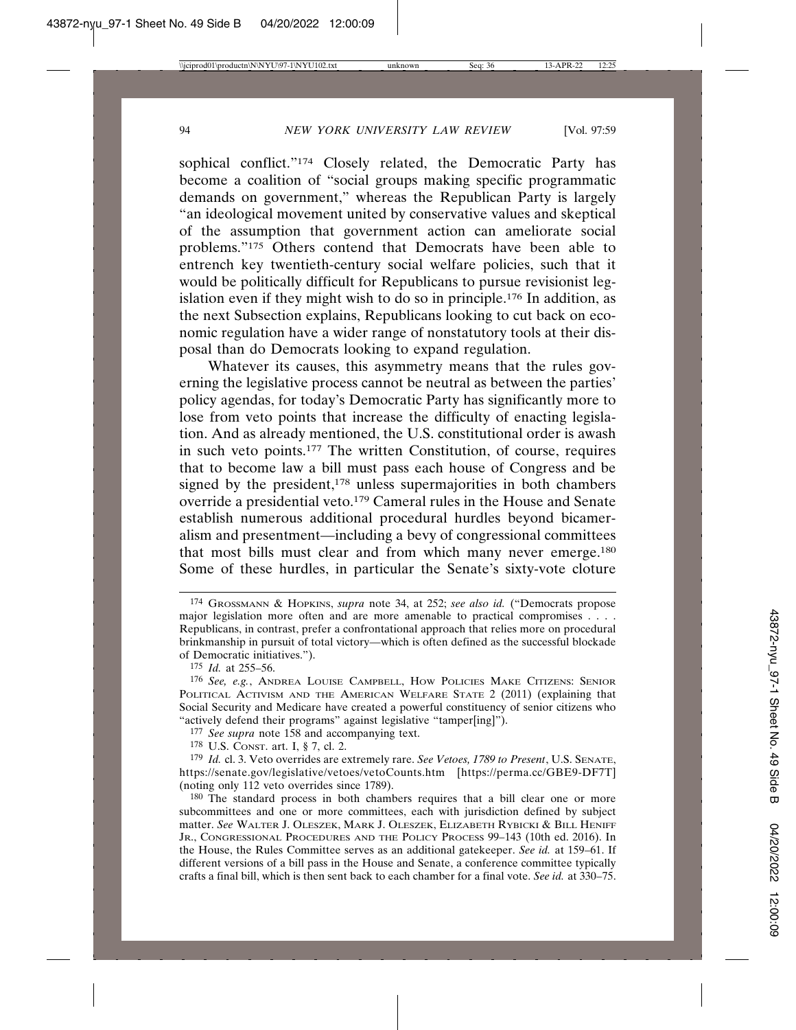sophical conflict."[174] Closely related, the Democratic Party has become a coalition of "social groups making specific programmatic demands on government," whereas the Republican Party is largely "an ideological movement united by conservative values and skeptical of the assumption that government action can ameliorate social problems."[175] Others contend that Democrats have been able to entrench key twentieth-century social welfare policies, such that it would be politically difficult for Republicans to pursue revisionist legislation even if they might wish to do so in principle.[176] In addition, as the next Subsection explains, Republicans looking to cut back on economic regulation have a wider range of nonstatutory tools at their disposal than do Democrats looking to expand regulation.

Whatever its causes, this asymmetry means that the rules governing the legislative process cannot be neutral as between the parties' policy agendas, for today's Democratic Party has significantly more to lose from veto points that increase the difficulty of enacting legislation. And as already mentioned, the U.S. constitutional order is awash in such veto points.[177] The written Constitution, of course, requires that to become law a bill must pass each house of Congress and be signed by the president,[178] unless supermajorities in both chambers override a presidential veto.[179] Cameral rules in the House and Senate establish numerous additional procedural hurdles beyond bicameralism and presentment—including a bevy of congressional committees that most bills must clear and from which many never emerge.[180] Some of these hurdles, in particular the Senate's sixty-vote cloture

---

[174] GROSSMANN & HOPKINS, *supra* note 34, at 252; *see also id.* ("Democrats propose major legislation more often and are more amenable to practical compromises . . . . Republicans, in contrast, prefer a confrontational approach that relies more on procedural brinkmanship in pursuit of total victory—which is often defined as the successful blockade of Democratic initiatives.").

[175] *Id.* at 255–56.

[176] *See, e.g.*, ANDREA LOUISE CAMPBELL, HOW POLICIES MAKE CITIZENS: SENIOR POLITICAL ACTIVISM AND THE AMERICAN WELFARE STATE 2 (2011) (explaining that Social Security and Medicare have created a powerful constituency of senior citizens who "actively defend their programs" against legislative "tamper[ing]").

[177] *See supra* note 158 and accompanying text.

[178] U.S. CONST. art. I, § 7, cl. 2.

[179] *Id.* cl. 3. Veto overrides are extremely rare. *See Vetoes, 1789 to Present*, U.S. SENATE, https://senate.gov/legislative/vetoes/vetoCounts.htm [https://perma.cc/GBE9-DF7T] (noting only 112 veto overrides since 1789).

[180] The standard process in both chambers requires that a bill clear one or more subcommittees and one or more committees, each with jurisdiction defined by subject matter. *See* WALTER J. OLESZEK, MARK J. OLESZEK, ELIZABETH RYBICKI & BILL HENIFF JR., CONGRESSIONAL PROCEDURES AND THE POLICY PROCESS 99–143 (10th ed. 2016). In the House, the Rules Committee serves as an additional gatekeeper. *See id.* at 159–61. If different versions of a bill pass in the House and Senate, a conference committee typically crafts a final bill, which is then sent back to each chamber for a final vote. *See id.* at 330–75.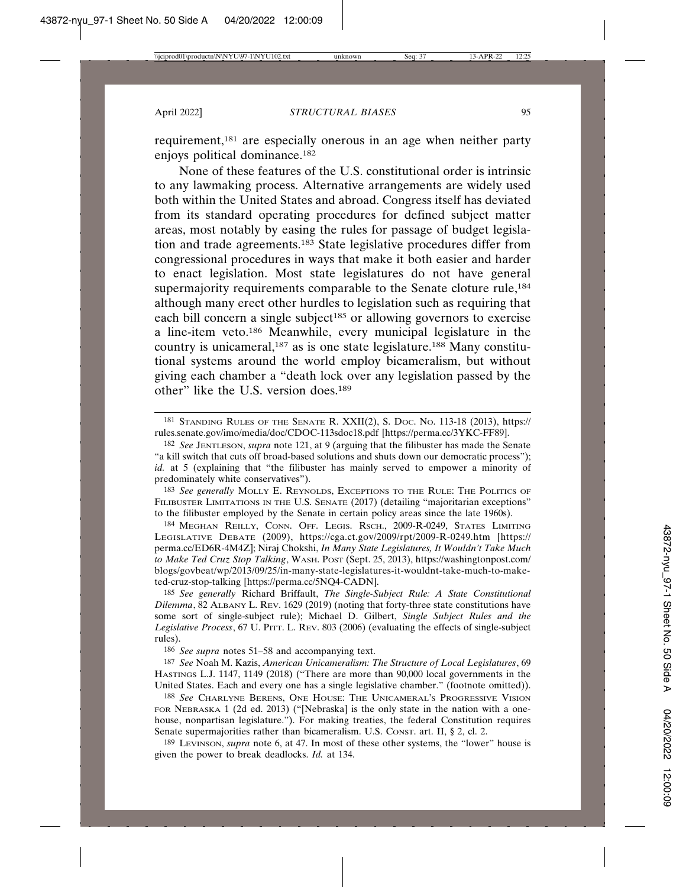requirement,[181] are especially onerous in an age when neither party enjoys political dominance.[182]

None of these features of the U.S. constitutional order is intrinsic to any lawmaking process. Alternative arrangements are widely used both within the United States and abroad. Congress itself has deviated from its standard operating procedures for defined subject matter areas, most notably by easing the rules for passage of budget legislation and trade agreements.[183] State legislative procedures differ from congressional procedures in ways that make it both easier and harder to enact legislation. Most state legislatures do not have general supermajority requirements comparable to the Senate cloture rule,[184] although many erect other hurdles to legislation such as requiring that each bill concern a single subject[185] or allowing governors to exercise a line-item veto.[186] Meanwhile, every municipal legislature in the country is unicameral,[187] as is one state legislature.[188] Many constitutional systems around the world employ bicameralism, but without giving each chamber a "death lock over any legislation passed by the other" like the U.S. version does.[189]

---

[181] STANDING RULES OF THE SENATE R. XXII(2), S. DOC. NO. 113-18 (2013), https://rules.senate.gov/imo/media/doc/CDOC-113sdoc18.pdf [https://perma.cc/3YKC-FF89].

[182] *See* JENTLESON, *supra* note 121, at 9 (arguing that the filibuster has made the Senate "a kill switch that cuts off broad-based solutions and shuts down our democratic process"); *id.* at 5 (explaining that "the filibuster has mainly served to empower a minority of predominately white conservatives").

[183] *See generally* MOLLY E. REYNOLDS, EXCEPTIONS TO THE RULE: THE POLITICS OF FILIBUSTER LIMITATIONS IN THE U.S. SENATE (2017) (detailing "majoritarian exceptions" to the filibuster employed by the Senate in certain policy areas since the late 1960s).

[184] MEGHAN REILLY, CONN. OFF. LEGIS. RSCH., 2009-R-0249, STATES LIMITING LEGISLATIVE DEBATE (2009), https://cga.ct.gov/2009/rpt/2009-R-0249.htm [https://perma.cc/ED6R-4M4Z]; Niraj Chokshi, *In Many State Legislatures, It Wouldn't Take Much to Make Ted Cruz Stop Talking*, WASH. POST (Sept. 25, 2013), https://washingtonpost.com/blogs/govbeat/wp/2013/09/25/in-many-state-legislatures-it-wouldnt-take-much-to-make-ted-cruz-stop-talking [https://perma.cc/5NQ4-CADN].

[185] *See generally* Richard Briffault, *The Single-Subject Rule: A State Constitutional Dilemma*, 82 ALBANY L. REV. 1629 (2019) (noting that forty-three state constitutions have some sort of single-subject rule); Michael D. Gilbert, *Single Subject Rules and the Legislative Process*, 67 U. PITT. L. REV. 803 (2006) (evaluating the effects of single-subject rules).

[186] *See supra* notes 51–58 and accompanying text.

[187] *See* Noah M. Kazis, *American Unicameralism: The Structure of Local Legislatures*, 69 HASTINGS L.J. 1147, 1149 (2018) ("There are more than 90,000 local governments in the United States. Each and every one has a single legislative chamber." (footnote omitted)).

[188] *See* CHARLYNE BERENS, ONE HOUSE: THE UNICAMERAL'S PROGRESSIVE VISION FOR NEBRASKA 1 (2d ed. 2013) ("[Nebraska] is the only state in the nation with a one-house, nonpartisan legislature."). For making treaties, the federal Constitution requires Senate supermajorities rather than bicameralism. U.S. CONST. art. II, § 2, cl. 2.

[189] LEVINSON, *supra* note 6, at 47. In most of these other systems, the "lower" house is given the power to break deadlocks. *Id.* at 134.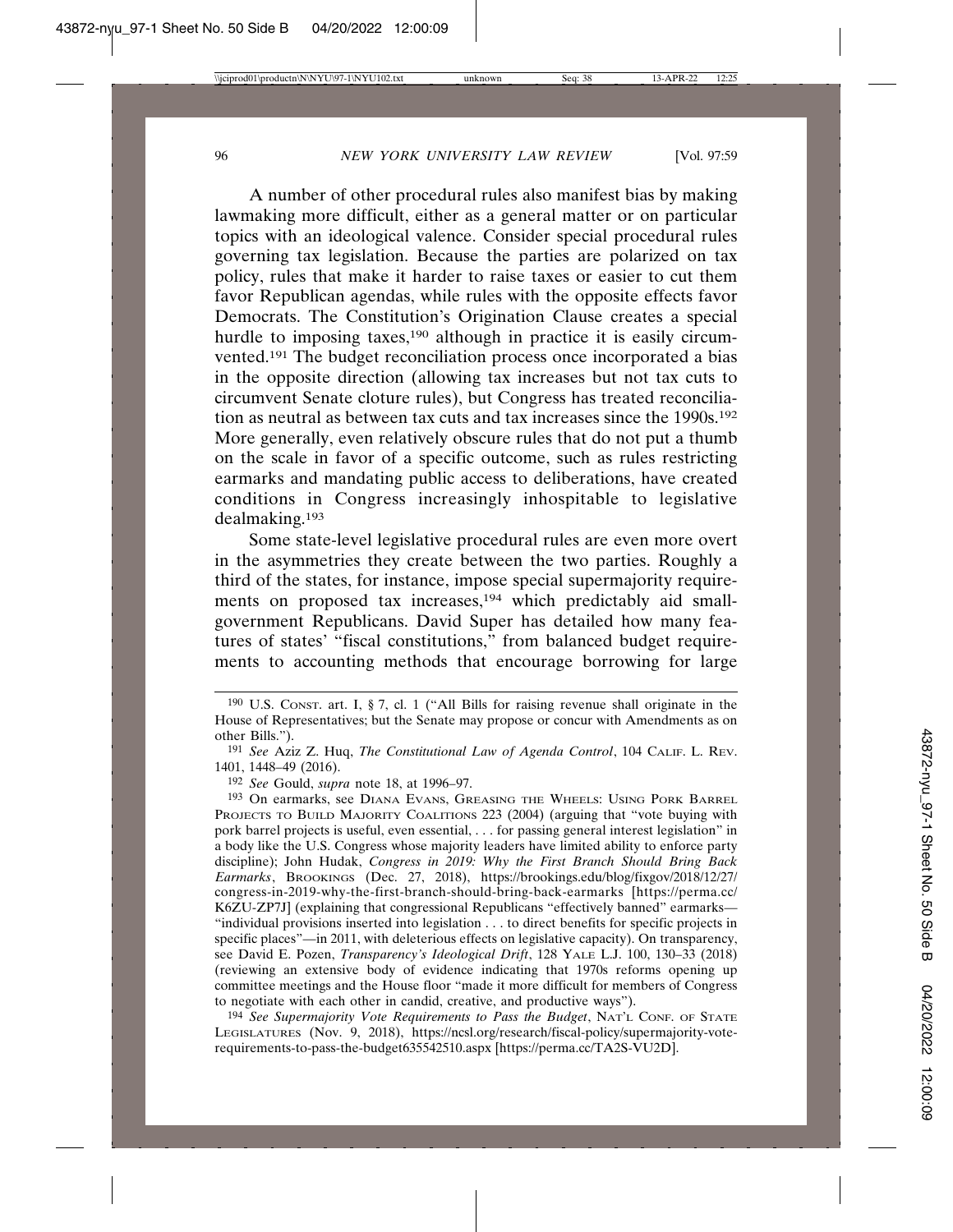A number of other procedural rules also manifest bias by making lawmaking more difficult, either as a general matter or on particular topics with an ideological valence. Consider special procedural rules governing tax legislation. Because the parties are polarized on tax policy, rules that make it harder to raise taxes or easier to cut them favor Republican agendas, while rules with the opposite effects favor Democrats. The Constitution's Origination Clause creates a special hurdle to imposing taxes,[190] although in practice it is easily circumvented.[191] The budget reconciliation process once incorporated a bias in the opposite direction (allowing tax increases but not tax cuts to circumvent Senate cloture rules), but Congress has treated reconciliation as neutral as between tax cuts and tax increases since the 1990s.[192] More generally, even relatively obscure rules that do not put a thumb on the scale in favor of a specific outcome, such as rules restricting earmarks and mandating public access to deliberations, have created conditions in Congress increasingly inhospitable to legislative dealmaking.[193]

Some state-level legislative procedural rules are even more overt in the asymmetries they create between the two parties. Roughly a third of the states, for instance, impose special supermajority requirements on proposed tax increases,[194] which predictably aid small-government Republicans. David Super has detailed how many features of states' "fiscal constitutions," from balanced budget requirements to accounting methods that encourage borrowing for large

---

[190] U.S. CONST. art. I, § 7, cl. 1 ("All Bills for raising revenue shall originate in the House of Representatives; but the Senate may propose or concur with Amendments as on other Bills.").

[191] *See* Aziz Z. Huq, *The Constitutional Law of Agenda Control*, 104 CALIF. L. REV. 1401, 1448–49 (2016).

[192] *See* Gould, *supra* note 18, at 1996–97.

[193] On earmarks, see DIANA EVANS, GREASING THE WHEELS: USING PORK BARREL PROJECTS TO BUILD MAJORITY COALITIONS 223 (2004) (arguing that "vote buying with pork barrel projects is useful, even essential, . . . for passing general interest legislation" in a body like the U.S. Congress whose majority leaders have limited ability to enforce party discipline); John Hudak, *Congress in 2019: Why the First Branch Should Bring Back Earmarks*, BROOKINGS (Dec. 27, 2018), https://brookings.edu/blog/fixgov/2018/12/27/congress-in-2019-why-the-first-branch-should-bring-back-earmarks [https://perma.cc/K6ZU-ZP7J] (explaining that congressional Republicans "effectively banned" earmarks—"individual provisions inserted into legislation . . . to direct benefits for specific projects in specific places"—in 2011, with deleterious effects on legislative capacity). On transparency, see David E. Pozen, *Transparency's Ideological Drift*, 128 YALE L.J. 100, 130–33 (2018) (reviewing an extensive body of evidence indicating that 1970s reforms opening up committee meetings and the House floor "made it more difficult for members of Congress to negotiate with each other in candid, creative, and productive ways").

[194] *See Supermajority Vote Requirements to Pass the Budget*, NAT'L CONF. OF STATE LEGISLATURES (Nov. 9, 2018), https://ncsl.org/research/fiscal-policy/supermajority-vote-requirements-to-pass-the-budget635542510.aspx [https://perma.cc/TA2S-VU2D].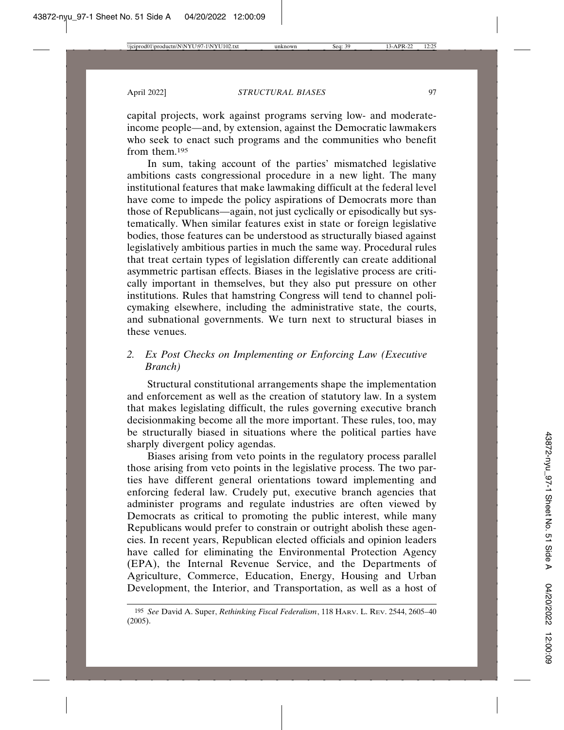capital projects, work against programs serving low- and moderate-income people—and, by extension, against the Democratic lawmakers who seek to enact such programs and the communities who benefit from them.[195]

In sum, taking account of the parties' mismatched legislative ambitions casts congressional procedure in a new light. The many institutional features that make lawmaking difficult at the federal level have come to impede the policy aspirations of Democrats more than those of Republicans—again, not just cyclically or episodically but systematically. When similar features exist in state or foreign legislative bodies, those features can be understood as structurally biased against legislatively ambitious parties in much the same way. Procedural rules that treat certain types of legislation differently can create additional asymmetric partisan effects. Biases in the legislative process are critically important in themselves, but they also put pressure on other institutions. Rules that hamstring Congress will tend to channel policymaking elsewhere, including the administrative state, the courts, and subnational governments. We turn next to structural biases in these venues.

### 2. *Ex Post Checks on Implementing or Enforcing Law (Executive Branch)*

Structural constitutional arrangements shape the implementation and enforcement as well as the creation of statutory law. In a system that makes legislating difficult, the rules governing executive branch decisionmaking become all the more important. These rules, too, may be structurally biased in situations where the political parties have sharply divergent policy agendas.

Biases arising from veto points in the regulatory process parallel those arising from veto points in the legislative process. The two parties have different general orientations toward implementing and enforcing federal law. Crudely put, executive branch agencies that administer programs and regulate industries are often viewed by Democrats as critical to promoting the public interest, while many Republicans would prefer to constrain or outright abolish these agencies. In recent years, Republican elected officials and opinion leaders have called for eliminating the Environmental Protection Agency (EPA), the Internal Revenue Service, and the Departments of Agriculture, Commerce, Education, Energy, Housing and Urban Development, the Interior, and Transportation, as well as a host of

---

[195] *See* David A. Super, *Rethinking Fiscal Federalism*, 118 HARV. L. REV. 2544, 2605–40 (2005).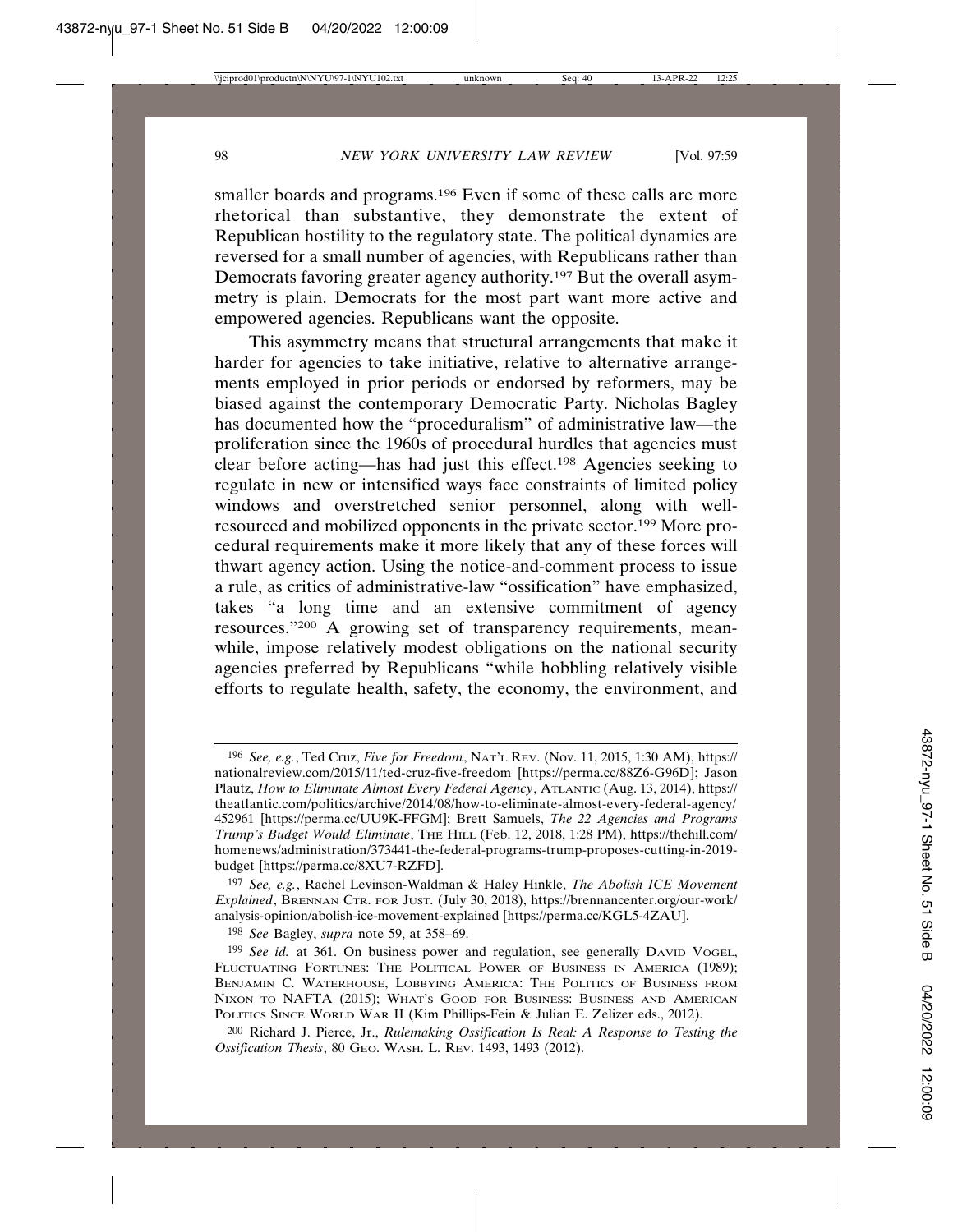smaller boards and programs.[196] Even if some of these calls are more rhetorical than substantive, they demonstrate the extent of Republican hostility to the regulatory state. The political dynamics are reversed for a small number of agencies, with Republicans rather than Democrats favoring greater agency authority.[197] But the overall asymmetry is plain. Democrats for the most part want more active and empowered agencies. Republicans want the opposite.

This asymmetry means that structural arrangements that make it harder for agencies to take initiative, relative to alternative arrangements employed in prior periods or endorsed by reformers, may be biased against the contemporary Democratic Party. Nicholas Bagley has documented how the "proceduralism" of administrative law—the proliferation since the 1960s of procedural hurdles that agencies must clear before acting—has had just this effect.[198] Agencies seeking to regulate in new or intensified ways face constraints of limited policy windows and overstretched senior personnel, along with well-resourced and mobilized opponents in the private sector.[199] More procedural requirements make it more likely that any of these forces will thwart agency action. Using the notice-and-comment process to issue a rule, as critics of administrative-law "ossification" have emphasized, takes "a long time and an extensive commitment of agency resources."[200] A growing set of transparency requirements, meanwhile, impose relatively modest obligations on the national security agencies preferred by Republicans "while hobbling relatively visible efforts to regulate health, safety, the economy, the environment, and

---

[196] *See, e.g.*, Ted Cruz, *Five for Freedom*, NAT'L REV. (Nov. 11, 2015, 1:30 AM), https://nationalreview.com/2015/11/ted-cruz-five-freedom [https://perma.cc/88Z6-G96D]; Jason Plautz, *How to Eliminate Almost Every Federal Agency*, ATLANTIC (Aug. 13, 2014), https://theatlantic.com/politics/archive/2014/08/how-to-eliminate-almost-every-federal-agency/452961 [https://perma.cc/UU9K-FFGM]; Brett Samuels, *The 22 Agencies and Programs Trump's Budget Would Eliminate*, THE HILL (Feb. 12, 2018, 1:28 PM), https://thehill.com/homenews/administration/373441-the-federal-programs-trump-proposes-cutting-in-2019-budget [https://perma.cc/8XU7-RZFD].

[197] *See, e.g.*, Rachel Levinson-Waldman & Haley Hinkle, *The Abolish ICE Movement Explained*, BRENNAN CTR. FOR JUST. (July 30, 2018), https://brennancenter.org/our-work/analysis-opinion/abolish-ice-movement-explained [https://perma.cc/KGL5-4ZAU].

[198] *See* Bagley, *supra* note 59, at 358–69.

[199] *See id.* at 361. On business power and regulation, see generally DAVID VOGEL, FLUCTUATING FORTUNES: THE POLITICAL POWER OF BUSINESS IN AMERICA (1989); BENJAMIN C. WATERHOUSE, LOBBYING AMERICA: THE POLITICS OF BUSINESS FROM NIXON TO NAFTA (2015); WHAT'S GOOD FOR BUSINESS: BUSINESS AND AMERICAN POLITICS SINCE WORLD WAR II (Kim Phillips-Fein & Julian E. Zelizer eds., 2012).

[200] Richard J. Pierce, Jr., *Rulemaking Ossification Is Real: A Response to Testing the Ossification Thesis*, 80 GEO. WASH. L. REV. 1493, 1493 (2012).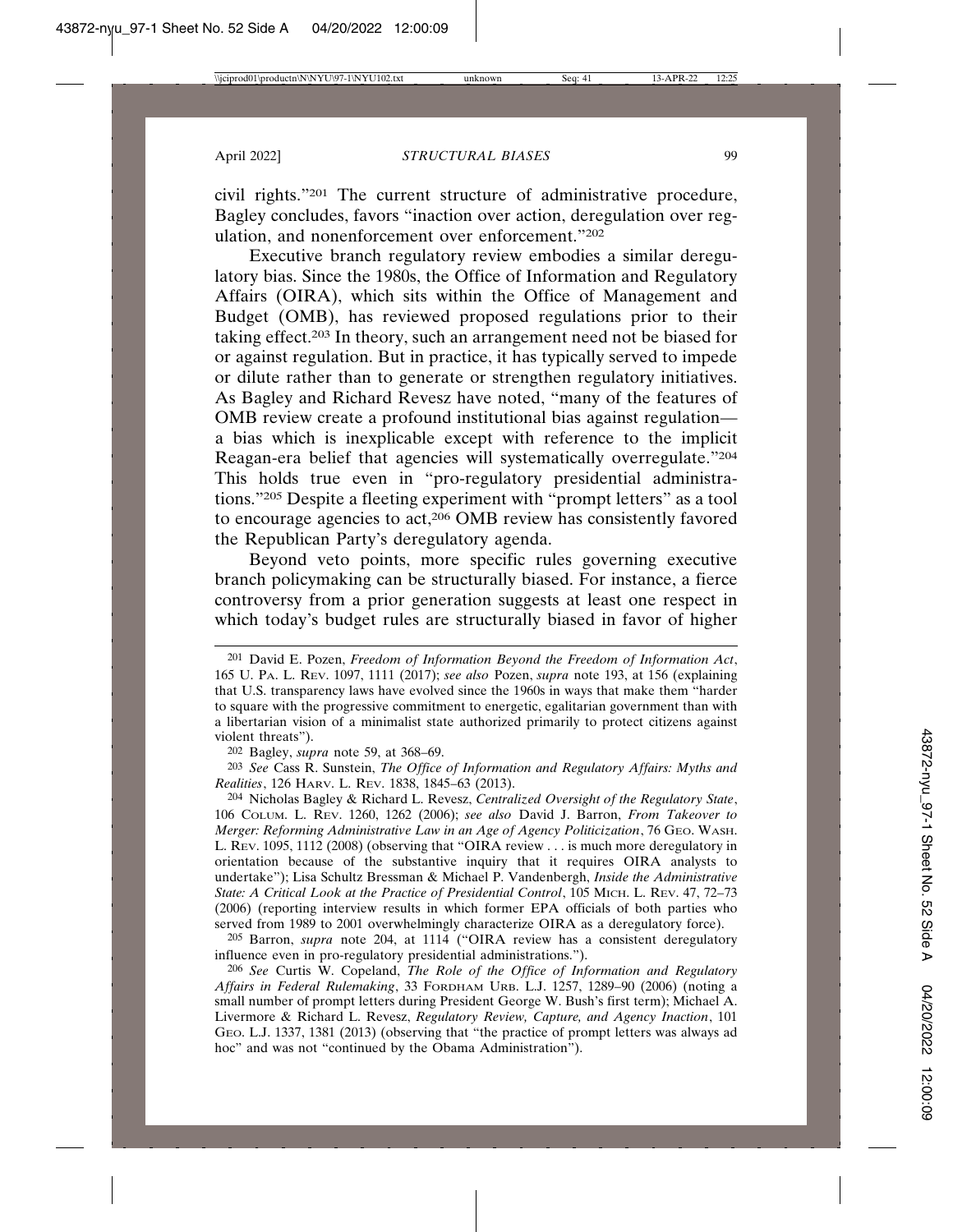civil rights."[201] The current structure of administrative procedure, Bagley concludes, favors "inaction over action, deregulation over regulation, and nonenforcement over enforcement."[202]

Executive branch regulatory review embodies a similar deregulatory bias. Since the 1980s, the Office of Information and Regulatory Affairs (OIRA), which sits within the Office of Management and Budget (OMB), has reviewed proposed regulations prior to their taking effect.[203] In theory, such an arrangement need not be biased for or against regulation. But in practice, it has typically served to impede or dilute rather than to generate or strengthen regulatory initiatives. As Bagley and Richard Revesz have noted, "many of the features of OMB review create a profound institutional bias against regulation—a bias which is inexplicable except with reference to the implicit Reagan-era belief that agencies will systematically overregulate."[204] This holds true even in "pro-regulatory presidential administrations."[205] Despite a fleeting experiment with "prompt letters" as a tool to encourage agencies to act,[206] OMB review has consistently favored the Republican Party's deregulatory agenda.

Beyond veto points, more specific rules governing executive branch policymaking can be structurally biased. For instance, a fierce controversy from a prior generation suggests at least one respect in which today's budget rules are structurally biased in favor of higher

---

201 David E. Pozen, *Freedom of Information Beyond the Freedom of Information Act*, 165 U. PA. L. REV. 1097, 1111 (2017); *see also* Pozen, *supra* note 193, at 156 (explaining that U.S. transparency laws have evolved since the 1960s in ways that make them "harder to square with the progressive commitment to energetic, egalitarian government than with a libertarian vision of a minimalist state authorized primarily to protect citizens against violent threats").

202 Bagley, *supra* note 59, at 368–69.

203 *See* Cass R. Sunstein, *The Office of Information and Regulatory Affairs: Myths and Realities*, 126 HARV. L. REV. 1838, 1845–63 (2013).

204 Nicholas Bagley & Richard L. Revesz, *Centralized Oversight of the Regulatory State*, 106 COLUM. L. REV. 1260, 1262 (2006); *see also* David J. Barron, *From Takeover to Merger: Reforming Administrative Law in an Age of Agency Politicization*, 76 GEO. WASH. L. REV. 1095, 1112 (2008) (observing that "OIRA review . . . is much more deregulatory in orientation because of the substantive inquiry that it requires OIRA analysts to undertake"); Lisa Schultz Bressman & Michael P. Vandenbergh, *Inside the Administrative State: A Critical Look at the Practice of Presidential Control*, 105 MICH. L. REV. 47, 72–73 (2006) (reporting interview results in which former EPA officials of both parties who served from 1989 to 2001 overwhelmingly characterize OIRA as a deregulatory force).

205 Barron, *supra* note 204, at 1114 ("OIRA review has a consistent deregulatory influence even in pro-regulatory presidential administrations.").

206 *See* Curtis W. Copeland, *The Role of the Office of Information and Regulatory Affairs in Federal Rulemaking*, 33 FORDHAM URB. L.J. 1257, 1289–90 (2006) (noting a small number of prompt letters during President George W. Bush's first term); Michael A. Livermore & Richard L. Revesz, *Regulatory Review, Capture, and Agency Inaction*, 101 GEO. L.J. 1337, 1381 (2013) (observing that "the practice of prompt letters was always ad hoc" and was not "continued by the Obama Administration").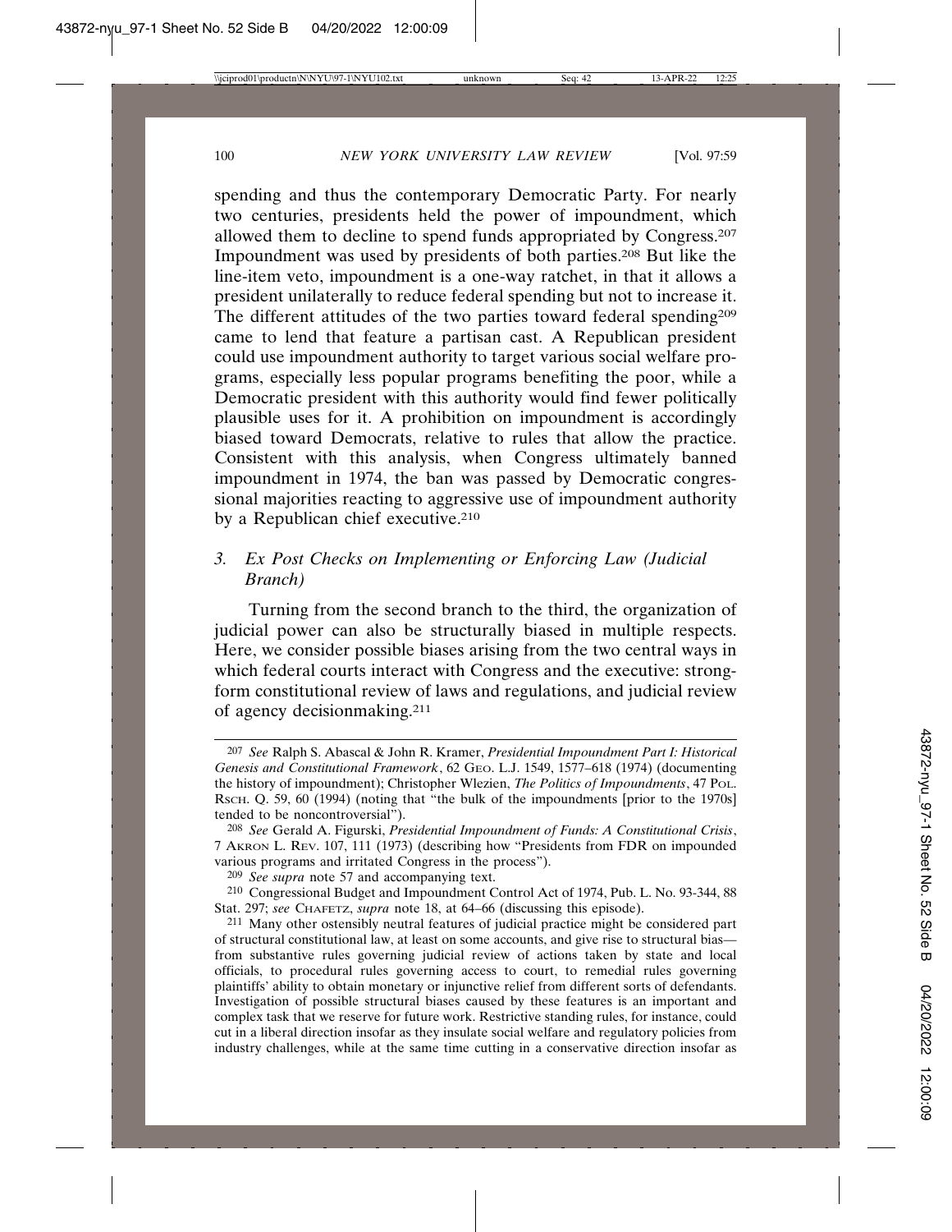spending and thus the contemporary Democratic Party. For nearly two centuries, presidents held the power of impoundment, which allowed them to decline to spend funds appropriated by Congress.[207] Impoundment was used by presidents of both parties.[208] But like the line-item veto, impoundment is a one-way ratchet, in that it allows a president unilaterally to reduce federal spending but not to increase it. The different attitudes of the two parties toward federal spending[209] came to lend that feature a partisan cast. A Republican president could use impoundment authority to target various social welfare programs, especially less popular programs benefiting the poor, while a Democratic president with this authority would find fewer politically plausible uses for it. A prohibition on impoundment is accordingly biased toward Democrats, relative to rules that allow the practice. Consistent with this analysis, when Congress ultimately banned impoundment in 1974, the ban was passed by Democratic congressional majorities reacting to aggressive use of impoundment authority by a Republican chief executive.[210]

### 3. *Ex Post Checks on Implementing or Enforcing Law (Judicial Branch)*

Turning from the second branch to the third, the organization of judicial power can also be structurally biased in multiple respects. Here, we consider possible biases arising from the two central ways in which federal courts interact with Congress and the executive: strong-form constitutional review of laws and regulations, and judicial review of agency decisionmaking.[211]

---

[207] *See* Ralph S. Abascal & John R. Kramer, *Presidential Impoundment Part I: Historical Genesis and Constitutional Framework*, 62 GEO. L.J. 1549, 1577–618 (1974) (documenting the history of impoundment); Christopher Wlezien, *The Politics of Impoundments*, 47 POL. RSCH. Q. 59, 60 (1994) (noting that "the bulk of the impoundments [prior to the 1970s] tended to be noncontroversial").

[208] *See* Gerald A. Figurski, *Presidential Impoundment of Funds: A Constitutional Crisis*, 7 AKRON L. REV. 107, 111 (1973) (describing how "Presidents from FDR on impounded various programs and irritated Congress in the process").

[209] *See supra* note 57 and accompanying text.

[210] Congressional Budget and Impoundment Control Act of 1974, Pub. L. No. 93-344, 88 Stat. 297; *see* CHAFETZ, *supra* note 18, at 64–66 (discussing this episode).

[211] Many other ostensibly neutral features of judicial practice might be considered part of structural constitutional law, at least on some accounts, and give rise to structural bias—from substantive rules governing judicial review of actions taken by state and local officials, to procedural rules governing access to court, to remedial rules governing plaintiffs' ability to obtain monetary or injunctive relief from different sorts of defendants. Investigation of possible structural biases caused by these features is an important and complex task that we reserve for future work. Restrictive standing rules, for instance, could cut in a liberal direction insofar as they insulate social welfare and regulatory policies from industry challenges, while at the same time cutting in a conservative direction insofar as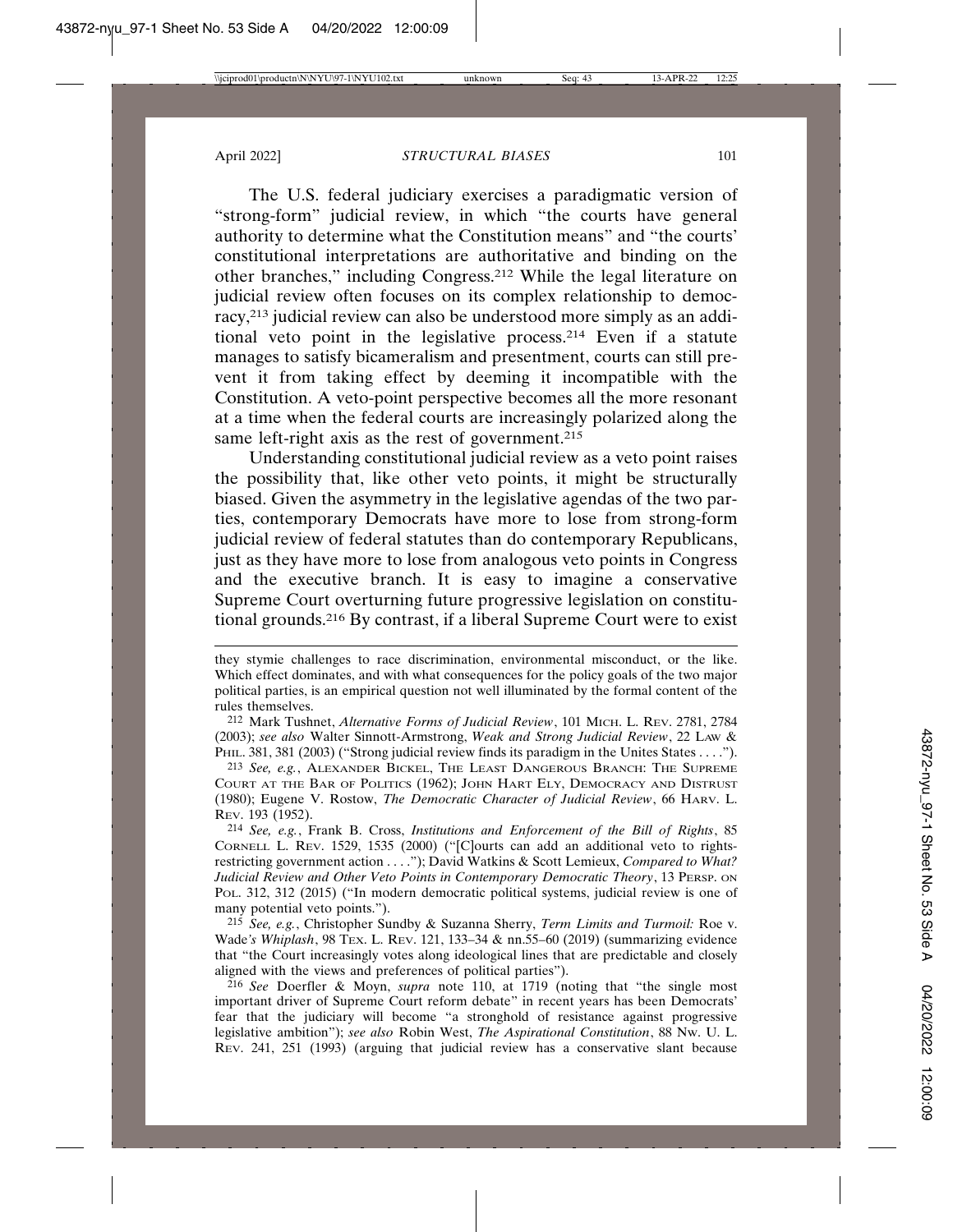The U.S. federal judiciary exercises a paradigmatic version of "strong-form" judicial review, in which "the courts have general authority to determine what the Constitution means" and "the courts' constitutional interpretations are authoritative and binding on the other branches," including Congress.[212] While the legal literature on judicial review often focuses on its complex relationship to democracy,[213] judicial review can also be understood more simply as an additional veto point in the legislative process.[214] Even if a statute manages to satisfy bicameralism and presentment, courts can still prevent it from taking effect by deeming it incompatible with the Constitution. A veto-point perspective becomes all the more resonant at a time when the federal courts are increasingly polarized along the same left-right axis as the rest of government.[215]

Understanding constitutional judicial review as a veto point raises the possibility that, like other veto points, it might be structurally biased. Given the asymmetry in the legislative agendas of the two parties, contemporary Democrats have more to lose from strong-form judicial review of federal statutes than do contemporary Republicans, just as they have more to lose from analogous veto points in Congress and the executive branch. It is easy to imagine a conservative Supreme Court overturning future progressive legislation on constitutional grounds.[216] By contrast, if a liberal Supreme Court were to exist

---

they stymie challenges to race discrimination, environmental misconduct, or the like. Which effect dominates, and with what consequences for the policy goals of the two major political parties, is an empirical question not well illuminated by the formal content of the rules themselves.

[212] Mark Tushnet, *Alternative Forms of Judicial Review*, 101 MICH. L. REV. 2781, 2784 (2003); *see also* Walter Sinnott-Armstrong, *Weak and Strong Judicial Review*, 22 LAW & PHIL. 381, 381 (2003) ("Strong judicial review finds its paradigm in the Unites States . . . .").

[213] *See, e.g.*, ALEXANDER BICKEL, THE LEAST DANGEROUS BRANCH: THE SUPREME COURT AT THE BAR OF POLITICS (1962); JOHN HART ELY, DEMOCRACY AND DISTRUST (1980); Eugene V. Rostow, *The Democratic Character of Judicial Review*, 66 HARV. L. REV. 193 (1952).

[214] *See, e.g.*, Frank B. Cross, *Institutions and Enforcement of the Bill of Rights*, 85 CORNELL L. REV. 1529, 1535 (2000) ("[C]ourts can add an additional veto to rights-restricting government action . . . ."); David Watkins & Scott Lemieux, *Compared to What? Judicial Review and Other Veto Points in Contemporary Democratic Theory*, 13 PERSP. ON POL. 312, 312 (2015) ("In modern democratic political systems, judicial review is one of many potential veto points.").

[215] *See, e.g.*, Christopher Sundby & Suzanna Sherry, *Term Limits and Turmoil:* Roe v. Wade*'s Whiplash*, 98 TEX. L. REV. 121, 133–34 & nn.55–60 (2019) (summarizing evidence that "the Court increasingly votes along ideological lines that are predictable and closely aligned with the views and preferences of political parties").

[216] *See* Doerfler & Moyn, *supra* note 110, at 1719 (noting that "the single most important driver of Supreme Court reform debate" in recent years has been Democrats' fear that the judiciary will become "a stronghold of resistance against progressive legislative ambition"); *see also* Robin West, *The Aspirational Constitution*, 88 NW. U. L. REV. 241, 251 (1993) (arguing that judicial review has a conservative slant because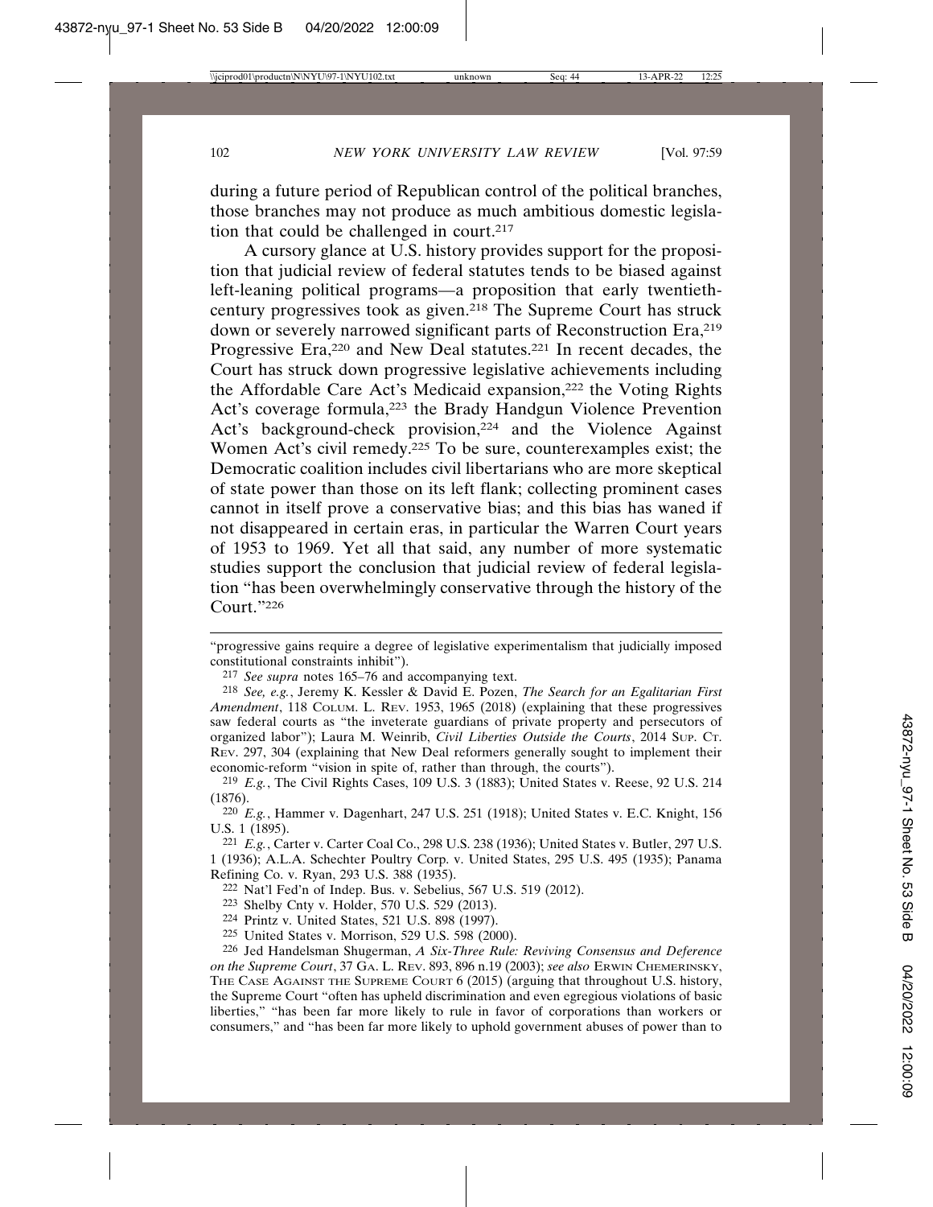during a future period of Republican control of the political branches, those branches may not produce as much ambitious domestic legislation that could be challenged in court.[217]

A cursory glance at U.S. history provides support for the proposition that judicial review of federal statutes tends to be biased against left-leaning political programs—a proposition that early twentieth-century progressives took as given.[218] The Supreme Court has struck down or severely narrowed significant parts of Reconstruction Era,[219] Progressive Era,[220] and New Deal statutes.[221] In recent decades, the Court has struck down progressive legislative achievements including the Affordable Care Act's Medicaid expansion,[222] the Voting Rights Act's coverage formula,[223] the Brady Handgun Violence Prevention Act's background-check provision,[224] and the Violence Against Women Act's civil remedy.[225] To be sure, counterexamples exist; the Democratic coalition includes civil libertarians who are more skeptical of state power than those on its left flank; collecting prominent cases cannot in itself prove a conservative bias; and this bias has waned if not disappeared in certain eras, in particular the Warren Court years of 1953 to 1969. Yet all that said, any number of more systematic studies support the conclusion that judicial review of federal legislation "has been overwhelmingly conservative through the history of the Court."[226]

---

"progressive gains require a degree of legislative experimentalism that judicially imposed constitutional constraints inhibit").

[217] *See supra* notes 165–76 and accompanying text.

[218] *See, e.g.*, Jeremy K. Kessler & David E. Pozen, *The Search for an Egalitarian First Amendment*, 118 COLUM. L. REV. 1953, 1965 (2018) (explaining that these progressives saw federal courts as "the inveterate guardians of private property and persecutors of organized labor"); Laura M. Weinrib, *Civil Liberties Outside the Courts*, 2014 SUP. CT. REV. 297, 304 (explaining that New Deal reformers generally sought to implement their economic-reform "vision in spite of, rather than through, the courts").

[219] *E.g.*, The Civil Rights Cases, 109 U.S. 3 (1883); United States v. Reese, 92 U.S. 214 (1876).

[220] *E.g.*, Hammer v. Dagenhart, 247 U.S. 251 (1918); United States v. E.C. Knight, 156 U.S. 1 (1895).

[221] *E.g.*, Carter v. Carter Coal Co., 298 U.S. 238 (1936); United States v. Butler, 297 U.S. 1 (1936); A.L.A. Schechter Poultry Corp. v. United States, 295 U.S. 495 (1935); Panama Refining Co. v. Ryan, 293 U.S. 388 (1935).

[222] Nat'l Fed'n of Indep. Bus. v. Sebelius, 567 U.S. 519 (2012).

[223] Shelby Cnty v. Holder, 570 U.S. 529 (2013).

[224] Printz v. United States, 521 U.S. 898 (1997).

[225] United States v. Morrison, 529 U.S. 598 (2000).

[226] Jed Handelsman Shugerman, *A Six-Three Rule: Reviving Consensus and Deference on the Supreme Court*, 37 GA. L. REV. 893, 896 n.19 (2003); *see also* ERWIN CHEMERINSKY, THE CASE AGAINST THE SUPREME COURT 6 (2015) (arguing that throughout U.S. history, the Supreme Court "often has upheld discrimination and even egregious violations of basic liberties," "has been far more likely to rule in favor of corporations than workers or consumers," and "has been far more likely to uphold government abuses of power than to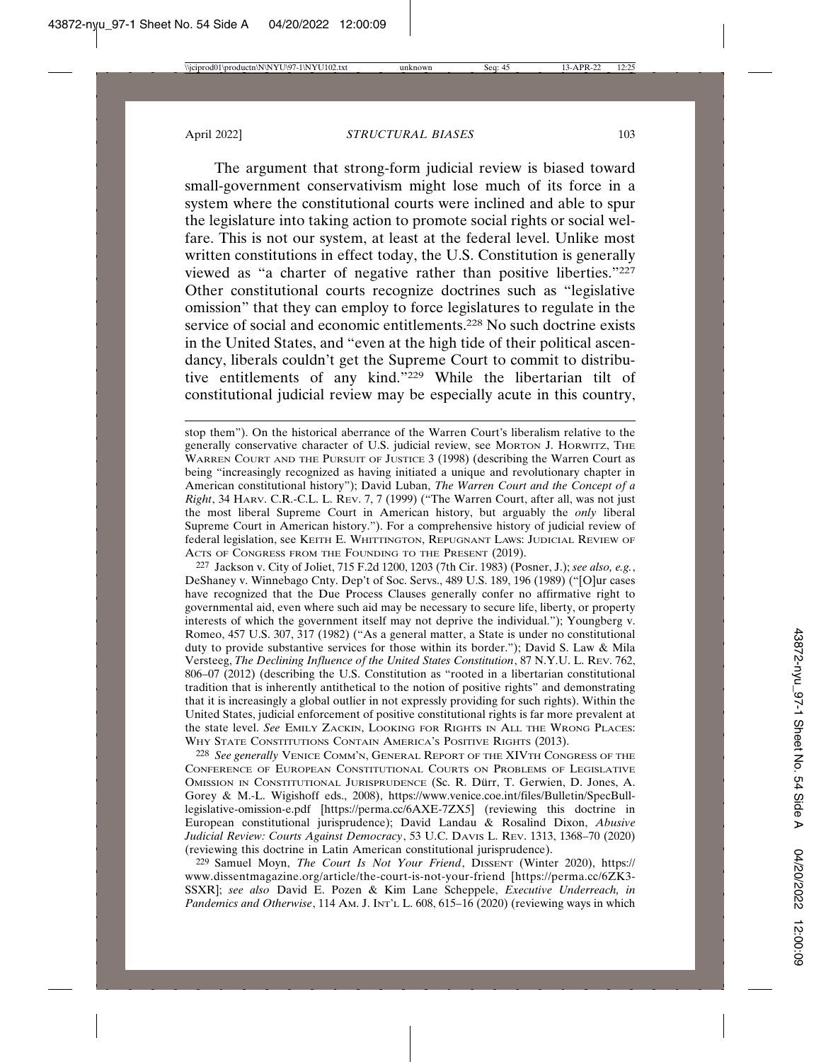The argument that strong-form judicial review is biased toward small-government conservativism might lose much of its force in a system where the constitutional courts were inclined and able to spur the legislature into taking action to promote social rights or social welfare. This is not our system, at least at the federal level. Unlike most written constitutions in effect today, the U.S. Constitution is generally viewed as "a charter of negative rather than positive liberties."[227] Other constitutional courts recognize doctrines such as "legislative omission" that they can employ to force legislatures to regulate in the service of social and economic entitlements.[228] No such doctrine exists in the United States, and "even at the high tide of their political ascendancy, liberals couldn't get the Supreme Court to commit to distributive entitlements of any kind."[229] While the libertarian tilt of constitutional judicial review may be especially acute in this country,

---

stop them"). On the historical aberrance of the Warren Court's liberalism relative to the generally conservative character of U.S. judicial review, see MORTON J. HORWITZ, THE WARREN COURT AND THE PURSUIT OF JUSTICE 3 (1998) (describing the Warren Court as being "increasingly recognized as having initiated a unique and revolutionary chapter in American constitutional history"); David Luban, *The Warren Court and the Concept of a Right*, 34 HARV. C.R.-C.L. L. REV. 7, 7 (1999) ("The Warren Court, after all, was not just the most liberal Supreme Court in American history, but arguably the *only* liberal Supreme Court in American history."). For a comprehensive history of judicial review of federal legislation, see KEITH E. WHITTINGTON, REPUGNANT LAWS: JUDICIAL REVIEW OF ACTS OF CONGRESS FROM THE FOUNDING TO THE PRESENT (2019).

[227] Jackson v. City of Joliet, 715 F.2d 1200, 1203 (7th Cir. 1983) (Posner, J.); *see also, e.g.*, DeShaney v. Winnebago Cnty. Dep't of Soc. Servs., 489 U.S. 189, 196 (1989) ("[O]ur cases have recognized that the Due Process Clauses generally confer no affirmative right to governmental aid, even where such aid may be necessary to secure life, liberty, or property interests of which the government itself may not deprive the individual."); Youngberg v. Romeo, 457 U.S. 307, 317 (1982) ("As a general matter, a State is under no constitutional duty to provide substantive services for those within its border."); David S. Law & Mila Versteeg, *The Declining Influence of the United States Constitution*, 87 N.Y.U. L. REV. 762, 806–07 (2012) (describing the U.S. Constitution as "rooted in a libertarian constitutional tradition that is inherently antithetical to the notion of positive rights" and demonstrating that it is increasingly a global outlier in not expressly providing for such rights). Within the United States, judicial enforcement of positive constitutional rights is far more prevalent at the state level. *See* EMILY ZACKIN, LOOKING FOR RIGHTS IN ALL THE WRONG PLACES: WHY STATE CONSTITUTIONS CONTAIN AMERICA'S POSITIVE RIGHTS (2013).

[228] *See generally* VENICE COMM'N, GENERAL REPORT OF THE XIVTH CONGRESS OF THE CONFERENCE OF EUROPEAN CONSTITUTIONAL COURTS ON PROBLEMS OF LEGISLATIVE OMISSION IN CONSTITUTIONAL JURISPRUDENCE (Sc. R. Dürr, T. Gerwien, D. Jones, A. Gorey & M.-L. Wigishoff eds., 2008), https://www.venice.coe.int/files/Bulletin/SpecBull-legislative-omission-e.pdf [https://perma.cc/6AXE-7ZX5] (reviewing this doctrine in European constitutional jurisprudence); David Landau & Rosalind Dixon, *Abusive Judicial Review: Courts Against Democracy*, 53 U.C. DAVIS L. REV. 1313, 1368–70 (2020) (reviewing this doctrine in Latin American constitutional jurisprudence).

[229] Samuel Moyn, *The Court Is Not Your Friend*, DISSENT (Winter 2020), https://www.dissentmagazine.org/article/the-court-is-not-your-friend [https://perma.cc/6ZK3-SSXR]; *see also* David E. Pozen & Kim Lane Scheppele, *Executive Underreach, in Pandemics and Otherwise*, 114 AM. J. INT'L L. 608, 615–16 (2020) (reviewing ways in which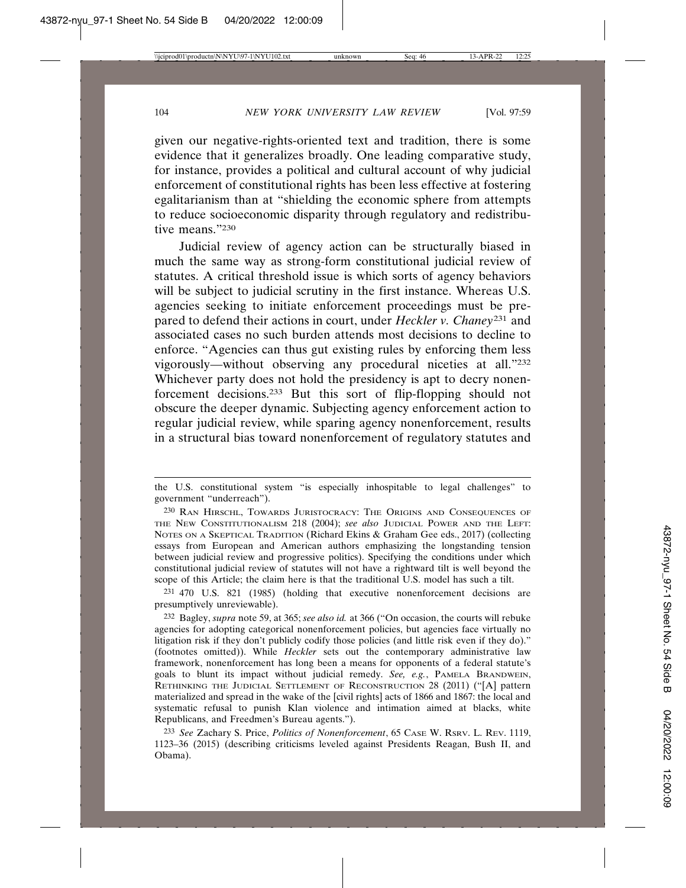given our negative-rights-oriented text and tradition, there is some evidence that it generalizes broadly. One leading comparative study, for instance, provides a political and cultural account of why judicial enforcement of constitutional rights has been less effective at fostering egalitarianism than at "shielding the economic sphere from attempts to reduce socioeconomic disparity through regulatory and redistributive means."[230]

Judicial review of agency action can be structurally biased in much the same way as strong-form constitutional judicial review of statutes. A critical threshold issue is which sorts of agency behaviors will be subject to judicial scrutiny in the first instance. Whereas U.S. agencies seeking to initiate enforcement proceedings must be prepared to defend their actions in court, under *Heckler v. Chaney*[231] and associated cases no such burden attends most decisions to decline to enforce. "Agencies can thus gut existing rules by enforcing them less vigorously—without observing any procedural niceties at all."[232] Whichever party does not hold the presidency is apt to decry nonenforcement decisions.[233] But this sort of flip-flopping should not obscure the deeper dynamic. Subjecting agency enforcement action to regular judicial review, while sparing agency nonenforcement, results in a structural bias toward nonenforcement of regulatory statutes and

---

the U.S. constitutional system "is especially inhospitable to legal challenges" to government "underreach").

[230] Ran Hirschl, Towards Juristocracy: The Origins and Consequences of the New Constitutionalism 218 (2004); *see also* Judicial Power and the Left: Notes on a Skeptical Tradition (Richard Ekins & Graham Gee eds., 2017) (collecting essays from European and American authors emphasizing the longstanding tension between judicial review and progressive politics). Specifying the conditions under which constitutional judicial review of statutes will not have a rightward tilt is well beyond the scope of this Article; the claim here is that the traditional U.S. model has such a tilt.

[231] 470 U.S. 821 (1985) (holding that executive nonenforcement decisions are presumptively unreviewable).

[232] Bagley, *supra* note 59, at 365; *see also id.* at 366 ("On occasion, the courts will rebuke agencies for adopting categorical nonenforcement policies, but agencies face virtually no litigation risk if they don't publicly codify those policies (and little risk even if they do)." (footnotes omitted)). While *Heckler* sets out the contemporary administrative law framework, nonenforcement has long been a means for opponents of a federal statute's goals to blunt its impact without judicial remedy. *See, e.g.*, Pamela Brandwein, Rethinking the Judicial Settlement of Reconstruction 28 (2011) ("[A] pattern materialized and spread in the wake of the [civil rights] acts of 1866 and 1867: the local and systematic refusal to punish Klan violence and intimation aimed at blacks, white Republicans, and Freedmen's Bureau agents.").

[233] *See* Zachary S. Price, *Politics of Nonenforcement*, 65 Case W. Rsrv. L. Rev. 1119, 1123–36 (2015) (describing criticisms leveled against Presidents Reagan, Bush II, and Obama).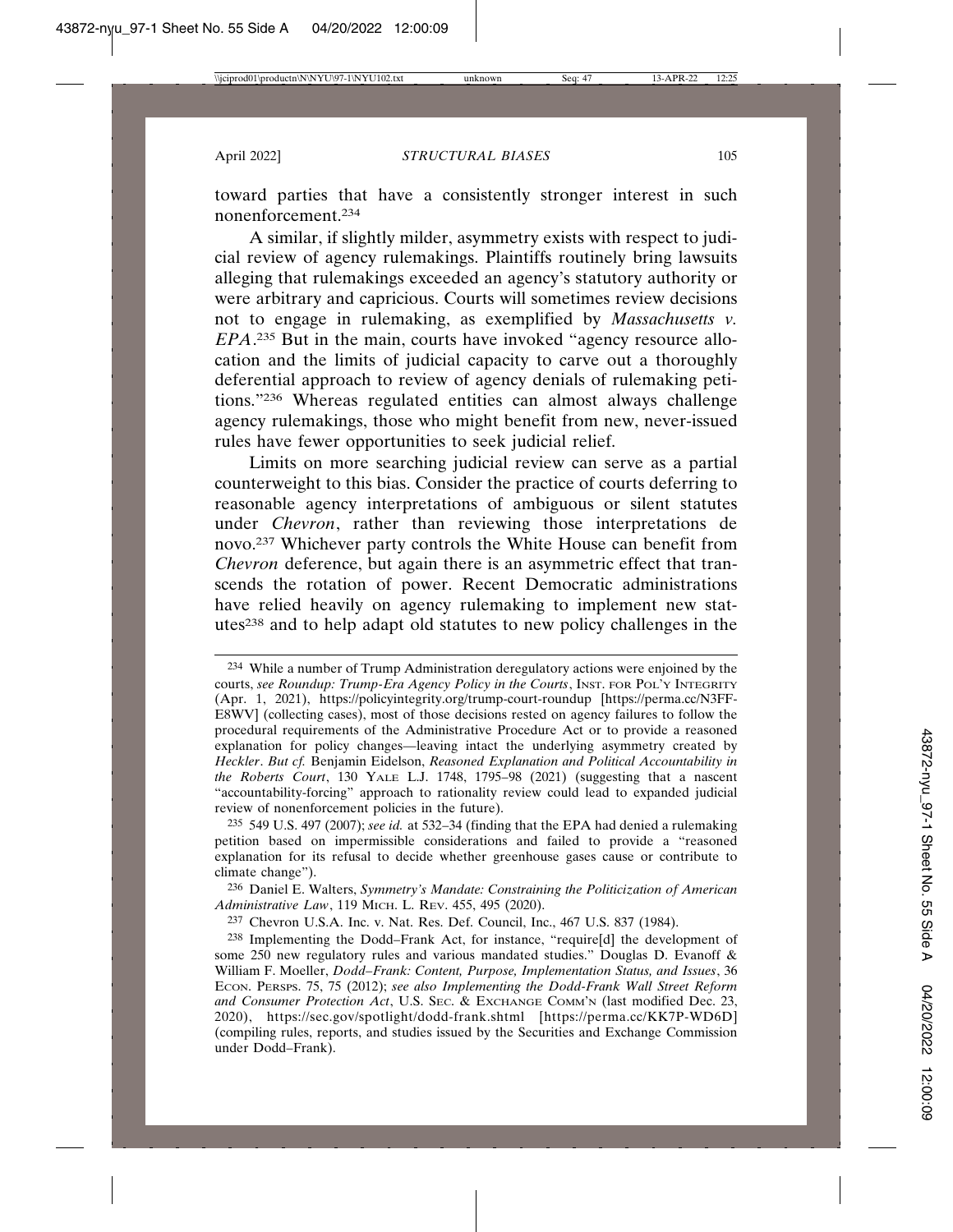toward parties that have a consistently stronger interest in such nonenforcement.[234]

A similar, if slightly milder, asymmetry exists with respect to judicial review of agency rulemakings. Plaintiffs routinely bring lawsuits alleging that rulemakings exceeded an agency's statutory authority or were arbitrary and capricious. Courts will sometimes review decisions not to engage in rulemaking, as exemplified by *Massachusetts v. EPA*.[235] But in the main, courts have invoked "agency resource allocation and the limits of judicial capacity to carve out a thoroughly deferential approach to review of agency denials of rulemaking petitions."[236] Whereas regulated entities can almost always challenge agency rulemakings, those who might benefit from new, never-issued rules have fewer opportunities to seek judicial relief.

Limits on more searching judicial review can serve as a partial counterweight to this bias. Consider the practice of courts deferring to reasonable agency interpretations of ambiguous or silent statutes under *Chevron*, rather than reviewing those interpretations de novo.[237] Whichever party controls the White House can benefit from *Chevron* deference, but again there is an asymmetric effect that transcends the rotation of power. Recent Democratic administrations have relied heavily on agency rulemaking to implement new statutes[238] and to help adapt old statutes to new policy challenges in the

---

[234] While a number of Trump Administration deregulatory actions were enjoined by the courts, *see Roundup: Trump-Era Agency Policy in the Courts*, INST. FOR POL'Y INTEGRITY (Apr. 1, 2021), https://policyintegrity.org/trump-court-roundup [https://perma.cc/N3FF-E8WV] (collecting cases), most of those decisions rested on agency failures to follow the procedural requirements of the Administrative Procedure Act or to provide a reasoned explanation for policy changes—leaving intact the underlying asymmetry created by *Heckler*. *But cf.* Benjamin Eidelson, *Reasoned Explanation and Political Accountability in the Roberts Court*, 130 YALE L.J. 1748, 1795–98 (2021) (suggesting that a nascent "accountability-forcing" approach to rationality review could lead to expanded judicial review of nonenforcement policies in the future).

[235] 549 U.S. 497 (2007); *see id.* at 532–34 (finding that the EPA had denied a rulemaking petition based on impermissible considerations and failed to provide a "reasoned explanation for its refusal to decide whether greenhouse gases cause or contribute to climate change").

[236] Daniel E. Walters, *Symmetry's Mandate: Constraining the Politicization of American Administrative Law*, 119 MICH. L. REV. 455, 495 (2020).

[237] Chevron U.S.A. Inc. v. Nat. Res. Def. Council, Inc., 467 U.S. 837 (1984).

[238] Implementing the Dodd–Frank Act, for instance, "require[d] the development of some 250 new regulatory rules and various mandated studies." Douglas D. Evanoff & William F. Moeller, *Dodd–Frank: Content, Purpose, Implementation Status, and Issues*, 36 ECON. PERSPS. 75, 75 (2012); *see also Implementing the Dodd-Frank Wall Street Reform and Consumer Protection Act*, U.S. SEC. & EXCHANGE COMM'N (last modified Dec. 23, 2020), https://sec.gov/spotlight/dodd-frank.shtml [https://perma.cc/KK7P-WD6D] (compiling rules, reports, and studies issued by the Securities and Exchange Commission under Dodd–Frank).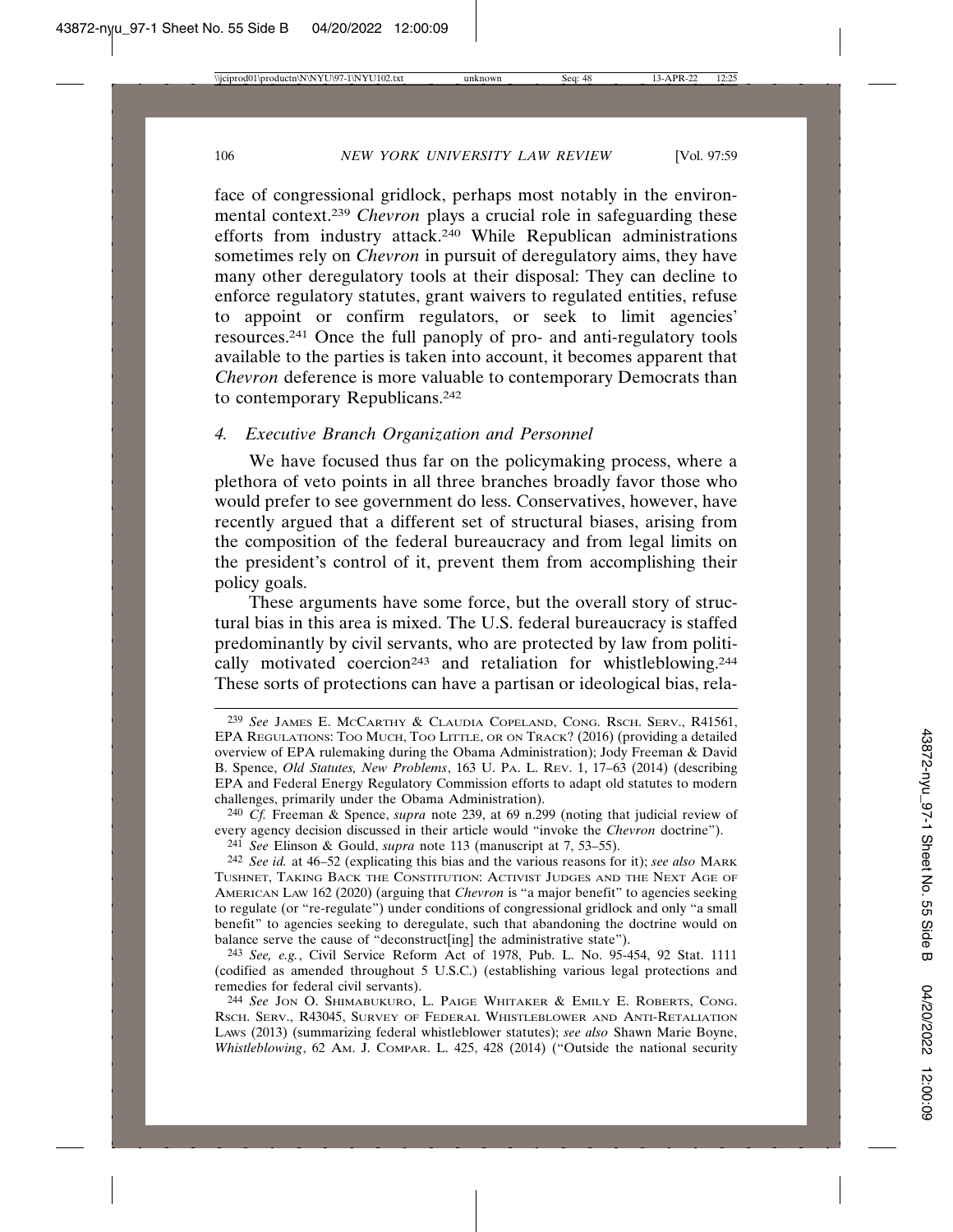face of congressional gridlock, perhaps most notably in the environmental context.[239] *Chevron* plays a crucial role in safeguarding these efforts from industry attack.[240] While Republican administrations sometimes rely on *Chevron* in pursuit of deregulatory aims, they have many other deregulatory tools at their disposal: They can decline to enforce regulatory statutes, grant waivers to regulated entities, refuse to appoint or confirm regulators, or seek to limit agencies' resources.[241] Once the full panoply of pro- and anti-regulatory tools available to the parties is taken into account, it becomes apparent that *Chevron* deference is more valuable to contemporary Democrats than to contemporary Republicans.[242]

#### 4. *Executive Branch Organization and Personnel*

We have focused thus far on the policymaking process, where a plethora of veto points in all three branches broadly favor those who would prefer to see government do less. Conservatives, however, have recently argued that a different set of structural biases, arising from the composition of the federal bureaucracy and from legal limits on the president's control of it, prevent them from accomplishing their policy goals.

These arguments have some force, but the overall story of structural bias in this area is mixed. The U.S. federal bureaucracy is staffed predominantly by civil servants, who are protected by law from politically motivated coercion[243] and retaliation for whistleblowing.[244] These sorts of protections can have a partisan or ideological bias, rela-

---

[239] *See* James E. McCarthy & Claudia Copeland, Cong. Rsch. Serv., R41561, EPA Regulations: Too Much, Too Little, or on Track? (2016) (providing a detailed overview of EPA rulemaking during the Obama Administration); Jody Freeman & David B. Spence, *Old Statutes, New Problems*, 163 U. Pa. L. Rev. 1, 17–63 (2014) (describing EPA and Federal Energy Regulatory Commission efforts to adapt old statutes to modern challenges, primarily under the Obama Administration).

[240] *Cf.* Freeman & Spence, *supra* note 239, at 69 n.299 (noting that judicial review of every agency decision discussed in their article would "invoke the *Chevron* doctrine").

[241] *See* Elinson & Gould, *supra* note 113 (manuscript at 7, 53–55).

[242] *See id.* at 46–52 (explicating this bias and the various reasons for it); *see also* Mark Tushnet, Taking Back the Constitution: Activist Judges and the Next Age of American Law 162 (2020) (arguing that *Chevron* is "a major benefit" to agencies seeking to regulate (or "re-regulate") under conditions of congressional gridlock and only "a small benefit" to agencies seeking to deregulate, such that abandoning the doctrine would on balance serve the cause of "deconstruct[ing] the administrative state").

[243] *See, e.g.*, Civil Service Reform Act of 1978, Pub. L. No. 95-454, 92 Stat. 1111 (codified as amended throughout 5 U.S.C.) (establishing various legal protections and remedies for federal civil servants).

[244] *See* Jon O. Shimabukuro, L. Paige Whitaker & Emily E. Roberts, Cong. Rsch. Serv., R43045, Survey of Federal Whistleblower and Anti-Retaliation Laws (2013) (summarizing federal whistleblower statutes); *see also* Shawn Marie Boyne, *Whistleblowing*, 62 Am. J. Compar. L. 425, 428 (2014) ("Outside the national security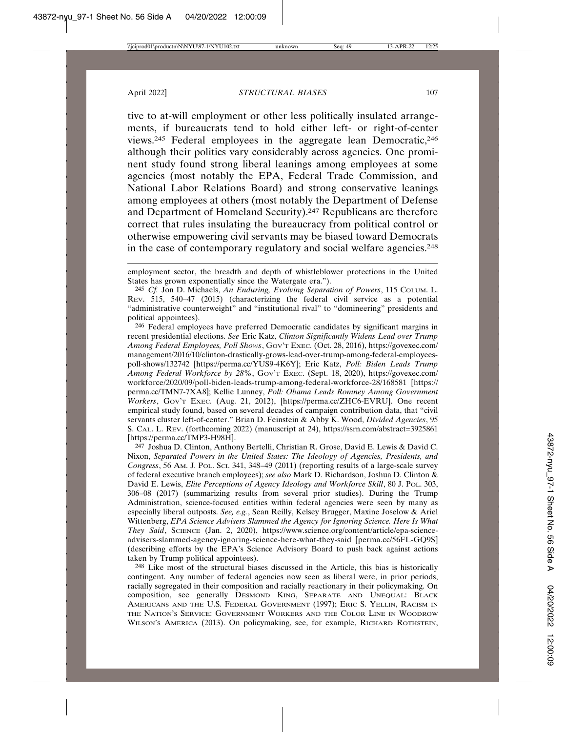tive to at-will employment or other less politically insulated arrangements, if bureaucrats tend to hold either left- or right-of-center views.[245] Federal employees in the aggregate lean Democratic,[246] although their politics vary considerably across agencies. One prominent study found strong liberal leanings among employees at some agencies (most notably the EPA, Federal Trade Commission, and National Labor Relations Board) and strong conservative leanings among employees at others (most notably the Department of Defense and Department of Homeland Security).[247] Republicans are therefore correct that rules insulating the bureaucracy from political control or otherwise empowering civil servants may be biased toward Democrats in the case of contemporary regulatory and social welfare agencies.[248]

---

employment sector, the breadth and depth of whistleblower protections in the United States has grown exponentially since the Watergate era.").

[245] *Cf.* Jon D. Michaels, *An Enduring, Evolving Separation of Powers*, 115 COLUM. L. REV. 515, 540–47 (2015) (characterizing the federal civil service as a potential "administrative counterweight" and "institutional rival" to "domineering" presidents and political appointees).

[246] Federal employees have preferred Democratic candidates by significant margins in recent presidential elections. *See* Eric Katz, *Clinton Significantly Widens Lead over Trump Among Federal Employees, Poll Shows*, GOV'T EXEC. (Oct. 28, 2016), https://govexec.com/management/2016/10/clinton-drastically-grows-lead-over-trump-among-federal-employees-poll-shows/132742 [https://perma.cc/YUS9-4K6Y]; Eric Katz, *Poll: Biden Leads Trump Among Federal Workforce by 28%*, GOV'T EXEC. (Sept. 18, 2020), https://govexec.com/workforce/2020/09/poll-biden-leads-trump-among-federal-workforce-28/168581 [https://perma.cc/TMN7-7XA8]; Kellie Lunney, *Poll: Obama Leads Romney Among Government Workers*, GOV'T EXEC. (Aug. 21, 2012), [https://perma.cc/ZHC6-EVRU]. One recent empirical study found, based on several decades of campaign contribution data, that "civil servants cluster left-of-center." Brian D. Feinstein & Abby K. Wood, *Divided Agencies*, 95 S. CAL. L. REV. (forthcoming 2022) (manuscript at 24), https://ssrn.com/abstract=3925861 [https://perma.cc/TMP3-H98H].

[247] Joshua D. Clinton, Anthony Bertelli, Christian R. Grose, David E. Lewis & David C. Nixon, *Separated Powers in the United States: The Ideology of Agencies, Presidents, and Congress*, 56 AM. J. POL. SCI. 341, 348–49 (2011) (reporting results of a large-scale survey of federal executive branch employees); *see also* Mark D. Richardson, Joshua D. Clinton & David E. Lewis, *Elite Perceptions of Agency Ideology and Workforce Skill*, 80 J. POL. 303, 306–08 (2017) (summarizing results from several prior studies). During the Trump Administration, science-focused entities within federal agencies were seen by many as especially liberal outposts. *See, e.g.*, Sean Reilly, Kelsey Brugger, Maxine Joselow & Ariel Wittenberg, *EPA Science Advisers Slammed the Agency for Ignoring Science. Here Is What They Said*, SCIENCE (Jan. 2, 2020), https://www.science.org/content/article/epa-science-advisers-slammed-agency-ignoring-science-here-what-they-said [perma.cc/56FL-GQ9S] (describing efforts by the EPA's Science Advisory Board to push back against actions taken by Trump political appointees).

[248] Like most of the structural biases discussed in the Article, this bias is historically contingent. Any number of federal agencies now seen as liberal were, in prior periods, racially segregated in their composition and racially reactionary in their policymaking. On composition, see generally DESMOND KING, SEPARATE AND UNEQUAL: BLACK AMERICANS AND THE U.S. FEDERAL GOVERNMENT (1997); ERIC S. YELLIN, RACISM IN THE NATION'S SERVICE: GOVERNMENT WORKERS AND THE COLOR LINE IN WOODROW WILSON'S AMERICA (2013). On policymaking, see, for example, RICHARD ROTHSTEIN,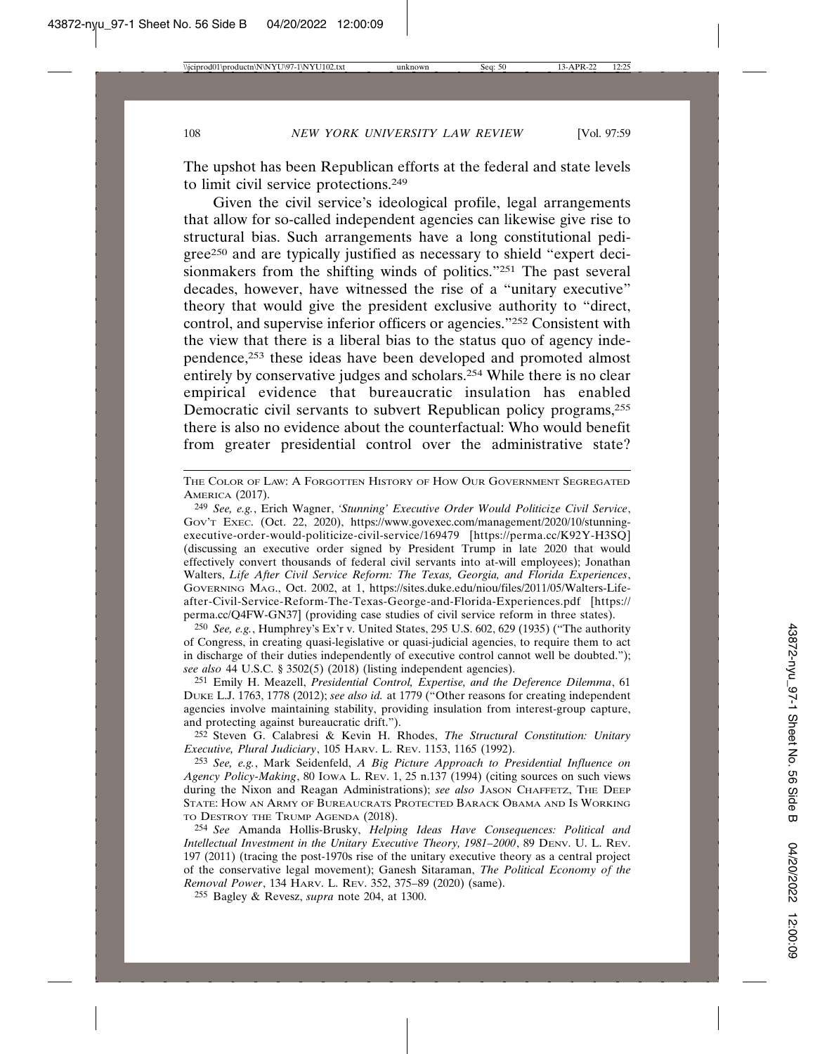The upshot has been Republican efforts at the federal and state levels to limit civil service protections.[249]

Given the civil service's ideological profile, legal arrangements that allow for so-called independent agencies can likewise give rise to structural bias. Such arrangements have a long constitutional pedigree[250] and are typically justified as necessary to shield "expert decisionmakers from the shifting winds of politics."[251] The past several decades, however, have witnessed the rise of a "unitary executive" theory that would give the president exclusive authority to "direct, control, and supervise inferior officers or agencies."[252] Consistent with the view that there is a liberal bias to the status quo of agency independence,[253] these ideas have been developed and promoted almost entirely by conservative judges and scholars.[254] While there is no clear empirical evidence that bureaucratic insulation has enabled Democratic civil servants to subvert Republican policy programs,[255] there is also no evidence about the counterfactual: Who would benefit from greater presidential control over the administrative state?

---

THE COLOR OF LAW: A FORGOTTEN HISTORY OF HOW OUR GOVERNMENT SEGREGATED AMERICA (2017).

[249] *See, e.g.*, Erich Wagner, *'Stunning' Executive Order Would Politicize Civil Service*, GOV'T EXEC. (Oct. 22, 2020), https://www.govexec.com/management/2020/10/stunning-executive-order-would-politicize-civil-service/169479 [https://perma.cc/K92Y-H3SQ] (discussing an executive order signed by President Trump in late 2020 that would effectively convert thousands of federal civil servants into at-will employees); Jonathan Walters, *Life After Civil Service Reform: The Texas, Georgia, and Florida Experiences*, GOVERNING MAG., Oct. 2002, at 1, https://sites.duke.edu/niou/files/2011/05/Walters-Life-after-Civil-Service-Reform-The-Texas-George-and-Florida-Experiences.pdf [https://perma.cc/Q4FW-GN37] (providing case studies of civil service reform in three states).

[250] *See, e.g.*, Humphrey's Ex'r v. United States, 295 U.S. 602, 629 (1935) ("The authority of Congress, in creating quasi-legislative or quasi-judicial agencies, to require them to act in discharge of their duties independently of executive control cannot well be doubted."); *see also* 44 U.S.C. § 3502(5) (2018) (listing independent agencies).

[251] Emily H. Meazell, *Presidential Control, Expertise, and the Deference Dilemma*, 61 DUKE L.J. 1763, 1778 (2012); *see also id.* at 1779 ("Other reasons for creating independent agencies involve maintaining stability, providing insulation from interest-group capture, and protecting against bureaucratic drift.").

[252] Steven G. Calabresi & Kevin H. Rhodes, *The Structural Constitution: Unitary Executive, Plural Judiciary*, 105 HARV. L. REV. 1153, 1165 (1992).

[253] *See, e.g.*, Mark Seidenfeld, *A Big Picture Approach to Presidential Influence on Agency Policy-Making*, 80 IOWA L. REV. 1, 25 n.137 (1994) (citing sources on such views during the Nixon and Reagan Administrations); *see also* JASON CHAFFETZ, THE DEEP STATE: HOW AN ARMY OF BUREAUCRATS PROTECTED BARACK OBAMA AND IS WORKING TO DESTROY THE TRUMP AGENDA (2018).

[254] *See* Amanda Hollis-Brusky, *Helping Ideas Have Consequences: Political and Intellectual Investment in the Unitary Executive Theory, 1981–2000*, 89 DENV. U. L. REV. 197 (2011) (tracing the post-1970s rise of the unitary executive theory as a central project of the conservative legal movement); Ganesh Sitaraman, *The Political Economy of the Removal Power*, 134 HARV. L. REV. 352, 375–89 (2020) (same).

[255] Bagley & Revesz, *supra* note 204, at 1300.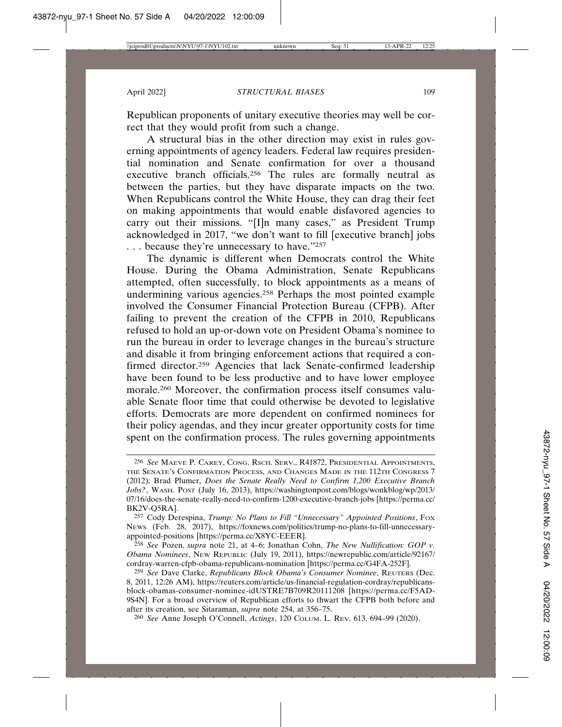Republican proponents of unitary executive theories may well be correct that they would profit from such a change.

A structural bias in the other direction may exist in rules governing appointments of agency leaders. Federal law requires presidential nomination and Senate confirmation for over a thousand executive branch officials.[256] The rules are formally neutral as between the parties, but they have disparate impacts on the two. When Republicans control the White House, they can drag their feet on making appointments that would enable disfavored agencies to carry out their missions. "[I]n many cases," as President Trump acknowledged in 2017, "we don't want to fill [executive branch] jobs . . . because they're unnecessary to have."[257]

The dynamic is different when Democrats control the White House. During the Obama Administration, Senate Republicans attempted, often successfully, to block appointments as a means of undermining various agencies.[258] Perhaps the most pointed example involved the Consumer Financial Protection Bureau (CFPB). After failing to prevent the creation of the CFPB in 2010, Republicans refused to hold an up-or-down vote on President Obama's nominee to run the bureau in order to leverage changes in the bureau's structure and disable it from bringing enforcement actions that required a confirmed director.[259] Agencies that lack Senate-confirmed leadership have been found to be less productive and to have lower employee morale.[260] Moreover, the confirmation process itself consumes valuable Senate floor time that could otherwise be devoted to legislative efforts. Democrats are more dependent on confirmed nominees for their policy agendas, and they incur greater opportunity costs for time spent on the confirmation process. The rules governing appointments

---

[256] *See* Maeve P. Carey, Cong. Rsch. Serv., R41872, Presidential Appointments, the Senate's Confirmation Process, and Changes Made in the 112th Congress 7 (2012); Brad Plumer, *Does the Senate Really Need to Confirm 1,200 Executive Branch Jobs?*, Wash. Post (July 16, 2013), https://washingtonpost.com/blogs/wonkblog/wp/2013/07/16/does-the-senate-really-need-to-confirm-1200-executive-branch-jobs [https://perma.cc/BK2V-Q5RA].

[257] Cody Derespina, *Trump: No Plans to Fill "Unnecessary" Appointed Positions*, Fox News (Feb. 28, 2017), https://foxnews.com/politics/trump-no-plans-to-fill-unnecessary-appointed-positions [https://perma.cc/X8YC-EEER].

[258] *See* Pozen, *supra* note 21, at 4–6; Jonathan Cohn, *The New Nullification: GOP v. Obama Nominees*, New Republic (July 19, 2011), https://newrepublic.com/article/92167/cordray-warren-cfpb-obama-republicans-nomination [https://perma.cc/G4FA-252F].

[259] *See* Dave Clarke, *Republicans Block Obama's Consumer Nominee*, Reuters (Dec. 8, 2011, 12:26 AM), https://reuters.com/article/us-financial-regulation-cordray/republicans-block-obamas-consumer-nominee-idUSTRE7B709R20111208 [https://perma.cc/F5AD-9S4N]. For a broad overview of Republican efforts to thwart the CFPB both before and after its creation, see Sitaraman, *supra* note 254, at 356–75.

[260] *See* Anne Joseph O'Connell, *Actings*, 120 Colum. L. Rev. 613, 694–99 (2020).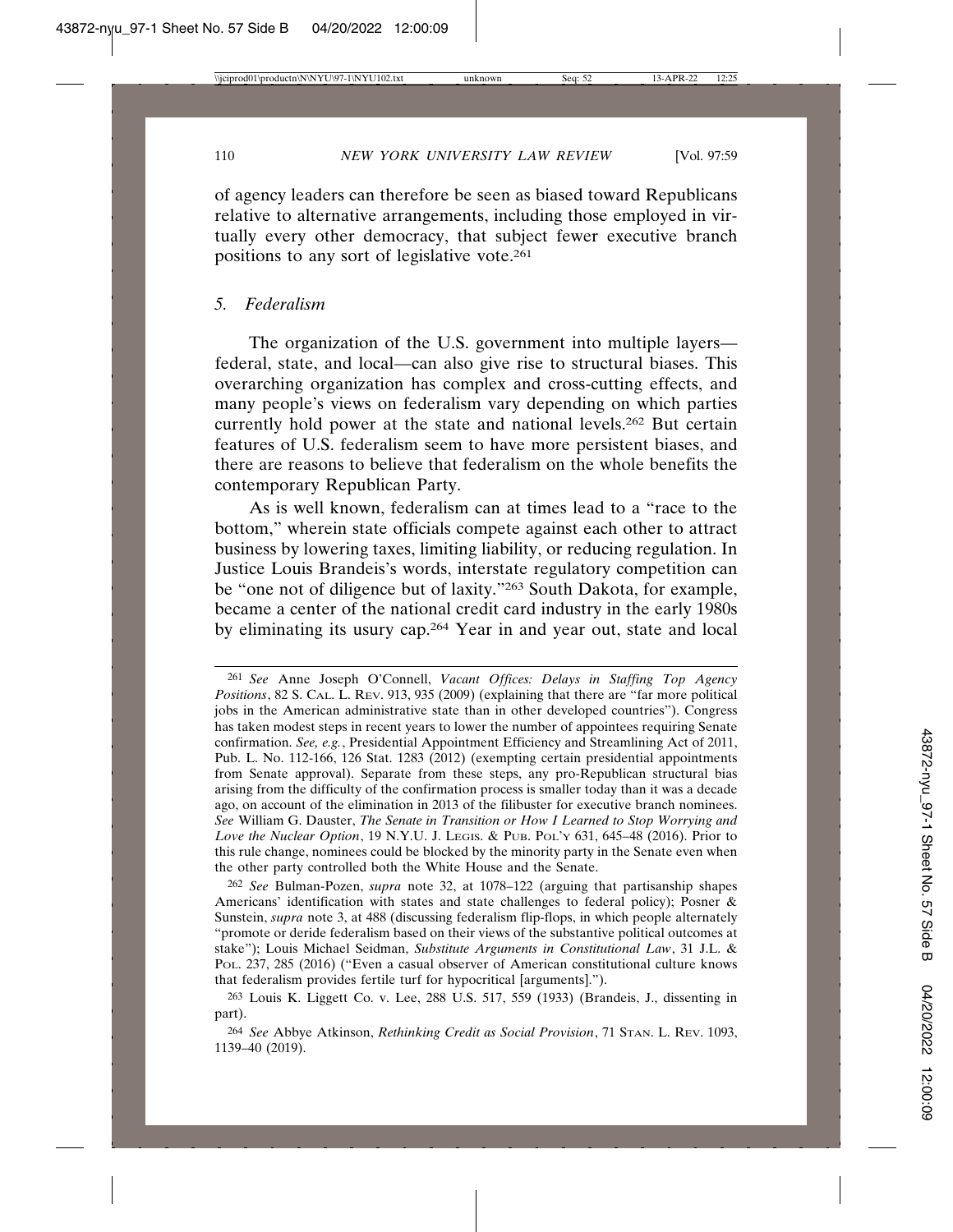of agency leaders can therefore be seen as biased toward Republicans relative to alternative arrangements, including those employed in virtually every other democracy, that subject fewer executive branch positions to any sort of legislative vote.[261]

### *5. Federalism*

The organization of the U.S. government into multiple layers—federal, state, and local—can also give rise to structural biases. This overarching organization has complex and cross-cutting effects, and many people's views on federalism vary depending on which parties currently hold power at the state and national levels.[262] But certain features of U.S. federalism seem to have more persistent biases, and there are reasons to believe that federalism on the whole benefits the contemporary Republican Party.

As is well known, federalism can at times lead to a "race to the bottom," wherein state officials compete against each other to attract business by lowering taxes, limiting liability, or reducing regulation. In Justice Louis Brandeis's words, interstate regulatory competition can be "one not of diligence but of laxity."[263] South Dakota, for example, became a center of the national credit card industry in the early 1980s by eliminating its usury cap.[264] Year in and year out, state and local

---

[261] *See* Anne Joseph O'Connell, *Vacant Offices: Delays in Staffing Top Agency Positions*, 82 S. CAL. L. REV. 913, 935 (2009) (explaining that there are "far more political jobs in the American administrative state than in other developed countries"). Congress has taken modest steps in recent years to lower the number of appointees requiring Senate confirmation. *See, e.g.*, Presidential Appointment Efficiency and Streamlining Act of 2011, Pub. L. No. 112-166, 126 Stat. 1283 (2012) (exempting certain presidential appointments from Senate approval). Separate from these steps, any pro-Republican structural bias arising from the difficulty of the confirmation process is smaller today than it was a decade ago, on account of the elimination in 2013 of the filibuster for executive branch nominees. *See* William G. Dauster, *The Senate in Transition or How I Learned to Stop Worrying and Love the Nuclear Option*, 19 N.Y.U. J. LEGIS. & PUB. POL'Y 631, 645–48 (2016). Prior to this rule change, nominees could be blocked by the minority party in the Senate even when the other party controlled both the White House and the Senate.

[262] *See* Bulman-Pozen, *supra* note 32, at 1078–122 (arguing that partisanship shapes Americans' identification with states and state challenges to federal policy); Posner & Sunstein, *supra* note 3, at 488 (discussing federalism flip-flops, in which people alternately "promote or deride federalism based on their views of the substantive political outcomes at stake"); Louis Michael Seidman, *Substitute Arguments in Constitutional Law*, 31 J.L. & POL. 237, 285 (2016) ("Even a casual observer of American constitutional culture knows that federalism provides fertile turf for hypocritical [arguments].").

[263] Louis K. Liggett Co. v. Lee, 288 U.S. 517, 559 (1933) (Brandeis, J., dissenting in part).

[264] *See* Abbye Atkinson, *Rethinking Credit as Social Provision*, 71 STAN. L. REV. 1093, 1139–40 (2019).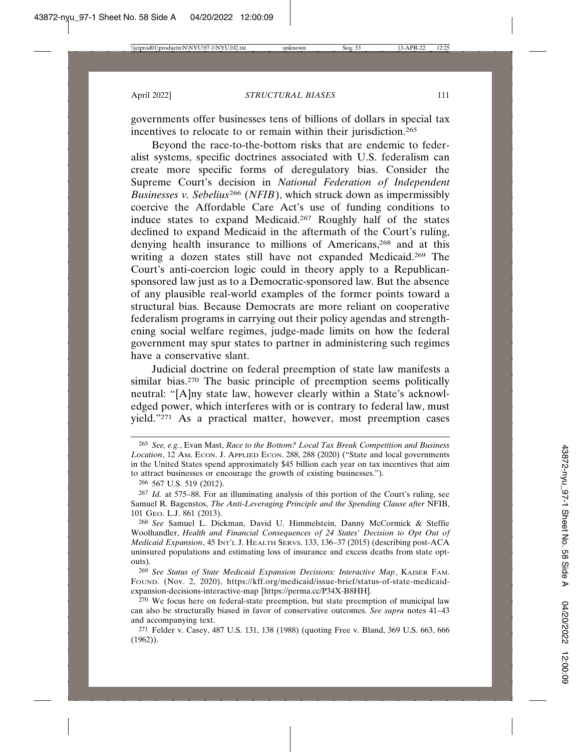governments offer businesses tens of billions of dollars in special tax incentives to relocate to or remain within their jurisdiction.[265]

Beyond the race-to-the-bottom risks that are endemic to federalist systems, specific doctrines associated with U.S. federalism can create more specific forms of deregulatory bias. Consider the Supreme Court's decision in *National Federation of Independent Businesses v. Sebelius*[266] (*NFIB*), which struck down as impermissibly coercive the Affordable Care Act's use of funding conditions to induce states to expand Medicaid.[267] Roughly half of the states declined to expand Medicaid in the aftermath of the Court's ruling, denying health insurance to millions of Americans,[268] and at this writing a dozen states still have not expanded Medicaid.[269] The Court's anti-coercion logic could in theory apply to a Republican-sponsored law just as to a Democratic-sponsored law. But the absence of any plausible real-world examples of the former points toward a structural bias. Because Democrats are more reliant on cooperative federalism programs in carrying out their policy agendas and strengthening social welfare regimes, judge-made limits on how the federal government may spur states to partner in administering such regimes have a conservative slant.

Judicial doctrine on federal preemption of state law manifests a similar bias.[270] The basic principle of preemption seems politically neutral: "[A]ny state law, however clearly within a State's acknowledged power, which interferes with or is contrary to federal law, must yield."[271] As a practical matter, however, most preemption cases

---

[265] *See, e.g.*, Evan Mast, *Race to the Bottom? Local Tax Break Competition and Business Location*, 12 AM. ECON. J. APPLIED ECON. 288, 288 (2020) ("State and local governments in the United States spend approximately $45 billion each year on tax incentives that aim to attract businesses or encourage the growth of existing businesses.").

[266] 567 U.S. 519 (2012).

[267] *Id.* at 575–88. For an illuminating analysis of this portion of the Court's ruling, see Samuel R. Bagenstos, *The Anti-Leveraging Principle and the Spending Clause after* NFIB, 101 GEO. L.J. 861 (2013).

[268] *See* Samuel L. Dickman, David U. Himmelstein, Danny McCormick & Steffie Woolhandler, *Health and Financial Consequences of 24 States' Decision to Opt Out of Medicaid Expansion*, 45 INT'L J. HEALTH SERVS. 133, 136–37 (2015) (describing post-ACA uninsured populations and estimating loss of insurance and excess deaths from state opt-outs).

[269] *See Status of State Medicaid Expansion Decisions: Interactive Map*, KAISER FAM. FOUND. (Nov. 2, 2020), https://kff.org/medicaid/issue-brief/status-of-state-medicaid-expansion-decisions-interactive-map [https://perma.cc/P34X-B8HH].

[270] We focus here on federal-state preemption, but state preemption of municipal law can also be structurally biased in favor of conservative outcomes. *See supra* notes 41–43 and accompanying text.

[271] Felder v. Casey, 487 U.S. 131, 138 (1988) (quoting Free v. Bland, 369 U.S. 663, 666 (1962)).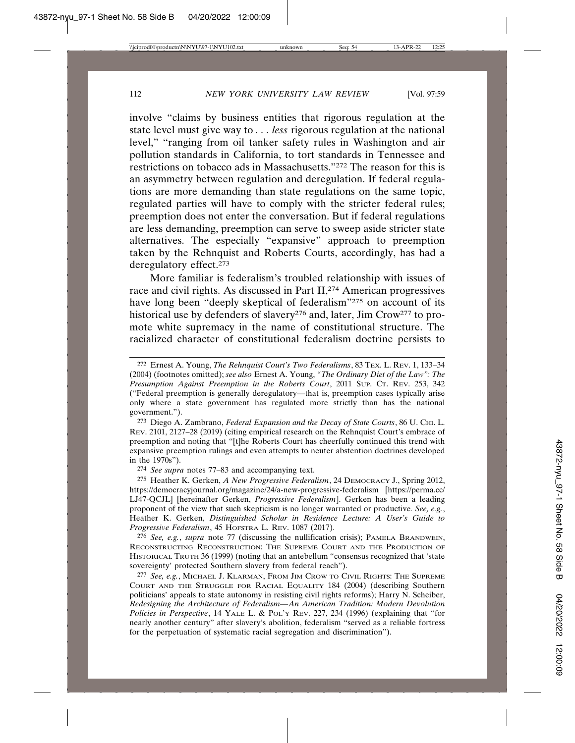involve "claims by business entities that rigorous regulation at the state level must give way to . . . *less* rigorous regulation at the national level," "ranging from oil tanker safety rules in Washington and air pollution standards in California, to tort standards in Tennessee and restrictions on tobacco ads in Massachusetts."[272] The reason for this is an asymmetry between regulation and deregulation. If federal regulations are more demanding than state regulations on the same topic, regulated parties will have to comply with the stricter federal rules; preemption does not enter the conversation. But if federal regulations are less demanding, preemption can serve to sweep aside stricter state alternatives. The especially "expansive" approach to preemption taken by the Rehnquist and Roberts Courts, accordingly, has had a deregulatory effect.[273]

More familiar is federalism's troubled relationship with issues of race and civil rights. As discussed in Part II,[274] American progressives have long been "deeply skeptical of federalism"[275] on account of its historical use by defenders of slavery[276] and, later, Jim Crow[277] to promote white supremacy in the name of constitutional structure. The racialized character of constitutional federalism doctrine persists to

---

[272] Ernest A. Young, *The Rehnquist Court's Two Federalisms*, 83 TEX. L. REV. 1, 133–34 (2004) (footnotes omitted); *see also* Ernest A. Young, *"The Ordinary Diet of the Law": The Presumption Against Preemption in the Roberts Court*, 2011 SUP. CT. REV. 253, 342 ("Federal preemption is generally deregulatory—that is, preemption cases typically arise only where a state government has regulated more strictly than has the national government.").

[273] Diego A. Zambrano, *Federal Expansion and the Decay of State Courts*, 86 U. CHI. L. REV. 2101, 2127–28 (2019) (citing empirical research on the Rehnquist Court's embrace of preemption and noting that "[t]he Roberts Court has cheerfully continued this trend with expansive preemption rulings and even attempts to neuter abstention doctrines developed in the 1970s").

[274] *See supra* notes 77–83 and accompanying text.

[275] Heather K. Gerken, *A New Progressive Federalism*, 24 DEMOCRACY J., Spring 2012, https://democracyjournal.org/magazine/24/a-new-progressive-federalism [https://perma.cc/LJ47-QCJL] [hereinafter Gerken, *Progressive Federalism*]. Gerken has been a leading proponent of the view that such skepticism is no longer warranted or productive. *See, e.g.*, Heather K. Gerken, *Distinguished Scholar in Residence Lecture: A User's Guide to Progressive Federalism*, 45 HOFSTRA L. REV. 1087 (2017).

[276] *See, e.g.*, *supra* note 77 (discussing the nullification crisis); PAMELA BRANDWEIN, RECONSTRUCTING RECONSTRUCTION: THE SUPREME COURT AND THE PRODUCTION OF HISTORICAL TRUTH 36 (1999) (noting that an antebellum "consensus recognized that 'state sovereignty' protected Southern slavery from federal reach").

[277] *See, e.g.*, MICHAEL J. KLARMAN, FROM JIM CROW TO CIVIL RIGHTS: THE SUPREME COURT AND THE STRUGGLE FOR RACIAL EQUALITY 184 (2004) (describing Southern politicians' appeals to state autonomy in resisting civil rights reforms); Harry N. Scheiber, *Redesigning the Architecture of Federalism—An American Tradition: Modern Devolution Policies in Perspective*, 14 YALE L. & POL'Y REV. 227, 234 (1996) (explaining that "for nearly another century" after slavery's abolition, federalism "served as a reliable fortress for the perpetuation of systematic racial segregation and discrimination").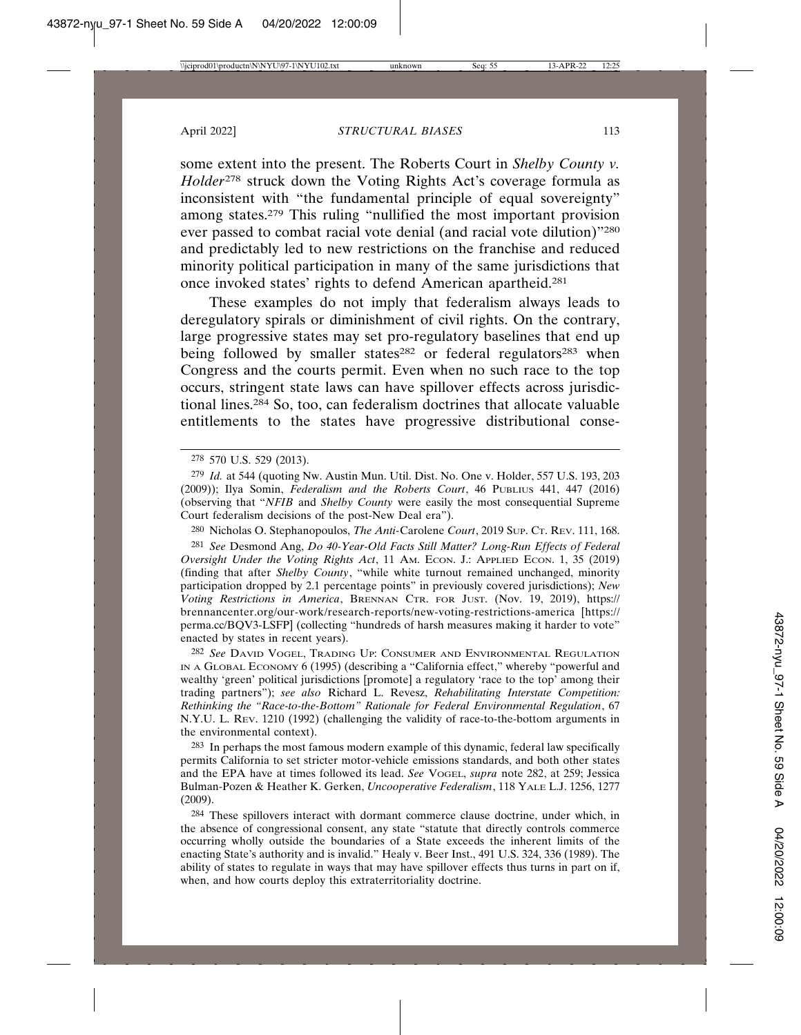some extent into the present. The Roberts Court in *Shelby County v. Holder*[278] struck down the Voting Rights Act's coverage formula as inconsistent with "the fundamental principle of equal sovereignty" among states.[279] This ruling "nullified the most important provision ever passed to combat racial vote denial (and racial vote dilution)"[280] and predictably led to new restrictions on the franchise and reduced minority political participation in many of the same jurisdictions that once invoked states' rights to defend American apartheid.[281]

These examples do not imply that federalism always leads to deregulatory spirals or diminishment of civil rights. On the contrary, large progressive states may set pro-regulatory baselines that end up being followed by smaller states[282] or federal regulators[283] when Congress and the courts permit. Even when no such race to the top occurs, stringent state laws can have spillover effects across jurisdictional lines.[284] So, too, can federalism doctrines that allocate valuable entitlements to the states have progressive distributional conse-

---

[278] 570 U.S. 529 (2013).

[279] *Id.* at 544 (quoting Nw. Austin Mun. Util. Dist. No. One v. Holder, 557 U.S. 193, 203 (2009)); Ilya Somin, *Federalism and the Roberts Court*, 46 PUBLIUS 441, 447 (2016) (observing that "*NFIB* and *Shelby County* were easily the most consequential Supreme Court federalism decisions of the post-New Deal era").

[280] Nicholas O. Stephanopoulos, *The Anti-*Carolene *Court*, 2019 SUP. CT. REV. 111, 168.

[281] *See* Desmond Ang, *Do 40-Year-Old Facts Still Matter? Long-Run Effects of Federal Oversight Under the Voting Rights Act*, 11 AM. ECON. J.: APPLIED ECON. 1, 35 (2019) (finding that after *Shelby County*, "while white turnout remained unchanged, minority participation dropped by 2.1 percentage points" in previously covered jurisdictions); *New Voting Restrictions in America*, BRENNAN CTR. FOR JUST. (Nov. 19, 2019), https://brennancenter.org/our-work/research-reports/new-voting-restrictions-america [https://perma.cc/BQV3-LSFP] (collecting "hundreds of harsh measures making it harder to vote" enacted by states in recent years).

[282] *See* DAVID VOGEL, TRADING UP: CONSUMER AND ENVIRONMENTAL REGULATION IN A GLOBAL ECONOMY 6 (1995) (describing a "California effect," whereby "powerful and wealthy 'green' political jurisdictions [promote] a regulatory 'race to the top' among their trading partners"); *see also* Richard L. Revesz, *Rehabilitating Interstate Competition: Rethinking the "Race-to-the-Bottom" Rationale for Federal Environmental Regulation*, 67 N.Y.U. L. REV. 1210 (1992) (challenging the validity of race-to-the-bottom arguments in the environmental context).

[283] In perhaps the most famous modern example of this dynamic, federal law specifically permits California to set stricter motor-vehicle emissions standards, and both other states and the EPA have at times followed its lead. *See* VOGEL, *supra* note 282, at 259; Jessica Bulman-Pozen & Heather K. Gerken, *Uncooperative Federalism*, 118 YALE L.J. 1256, 1277 (2009).

[284] These spillovers interact with dormant commerce clause doctrine, under which, in the absence of congressional consent, any state "statute that directly controls commerce occurring wholly outside the boundaries of a State exceeds the inherent limits of the enacting State's authority and is invalid." Healy v. Beer Inst., 491 U.S. 324, 336 (1989). The ability of states to regulate in ways that may have spillover effects thus turns in part on if, when, and how courts deploy this extraterritoriality doctrine.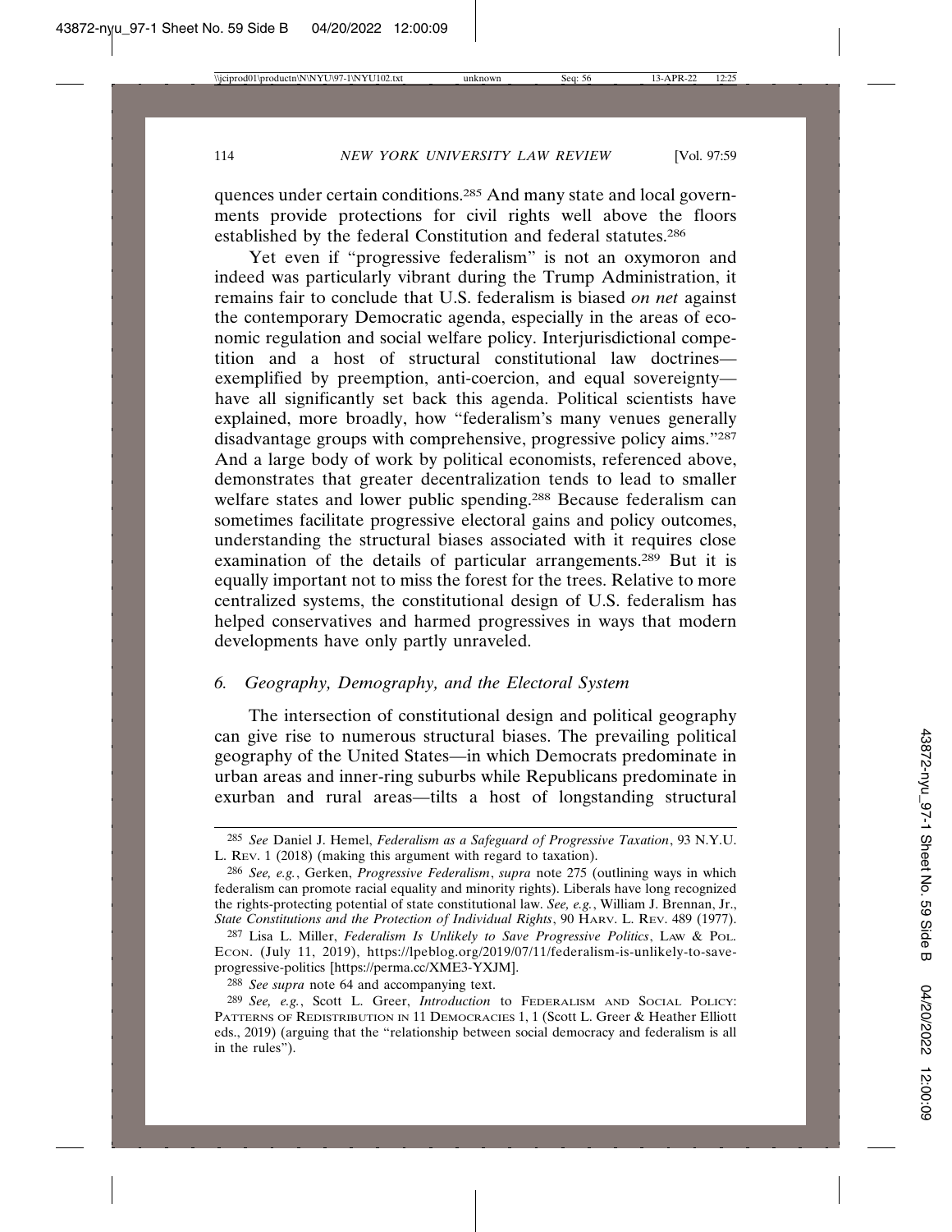quences under certain conditions.[285] And many state and local governments provide protections for civil rights well above the floors established by the federal Constitution and federal statutes.[286]

Yet even if "progressive federalism" is not an oxymoron and indeed was particularly vibrant during the Trump Administration, it remains fair to conclude that U.S. federalism is biased *on net* against the contemporary Democratic agenda, especially in the areas of economic regulation and social welfare policy. Interjurisdictional competition and a host of structural constitutional law doctrines—exemplified by preemption, anti-coercion, and equal sovereignty—have all significantly set back this agenda. Political scientists have explained, more broadly, how "federalism's many venues generally disadvantage groups with comprehensive, progressive policy aims."[287] And a large body of work by political economists, referenced above, demonstrates that greater decentralization tends to lead to smaller welfare states and lower public spending.[288] Because federalism can sometimes facilitate progressive electoral gains and policy outcomes, understanding the structural biases associated with it requires close examination of the details of particular arrangements.[289] But it is equally important not to miss the forest for the trees. Relative to more centralized systems, the constitutional design of U.S. federalism has helped conservatives and harmed progressives in ways that modern developments have only partly unraveled.

### 6. *Geography, Demography, and the Electoral System*

The intersection of constitutional design and political geography can give rise to numerous structural biases. The prevailing political geography of the United States—in which Democrats predominate in urban areas and inner-ring suburbs while Republicans predominate in exurban and rural areas—tilts a host of longstanding structural

---

[285] *See* Daniel J. Hemel, *Federalism as a Safeguard of Progressive Taxation*, 93 N.Y.U. L. Rev. 1 (2018) (making this argument with regard to taxation).

[286] *See, e.g.*, Gerken, *Progressive Federalism*, *supra* note 275 (outlining ways in which federalism can promote racial equality and minority rights). Liberals have long recognized the rights-protecting potential of state constitutional law. *See, e.g.*, William J. Brennan, Jr., *State Constitutions and the Protection of Individual Rights*, 90 Harv. L. Rev. 489 (1977).

[287] Lisa L. Miller, *Federalism Is Unlikely to Save Progressive Politics*, Law & Pol. Econ. (July 11, 2019), https://lpeblog.org/2019/07/11/federalism-is-unlikely-to-save-progressive-politics [https://perma.cc/XME3-YXJM].

[288] *See supra* note 64 and accompanying text.

[289] *See, e.g.*, Scott L. Greer, *Introduction* to Federalism and Social Policy: Patterns of Redistribution in 11 Democracies 1, 1 (Scott L. Greer & Heather Elliott eds., 2019) (arguing that the "relationship between social democracy and federalism is all in the rules").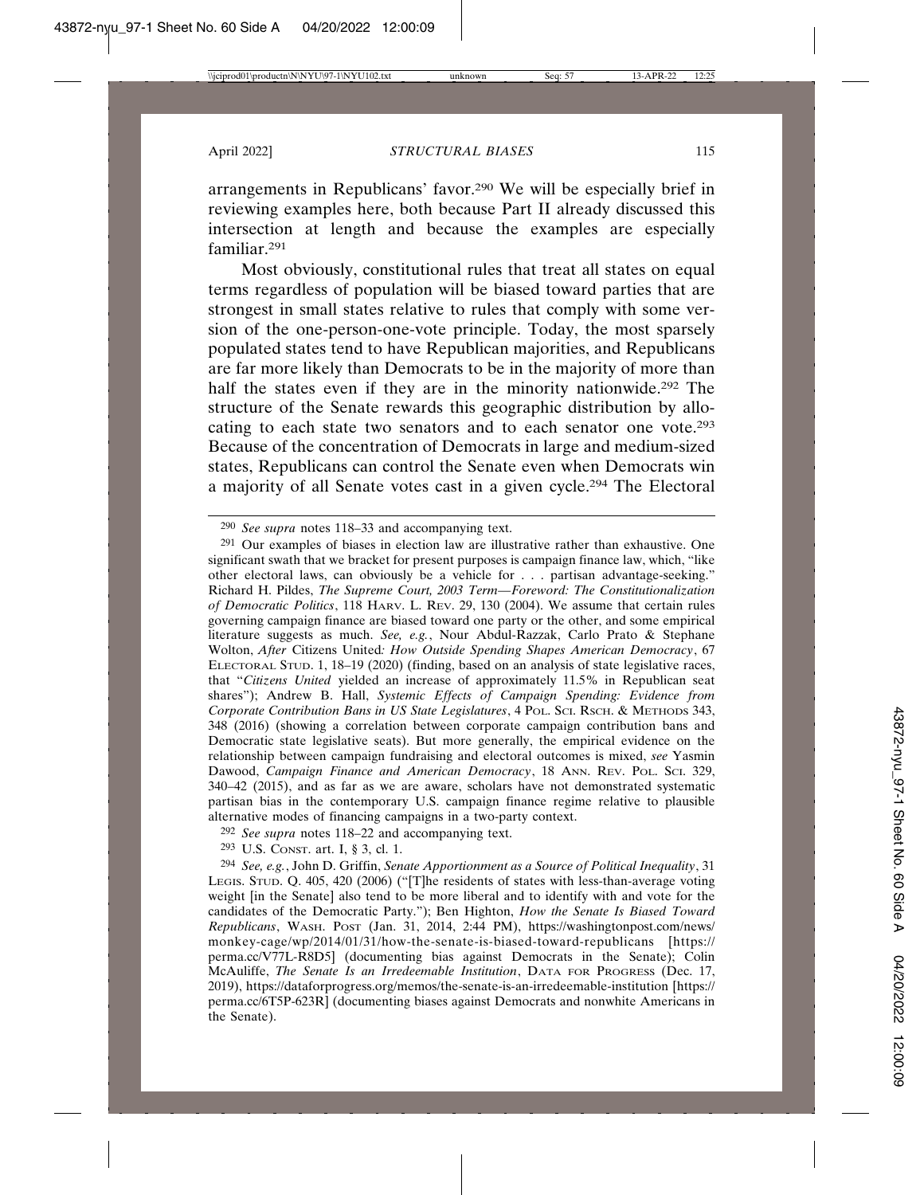arrangements in Republicans' favor.[290] We will be especially brief in reviewing examples here, both because Part II already discussed this intersection at length and because the examples are especially familiar.[291]

Most obviously, constitutional rules that treat all states on equal terms regardless of population will be biased toward parties that are strongest in small states relative to rules that comply with some version of the one-person-one-vote principle. Today, the most sparsely populated states tend to have Republican majorities, and Republicans are far more likely than Democrats to be in the majority of more than half the states even if they are in the minority nationwide.[292] The structure of the Senate rewards this geographic distribution by allocating to each state two senators and to each senator one vote.[293] Because of the concentration of Democrats in large and medium-sized states, Republicans can control the Senate even when Democrats win a majority of all Senate votes cast in a given cycle.[294] The Electoral

---

[290] *See supra* notes 118–33 and accompanying text.

[291] Our examples of biases in election law are illustrative rather than exhaustive. One significant swath that we bracket for present purposes is campaign finance law, which, "like other electoral laws, can obviously be a vehicle for . . . partisan advantage-seeking." Richard H. Pildes, *The Supreme Court, 2003 Term—Foreword: The Constitutionalization of Democratic Politics*, 118 HARV. L. REV. 29, 130 (2004). We assume that certain rules governing campaign finance are biased toward one party or the other, and some empirical literature suggests as much. *See, e.g.*, Nour Abdul-Razzak, Carlo Prato & Stephane Wolton, *After* Citizens United*: How Outside Spending Shapes American Democracy*, 67 ELECTORAL STUD. 1, 18–19 (2020) (finding, based on an analysis of state legislative races, that "*Citizens United* yielded an increase of approximately 11.5% in Republican seat shares"); Andrew B. Hall, *Systemic Effects of Campaign Spending: Evidence from Corporate Contribution Bans in US State Legislatures*, 4 POL. SCI. RSCH. & METHODS 343, 348 (2016) (showing a correlation between corporate campaign contribution bans and Democratic state legislative seats). But more generally, the empirical evidence on the relationship between campaign fundraising and electoral outcomes is mixed, *see* Yasmin Dawood, *Campaign Finance and American Democracy*, 18 ANN. REV. POL. SCI. 329, 340–42 (2015), and as far as we are aware, scholars have not demonstrated systematic partisan bias in the contemporary U.S. campaign finance regime relative to plausible alternative modes of financing campaigns in a two-party context.

[292] *See supra* notes 118–22 and accompanying text.

[293] U.S. CONST. art. I, § 3, cl. 1.

[294] *See, e.g.*, John D. Griffin, *Senate Apportionment as a Source of Political Inequality*, 31 LEGIS. STUD. Q. 405, 420 (2006) ("[T]he residents of states with less-than-average voting weight [in the Senate] also tend to be more liberal and to identify with and vote for the candidates of the Democratic Party."); Ben Highton, *How the Senate Is Biased Toward Republicans*, WASH. POST (Jan. 31, 2014, 2:44 PM), https://washingtonpost.com/news/monkey-cage/wp/2014/01/31/how-the-senate-is-biased-toward-republicans [https://perma.cc/V77L-R8D5] (documenting bias against Democrats in the Senate); Colin McAuliffe, *The Senate Is an Irredeemable Institution*, DATA FOR PROGRESS (Dec. 17, 2019), https://dataforprogress.org/memos/the-senate-is-an-irredeemable-institution [https://perma.cc/6T5P-623R] (documenting biases against Democrats and nonwhite Americans in the Senate).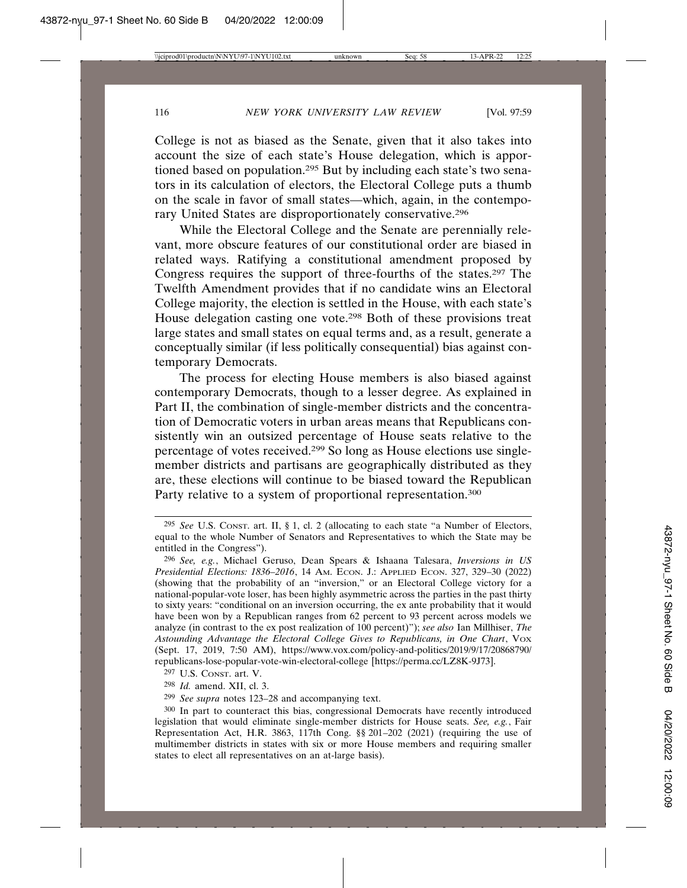College is not as biased as the Senate, given that it also takes into account the size of each state's House delegation, which is apportioned based on population.[295] But by including each state's two senators in its calculation of electors, the Electoral College puts a thumb on the scale in favor of small states—which, again, in the contemporary United States are disproportionately conservative.[296]

While the Electoral College and the Senate are perennially relevant, more obscure features of our constitutional order are biased in related ways. Ratifying a constitutional amendment proposed by Congress requires the support of three-fourths of the states.[297] The Twelfth Amendment provides that if no candidate wins an Electoral College majority, the election is settled in the House, with each state's House delegation casting one vote.[298] Both of these provisions treat large states and small states on equal terms and, as a result, generate a conceptually similar (if less politically consequential) bias against contemporary Democrats.

The process for electing House members is also biased against contemporary Democrats, though to a lesser degree. As explained in Part II, the combination of single-member districts and the concentration of Democratic voters in urban areas means that Republicans consistently win an outsized percentage of House seats relative to the percentage of votes received.[299] So long as House elections use single-member districts and partisans are geographically distributed as they are, these elections will continue to be biased toward the Republican Party relative to a system of proportional representation.[300]

---

[295] *See* U.S. Const. art. II, § 1, cl. 2 (allocating to each state "a Number of Electors, equal to the whole Number of Senators and Representatives to which the State may be entitled in the Congress").

[296] *See, e.g.*, Michael Geruso, Dean Spears & Ishaana Talesara, *Inversions in US Presidential Elections: 1836–2016*, 14 Am. Econ. J.: Applied Econ. 327, 329–30 (2022) (showing that the probability of an "inversion," or an Electoral College victory for a national-popular-vote loser, has been highly asymmetric across the parties in the past thirty to sixty years: "conditional on an inversion occurring, the ex ante probability that it would have been won by a Republican ranges from 62 percent to 93 percent across models we analyze (in contrast to the ex post realization of 100 percent)"); *see also* Ian Millhiser, *The Astounding Advantage the Electoral College Gives to Republicans, in One Chart*, Vox (Sept. 17, 2019, 7:50 AM), https://www.vox.com/policy-and-politics/2019/9/17/20868790/republicans-lose-popular-vote-win-electoral-college [https://perma.cc/LZ8K-9J73].

[297] U.S. Const. art. V.

[298] *Id.* amend. XII, cl. 3.

[299] *See supra* notes 123–28 and accompanying text.

[300] In part to counteract this bias, congressional Democrats have recently introduced legislation that would eliminate single-member districts for House seats. *See, e.g.*, Fair Representation Act, H.R. 3863, 117th Cong. §§ 201–202 (2021) (requiring the use of multimember districts in states with six or more House members and requiring smaller states to elect all representatives on an at-large basis).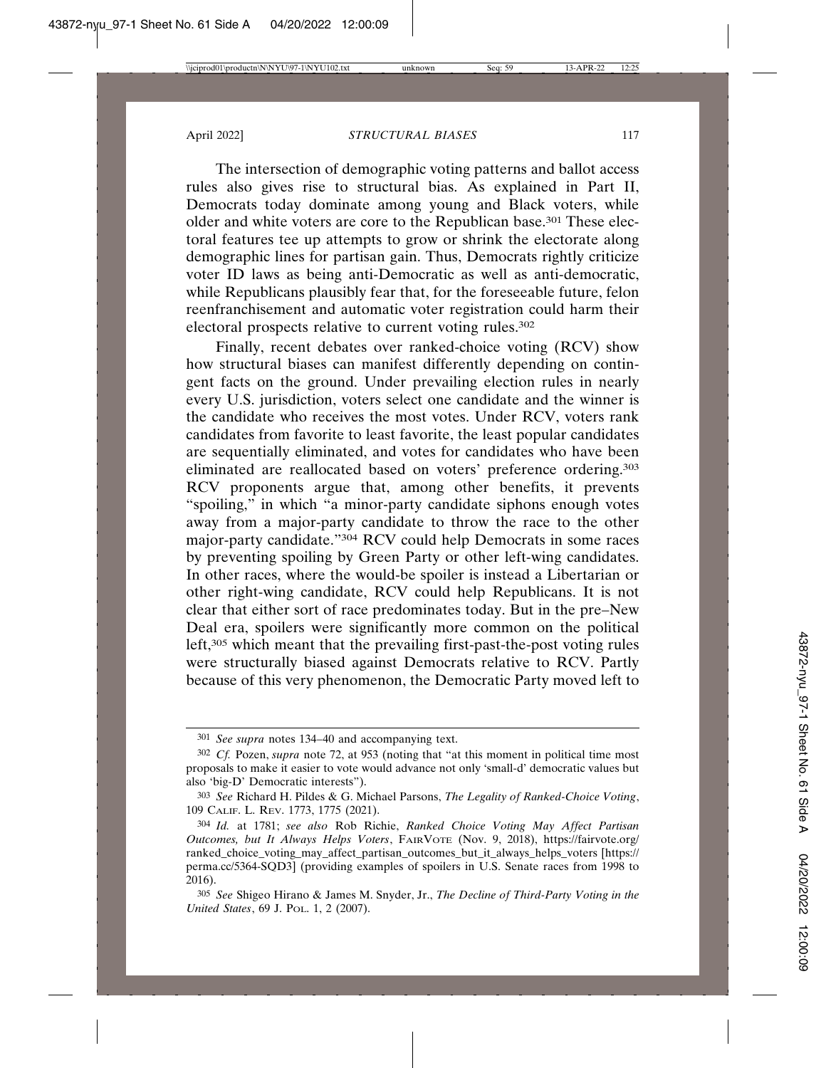The intersection of demographic voting patterns and ballot access rules also gives rise to structural bias. As explained in Part II, Democrats today dominate among young and Black voters, while older and white voters are core to the Republican base.[301] These electoral features tee up attempts to grow or shrink the electorate along demographic lines for partisan gain. Thus, Democrats rightly criticize voter ID laws as being anti-Democratic as well as anti-democratic, while Republicans plausibly fear that, for the foreseeable future, felon reenfranchisement and automatic voter registration could harm their electoral prospects relative to current voting rules.[302]

Finally, recent debates over ranked-choice voting (RCV) show how structural biases can manifest differently depending on contingent facts on the ground. Under prevailing election rules in nearly every U.S. jurisdiction, voters select one candidate and the winner is the candidate who receives the most votes. Under RCV, voters rank candidates from favorite to least favorite, the least popular candidates are sequentially eliminated, and votes for candidates who have been eliminated are reallocated based on voters' preference ordering.[303] RCV proponents argue that, among other benefits, it prevents "spoiling," in which "a minor-party candidate siphons enough votes away from a major-party candidate to throw the race to the other major-party candidate."[304] RCV could help Democrats in some races by preventing spoiling by Green Party or other left-wing candidates. In other races, where the would-be spoiler is instead a Libertarian or other right-wing candidate, RCV could help Republicans. It is not clear that either sort of race predominates today. But in the pre–New Deal era, spoilers were significantly more common on the political left,[305] which meant that the prevailing first-past-the-post voting rules were structurally biased against Democrats relative to RCV. Partly because of this very phenomenon, the Democratic Party moved left to

---

[301] *See supra* notes 134–40 and accompanying text.

[302] *Cf.* Pozen, *supra* note 72, at 953 (noting that "at this moment in political time most proposals to make it easier to vote would advance not only 'small-d' democratic values but also 'big-D' Democratic interests").

[303] *See* Richard H. Pildes & G. Michael Parsons, *The Legality of Ranked-Choice Voting*, 109 CALIF. L. REV. 1773, 1775 (2021).

[304] *Id.* at 1781; *see also* Rob Richie, *Ranked Choice Voting May Affect Partisan Outcomes, but It Always Helps Voters*, FAIRVOTE (Nov. 9, 2018), https://fairvote.org/ranked_choice_voting_may_affect_partisan_outcomes_but_it_always_helps_voters [https://perma.cc/5364-SQD3] (providing examples of spoilers in U.S. Senate races from 1998 to 2016).

[305] *See* Shigeo Hirano & James M. Snyder, Jr., *The Decline of Third-Party Voting in the United States*, 69 J. POL. 1, 2 (2007).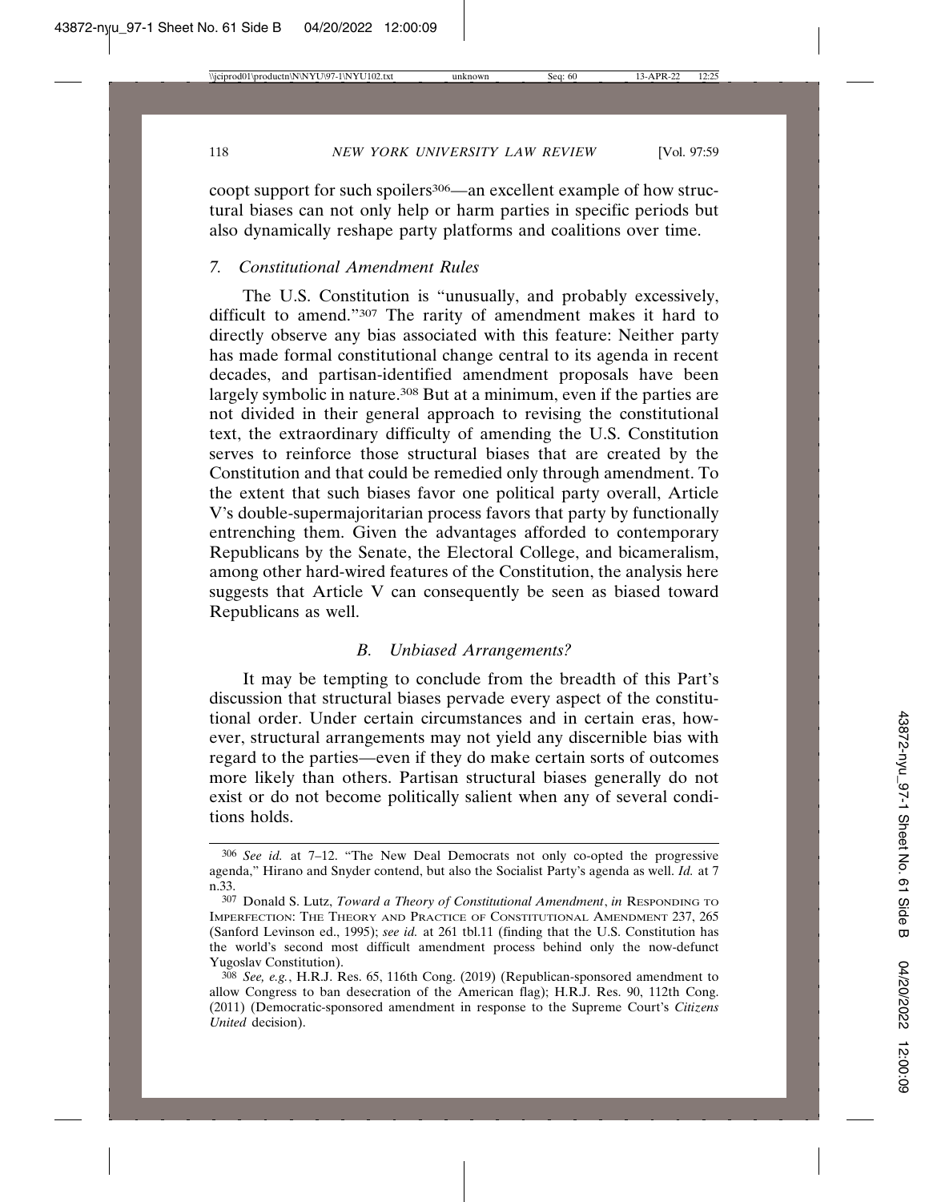coopt support for such spoilers[306]—an excellent example of how structural biases can not only help or harm parties in specific periods but also dynamically reshape party platforms and coalitions over time.

### *7. Constitutional Amendment Rules*

The U.S. Constitution is "unusually, and probably excessively, difficult to amend."[307] The rarity of amendment makes it hard to directly observe any bias associated with this feature: Neither party has made formal constitutional change central to its agenda in recent decades, and partisan-identified amendment proposals have been largely symbolic in nature.[308] But at a minimum, even if the parties are not divided in their general approach to revising the constitutional text, the extraordinary difficulty of amending the U.S. Constitution serves to reinforce those structural biases that are created by the Constitution and that could be remedied only through amendment. To the extent that such biases favor one political party overall, Article V's double-supermajoritarian process favors that party by functionally entrenching them. Given the advantages afforded to contemporary Republicans by the Senate, the Electoral College, and bicameralism, among other hard-wired features of the Constitution, the analysis here suggests that Article V can consequently be seen as biased toward Republicans as well.

## *B. Unbiased Arrangements?*

It may be tempting to conclude from the breadth of this Part's discussion that structural biases pervade every aspect of the constitutional order. Under certain circumstances and in certain eras, however, structural arrangements may not yield any discernible bias with regard to the parties—even if they do make certain sorts of outcomes more likely than others. Partisan structural biases generally do not exist or do not become politically salient when any of several conditions holds.

---

[306] *See id.* at 7–12. "The New Deal Democrats not only co-opted the progressive agenda," Hirano and Snyder contend, but also the Socialist Party's agenda as well. *Id.* at 7 n.33.

[307] Donald S. Lutz, *Toward a Theory of Constitutional Amendment*, *in* RESPONDING TO IMPERFECTION: THE THEORY AND PRACTICE OF CONSTITUTIONAL AMENDMENT 237, 265 (Sanford Levinson ed., 1995); *see id.* at 261 tbl.11 (finding that the U.S. Constitution has the world's second most difficult amendment process behind only the now-defunct Yugoslav Constitution).

[308] *See, e.g.*, H.R.J. Res. 65, 116th Cong. (2019) (Republican-sponsored amendment to allow Congress to ban desecration of the American flag); H.R.J. Res. 90, 112th Cong. (2011) (Democratic-sponsored amendment in response to the Supreme Court's *Citizens United* decision).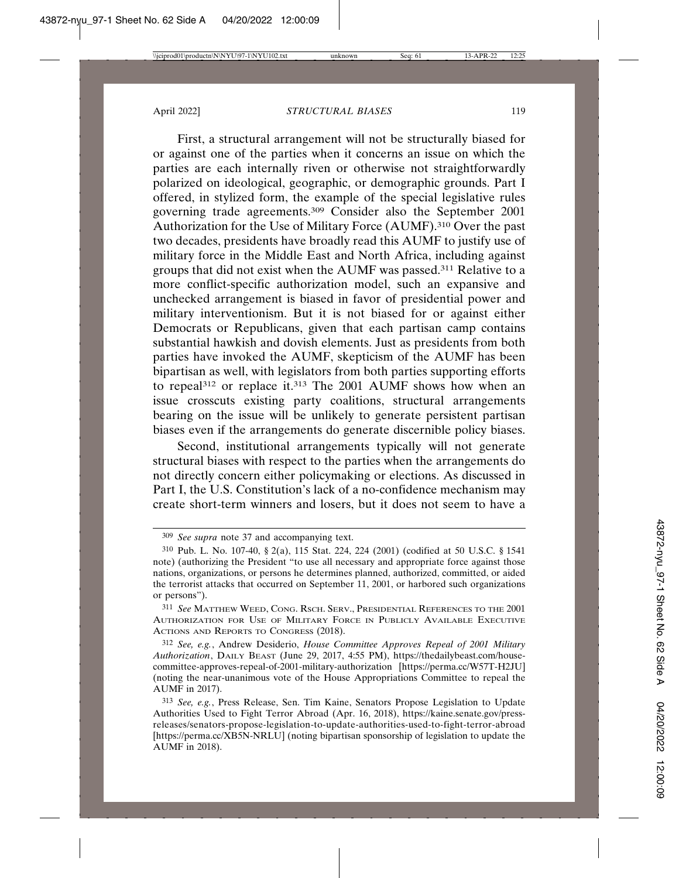First, a structural arrangement will not be structurally biased for or against one of the parties when it concerns an issue on which the parties are each internally riven or otherwise not straightforwardly polarized on ideological, geographic, or demographic grounds. Part I offered, in stylized form, the example of the special legislative rules governing trade agreements.[309] Consider also the September 2001 Authorization for the Use of Military Force (AUMF).[310] Over the past two decades, presidents have broadly read this AUMF to justify use of military force in the Middle East and North Africa, including against groups that did not exist when the AUMF was passed.[311] Relative to a more conflict-specific authorization model, such an expansive and unchecked arrangement is biased in favor of presidential power and military interventionism. But it is not biased for or against either Democrats or Republicans, given that each partisan camp contains substantial hawkish and dovish elements. Just as presidents from both parties have invoked the AUMF, skepticism of the AUMF has been bipartisan as well, with legislators from both parties supporting efforts to repeal[312] or replace it.[313] The 2001 AUMF shows how when an issue crosscuts existing party coalitions, structural arrangements bearing on the issue will be unlikely to generate persistent partisan biases even if the arrangements do generate discernible policy biases.

Second, institutional arrangements typically will not generate structural biases with respect to the parties when the arrangements do not directly concern either policymaking or elections. As discussed in Part I, the U.S. Constitution's lack of a no-confidence mechanism may create short-term winners and losers, but it does not seem to have a

---

309 *See supra* note 37 and accompanying text.

310 Pub. L. No. 107-40, § 2(a), 115 Stat. 224, 224 (2001) (codified at 50 U.S.C. § 1541 note) (authorizing the President "to use all necessary and appropriate force against those nations, organizations, or persons he determines planned, authorized, committed, or aided the terrorist attacks that occurred on September 11, 2001, or harbored such organizations or persons").

311 *See* MATTHEW WEED, CONG. RSCH. SERV., PRESIDENTIAL REFERENCES TO THE 2001 AUTHORIZATION FOR USE OF MILITARY FORCE IN PUBLICLY AVAILABLE EXECUTIVE ACTIONS AND REPORTS TO CONGRESS (2018).

312 *See, e.g.*, Andrew Desiderio, *House Committee Approves Repeal of 2001 Military Authorization*, DAILY BEAST (June 29, 2017, 4:55 PM), https://thedailybeast.com/house-committee-approves-repeal-of-2001-military-authorization [https://perma.cc/W57T-H2JU] (noting the near-unanimous vote of the House Appropriations Committee to repeal the AUMF in 2017).

313 *See, e.g.*, Press Release, Sen. Tim Kaine, Senators Propose Legislation to Update Authorities Used to Fight Terror Abroad (Apr. 16, 2018), https://kaine.senate.gov/press-releases/senators-propose-legislation-to-update-authorities-used-to-fight-terror-abroad [https://perma.cc/XB5N-NRLU] (noting bipartisan sponsorship of legislation to update the AUMF in 2018).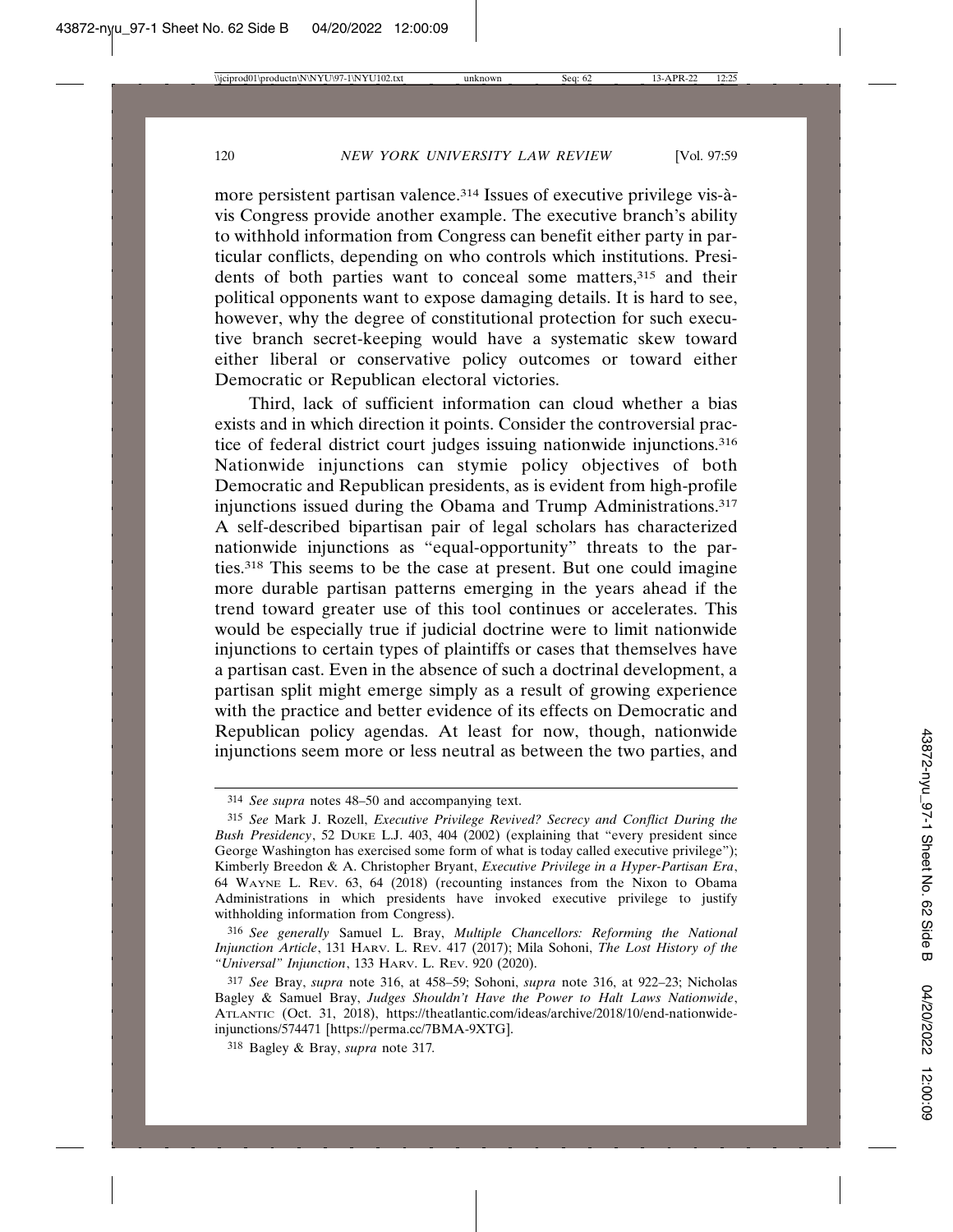more persistent partisan valence.[314] Issues of executive privilege vis-à-vis Congress provide another example. The executive branch's ability to withhold information from Congress can benefit either party in particular conflicts, depending on who controls which institutions. Presidents of both parties want to conceal some matters,[315] and their political opponents want to expose damaging details. It is hard to see, however, why the degree of constitutional protection for such executive branch secret-keeping would have a systematic skew toward either liberal or conservative policy outcomes or toward either Democratic or Republican electoral victories.

Third, lack of sufficient information can cloud whether a bias exists and in which direction it points. Consider the controversial practice of federal district court judges issuing nationwide injunctions.[316] Nationwide injunctions can stymie policy objectives of both Democratic and Republican presidents, as is evident from high-profile injunctions issued during the Obama and Trump Administrations.[317] A self-described bipartisan pair of legal scholars has characterized nationwide injunctions as "equal-opportunity" threats to the parties.[318] This seems to be the case at present. But one could imagine more durable partisan patterns emerging in the years ahead if the trend toward greater use of this tool continues or accelerates. This would be especially true if judicial doctrine were to limit nationwide injunctions to certain types of plaintiffs or cases that themselves have a partisan cast. Even in the absence of such a doctrinal development, a partisan split might emerge simply as a result of growing experience with the practice and better evidence of its effects on Democratic and Republican policy agendas. At least for now, though, nationwide injunctions seem more or less neutral as between the two parties, and

---

[314] *See supra* notes 48–50 and accompanying text.

[315] *See* Mark J. Rozell, *Executive Privilege Revived? Secrecy and Conflict During the Bush Presidency*, 52 DUKE L.J. 403, 404 (2002) (explaining that "every president since George Washington has exercised some form of what is today called executive privilege"); Kimberly Breedon & A. Christopher Bryant, *Executive Privilege in a Hyper-Partisan Era*, 64 WAYNE L. REV. 63, 64 (2018) (recounting instances from the Nixon to Obama Administrations in which presidents have invoked executive privilege to justify withholding information from Congress).

[316] *See generally* Samuel L. Bray, *Multiple Chancellors: Reforming the National Injunction Article*, 131 HARV. L. REV. 417 (2017); Mila Sohoni, *The Lost History of the "Universal" Injunction*, 133 HARV. L. REV. 920 (2020).

[317] *See* Bray, *supra* note 316, at 458–59; Sohoni, *supra* note 316, at 922–23; Nicholas Bagley & Samuel Bray, *Judges Shouldn't Have the Power to Halt Laws Nationwide*, ATLANTIC (Oct. 31, 2018), https://theatlantic.com/ideas/archive/2018/10/end-nationwide-injunctions/574471 [https://perma.cc/7BMA-9XTG].

[318] Bagley & Bray, *supra* note 317.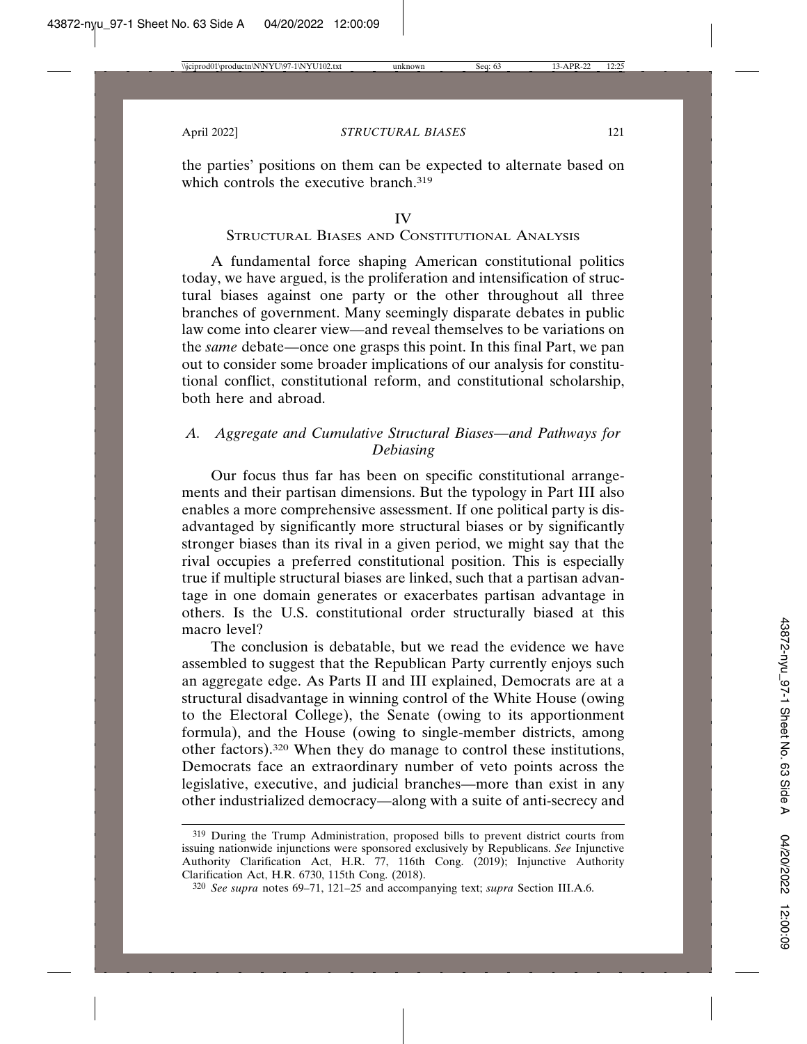the parties' positions on them can be expected to alternate based on which controls the executive branch.[319]

# IV
# Structural Biases and Constitutional Analysis

A fundamental force shaping American constitutional politics today, we have argued, is the proliferation and intensification of structural biases against one party or the other throughout all three branches of government. Many seemingly disparate debates in public law come into clearer view—and reveal themselves to be variations on the *same* debate—once one grasps this point. In this final Part, we pan out to consider some broader implications of our analysis for constitutional conflict, constitutional reform, and constitutional scholarship, both here and abroad.

## *A. Aggregate and Cumulative Structural Biases—and Pathways for Debiasing*

Our focus thus far has been on specific constitutional arrangements and their partisan dimensions. But the typology in Part III also enables a more comprehensive assessment. If one political party is disadvantaged by significantly more structural biases or by significantly stronger biases than its rival in a given period, we might say that the rival occupies a preferred constitutional position. This is especially true if multiple structural biases are linked, such that a partisan advantage in one domain generates or exacerbates partisan advantage in others. Is the U.S. constitutional order structurally biased at this macro level?

The conclusion is debatable, but we read the evidence we have assembled to suggest that the Republican Party currently enjoys such an aggregate edge. As Parts II and III explained, Democrats are at a structural disadvantage in winning control of the White House (owing to the Electoral College), the Senate (owing to its apportionment formula), and the House (owing to single-member districts, among other factors).[320] When they do manage to control these institutions, Democrats face an extraordinary number of veto points across the legislative, executive, and judicial branches—more than exist in any other industrialized democracy—along with a suite of anti-secrecy and

---

[319] During the Trump Administration, proposed bills to prevent district courts from issuing nationwide injunctions were sponsored exclusively by Republicans. *See* Injunctive Authority Clarification Act, H.R. 77, 116th Cong. (2019); Injunctive Authority Clarification Act, H.R. 6730, 115th Cong. (2018).

[320] *See supra* notes 69–71, 121–25 and accompanying text; *supra* Section III.A.6.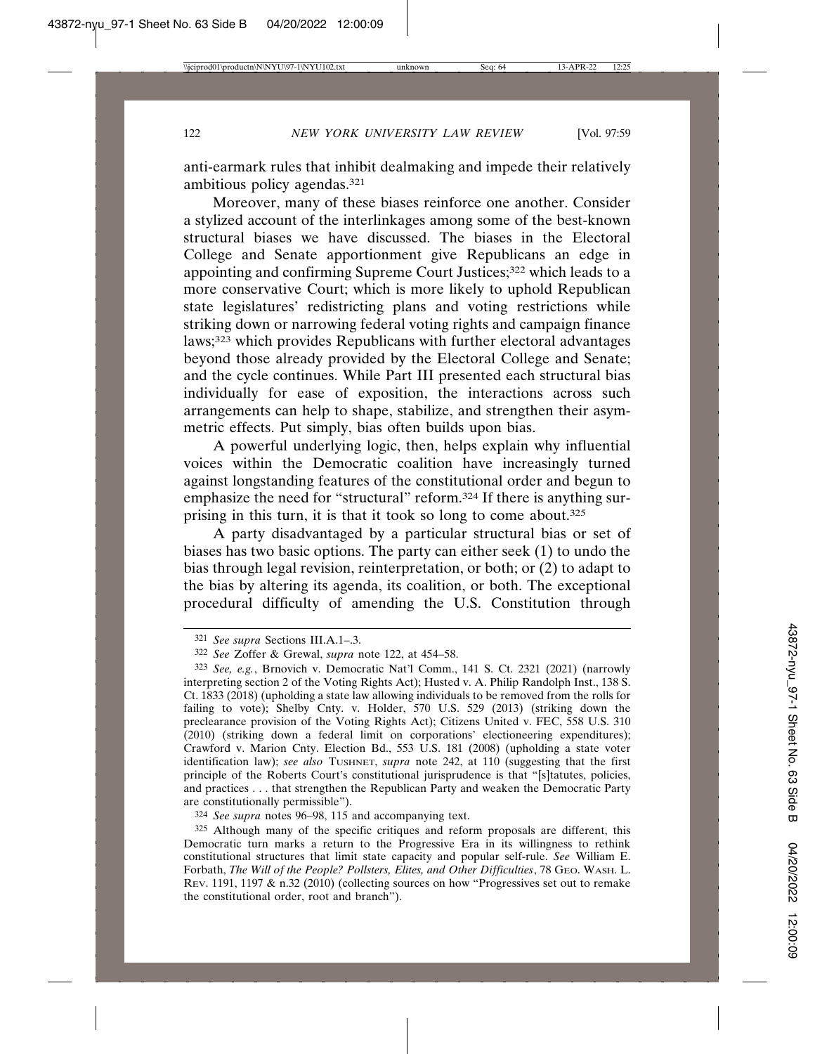anti-earmark rules that inhibit dealmaking and impede their relatively ambitious policy agendas.[321]

Moreover, many of these biases reinforce one another. Consider a stylized account of the interlinkages among some of the best-known structural biases we have discussed. The biases in the Electoral College and Senate apportionment give Republicans an edge in appointing and confirming Supreme Court Justices;[322] which leads to a more conservative Court; which is more likely to uphold Republican state legislatures' redistricting plans and voting restrictions while striking down or narrowing federal voting rights and campaign finance laws;[323] which provides Republicans with further electoral advantages beyond those already provided by the Electoral College and Senate; and the cycle continues. While Part III presented each structural bias individually for ease of exposition, the interactions across such arrangements can help to shape, stabilize, and strengthen their asymmetric effects. Put simply, bias often builds upon bias.

A powerful underlying logic, then, helps explain why influential voices within the Democratic coalition have increasingly turned against longstanding features of the constitutional order and begun to emphasize the need for "structural" reform.[324] If there is anything surprising in this turn, it is that it took so long to come about.[325]

A party disadvantaged by a particular structural bias or set of biases has two basic options. The party can either seek (1) to undo the bias through legal revision, reinterpretation, or both; or (2) to adapt to the bias by altering its agenda, its coalition, or both. The exceptional procedural difficulty of amending the U.S. Constitution through

---

[321] *See supra* Sections III.A.1–.3.

[322] *See* Zoffer & Grewal, *supra* note 122, at 454–58.

[323] *See, e.g.*, Brnovich v. Democratic Nat'l Comm., 141 S. Ct. 2321 (2021) (narrowly interpreting section 2 of the Voting Rights Act); Husted v. A. Philip Randolph Inst., 138 S. Ct. 1833 (2018) (upholding a state law allowing individuals to be removed from the rolls for failing to vote); Shelby Cnty. v. Holder, 570 U.S. 529 (2013) (striking down the preclearance provision of the Voting Rights Act); Citizens United v. FEC, 558 U.S. 310 (2010) (striking down a federal limit on corporations' electioneering expenditures); Crawford v. Marion Cnty. Election Bd., 553 U.S. 181 (2008) (upholding a state voter identification law); *see also* TUSHNET, *supra* note 242, at 110 (suggesting that the first principle of the Roberts Court's constitutional jurisprudence is that "[s]tatutes, policies, and practices . . . that strengthen the Republican Party and weaken the Democratic Party are constitutionally permissible").

[324] *See supra* notes 96–98, 115 and accompanying text.

[325] Although many of the specific critiques and reform proposals are different, this Democratic turn marks a return to the Progressive Era in its willingness to rethink constitutional structures that limit state capacity and popular self-rule. *See* William E. Forbath, *The Will of the People? Pollsters, Elites, and Other Difficulties*, 78 GEO. WASH. L. REV. 1191, 1197 & n.32 (2010) (collecting sources on how "Progressives set out to remake the constitutional order, root and branch").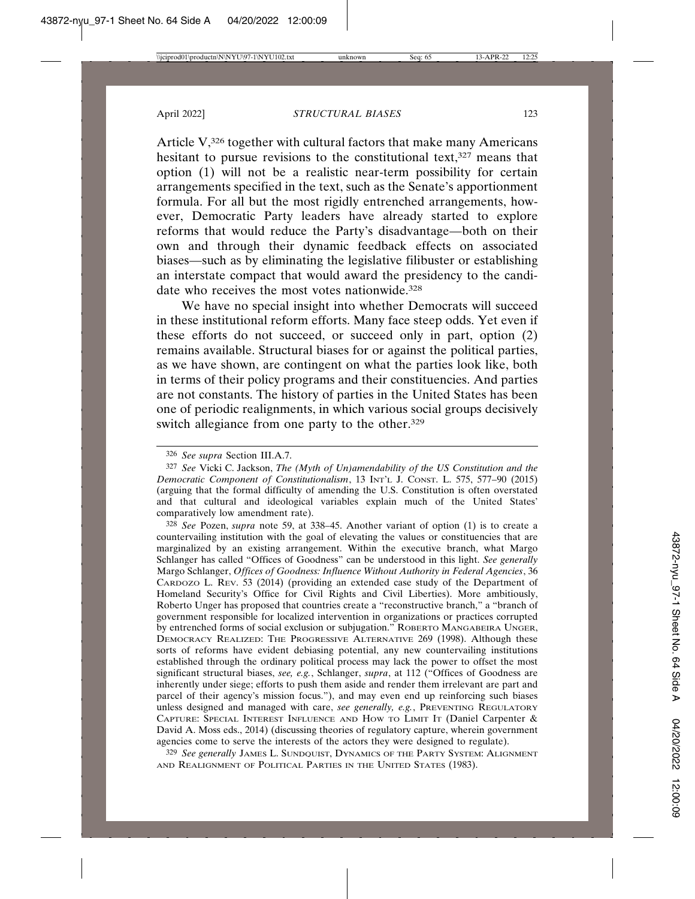Article V,[326] together with cultural factors that make many Americans hesitant to pursue revisions to the constitutional text,[327] means that option (1) will not be a realistic near-term possibility for certain arrangements specified in the text, such as the Senate's apportionment formula. For all but the most rigidly entrenched arrangements, however, Democratic Party leaders have already started to explore reforms that would reduce the Party's disadvantage—both on their own and through their dynamic feedback effects on associated biases—such as by eliminating the legislative filibuster or establishing an interstate compact that would award the presidency to the candidate who receives the most votes nationwide.[328]

We have no special insight into whether Democrats will succeed in these institutional reform efforts. Many face steep odds. Yet even if these efforts do not succeed, or succeed only in part, option (2) remains available. Structural biases for or against the political parties, as we have shown, are contingent on what the parties look like, both in terms of their policy programs and their constituencies. And parties are not constants. The history of parties in the United States has been one of periodic realignments, in which various social groups decisively switch allegiance from one party to the other.[329]

---

[326] *See supra* Section III.A.7.

[327] *See* Vicki C. Jackson, *The (Myth of Un)amendability of the US Constitution and the Democratic Component of Constitutionalism*, 13 INT'L J. CONST. L. 575, 577–90 (2015) (arguing that the formal difficulty of amending the U.S. Constitution is often overstated and that cultural and ideological variables explain much of the United States' comparatively low amendment rate).

[328] *See* Pozen, *supra* note 59, at 338–45. Another variant of option (1) is to create a countervailing institution with the goal of elevating the values or constituencies that are marginalized by an existing arrangement. Within the executive branch, what Margo Schlanger has called "Offices of Goodness" can be understood in this light. *See generally* Margo Schlanger, *Offices of Goodness: Influence Without Authority in Federal Agencies*, 36 CARDOZO L. REV. 53 (2014) (providing an extended case study of the Department of Homeland Security's Office for Civil Rights and Civil Liberties). More ambitiously, Roberto Unger has proposed that countries create a "reconstructive branch," a "branch of government responsible for localized intervention in organizations or practices corrupted by entrenched forms of social exclusion or subjugation." ROBERTO MANGABEIRA UNGER, DEMOCRACY REALIZED: THE PROGRESSIVE ALTERNATIVE 269 (1998). Although these sorts of reforms have evident debiasing potential, any new countervailing institutions established through the ordinary political process may lack the power to offset the most significant structural biases, *see, e.g.*, Schlanger, *supra*, at 112 ("Offices of Goodness are inherently under siege; efforts to push them aside and render them irrelevant are part and parcel of their agency's mission focus."), and may even end up reinforcing such biases unless designed and managed with care, *see generally, e.g.*, PREVENTING REGULATORY CAPTURE: SPECIAL INTEREST INFLUENCE AND HOW TO LIMIT IT (Daniel Carpenter & David A. Moss eds., 2014) (discussing theories of regulatory capture, wherein government agencies come to serve the interests of the actors they were designed to regulate).

[329] *See generally* JAMES L. SUNDQUIST, DYNAMICS OF THE PARTY SYSTEM: ALIGNMENT AND REALIGNMENT OF POLITICAL PARTIES IN THE UNITED STATES (1983).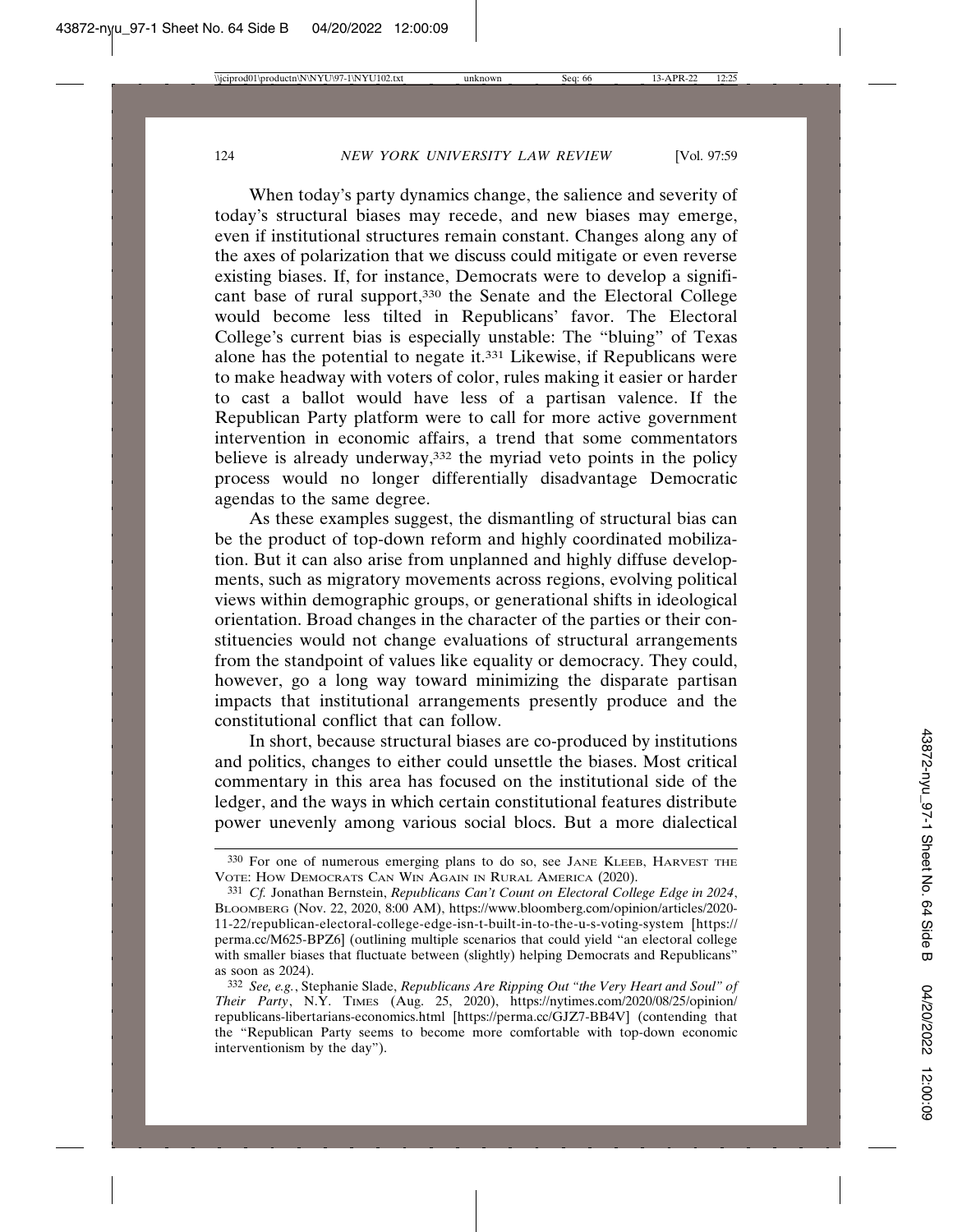When today's party dynamics change, the salience and severity of today's structural biases may recede, and new biases may emerge, even if institutional structures remain constant. Changes along any of the axes of polarization that we discuss could mitigate or even reverse existing biases. If, for instance, Democrats were to develop a significant base of rural support,[330] the Senate and the Electoral College would become less tilted in Republicans' favor. The Electoral College's current bias is especially unstable: The "bluing" of Texas alone has the potential to negate it.[331] Likewise, if Republicans were to make headway with voters of color, rules making it easier or harder to cast a ballot would have less of a partisan valence. If the Republican Party platform were to call for more active government intervention in economic affairs, a trend that some commentators believe is already underway,[332] the myriad veto points in the policy process would no longer differentially disadvantage Democratic agendas to the same degree.

As these examples suggest, the dismantling of structural bias can be the product of top-down reform and highly coordinated mobilization. But it can also arise from unplanned and highly diffuse developments, such as migratory movements across regions, evolving political views within demographic groups, or generational shifts in ideological orientation. Broad changes in the character of the parties or their constituencies would not change evaluations of structural arrangements from the standpoint of values like equality or democracy. They could, however, go a long way toward minimizing the disparate partisan impacts that institutional arrangements presently produce and the constitutional conflict that can follow.

In short, because structural biases are co-produced by institutions and politics, changes to either could unsettle the biases. Most critical commentary in this area has focused on the institutional side of the ledger, and the ways in which certain constitutional features distribute power unevenly among various social blocs. But a more dialectical

---

[330] For one of numerous emerging plans to do so, see JANE KLEEB, HARVEST THE VOTE: HOW DEMOCRATS CAN WIN AGAIN IN RURAL AMERICA (2020).

[331] *Cf.* Jonathan Bernstein, *Republicans Can't Count on Electoral College Edge in 2024*, BLOOMBERG (Nov. 22, 2020, 8:00 AM), https://www.bloomberg.com/opinion/articles/2020-11-22/republican-electoral-college-edge-isn-t-built-in-to-the-u-s-voting-system [https://perma.cc/M625-BPZ6] (outlining multiple scenarios that could yield "an electoral college with smaller biases that fluctuate between (slightly) helping Democrats and Republicans" as soon as 2024).

[332] *See, e.g.*, Stephanie Slade, *Republicans Are Ripping Out "the Very Heart and Soul" of Their Party*, N.Y. TIMES (Aug. 25, 2020), https://nytimes.com/2020/08/25/opinion/republicans-libertarians-economics.html [https://perma.cc/GJZ7-BB4V] (contending that the "Republican Party seems to become more comfortable with top-down economic interventionism by the day").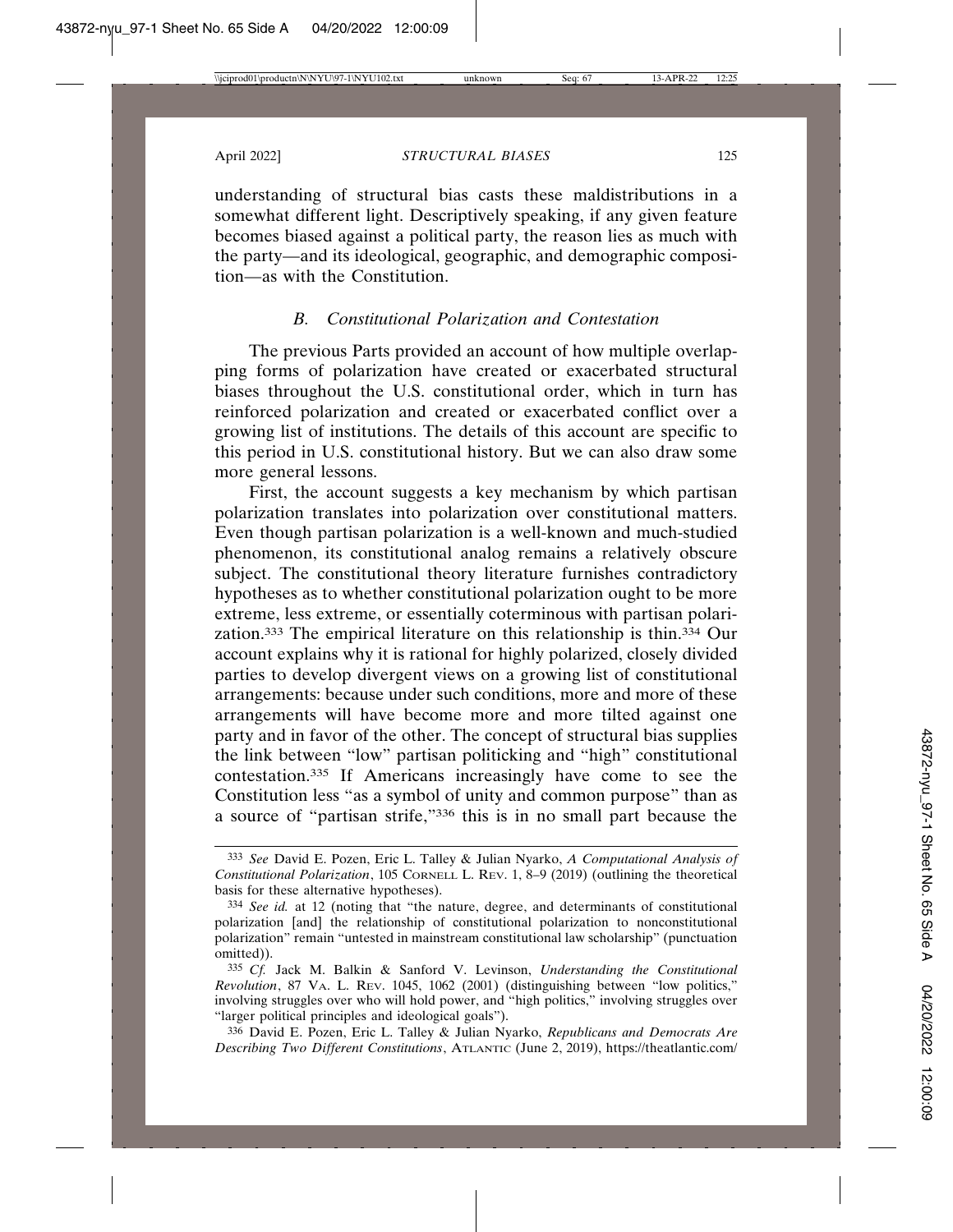understanding of structural bias casts these maldistributions in a somewhat different light. Descriptively speaking, if any given feature becomes biased against a political party, the reason lies as much with the party—and its ideological, geographic, and demographic composition—as with the Constitution.

### *B. Constitutional Polarization and Contestation*

The previous Parts provided an account of how multiple overlapping forms of polarization have created or exacerbated structural biases throughout the U.S. constitutional order, which in turn has reinforced polarization and created or exacerbated conflict over a growing list of institutions. The details of this account are specific to this period in U.S. constitutional history. But we can also draw some more general lessons.

First, the account suggests a key mechanism by which partisan polarization translates into polarization over constitutional matters. Even though partisan polarization is a well-known and much-studied phenomenon, its constitutional analog remains a relatively obscure subject. The constitutional theory literature furnishes contradictory hypotheses as to whether constitutional polarization ought to be more extreme, less extreme, or essentially coterminous with partisan polarization.[333] The empirical literature on this relationship is thin.[334] Our account explains why it is rational for highly polarized, closely divided parties to develop divergent views on a growing list of constitutional arrangements: because under such conditions, more and more of these arrangements will have become more and more tilted against one party and in favor of the other. The concept of structural bias supplies the link between "low" partisan politicking and "high" constitutional contestation.[335] If Americans increasingly have come to see the Constitution less "as a symbol of unity and common purpose" than as a source of "partisan strife,"[336] this is in no small part because the

---

[333] *See* David E. Pozen, Eric L. Talley & Julian Nyarko, *A Computational Analysis of Constitutional Polarization*, 105 CORNELL L. REV. 1, 8–9 (2019) (outlining the theoretical basis for these alternative hypotheses).

[334] *See id.* at 12 (noting that "the nature, degree, and determinants of constitutional polarization [and] the relationship of constitutional polarization to nonconstitutional polarization" remain "untested in mainstream constitutional law scholarship" (punctuation omitted)).

[335] *Cf.* Jack M. Balkin & Sanford V. Levinson, *Understanding the Constitutional Revolution*, 87 VA. L. REV. 1045, 1062 (2001) (distinguishing between "low politics," involving struggles over who will hold power, and "high politics," involving struggles over "larger political principles and ideological goals").

[336] David E. Pozen, Eric L. Talley & Julian Nyarko, *Republicans and Democrats Are Describing Two Different Constitutions*, ATLANTIC (June 2, 2019), https://theatlantic.com/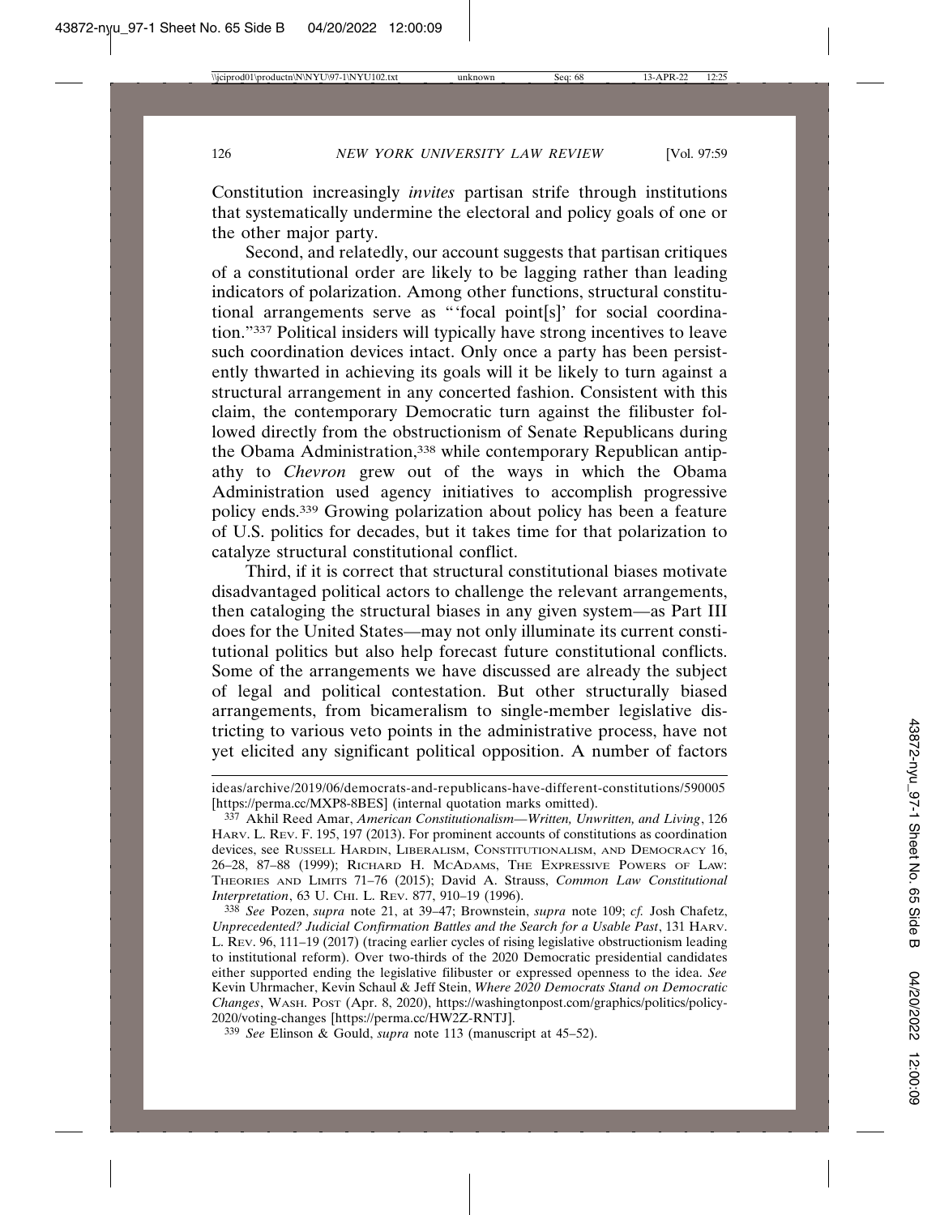Constitution increasingly *invites* partisan strife through institutions that systematically undermine the electoral and policy goals of one or the other major party.

Second, and relatedly, our account suggests that partisan critiques of a constitutional order are likely to be lagging rather than leading indicators of polarization. Among other functions, structural constitutional arrangements serve as "'focal point[s]' for social coordination."[337] Political insiders will typically have strong incentives to leave such coordination devices intact. Only once a party has been persistently thwarted in achieving its goals will it be likely to turn against a structural arrangement in any concerted fashion. Consistent with this claim, the contemporary Democratic turn against the filibuster followed directly from the obstructionism of Senate Republicans during the Obama Administration,[338] while contemporary Republican antipathy to *Chevron* grew out of the ways in which the Obama Administration used agency initiatives to accomplish progressive policy ends.[339] Growing polarization about policy has been a feature of U.S. politics for decades, but it takes time for that polarization to catalyze structural constitutional conflict.

Third, if it is correct that structural constitutional biases motivate disadvantaged political actors to challenge the relevant arrangements, then cataloging the structural biases in any given system—as Part III does for the United States—may not only illuminate its current constitutional politics but also help forecast future constitutional conflicts. Some of the arrangements we have discussed are already the subject of legal and political contestation. But other structurally biased arrangements, from bicameralism to single-member legislative districting to various veto points in the administrative process, have not yet elicited any significant political opposition. A number of factors

---

ideas/archive/2019/06/democrats-and-republicans-have-different-constitutions/590005 [https://perma.cc/MXP8-8BES] (internal quotation marks omitted).

337 Akhil Reed Amar, *American Constitutionalism—Written, Unwritten, and Living*, 126 HARV. L. REV. F. 195, 197 (2013). For prominent accounts of constitutions as coordination devices, see RUSSELL HARDIN, LIBERALISM, CONSTITUTIONALISM, AND DEMOCRACY 16, 26–28, 87–88 (1999); RICHARD H. MCADAMS, THE EXPRESSIVE POWERS OF LAW: THEORIES AND LIMITS 71–76 (2015); David A. Strauss, *Common Law Constitutional Interpretation*, 63 U. CHI. L. REV. 877, 910–19 (1996).

338 *See* Pozen, *supra* note 21, at 39–47; Brownstein, *supra* note 109; *cf.* Josh Chafetz, *Unprecedented? Judicial Confirmation Battles and the Search for a Usable Past*, 131 HARV. L. REV. 96, 111–19 (2017) (tracing earlier cycles of rising legislative obstructionism leading to institutional reform). Over two-thirds of the 2020 Democratic presidential candidates either supported ending the legislative filibuster or expressed openness to the idea. *See* Kevin Uhrmacher, Kevin Schaul & Jeff Stein, *Where 2020 Democrats Stand on Democratic Changes*, WASH. POST (Apr. 8, 2020), https://washingtonpost.com/graphics/politics/policy-2020/voting-changes [https://perma.cc/HW2Z-RNTJ].

339 *See* Elinson & Gould, *supra* note 113 (manuscript at 45–52).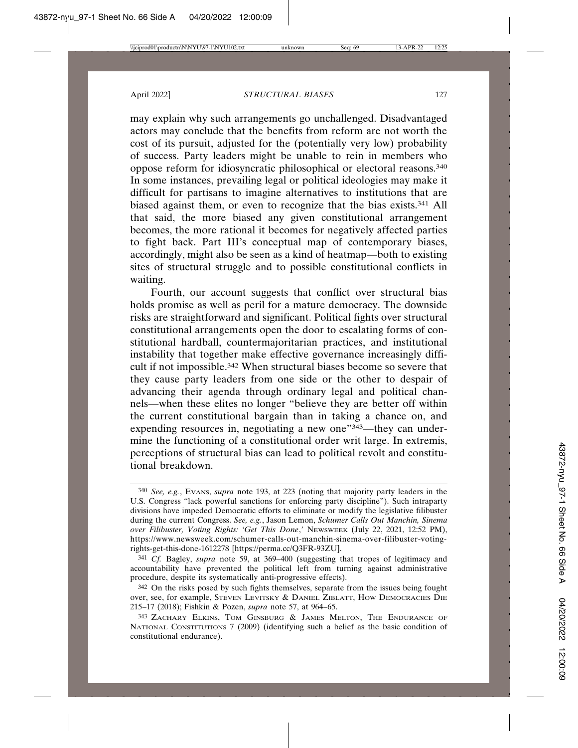may explain why such arrangements go unchallenged. Disadvantaged actors may conclude that the benefits from reform are not worth the cost of its pursuit, adjusted for the (potentially very low) probability of success. Party leaders might be unable to rein in members who oppose reform for idiosyncratic philosophical or electoral reasons.[340] In some instances, prevailing legal or political ideologies may make it difficult for partisans to imagine alternatives to institutions that are biased against them, or even to recognize that the bias exists.[341] All that said, the more biased any given constitutional arrangement becomes, the more rational it becomes for negatively affected parties to fight back. Part III's conceptual map of contemporary biases, accordingly, might also be seen as a kind of heatmap—both to existing sites of structural struggle and to possible constitutional conflicts in waiting.

Fourth, our account suggests that conflict over structural bias holds promise as well as peril for a mature democracy. The downside risks are straightforward and significant. Political fights over structural constitutional arrangements open the door to escalating forms of constitutional hardball, countermajoritarian practices, and institutional instability that together make effective governance increasingly difficult if not impossible.[342] When structural biases become so severe that they cause party leaders from one side or the other to despair of advancing their agenda through ordinary legal and political channels—when these elites no longer "believe they are better off within the current constitutional bargain than in taking a chance on, and expending resources in, negotiating a new one"[343]—they can undermine the functioning of a constitutional order writ large. In extremis, perceptions of structural bias can lead to political revolt and constitutional breakdown.

---

[340] *See, e.g.*, EVANS, *supra* note 193, at 223 (noting that majority party leaders in the U.S. Congress "lack powerful sanctions for enforcing party discipline"). Such intraparty divisions have impeded Democratic efforts to eliminate or modify the legislative filibuster during the current Congress. *See, e.g.*, Jason Lemon, *Schumer Calls Out Manchin, Sinema over Filibuster, Voting Rights: 'Get This Done*,' NEWSWEEK (July 22, 2021, 12:52 PM), https://www.newsweek.com/schumer-calls-out-manchin-sinema-over-filibuster-voting-rights-get-this-done-1612278 [https://perma.cc/Q3FR-93ZU].

[341] *Cf.* Bagley, *supra* note 59, at 369–400 (suggesting that tropes of legitimacy and accountability have prevented the political left from turning against administrative procedure, despite its systematically anti-progressive effects).

[342] On the risks posed by such fights themselves, separate from the issues being fought over, see, for example, STEVEN LEVITSKY & DANIEL ZIBLATT, HOW DEMOCRACIES DIE 215–17 (2018); Fishkin & Pozen, *supra* note 57, at 964–65.

[343] ZACHARY ELKINS, TOM GINSBURG & JAMES MELTON, THE ENDURANCE OF NATIONAL CONSTITUTIONS 7 (2009) (identifying such a belief as the basic condition of constitutional endurance).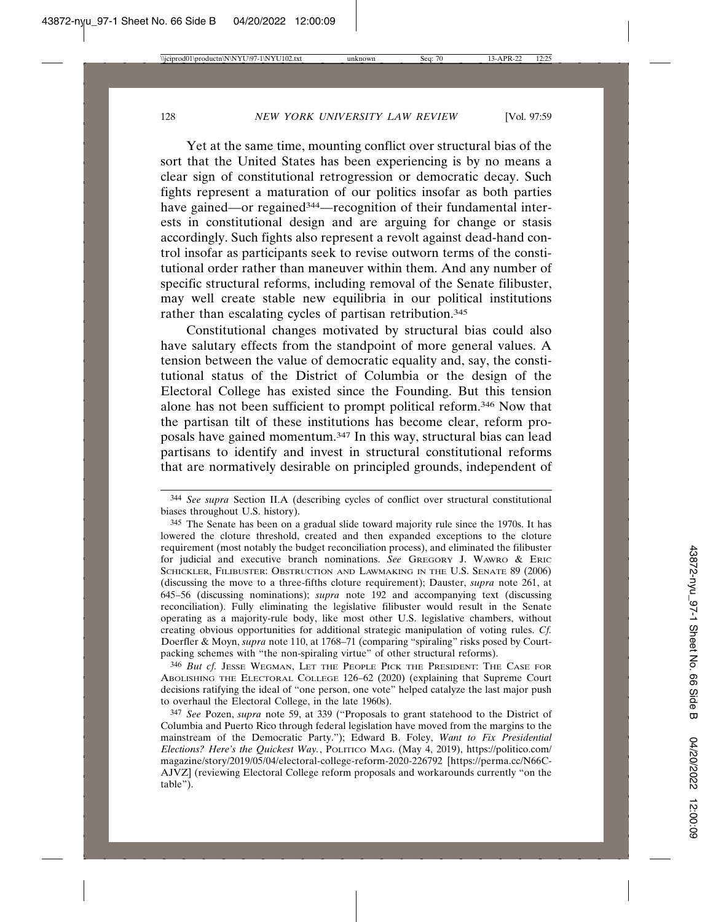Yet at the same time, mounting conflict over structural bias of the sort that the United States has been experiencing is by no means a clear sign of constitutional retrogression or democratic decay. Such fights represent a maturation of our politics insofar as both parties have gained—or regained[344]—recognition of their fundamental interests in constitutional design and are arguing for change or stasis accordingly. Such fights also represent a revolt against dead-hand control insofar as participants seek to revise outworn terms of the constitutional order rather than maneuver within them. And any number of specific structural reforms, including removal of the Senate filibuster, may well create stable new equilibria in our political institutions rather than escalating cycles of partisan retribution.[345]

Constitutional changes motivated by structural bias could also have salutary effects from the standpoint of more general values. A tension between the value of democratic equality and, say, the constitutional status of the District of Columbia or the design of the Electoral College has existed since the Founding. But this tension alone has not been sufficient to prompt political reform.[346] Now that the partisan tilt of these institutions has become clear, reform proposals have gained momentum.[347] In this way, structural bias can lead partisans to identify and invest in structural constitutional reforms that are normatively desirable on principled grounds, independent of

---

[344] *See supra* Section II.A (describing cycles of conflict over structural constitutional biases throughout U.S. history).

[345] The Senate has been on a gradual slide toward majority rule since the 1970s. It has lowered the cloture threshold, created and then expanded exceptions to the cloture requirement (most notably the budget reconciliation process), and eliminated the filibuster for judicial and executive branch nominations. *See* GREGORY J. WAWRO & ERIC SCHICKLER, FILIBUSTER: OBSTRUCTION AND LAWMAKING IN THE U.S. SENATE 89 (2006) (discussing the move to a three-fifths cloture requirement); Dauster, *supra* note 261, at 645–56 (discussing nominations); *supra* note 192 and accompanying text (discussing reconciliation). Fully eliminating the legislative filibuster would result in the Senate operating as a majority-rule body, like most other U.S. legislative chambers, without creating obvious opportunities for additional strategic manipulation of voting rules. *Cf.* Doerfler & Moyn, *supra* note 110, at 1768–71 (comparing "spiraling" risks posed by Court-packing schemes with "the non-spiraling virtue" of other structural reforms).

[346] *But cf.* JESSE WEGMAN, LET THE PEOPLE PICK THE PRESIDENT: THE CASE FOR ABOLISHING THE ELECTORAL COLLEGE 126–62 (2020) (explaining that Supreme Court decisions ratifying the ideal of "one person, one vote" helped catalyze the last major push to overhaul the Electoral College, in the late 1960s).

[347] *See* Pozen, *supra* note 59, at 339 ("Proposals to grant statehood to the District of Columbia and Puerto Rico through federal legislation have moved from the margins to the mainstream of the Democratic Party."); Edward B. Foley, *Want to Fix Presidential Elections? Here's the Quickest Way.*, POLITICO MAG. (May 4, 2019), https://politico.com/magazine/story/2019/05/04/electoral-college-reform-2020-226792 [https://perma.cc/N66C-AJVZ] (reviewing Electoral College reform proposals and workarounds currently "on the table").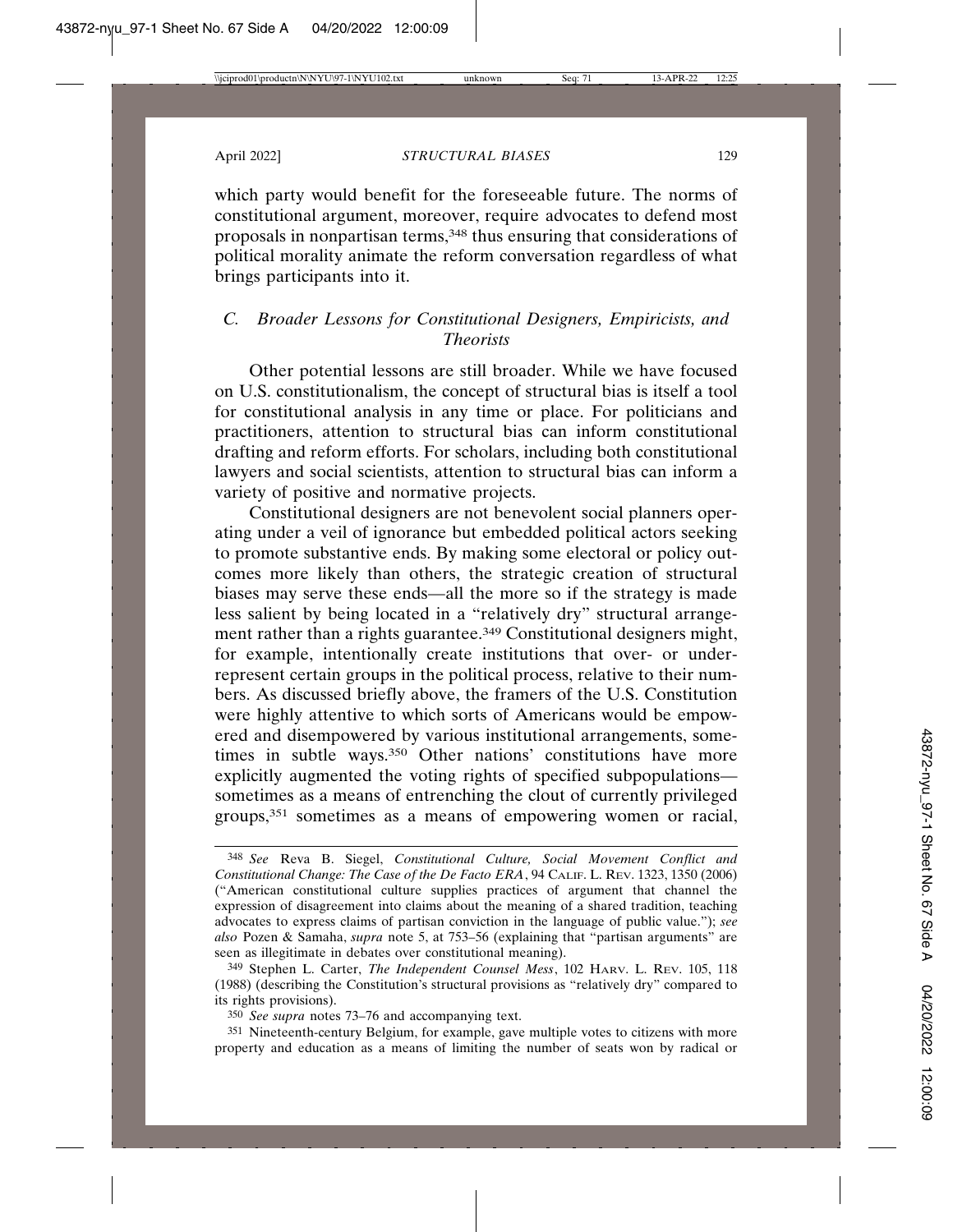which party would benefit for the foreseeable future. The norms of constitutional argument, moreover, require advocates to defend most proposals in nonpartisan terms,[348] thus ensuring that considerations of political morality animate the reform conversation regardless of what brings participants into it.

### *C. Broader Lessons for Constitutional Designers, Empiricists, and Theorists*

Other potential lessons are still broader. While we have focused on U.S. constitutionalism, the concept of structural bias is itself a tool for constitutional analysis in any time or place. For politicians and practitioners, attention to structural bias can inform constitutional drafting and reform efforts. For scholars, including both constitutional lawyers and social scientists, attention to structural bias can inform a variety of positive and normative projects.

Constitutional designers are not benevolent social planners operating under a veil of ignorance but embedded political actors seeking to promote substantive ends. By making some electoral or policy outcomes more likely than others, the strategic creation of structural biases may serve these ends—all the more so if the strategy is made less salient by being located in a "relatively dry" structural arrangement rather than a rights guarantee.[349] Constitutional designers might, for example, intentionally create institutions that over- or underrepresent certain groups in the political process, relative to their numbers. As discussed briefly above, the framers of the U.S. Constitution were highly attentive to which sorts of Americans would be empowered and disempowered by various institutional arrangements, sometimes in subtle ways.[350] Other nations' constitutions have more explicitly augmented the voting rights of specified subpopulations—sometimes as a means of entrenching the clout of currently privileged groups,[351] sometimes as a means of empowering women or racial,

---

[348] *See* Reva B. Siegel, *Constitutional Culture, Social Movement Conflict and Constitutional Change: The Case of the De Facto ERA*, 94 CALIF. L. REV. 1323, 1350 (2006) ("American constitutional culture supplies practices of argument that channel the expression of disagreement into claims about the meaning of a shared tradition, teaching advocates to express claims of partisan conviction in the language of public value."); *see also* Pozen & Samaha, *supra* note 5, at 753–56 (explaining that "partisan arguments" are seen as illegitimate in debates over constitutional meaning).

[349] Stephen L. Carter, *The Independent Counsel Mess*, 102 HARV. L. REV. 105, 118 (1988) (describing the Constitution's structural provisions as "relatively dry" compared to its rights provisions).

[350] *See supra* notes 73–76 and accompanying text.

[351] Nineteenth-century Belgium, for example, gave multiple votes to citizens with more property and education as a means of limiting the number of seats won by radical or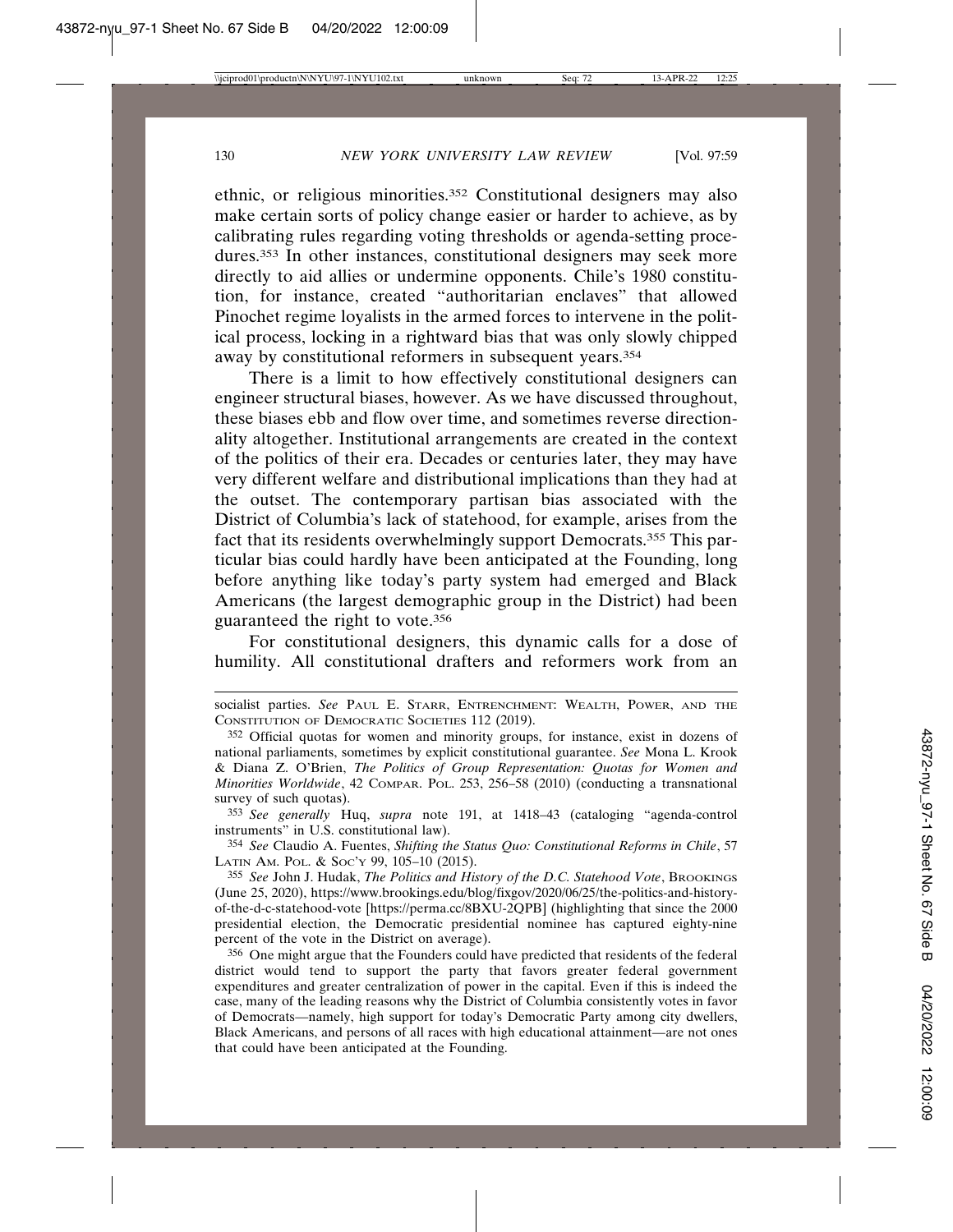ethnic, or religious minorities.[352] Constitutional designers may also make certain sorts of policy change easier or harder to achieve, as by calibrating rules regarding voting thresholds or agenda-setting procedures.[353] In other instances, constitutional designers may seek more directly to aid allies or undermine opponents. Chile's 1980 constitution, for instance, created "authoritarian enclaves" that allowed Pinochet regime loyalists in the armed forces to intervene in the political process, locking in a rightward bias that was only slowly chipped away by constitutional reformers in subsequent years.[354]

There is a limit to how effectively constitutional designers can engineer structural biases, however. As we have discussed throughout, these biases ebb and flow over time, and sometimes reverse directionality altogether. Institutional arrangements are created in the context of the politics of their era. Decades or centuries later, they may have very different welfare and distributional implications than they had at the outset. The contemporary partisan bias associated with the District of Columbia's lack of statehood, for example, arises from the fact that its residents overwhelmingly support Democrats.[355] This particular bias could hardly have been anticipated at the Founding, long before anything like today's party system had emerged and Black Americans (the largest demographic group in the District) had been guaranteed the right to vote.[356]

For constitutional designers, this dynamic calls for a dose of humility. All constitutional drafters and reformers work from an

---

socialist parties. *See* Paul E. Starr, Entrenchment: Wealth, Power, and the Constitution of Democratic Societies 112 (2019).

352 Official quotas for women and minority groups, for instance, exist in dozens of national parliaments, sometimes by explicit constitutional guarantee. *See* Mona L. Krook & Diana Z. O'Brien, *The Politics of Group Representation: Quotas for Women and Minorities Worldwide*, 42 Compar. Pol. 253, 256–58 (2010) (conducting a transnational survey of such quotas).

353 *See generally* Huq, *supra* note 191, at 1418–43 (cataloging "agenda-control instruments" in U.S. constitutional law).

354 *See* Claudio A. Fuentes, *Shifting the Status Quo: Constitutional Reforms in Chile*, 57 Latin Am. Pol. & Soc'y 99, 105–10 (2015).

355 *See* John J. Hudak, *The Politics and History of the D.C. Statehood Vote*, Brookings (June 25, 2020), https://www.brookings.edu/blog/fixgov/2020/06/25/the-politics-and-history-of-the-d-c-statehood-vote [https://perma.cc/8BXU-2QPB] (highlighting that since the 2000 presidential election, the Democratic presidential nominee has captured eighty-nine percent of the vote in the District on average).

356 One might argue that the Founders could have predicted that residents of the federal district would tend to support the party that favors greater federal government expenditures and greater centralization of power in the capital. Even if this is indeed the case, many of the leading reasons why the District of Columbia consistently votes in favor of Democrats—namely, high support for today's Democratic Party among city dwellers, Black Americans, and persons of all races with high educational attainment—are not ones that could have been anticipated at the Founding.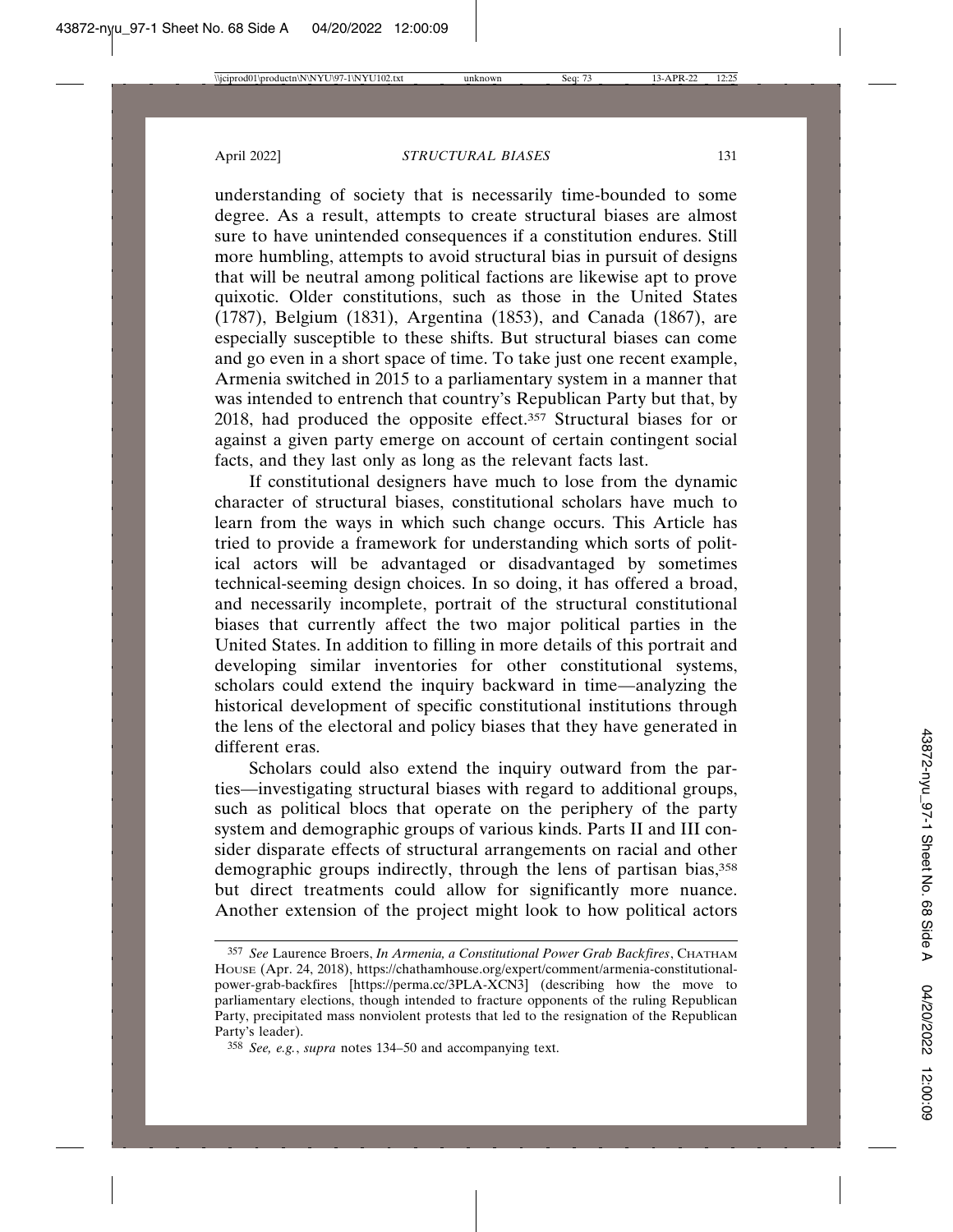understanding of society that is necessarily time-bounded to some degree. As a result, attempts to create structural biases are almost sure to have unintended consequences if a constitution endures. Still more humbling, attempts to avoid structural bias in pursuit of designs that will be neutral among political factions are likewise apt to prove quixotic. Older constitutions, such as those in the United States (1787), Belgium (1831), Argentina (1853), and Canada (1867), are especially susceptible to these shifts. But structural biases can come and go even in a short space of time. To take just one recent example, Armenia switched in 2015 to a parliamentary system in a manner that was intended to entrench that country's Republican Party but that, by 2018, had produced the opposite effect.[357] Structural biases for or against a given party emerge on account of certain contingent social facts, and they last only as long as the relevant facts last.

If constitutional designers have much to lose from the dynamic character of structural biases, constitutional scholars have much to learn from the ways in which such change occurs. This Article has tried to provide a framework for understanding which sorts of political actors will be advantaged or disadvantaged by sometimes technical-seeming design choices. In so doing, it has offered a broad, and necessarily incomplete, portrait of the structural constitutional biases that currently affect the two major political parties in the United States. In addition to filling in more details of this portrait and developing similar inventories for other constitutional systems, scholars could extend the inquiry backward in time—analyzing the historical development of specific constitutional institutions through the lens of the electoral and policy biases that they have generated in different eras.

Scholars could also extend the inquiry outward from the parties—investigating structural biases with regard to additional groups, such as political blocs that operate on the periphery of the party system and demographic groups of various kinds. Parts II and III consider disparate effects of structural arrangements on racial and other demographic groups indirectly, through the lens of partisan bias,[358] but direct treatments could allow for significantly more nuance. Another extension of the project might look to how political actors

---

[357] *See* Laurence Broers, *In Armenia, a Constitutional Power Grab Backfires*, CHATHAM HOUSE (Apr. 24, 2018), https://chathamhouse.org/expert/comment/armenia-constitutional-power-grab-backfires [https://perma.cc/3PLA-XCN3] (describing how the move to parliamentary elections, though intended to fracture opponents of the ruling Republican Party, precipitated mass nonviolent protests that led to the resignation of the Republican Party's leader).

[358] *See, e.g.*, *supra* notes 134–50 and accompanying text.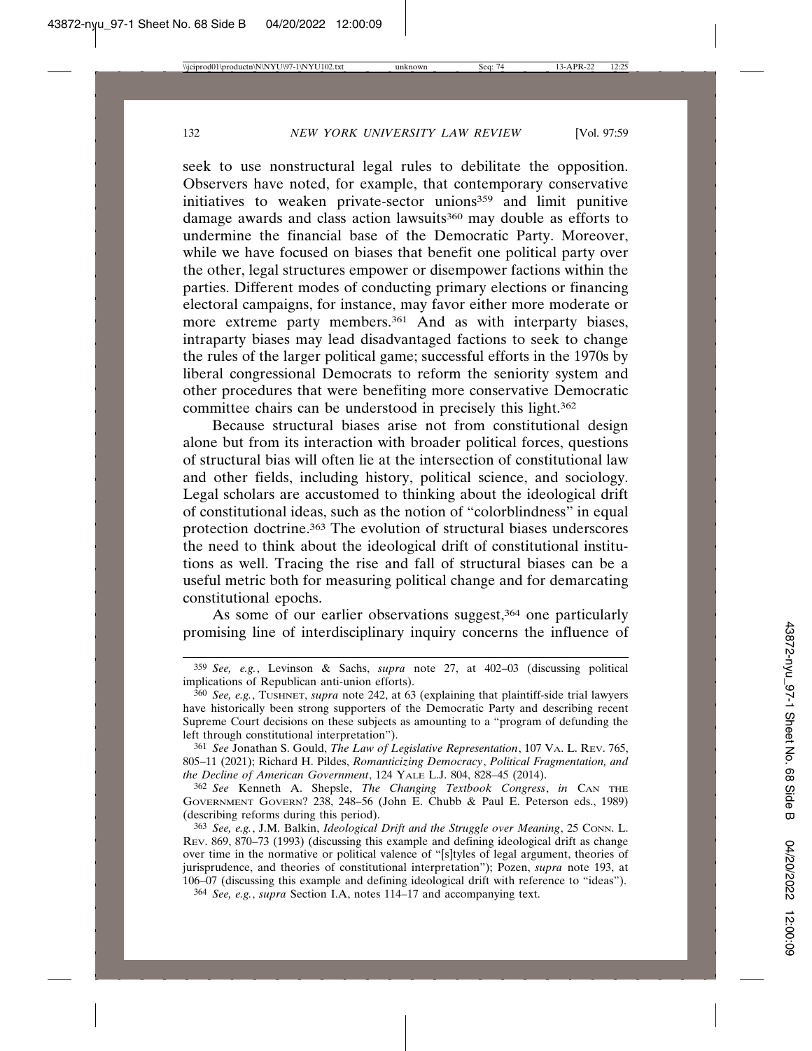seek to use nonstructural legal rules to debilitate the opposition. Observers have noted, for example, that contemporary conservative initiatives to weaken private-sector unions[359] and limit punitive damage awards and class action lawsuits[360] may double as efforts to undermine the financial base of the Democratic Party. Moreover, while we have focused on biases that benefit one political party over the other, legal structures empower or disempower factions within the parties. Different modes of conducting primary elections or financing electoral campaigns, for instance, may favor either more moderate or more extreme party members.[361] And as with interparty biases, intraparty biases may lead disadvantaged factions to seek to change the rules of the larger political game; successful efforts in the 1970s by liberal congressional Democrats to reform the seniority system and other procedures that were benefiting more conservative Democratic committee chairs can be understood in precisely this light.[362]

Because structural biases arise not from constitutional design alone but from its interaction with broader political forces, questions of structural bias will often lie at the intersection of constitutional law and other fields, including history, political science, and sociology. Legal scholars are accustomed to thinking about the ideological drift of constitutional ideas, such as the notion of "colorblindness" in equal protection doctrine.[363] The evolution of structural biases underscores the need to think about the ideological drift of constitutional institutions as well. Tracing the rise and fall of structural biases can be a useful metric both for measuring political change and for demarcating constitutional epochs.

As some of our earlier observations suggest,[364] one particularly promising line of interdisciplinary inquiry concerns the influence of

---

[359] *See, e.g.*, Levinson & Sachs, *supra* note 27, at 402–03 (discussing political implications of Republican anti-union efforts).

[360] *See, e.g.*, TUSHNET, *supra* note 242, at 63 (explaining that plaintiff-side trial lawyers have historically been strong supporters of the Democratic Party and describing recent Supreme Court decisions on these subjects as amounting to a "program of defunding the left through constitutional interpretation").

[361] *See* Jonathan S. Gould, *The Law of Legislative Representation*, 107 VA. L. REV. 765, 805–11 (2021); Richard H. Pildes, *Romanticizing Democracy*, *Political Fragmentation, and the Decline of American Government*, 124 YALE L.J. 804, 828–45 (2014).

[362] *See* Kenneth A. Shepsle, *The Changing Textbook Congress*, *in* CAN THE GOVERNMENT GOVERN? 238, 248–56 (John E. Chubb & Paul E. Peterson eds., 1989) (describing reforms during this period).

[363] *See, e.g.*, J.M. Balkin, *Ideological Drift and the Struggle over Meaning*, 25 CONN. L. REV. 869, 870–73 (1993) (discussing this example and defining ideological drift as change over time in the normative or political valence of "[s]tyles of legal argument, theories of jurisprudence, and theories of constitutional interpretation"); Pozen, *supra* note 193, at 106–07 (discussing this example and defining ideological drift with reference to "ideas").

[364] *See, e.g.*, *supra* Section I.A, notes 114–17 and accompanying text.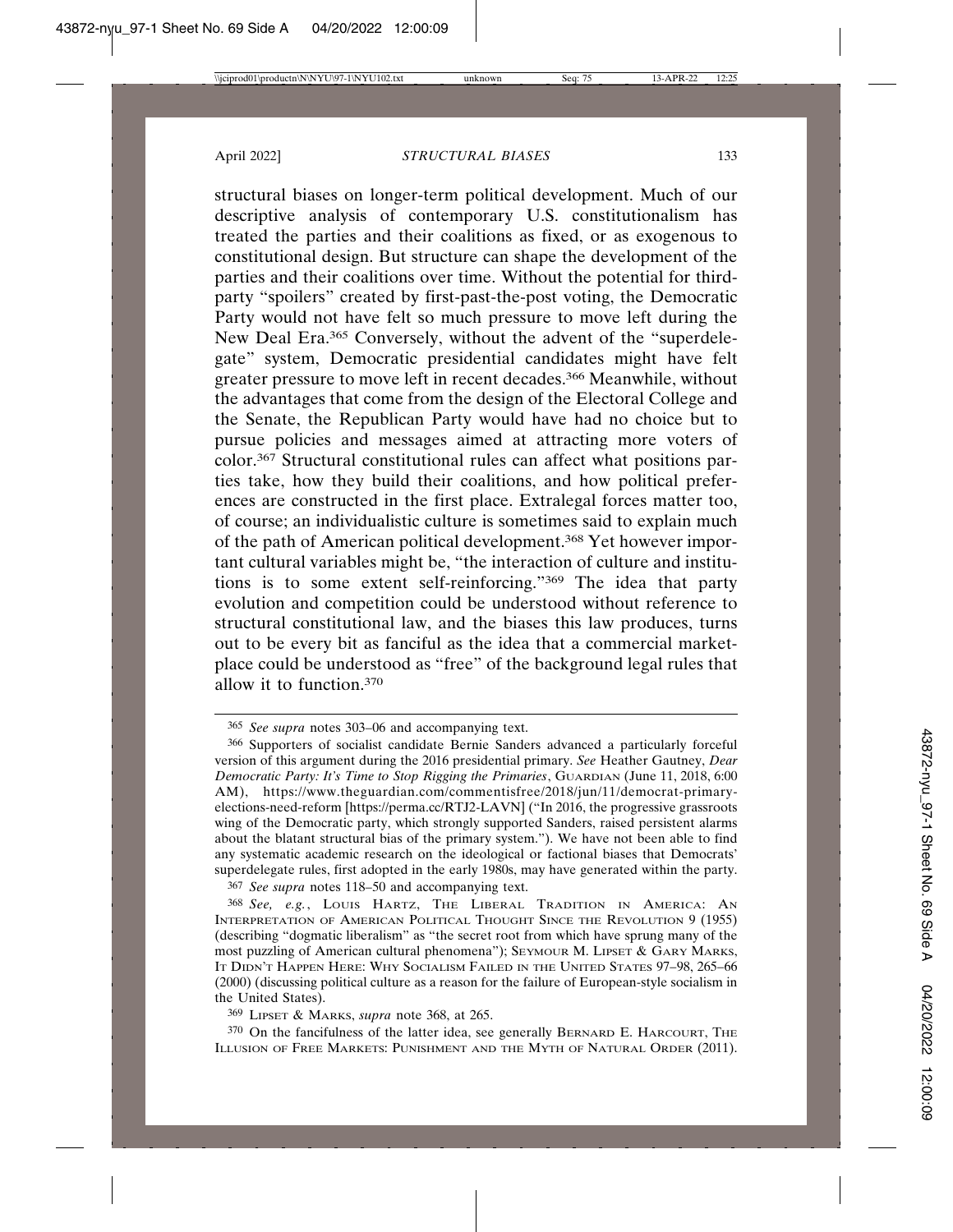structural biases on longer-term political development. Much of our descriptive analysis of contemporary U.S. constitutionalism has treated the parties and their coalitions as fixed, or as exogenous to constitutional design. But structure can shape the development of the parties and their coalitions over time. Without the potential for third-party "spoilers" created by first-past-the-post voting, the Democratic Party would not have felt so much pressure to move left during the New Deal Era.[365] Conversely, without the advent of the "superdelegate" system, Democratic presidential candidates might have felt greater pressure to move left in recent decades.[366] Meanwhile, without the advantages that come from the design of the Electoral College and the Senate, the Republican Party would have had no choice but to pursue policies and messages aimed at attracting more voters of color.[367] Structural constitutional rules can affect what positions parties take, how they build their coalitions, and how political preferences are constructed in the first place. Extralegal forces matter too, of course; an individualistic culture is sometimes said to explain much of the path of American political development.[368] Yet however important cultural variables might be, "the interaction of culture and institutions is to some extent self-reinforcing."[369] The idea that party evolution and competition could be understood without reference to structural constitutional law, and the biases this law produces, turns out to be every bit as fanciful as the idea that a commercial marketplace could be understood as "free" of the background legal rules that allow it to function.[370]

---

[365] *See supra* notes 303–06 and accompanying text.

[366] Supporters of socialist candidate Bernie Sanders advanced a particularly forceful version of this argument during the 2016 presidential primary. *See* Heather Gautney, *Dear Democratic Party: It's Time to Stop Rigging the Primaries*, GUARDIAN (June 11, 2018, 6:00 AM), https://www.theguardian.com/commentisfree/2018/jun/11/democrat-primary-elections-need-reform [https://perma.cc/RTJ2-LAVN] ("In 2016, the progressive grassroots wing of the Democratic party, which strongly supported Sanders, raised persistent alarms about the blatant structural bias of the primary system."). We have not been able to find any systematic academic research on the ideological or factional biases that Democrats' superdelegate rules, first adopted in the early 1980s, may have generated within the party.

[367] *See supra* notes 118–50 and accompanying text.

[368] *See, e.g.*, LOUIS HARTZ, THE LIBERAL TRADITION IN AMERICA: AN INTERPRETATION OF AMERICAN POLITICAL THOUGHT SINCE THE REVOLUTION 9 (1955) (describing "dogmatic liberalism" as "the secret root from which have sprung many of the most puzzling of American cultural phenomena"); SEYMOUR M. LIPSET & GARY MARKS, IT DIDN'T HAPPEN HERE: WHY SOCIALISM FAILED IN THE UNITED STATES 97–98, 265–66 (2000) (discussing political culture as a reason for the failure of European-style socialism in the United States).

[369] LIPSET & MARKS, *supra* note 368, at 265.

[370] On the fancifulness of the latter idea, see generally BERNARD E. HARCOURT, THE ILLUSION OF FREE MARKETS: PUNISHMENT AND THE MYTH OF NATURAL ORDER (2011).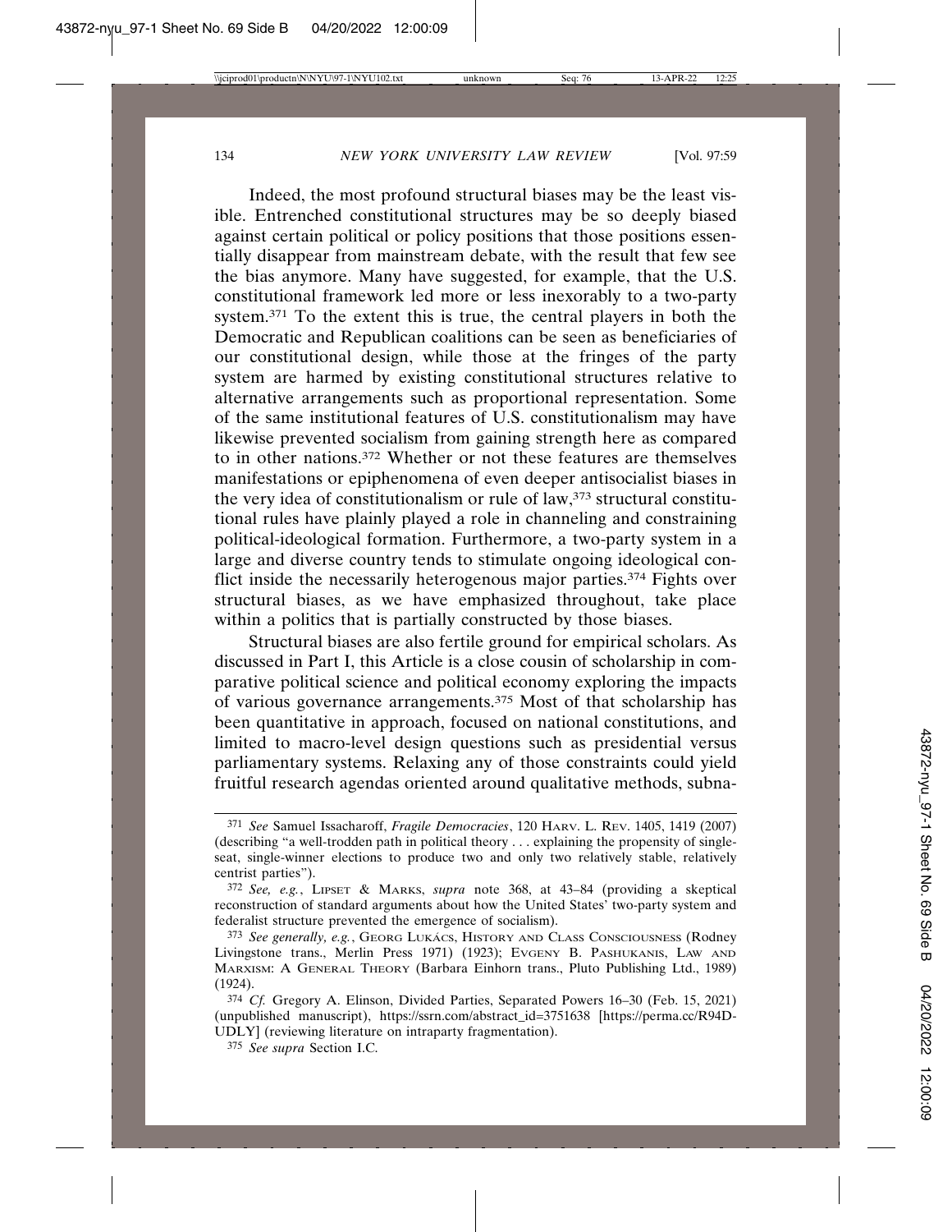Indeed, the most profound structural biases may be the least visible. Entrenched constitutional structures may be so deeply biased against certain political or policy positions that those positions essentially disappear from mainstream debate, with the result that few see the bias anymore. Many have suggested, for example, that the U.S. constitutional framework led more or less inexorably to a two-party system.[371] To the extent this is true, the central players in both the Democratic and Republican coalitions can be seen as beneficiaries of our constitutional design, while those at the fringes of the party system are harmed by existing constitutional structures relative to alternative arrangements such as proportional representation. Some of the same institutional features of U.S. constitutionalism may have likewise prevented socialism from gaining strength here as compared to in other nations.[372] Whether or not these features are themselves manifestations or epiphenomena of even deeper antisocialist biases in the very idea of constitutionalism or rule of law,[373] structural constitutional rules have plainly played a role in channeling and constraining political-ideological formation. Furthermore, a two-party system in a large and diverse country tends to stimulate ongoing ideological conflict inside the necessarily heterogenous major parties.[374] Fights over structural biases, as we have emphasized throughout, take place within a politics that is partially constructed by those biases.

Structural biases are also fertile ground for empirical scholars. As discussed in Part I, this Article is a close cousin of scholarship in comparative political science and political economy exploring the impacts of various governance arrangements.[375] Most of that scholarship has been quantitative in approach, focused on national constitutions, and limited to macro-level design questions such as presidential versus parliamentary systems. Relaxing any of those constraints could yield fruitful research agendas oriented around qualitative methods, subna-

---

[371] *See* Samuel Issacharoff, *Fragile Democracies*, 120 HARV. L. REV. 1405, 1419 (2007) (describing "a well-trodden path in political theory . . . explaining the propensity of single-seat, single-winner elections to produce two and only two relatively stable, relatively centrist parties").

[372] *See, e.g.*, LIPSET & MARKS, *supra* note 368, at 43–84 (providing a skeptical reconstruction of standard arguments about how the United States' two-party system and federalist structure prevented the emergence of socialism).

[373] *See generally, e.g.*, GEORG LUKÁCS, HISTORY AND CLASS CONSCIOUSNESS (Rodney Livingstone trans., Merlin Press 1971) (1923); EVGENY B. PASHUKANIS, LAW AND MARXISM: A GENERAL THEORY (Barbara Einhorn trans., Pluto Publishing Ltd., 1989) (1924).

[374] *Cf.* Gregory A. Elinson, Divided Parties, Separated Powers 16–30 (Feb. 15, 2021) (unpublished manuscript), https://ssrn.com/abstract_id=3751638 [https://perma.cc/R94D-UDLY] (reviewing literature on intraparty fragmentation).

[375] *See supra* Section I.C.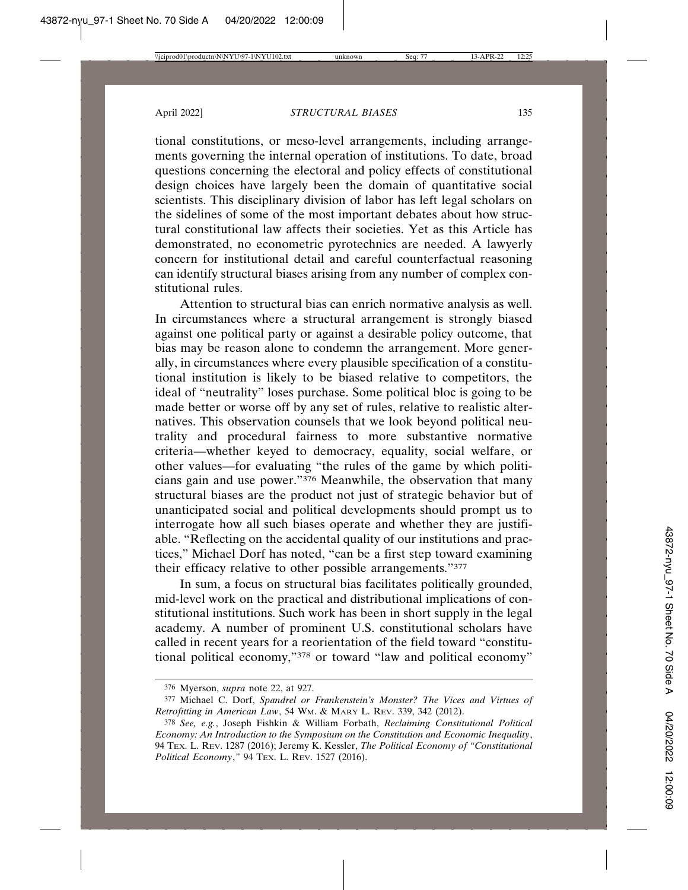tional constitutions, or meso-level arrangements, including arrangements governing the internal operation of institutions. To date, broad questions concerning the electoral and policy effects of constitutional design choices have largely been the domain of quantitative social scientists. This disciplinary division of labor has left legal scholars on the sidelines of some of the most important debates about how structural constitutional law affects their societies. Yet as this Article has demonstrated, no econometric pyrotechnics are needed. A lawyerly concern for institutional detail and careful counterfactual reasoning can identify structural biases arising from any number of complex constitutional rules.

Attention to structural bias can enrich normative analysis as well. In circumstances where a structural arrangement is strongly biased against one political party or against a desirable policy outcome, that bias may be reason alone to condemn the arrangement. More generally, in circumstances where every plausible specification of a constitutional institution is likely to be biased relative to competitors, the ideal of "neutrality" loses purchase. Some political bloc is going to be made better or worse off by any set of rules, relative to realistic alternatives. This observation counsels that we look beyond political neutrality and procedural fairness to more substantive normative criteria—whether keyed to democracy, equality, social welfare, or other values—for evaluating "the rules of the game by which politicians gain and use power."[376] Meanwhile, the observation that many structural biases are the product not just of strategic behavior but of unanticipated social and political developments should prompt us to interrogate how all such biases operate and whether they are justifiable. "Reflecting on the accidental quality of our institutions and practices," Michael Dorf has noted, "can be a first step toward examining their efficacy relative to other possible arrangements."[377]

In sum, a focus on structural bias facilitates politically grounded, mid-level work on the practical and distributional implications of constitutional institutions. Such work has been in short supply in the legal academy. A number of prominent U.S. constitutional scholars have called in recent years for a reorientation of the field toward "constitutional political economy,"[378] or toward "law and political economy"

---

376 Myerson, *supra* note 22, at 927.

377 Michael C. Dorf, *Spandrel or Frankenstein's Monster? The Vices and Virtues of Retrofitting in American Law*, 54 WM. & MARY L. REV. 339, 342 (2012).

378 *See, e.g.*, Joseph Fishkin & William Forbath, *Reclaiming Constitutional Political Economy: An Introduction to the Symposium on the Constitution and Economic Inequality*, 94 TEX. L. REV. 1287 (2016); Jeremy K. Kessler, *The Political Economy of "Constitutional Political Economy*,*"* 94 TEX. L. REV. 1527 (2016).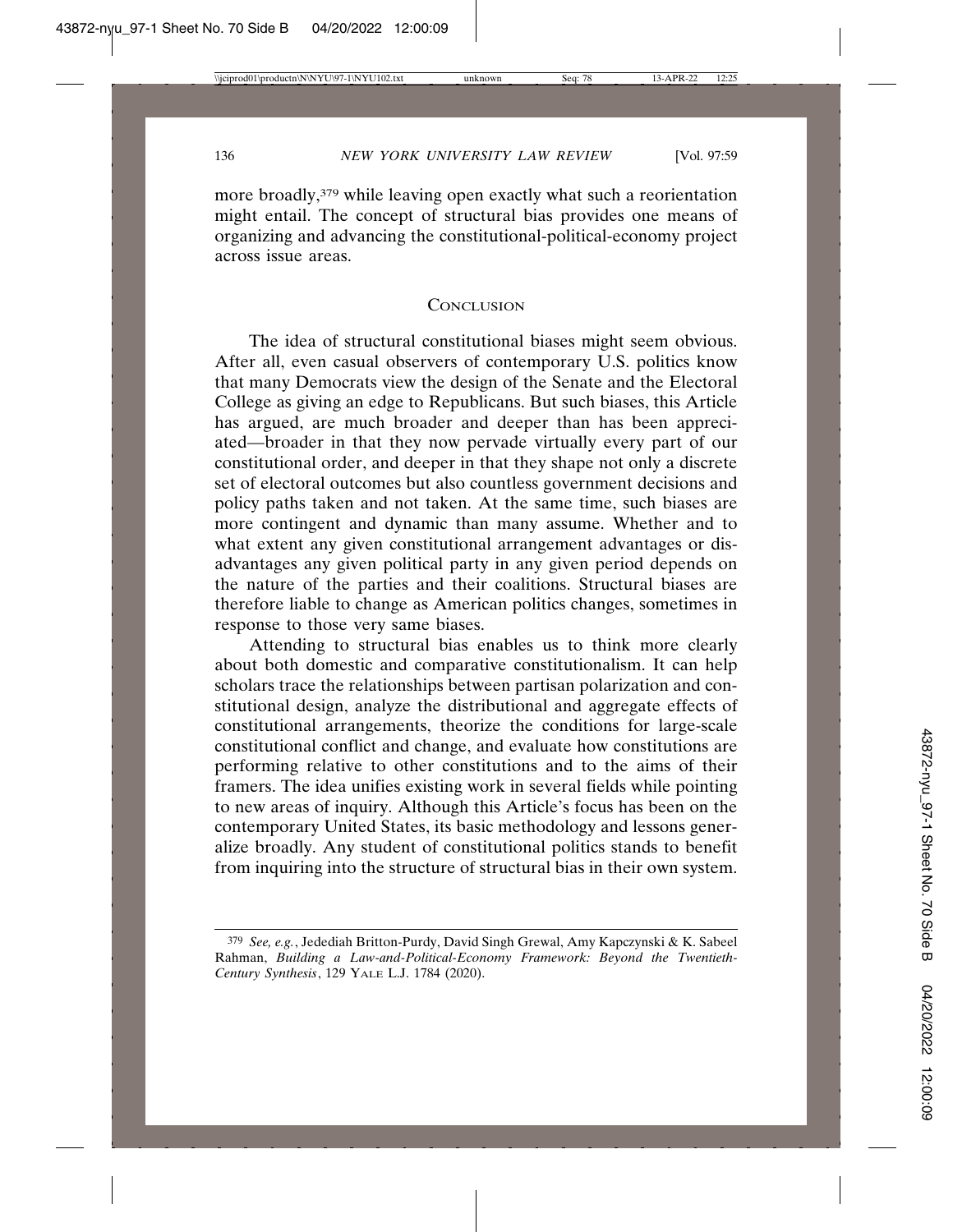more broadly,[379] while leaving open exactly what such a reorientation might entail. The concept of structural bias provides one means of organizing and advancing the constitutional-political-economy project across issue areas.

## Conclusion

The idea of structural constitutional biases might seem obvious. After all, even casual observers of contemporary U.S. politics know that many Democrats view the design of the Senate and the Electoral College as giving an edge to Republicans. But such biases, this Article has argued, are much broader and deeper than has been appreciated—broader in that they now pervade virtually every part of our constitutional order, and deeper in that they shape not only a discrete set of electoral outcomes but also countless government decisions and policy paths taken and not taken. At the same time, such biases are more contingent and dynamic than many assume. Whether and to what extent any given constitutional arrangement advantages or disadvantages any given political party in any given period depends on the nature of the parties and their coalitions. Structural biases are therefore liable to change as American politics changes, sometimes in response to those very same biases.

Attending to structural bias enables us to think more clearly about both domestic and comparative constitutionalism. It can help scholars trace the relationships between partisan polarization and constitutional design, analyze the distributional and aggregate effects of constitutional arrangements, theorize the conditions for large-scale constitutional conflict and change, and evaluate how constitutions are performing relative to other constitutions and to the aims of their framers. The idea unifies existing work in several fields while pointing to new areas of inquiry. Although this Article's focus has been on the contemporary United States, its basic methodology and lessons generalize broadly. Any student of constitutional politics stands to benefit from inquiring into the structure of structural bias in their own system.

---

[379] *See, e.g.*, Jedediah Britton-Purdy, David Singh Grewal, Amy Kapczynski & K. Sabeel Rahman, *Building a Law-and-Political-Economy Framework: Beyond the Twentieth-Century Synthesis*, 129 YALE L.J. 1784 (2020).